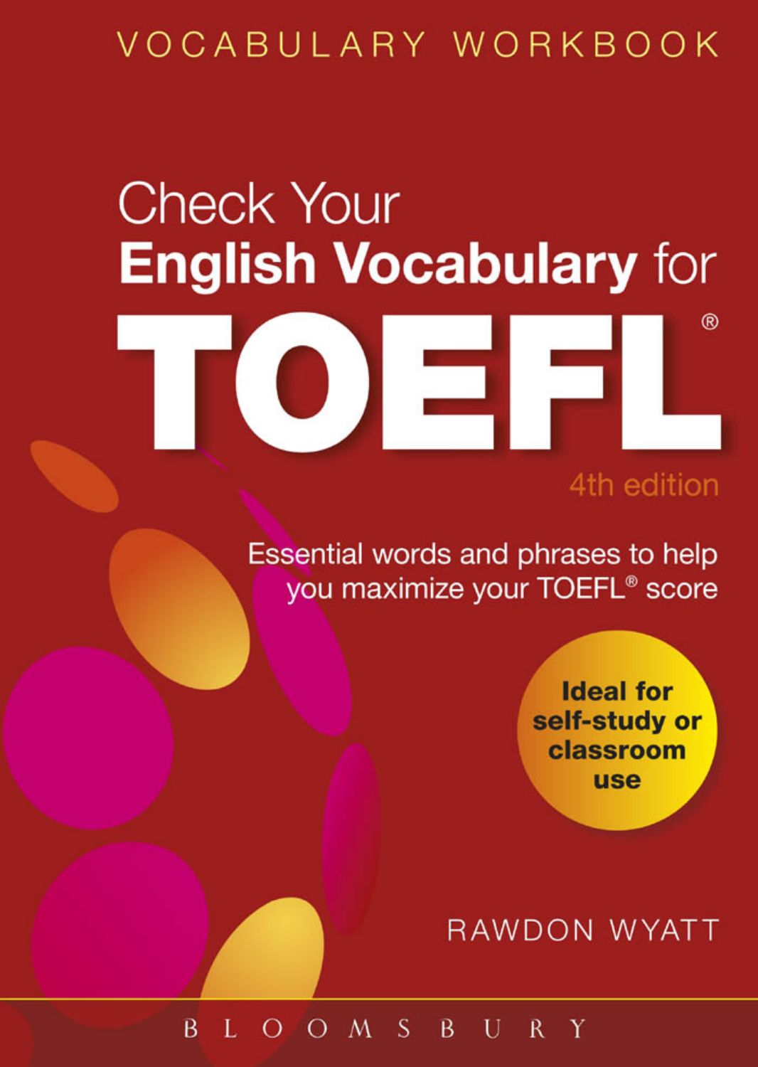VOCABULARY WORKBOOK

# Check Your English Vocabulary for TOEFL®

4th edition

Essential words and phrases to help you maximize your TOEFL® score

**Ideal for self-study or classroom use**

RAWDON WYATT

BLOOMSBURY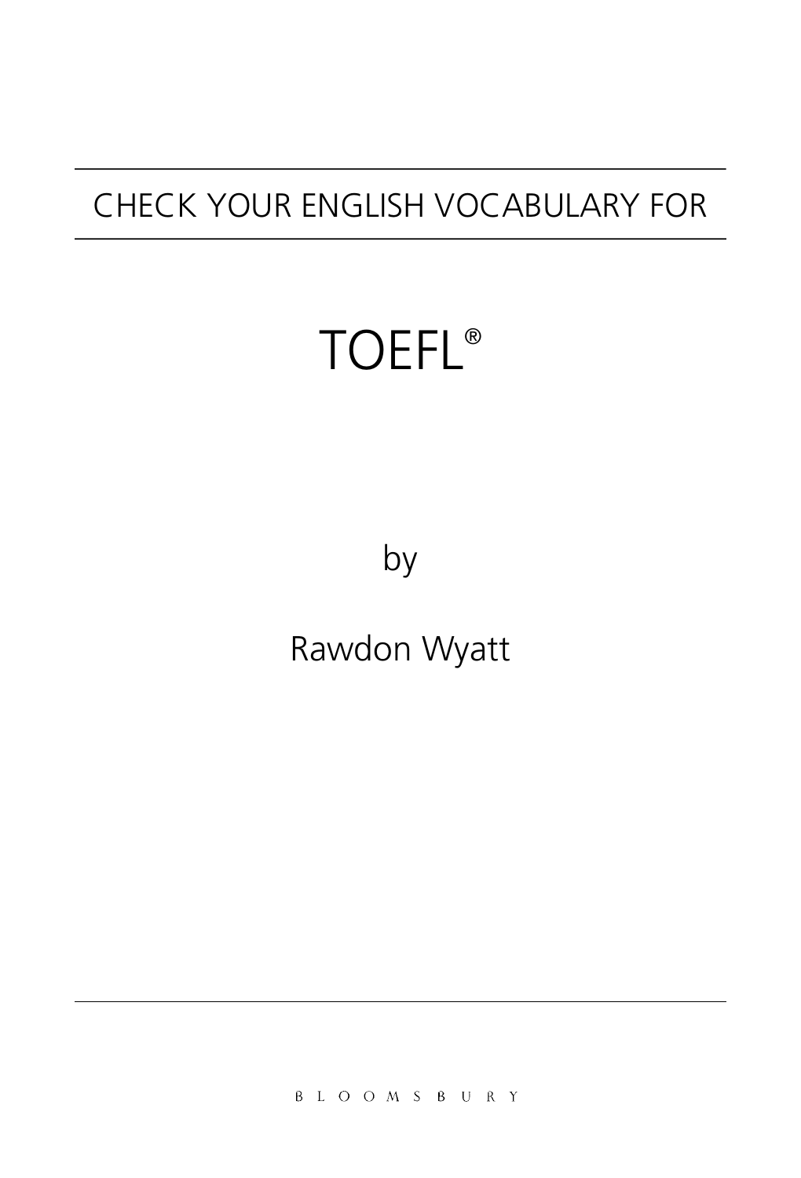CHECK YOUR ENGLISH VOCABULARY FOR

# TOEFL®

by

Rawdon Wyatt

BLOOMSBURY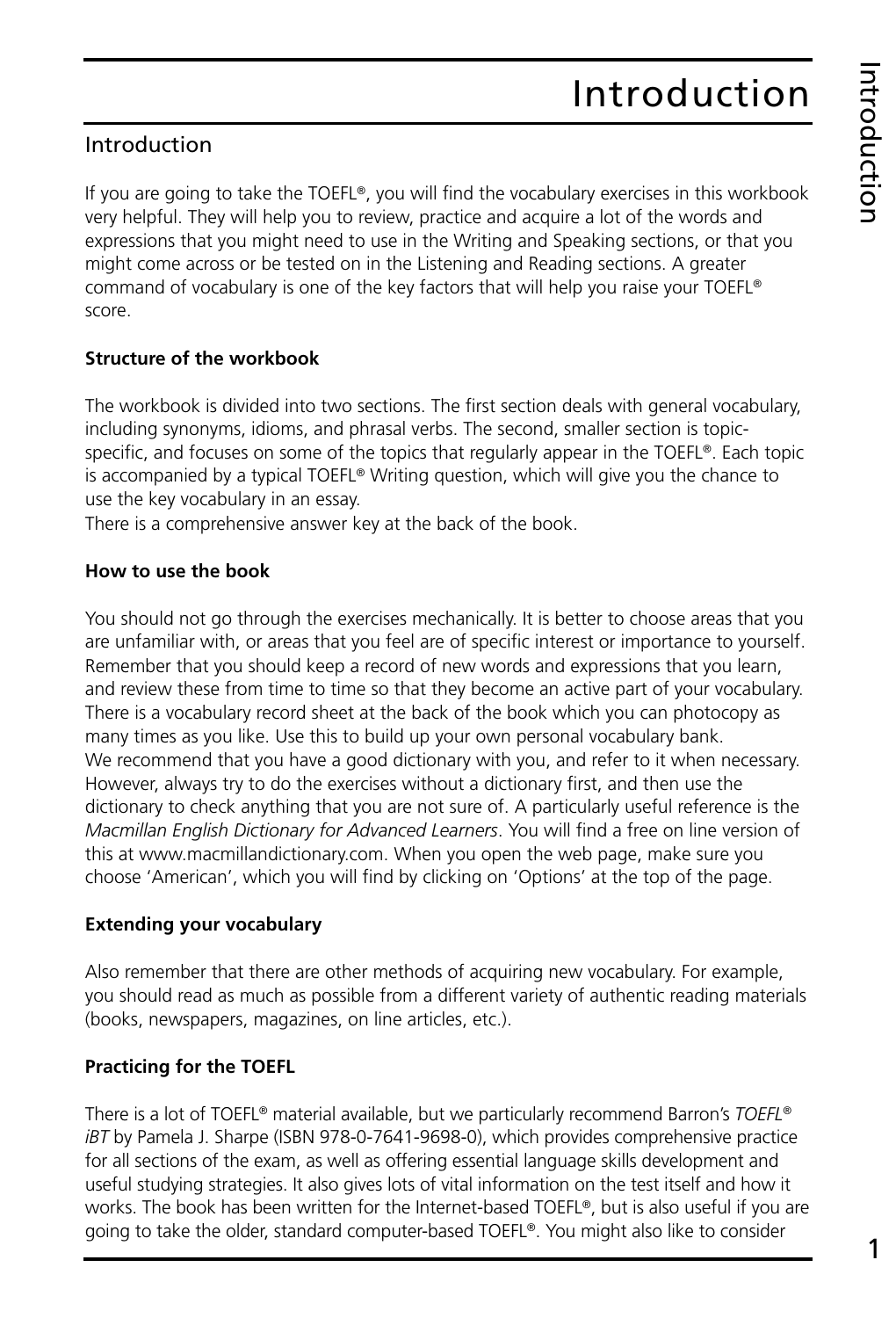# Introduction

## Introduction

If you are going to take the TOEFL®, you will find the vocabulary exercises in this workbook very helpful. They will help you to review, practice and acquire a lot of the words and expressions that you might need to use in the Writing and Speaking sections, or that you might come across or be tested on in the Listening and Reading sections. A greater command of vocabulary is one of the key factors that will help you raise your TOEFL® score.

**Structure of the workbook**

The workbook is divided into two sections. The first section deals with general vocabulary, including synonyms, idioms, and phrasal verbs. The second, smaller section is topic-specific, and focuses on some of the topics that regularly appear in the TOEFL®. Each topic is accompanied by a typical TOEFL® Writing question, which will give you the chance to use the key vocabulary in an essay.
There is a comprehensive answer key at the back of the book.

**How to use the book**

You should not go through the exercises mechanically. It is better to choose areas that you are unfamiliar with, or areas that you feel are of specific interest or importance to yourself. Remember that you should keep a record of new words and expressions that you learn, and review these from time to time so that they become an active part of your vocabulary. There is a vocabulary record sheet at the back of the book which you can photocopy as many times as you like. Use this to build up your own personal vocabulary bank.
We recommend that you have a good dictionary with you, and refer to it when necessary. However, always try to do the exercises without a dictionary first, and then use the dictionary to check anything that you are not sure of. A particularly useful reference is the *Macmillan English Dictionary for Advanced Learners*. You will find a free on line version of this at www.macmillandictionary.com. When you open the web page, make sure you choose 'American', which you will find by clicking on 'Options' at the top of the page.

**Extending your vocabulary**

Also remember that there are other methods of acquiring new vocabulary. For example, you should read as much as possible from a different variety of authentic reading materials (books, newspapers, magazines, on line articles, etc.).

**Practicing for the TOEFL**

There is a lot of TOEFL® material available, but we particularly recommend Barron's *TOEFL® iBT* by Pamela J. Sharpe (ISBN 978-0-7641-9698-0), which provides comprehensive practice for all sections of the exam, as well as offering essential language skills development and useful studying strategies. It also gives lots of vital information on the test itself and how it works. The book has been written for the Internet-based TOEFL®, but is also useful if you are going to take the older, standard computer-based TOEFL®. You might also like to consider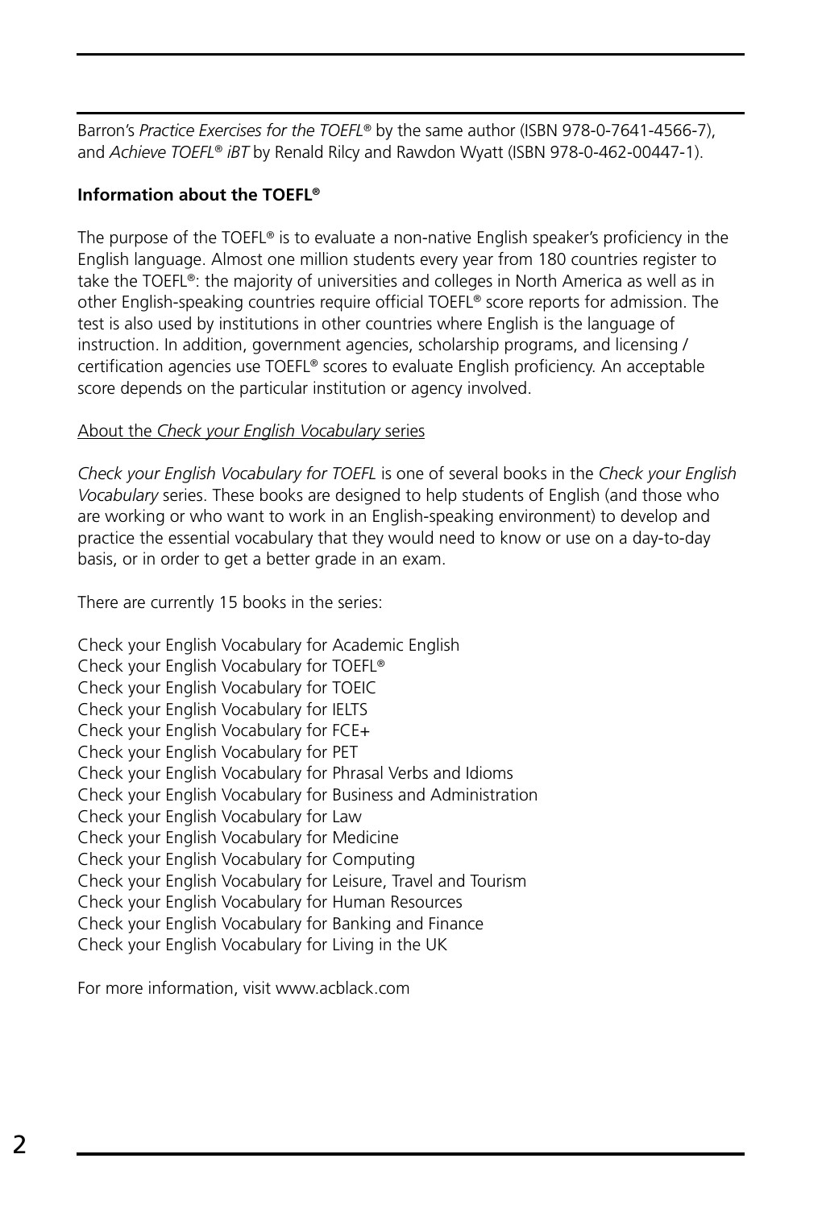Barron's *Practice Exercises for the TOEFL®* by the same author (ISBN 978-0-7641-4566-7), and *Achieve TOEFL® iBT* by Renald Rilcy and Rawdon Wyatt (ISBN 978-0-462-00447-1).

**Information about the TOEFL®**

The purpose of the TOEFL® is to evaluate a non-native English speaker's proficiency in the English language. Almost one million students every year from 180 countries register to take the TOEFL®: the majority of universities and colleges in North America as well as in other English-speaking countries require official TOEFL® score reports for admission. The test is also used by institutions in other countries where English is the language of instruction. In addition, government agencies, scholarship programs, and licensing / certification agencies use TOEFL® scores to evaluate English proficiency. An acceptable score depends on the particular institution or agency involved.

About the *Check your English Vocabulary* series

*Check your English Vocabulary for TOEFL* is one of several books in the *Check your English Vocabulary* series. These books are designed to help students of English (and those who are working or who want to work in an English-speaking environment) to develop and practice the essential vocabulary that they would need to know or use on a day-to-day basis, or in order to get a better grade in an exam.

There are currently 15 books in the series:

Check your English Vocabulary for Academic English
Check your English Vocabulary for TOEFL®
Check your English Vocabulary for TOEIC
Check your English Vocabulary for IELTS
Check your English Vocabulary for FCE+
Check your English Vocabulary for PET
Check your English Vocabulary for Phrasal Verbs and Idioms
Check your English Vocabulary for Business and Administration
Check your English Vocabulary for Law
Check your English Vocabulary for Medicine
Check your English Vocabulary for Computing
Check your English Vocabulary for Leisure, Travel and Tourism
Check your English Vocabulary for Human Resources
Check your English Vocabulary for Banking and Finance
Check your English Vocabulary for Living in the UK

For more information, visit www.acblack.com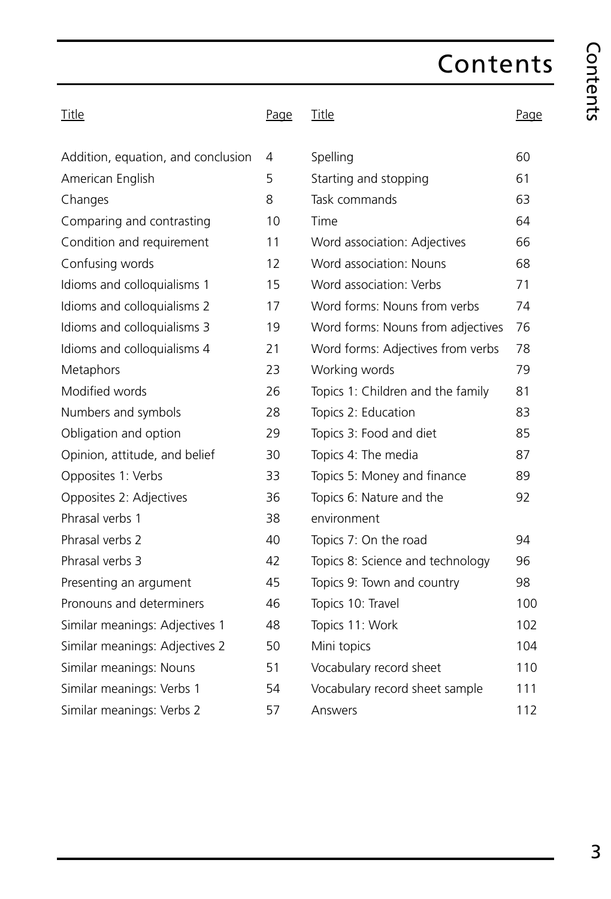# Contents

| Title | Page |
|---|---|
| Addition, equation, and conclusion | 4 |
| American English | 5 |
| Changes | 8 |
| Comparing and contrasting | 10 |
| Condition and requirement | 11 |
| Confusing words | 12 |
| Idioms and colloquialisms 1 | 15 |
| Idioms and colloquialisms 2 | 17 |
| Idioms and colloquialisms 3 | 19 |
| Idioms and colloquialisms 4 | 21 |
| Metaphors | 23 |
| Modified words | 26 |
| Numbers and symbols | 28 |
| Obligation and option | 29 |
| Opinion, attitude, and belief | 30 |
| Opposites 1: Verbs | 33 |
| Opposites 2: Adjectives | 36 |
| Phrasal verbs 1 | 38 |
| Phrasal verbs 2 | 40 |
| Phrasal verbs 3 | 42 |
| Presenting an argument | 45 |
| Pronouns and determiners | 46 |
| Similar meanings: Adjectives 1 | 48 |
| Similar meanings: Adjectives 2 | 50 |
| Similar meanings: Nouns | 51 |
| Similar meanings: Verbs 1 | 54 |
| Similar meanings: Verbs 2 | 57 |
| Spelling | 60 |
| Starting and stopping | 61 |
| Task commands | 63 |
| Time | 64 |
| Word association: Adjectives | 66 |
| Word association: Nouns | 68 |
| Word association: Verbs | 71 |
| Word forms: Nouns from verbs | 74 |
| Word forms: Nouns from adjectives | 76 |
| Word forms: Adjectives from verbs | 78 |
| Working words | 79 |
| Topics 1: Children and the family | 81 |
| Topics 2: Education | 83 |
| Topics 3: Food and diet | 85 |
| Topics 4: The media | 87 |
| Topics 5: Money and finance | 89 |
| Topics 6: Nature and the environment | 92 |
| Topics 7: On the road | 94 |
| Topics 8: Science and technology | 96 |
| Topics 9: Town and country | 98 |
| Topics 10: Travel | 100 |
| Topics 11: Work | 102 |
| Mini topics | 104 |
| Vocabulary record sheet | 110 |
| Vocabulary record sheet sample | 111 |
| Answers | 112 |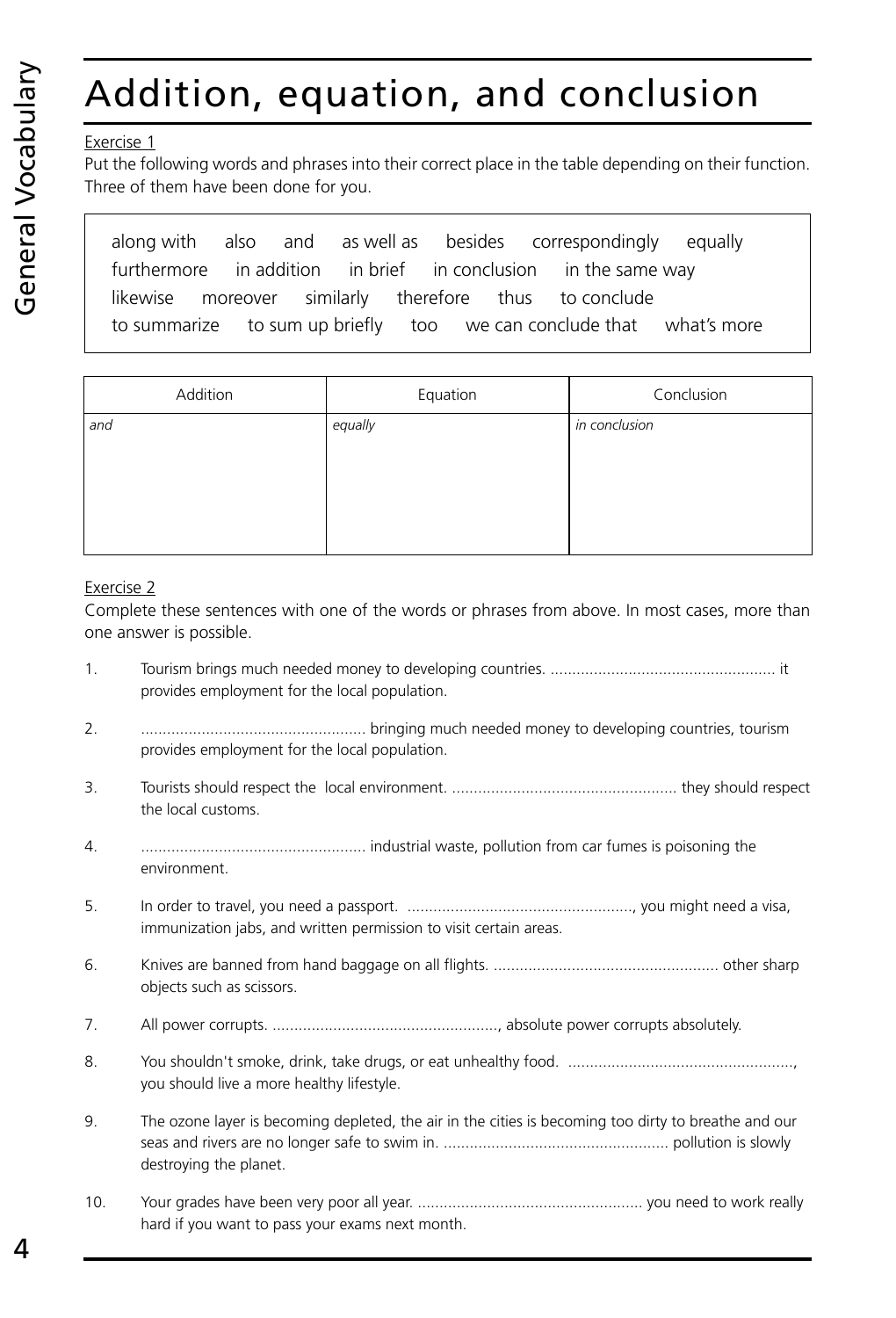# Addition, equation, and conclusion

Exercise 1

Put the following words and phrases into their correct place in the table depending on their function. Three of them have been done for you.

along with also and as well as besides correspondingly equally furthermore in addition in brief in conclusion in the same way likewise moreover similarly therefore thus to conclude to summarize to sum up briefly too we can conclude that what's more

| Addition | Equation | Conclusion |
|---|---|---|
| *and* | *equally* | *in conclusion* |
| | | |

Exercise 2

Complete these sentences with one of the words or phrases from above. In most cases, more than one answer is possible.

1. Tourism brings much needed money to developing countries. .................................................... it provides employment for the local population.
2. .................................................... bringing much needed money to developing countries, tourism provides employment for the local population.
3. Tourists should respect the local environment. .................................................... they should respect the local customs.
4. .................................................... industrial waste, pollution from car fumes is poisoning the environment.
5. In order to travel, you need a passport. ...................................................., you might need a visa, immunization jabs, and written permission to visit certain areas.
6. Knives are banned from hand baggage on all flights. .................................................... other sharp objects such as scissors.
7. All power corrupts. ...................................................., absolute power corrupts absolutely.
8. You shouldn't smoke, drink, take drugs, or eat unhealthy food. ...................................................., you should live a more healthy lifestyle.
9. The ozone layer is becoming depleted, the air in the cities is becoming too dirty to breathe and our seas and rivers are no longer safe to swim in. .................................................... pollution is slowly destroying the planet.
10. Your grades have been very poor all year. .................................................... you need to work really hard if you want to pass your exams next month.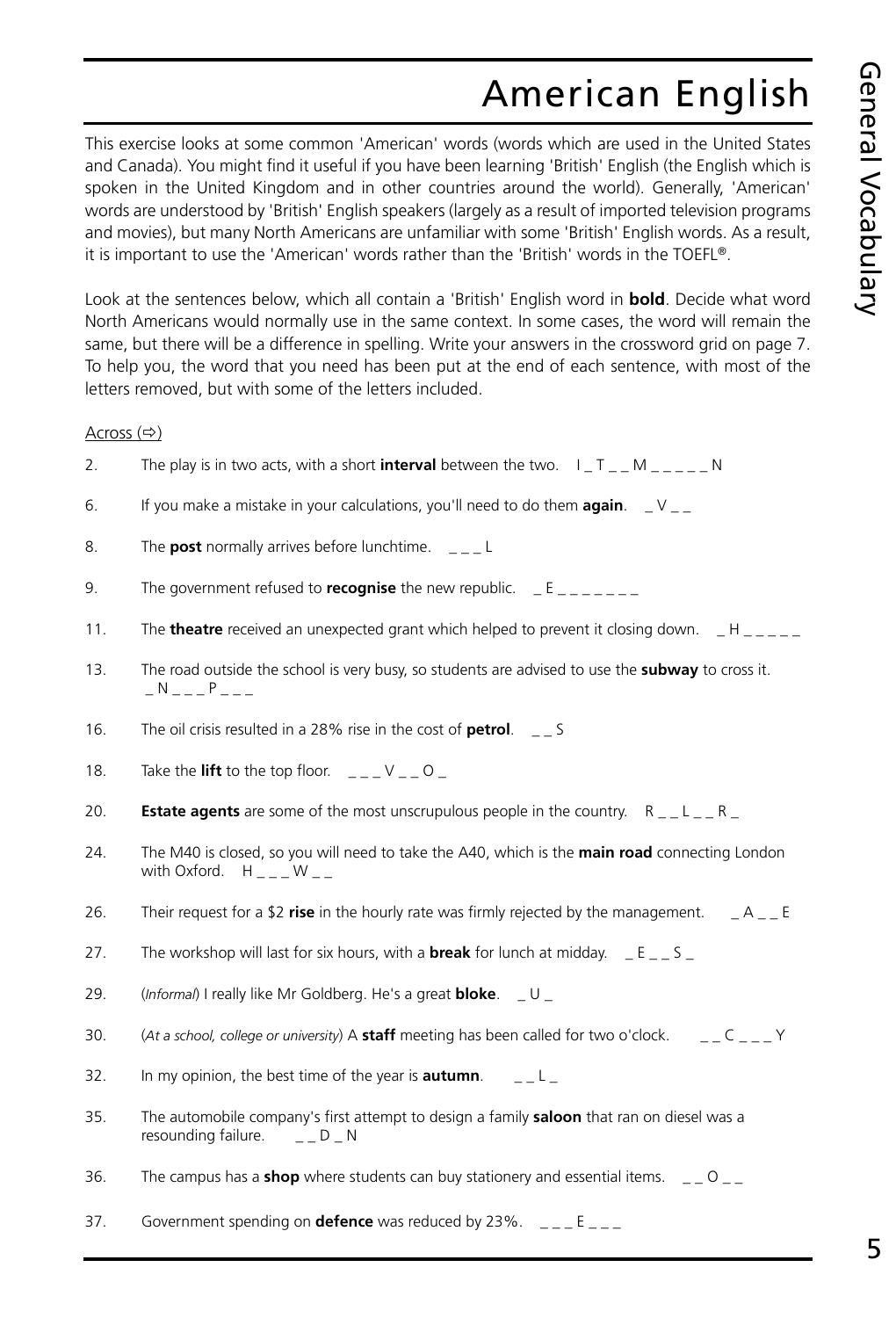# American English

This exercise looks at some common 'American' words (words which are used in the United States and Canada). You might find it useful if you have been learning 'British' English (the English which is spoken in the United Kingdom and in other countries around the world). Generally, 'American' words are understood by 'British' English speakers (largely as a result of imported television programs and movies), but many North Americans are unfamiliar with some 'British' English words. As a result, it is important to use the 'American' words rather than the 'British' words in the TOEFL®.

Look at the sentences below, which all contain a 'British' English word in **bold**. Decide what word North Americans would normally use in the same context. In some cases, the word will remain the same, but there will be a difference in spelling. Write your answers in the crossword grid on page 7. To help you, the word that you need has been put at the end of each sentence, with most of the letters removed, but with some of the letters included.

Across (⇨)

2. The play is in two acts, with a short **interval** between the two. I _ T _ _ M _ _ _ _ _ N
6. If you make a mistake in your calculations, you'll need to do them **again**. _ V _ _
8. The **post** normally arrives before lunchtime. _ _ _ L
9. The government refused to **recognise** the new republic. _ E _ _ _ _ _ _ _
11. The **theatre** received an unexpected grant which helped to prevent it closing down. _ H _ _ _ _ _
13. The road outside the school is very busy, so students are advised to use the **subway** to cross it. _ N _ _ _ P _ _ _
16. The oil crisis resulted in a 28% rise in the cost of **petrol**. _ _ S
18. Take the **lift** to the top floor. _ _ _ V _ _ O _
20. **Estate agents** are some of the most unscrupulous people in the country. R _ _ L _ _ R _
24. The M40 is closed, so you will need to take the A40, which is the **main road** connecting London with Oxford. H _ _ _ W _ _
26. Their request for a $2 **rise** in the hourly rate was firmly rejected by the management. _ A _ _ E
27. The workshop will last for six hours, with a **break** for lunch at midday. _ E _ _ S _
29. (*Informal*) I really like Mr Goldberg. He's a great **bloke**. _ U _
30. (*At a school, college or university*) A **staff** meeting has been called for two o'clock. _ _ C _ _ _ Y
32. In my opinion, the best time of the year is **autumn**. _ _ L _
35. The automobile company's first attempt to design a family **saloon** that ran on diesel was a resounding failure. _ _ D _ N
36. The campus has a **shop** where students can buy stationery and essential items. _ _ O _ _
37. Government spending on **defence** was reduced by 23%. _ _ _ E _ _ _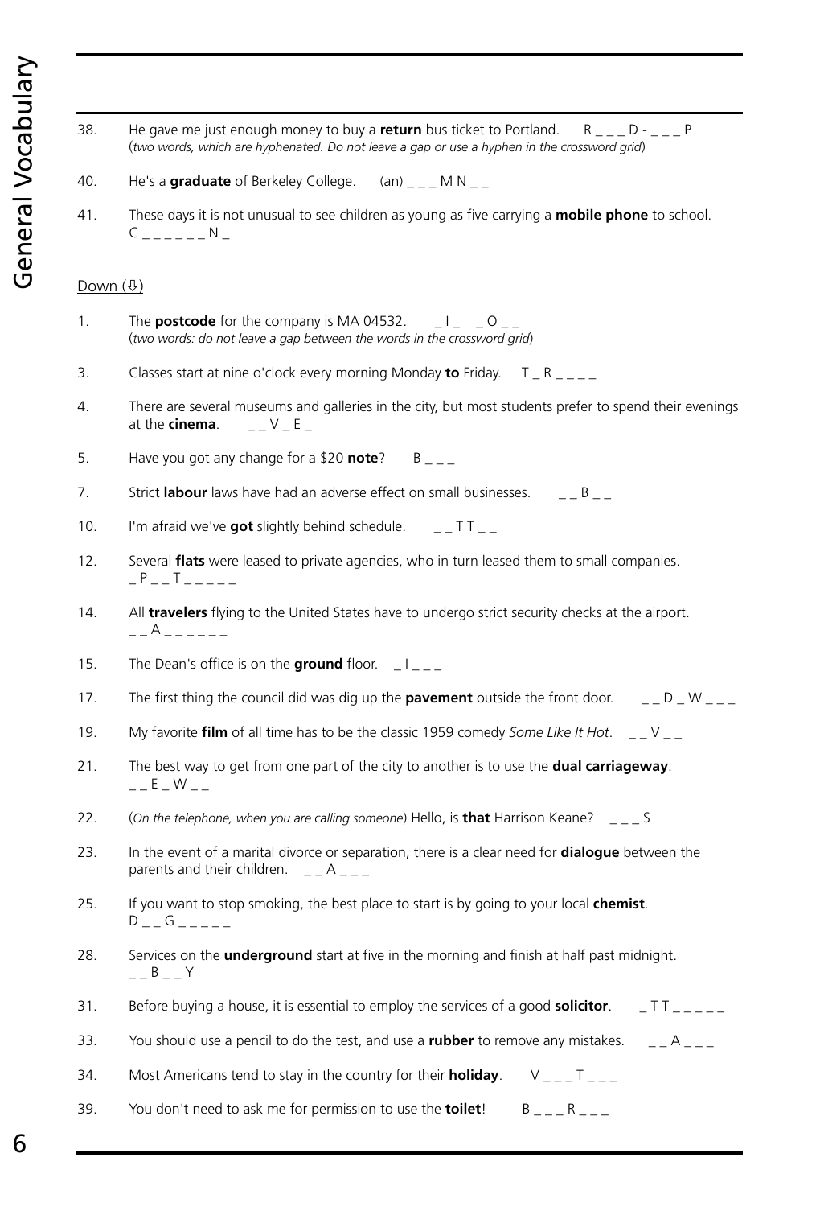38. He gave me just enough money to buy a **return** bus ticket to Portland. R _ _ _ D - _ _ _ P
(*two words, which are hyphenated. Do not leave a gap or use a hyphen in the crossword grid*)

40. He's a **graduate** of Berkeley College. (an) _ _ _ M N _ _

41. These days it is not unusual to see children as young as five carrying a **mobile phone** to school. C _ _ _ _ _ _ N _

Down (⇩)

1. The **postcode** for the company is MA 04532. _ I _ _ O _ _
(*two words: do not leave a gap between the words in the crossword grid*)

3. Classes start at nine o'clock every morning Monday **to** Friday. T _ R _ _ _ _

4. There are several museums and galleries in the city, but most students prefer to spend their evenings at the **cinema**. _ _ V _ E _

5. Have you got any change for a $20 **note**? B _ _ _

7. Strict **labour** laws have had an adverse effect on small businesses. _ _ B _ _

10. I'm afraid we've **got** slightly behind schedule. _ _ T T _ _

12. Several **flats** were leased to private agencies, who in turn leased them to small companies. _ P _ _ T _ _ _ _ _

14. All **travelers** flying to the United States have to undergo strict security checks at the airport. _ _ A _ _ _ _ _ _

15. The Dean's office is on the **ground** floor. _ I _ _ _

17. The first thing the council did was dig up the **pavement** outside the front door. _ _ D _ W _ _ _

19. My favorite **film** of all time has to be the classic 1959 comedy *Some Like It Hot*. _ _ V _ _

21. The best way to get from one part of the city to another is to use the **dual carriageway**. _ _ E _ W _ _

22. (*On the telephone, when you are calling someone*) Hello, is **that** Harrison Keane? _ _ _ S

23. In the event of a marital divorce or separation, there is a clear need for **dialogue** between the parents and their children. _ _ A _ _ _

25. If you want to stop smoking, the best place to start is by going to your local **chemist**. D _ _ G _ _ _ _ _

28. Services on the **underground** start at five in the morning and finish at half past midnight. _ _ B _ _ Y

31. Before buying a house, it is essential to employ the services of a good **solicitor**. _ T T _ _ _ _ _

33. You should use a pencil to do the test, and use a **rubber** to remove any mistakes. _ _ A _ _ _

34. Most Americans tend to stay in the country for their **holiday**. V _ _ _ T _ _ _

39. You don't need to ask me for permission to use the **toilet**! B _ _ _ R _ _ _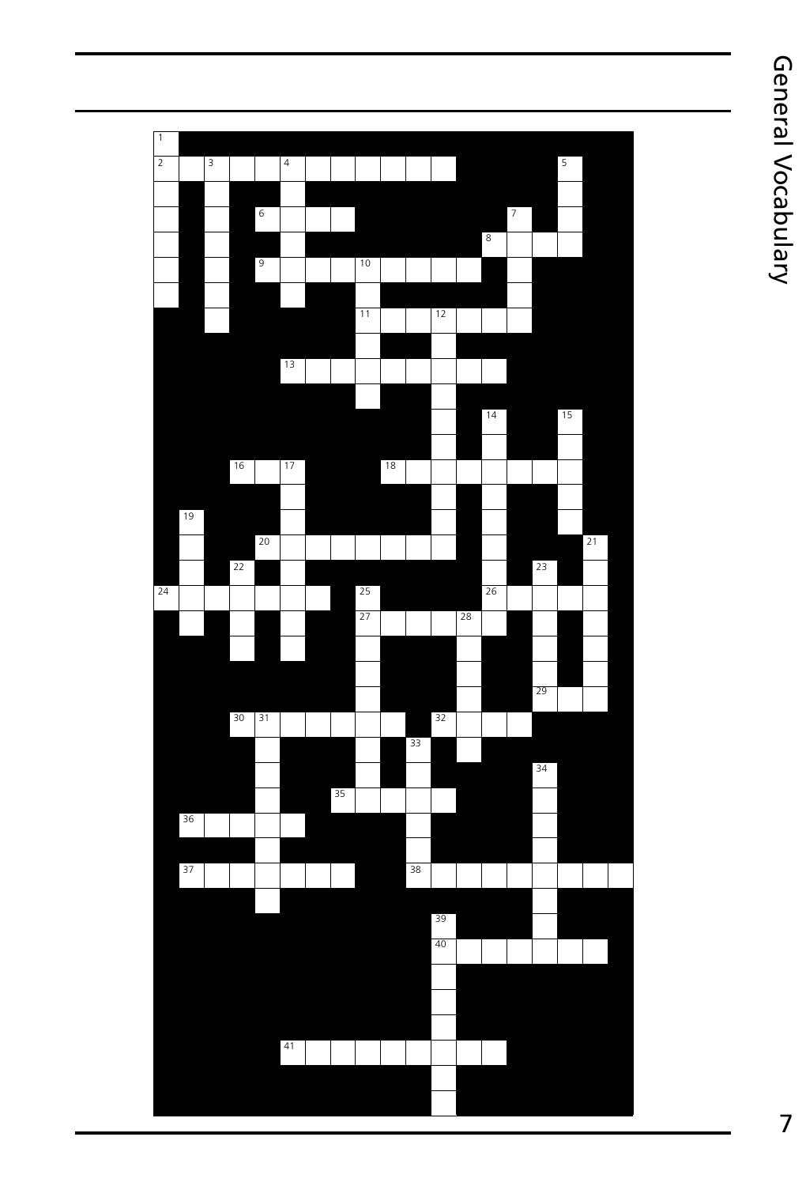1 2 3 4 5 6 7 8 9 10 11 12 13 14 15 16 17 18 19 20 21 22 23 24 25 26 27 28 29 30 31 32 33 34 35 36 37 38 39 40 41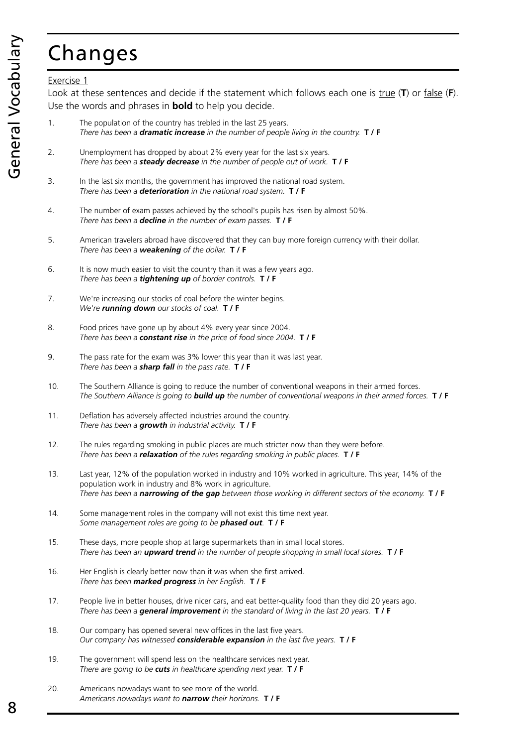# Changes

Exercise 1

Look at these sentences and decide if the statement which follows each one is true (**T**) or false (**F**). Use the words and phrases in **bold** to help you decide.

1. The population of the country has trebled in the last 25 years.
   *There has been a **dramatic increase** in the number of people living in the country.* **T / F**

2. Unemployment has dropped by about 2% every year for the last six years.
   *There has been a **steady decrease** in the number of people out of work.* **T / F**

3. In the last six months, the government has improved the national road system.
   *There has been a **deterioration** in the national road system.* **T / F**

4. The number of exam passes achieved by the school's pupils has risen by almost 50%.
   *There has been a **decline** in the number of exam passes.* **T / F**

5. American travelers abroad have discovered that they can buy more foreign currency with their dollar.
   *There has been a **weakening** of the dollar.* **T / F**

6. It is now much easier to visit the country than it was a few years ago.
   *There has been a **tightening up** of border controls.* **T / F**

7. We're increasing our stocks of coal before the winter begins.
   *We're **running down** our stocks of coal.* **T / F**

8. Food prices have gone up by about 4% every year since 2004.
   *There has been a **constant rise** in the price of food since 2004.* **T / F**

9. The pass rate for the exam was 3% lower this year than it was last year.
   *There has been a **sharp fall** in the pass rate.* **T / F**

10. The Southern Alliance is going to reduce the number of conventional weapons in their armed forces.
    *The Southern Alliance is going to **build up** the number of conventional weapons in their armed forces.* **T / F**

11. Deflation has adversely affected industries around the country.
    *There has been a **growth** in industrial activity.* **T / F**

12. The rules regarding smoking in public places are much stricter now than they were before.
    *There has been a **relaxation** of the rules regarding smoking in public places.* **T / F**

13. Last year, 12% of the population worked in industry and 10% worked in agriculture. This year, 14% of the population work in industry and 8% work in agriculture.
    *There has been a **narrowing of the gap** between those working in different sectors of the economy.* **T / F**

14. Some management roles in the company will not exist this time next year.
    *Some management roles are going to be **phased out**.* **T / F**

15. These days, more people shop at large supermarkets than in small local stores.
    *There has been an **upward trend** in the number of people shopping in small local stores.* **T / F**

16. Her English is clearly better now than it was when she first arrived.
    *There has been **marked progress** in her English.* **T / F**

17. People live in better houses, drive nicer cars, and eat better-quality food than they did 20 years ago.
    *There has been a **general improvement** in the standard of living in the last 20 years.* **T / F**

18. Our company has opened several new offices in the last five years.
    *Our company has witnessed **considerable expansion** in the last five years.* **T / F**

19. The government will spend less on the healthcare services next year.
    *There are going to be **cuts** in healthcare spending next year.* **T / F**

20. Americans nowadays want to see more of the world.
    *Americans nowadays want to **narrow** their horizons.* **T / F**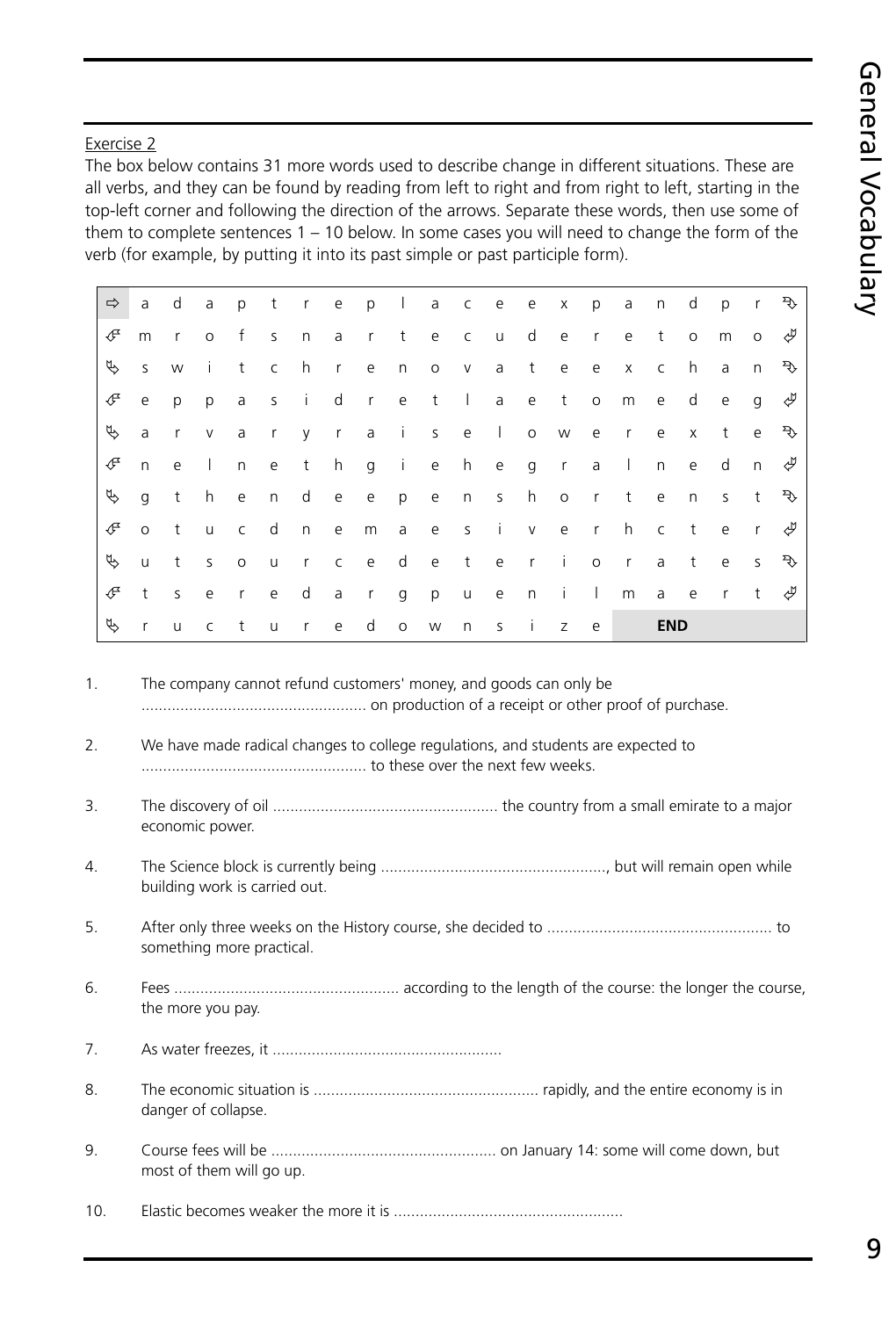Exercise 2

The box below contains 31 more words used to describe change in different situations. These are all verbs, and they can be found by reading from left to right and from right to left, starting in the top-left corner and following the direction of the arrows. Separate these words, then use some of them to complete sentences 1 – 10 below. In some cases you will need to change the form of the verb (for example, by putting it into its past simple or past participle form).

| | | | | | | | | | | | | | | | | | | | | | |
|---|---|---|---|---|---|---|---|---|---|---|---|---|---|---|---|---|---|---|---|---|---|
| ⇨ | a | d | a | p | t | r | e | p | l | a | c | e | e | x | p | a | n | d | p | r | ⮧ |
| ⮦ | m | r | o | f | s | n | a | r | t | e | c | u | d | e | r | e | t | o | m | o | ⮨ |
| ⮧ | s | w | i | t | c | h | r | e | n | o | v | a | t | e | e | x | c | h | a | n | ⮧ |
| ⮦ | e | p | p | a | s | i | d | r | e | t | l | a | e | t | o | m | e | d | e | g | ⮨ |
| ⮧ | a | r | v | a | r | y | r | a | i | s | e | l | o | w | e | r | e | x | t | e | ⮧ |
| ⮦ | n | e | l | n | e | t | h | g | i | e | h | e | g | r | a | l | n | e | d | n | ⮨ |
| ⮧ | g | t | h | e | n | d | e | e | p | e | n | s | h | o | r | t | e | n | s | t | ⮧ |
| ⮦ | o | t | u | c | d | n | e | m | a | e | s | i | v | e | r | h | c | t | e | r | ⮨ |
| ⮧ | u | t | s | o | u | r | c | e | d | e | t | e | r | i | o | r | a | t | e | s | ⮧ |
| ⮦ | t | s | e | r | e | d | a | r | g | p | u | e | n | i | l | m | a | e | r | t | ⮨ |
| ⮧ | r | u | c | t | u | r | e | d | o | w | n | s | i | z | e | | **END** | | | | |

1. The company cannot refund customers' money, and goods can only be .................................................... on production of a receipt or other proof of purchase.

2. We have made radical changes to college regulations, and students are expected to .................................................... to these over the next few weeks.

3. The discovery of oil .................................................... the country from a small emirate to a major economic power.

4. The Science block is currently being ...................................................., but will remain open while building work is carried out.

5. After only three weeks on the History course, she decided to .................................................... to something more practical.

6. Fees .................................................... according to the length of the course: the longer the course, the more you pay.

7. As water freezes, it ....................................................

8. The economic situation is .................................................... rapidly, and the entire economy is in danger of collapse.

9. Course fees will be .................................................... on January 14: some will come down, but most of them will go up.

10. Elastic becomes weaker the more it is ....................................................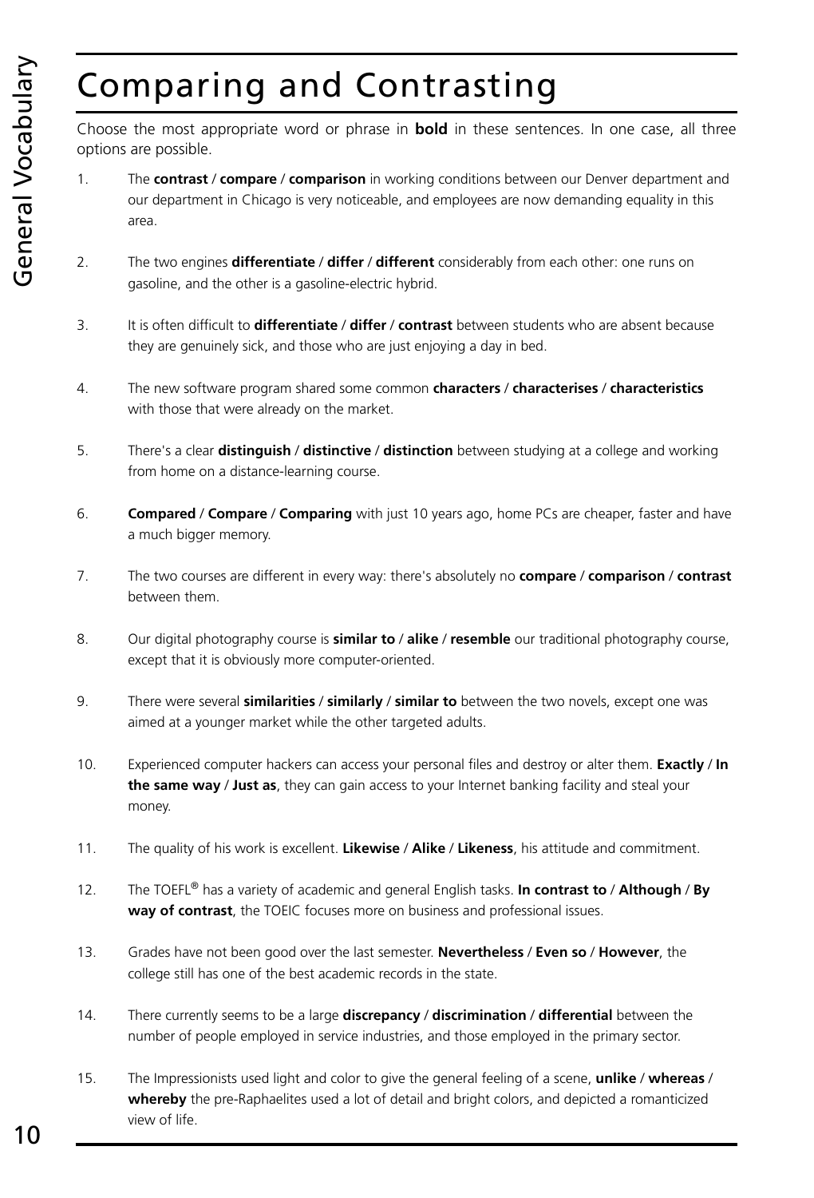# Comparing and Contrasting

Choose the most appropriate word or phrase in **bold** in these sentences. In one case, all three options are possible.

1. The **contrast** / **compare** / **comparison** in working conditions between our Denver department and our department in Chicago is very noticeable, and employees are now demanding equality in this area.

2. The two engines **differentiate** / **differ** / **different** considerably from each other: one runs on gasoline, and the other is a gasoline-electric hybrid.

3. It is often difficult to **differentiate** / **differ** / **contrast** between students who are absent because they are genuinely sick, and those who are just enjoying a day in bed.

4. The new software program shared some common **characters** / **characterises** / **characteristics** with those that were already on the market.

5. There's a clear **distinguish** / **distinctive** / **distinction** between studying at a college and working from home on a distance-learning course.

6. **Compared** / **Compare** / **Comparing** with just 10 years ago, home PCs are cheaper, faster and have a much bigger memory.

7. The two courses are different in every way: there's absolutely no **compare** / **comparison** / **contrast** between them.

8. Our digital photography course is **similar to** / **alike** / **resemble** our traditional photography course, except that it is obviously more computer-oriented.

9. There were several **similarities** / **similarly** / **similar to** between the two novels, except one was aimed at a younger market while the other targeted adults.

10. Experienced computer hackers can access your personal files and destroy or alter them. **Exactly** / **In the same way** / **Just as**, they can gain access to your Internet banking facility and steal your money.

11. The quality of his work is excellent. **Likewise** / **Alike** / **Likeness**, his attitude and commitment.

12. The TOEFL® has a variety of academic and general English tasks. **In contrast to** / **Although** / **By way of contrast**, the TOEIC focuses more on business and professional issues.

13. Grades have not been good over the last semester. **Nevertheless** / **Even so** / **However**, the college still has one of the best academic records in the state.

14. There currently seems to be a large **discrepancy** / **discrimination** / **differential** between the number of people employed in service industries, and those employed in the primary sector.

15. The Impressionists used light and color to give the general feeling of a scene, **unlike** / **whereas** / **whereby** the pre-Raphaelites used a lot of detail and bright colors, and depicted a romanticized view of life.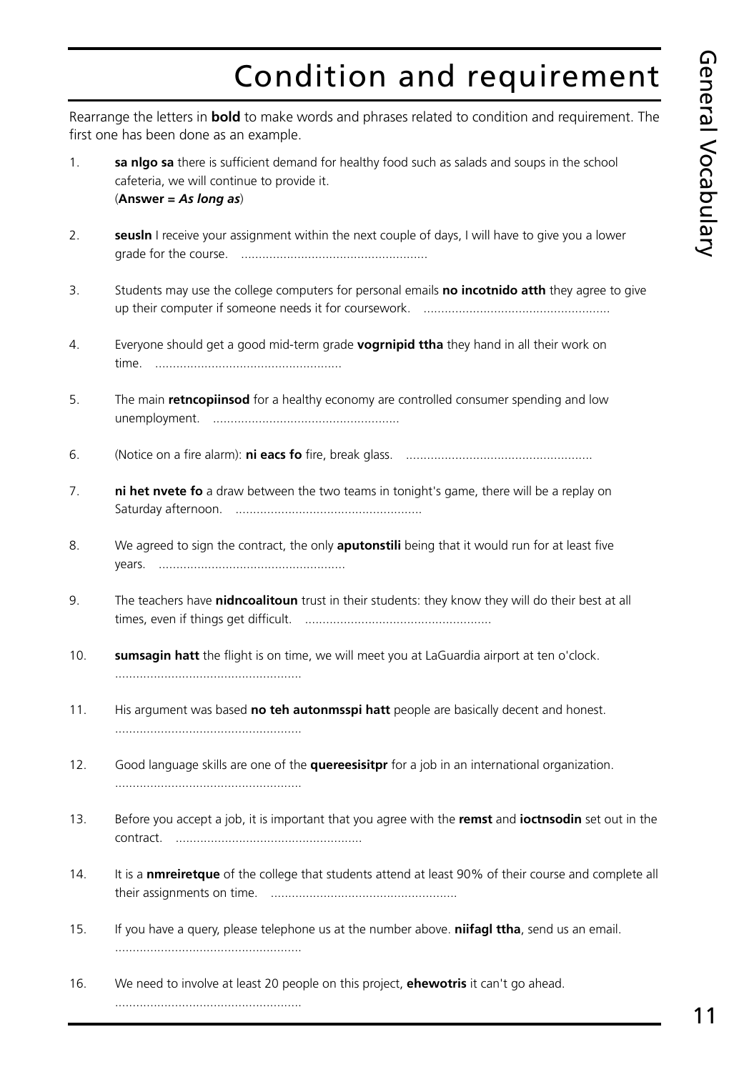# Condition and requirement

Rearrange the letters in **bold** to make words and phrases related to condition and requirement. The first one has been done as an example.

1. **sa nlgo sa** there is sufficient demand for healthy food such as salads and soups in the school cafeteria, we will continue to provide it.
   (**Answer =** ***As long as***)

2. **seusln** I receive your assignment within the next couple of days, I will have to give you a lower grade for the course. .....................................................

3. Students may use the college computers for personal emails **no incotnido atth** they agree to give up their computer if someone needs it for coursework. .....................................................

4. Everyone should get a good mid-term grade **vogrnipid ttha** they hand in all their work on time. .....................................................

5. The main **retncopiinsod** for a healthy economy are controlled consumer spending and low unemployment. .....................................................

6. (Notice on a fire alarm): **ni eacs fo** fire, break glass. .....................................................

7. **ni het nvete fo** a draw between the two teams in tonight's game, there will be a replay on Saturday afternoon. .....................................................

8. We agreed to sign the contract, the only **aputonstili** being that it would run for at least five years. .....................................................

9. The teachers have **nidncoalitoun** trust in their students: they know they will do their best at all times, even if things get difficult. .....................................................

10. **sumsagin hatt** the flight is on time, we will meet you at LaGuardia airport at ten o'clock. .....................................................

11. His argument was based **no teh autonmsspi hatt** people are basically decent and honest. .....................................................

12. Good language skills are one of the **quereesisitpr** for a job in an international organization. .....................................................

13. Before you accept a job, it is important that you agree with the **remst** and **ioctnsodin** set out in the contract. .....................................................

14. It is a **nmreiretque** of the college that students attend at least 90% of their course and complete all their assignments on time. .....................................................

15. If you have a query, please telephone us at the number above. **niifagl ttha**, send us an email. .....................................................

16. We need to involve at least 20 people on this project, **ehewotris** it can't go ahead. .....................................................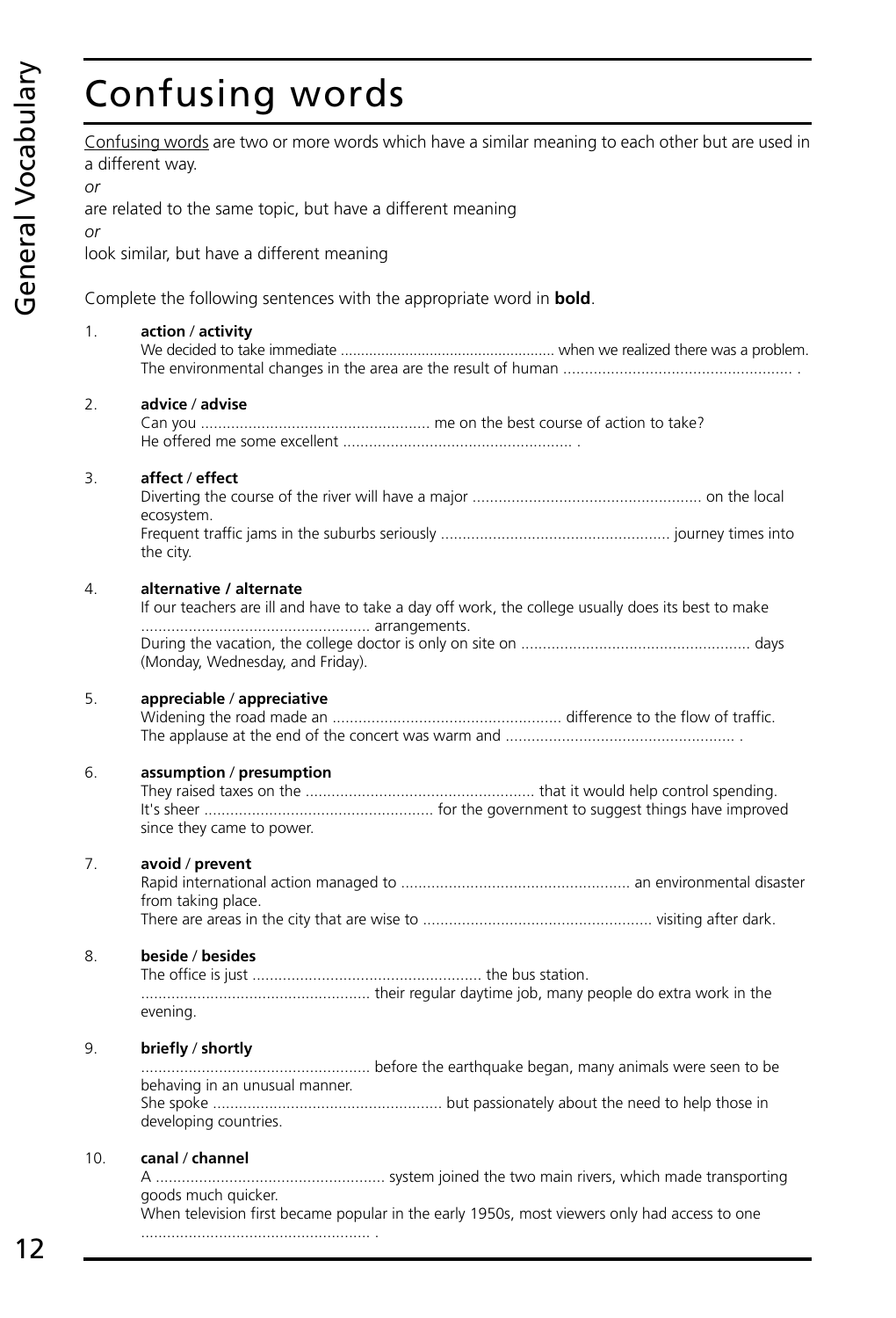# Confusing words

Confusing words are two or more words which have a similar meaning to each other but are used in a different way.

*or*

are related to the same topic, but have a different meaning

*or*

look similar, but have a different meaning

Complete the following sentences with the appropriate word in **bold**.

1. **action** / **activity**
   We decided to take immediate .................................................... when we realized there was a problem.
   The environmental changes in the area are the result of human .................................................... .

2. **advice** / **advise**
   Can you .................................................... me on the best course of action to take?
   He offered me some excellent .................................................... .

3. **affect** / **effect**
   Diverting the course of the river will have a major .................................................... on the local ecosystem.
   Frequent traffic jams in the suburbs seriously .................................................... journey times into the city.

4. **alternative / alternate**
   If our teachers are ill and have to take a day off work, the college usually does its best to make .................................................... arrangements.
   During the vacation, the college doctor is only on site on .................................................... days (Monday, Wednesday, and Friday).

5. **appreciable** / **appreciative**
   Widening the road made an .................................................... difference to the flow of traffic.
   The applause at the end of the concert was warm and .................................................... .

6. **assumption** / **presumption**
   They raised taxes on the .................................................... that it would help control spending.
   It's sheer .................................................... for the government to suggest things have improved since they came to power.

7. **avoid** / **prevent**
   Rapid international action managed to .................................................... an environmental disaster from taking place.
   There are areas in the city that are wise to .................................................... visiting after dark.

8. **beside** / **besides**
   The office is just .................................................... the bus station.
   .................................................... their regular daytime job, many people do extra work in the evening.

9. **briefly** / **shortly**
   .................................................... before the earthquake began, many animals were seen to be behaving in an unusual manner.
   She spoke .................................................... but passionately about the need to help those in developing countries.

10. **canal** / **channel**
    A .................................................... system joined the two main rivers, which made transporting goods much quicker.
    When television first became popular in the early 1950s, most viewers only had access to one .................................................... .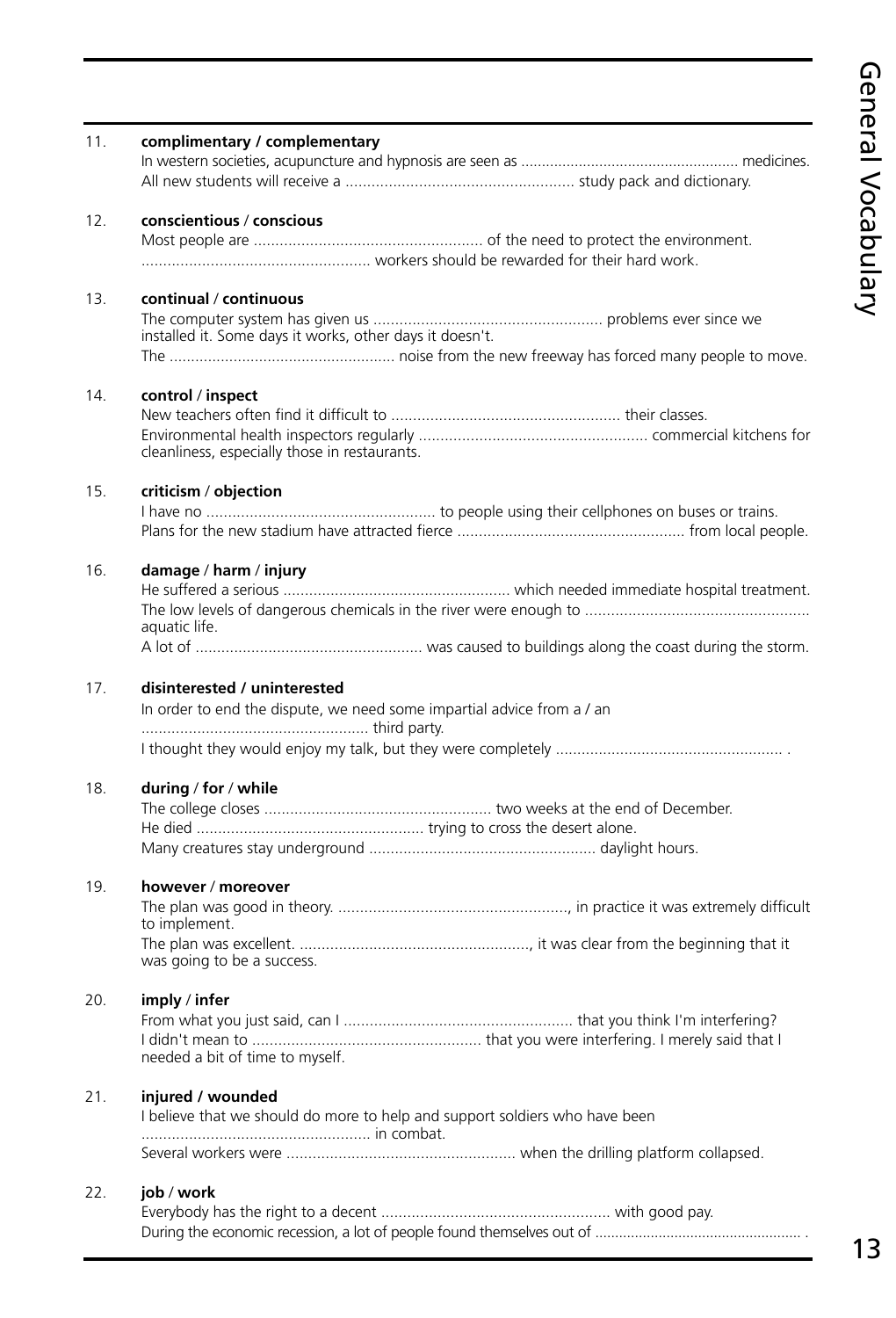11. **complimentary / complementary**
    In western societies, acupuncture and hypnosis are seen as ..................................................... medicines.
    All new students will receive a ..................................................... study pack and dictionary.

12. **conscientious / conscious**
    Most people are ..................................................... of the need to protect the environment.
    ..................................................... workers should be rewarded for their hard work.

13. **continual / continuous**
    The computer system has given us ..................................................... problems ever since we installed it. Some days it works, other days it doesn't.
    The ..................................................... noise from the new freeway has forced many people to move.

14. **control / inspect**
    New teachers often find it difficult to ..................................................... their classes.
    Environmental health inspectors regularly ..................................................... commercial kitchens for cleanliness, especially those in restaurants.

15. **criticism / objection**
    I have no ..................................................... to people using their cellphones on buses or trains.
    Plans for the new stadium have attracted fierce ..................................................... from local people.

16. **damage / harm / injury**
    He suffered a serious ..................................................... which needed immediate hospital treatment.
    The low levels of dangerous chemicals in the river were enough to ..................................................... aquatic life.
    A lot of ..................................................... was caused to buildings along the coast during the storm.

17. **disinterested / uninterested**
    In order to end the dispute, we need some impartial advice from a / an ..................................................... third party.
    I thought they would enjoy my talk, but they were completely ..................................................... .

18. **during / for / while**
    The college closes ..................................................... two weeks at the end of December.
    He died ..................................................... trying to cross the desert alone.
    Many creatures stay underground ..................................................... daylight hours.

19. **however / moreover**
    The plan was good in theory. ....................................................., in practice it was extremely difficult to implement.
    The plan was excellent. ....................................................., it was clear from the beginning that it was going to be a success.

20. **imply / infer**
    From what you just said, can I ..................................................... that you think I'm interfering?
    I didn't mean to ..................................................... that you were interfering. I merely said that I needed a bit of time to myself.

21. **injured / wounded**
    I believe that we should do more to help and support soldiers who have been ..................................................... in combat.
    Several workers were ..................................................... when the drilling platform collapsed.

22. **job / work**
    Everybody has the right to a decent ..................................................... with good pay.
    During the economic recession, a lot of people found themselves out of ..................................................... .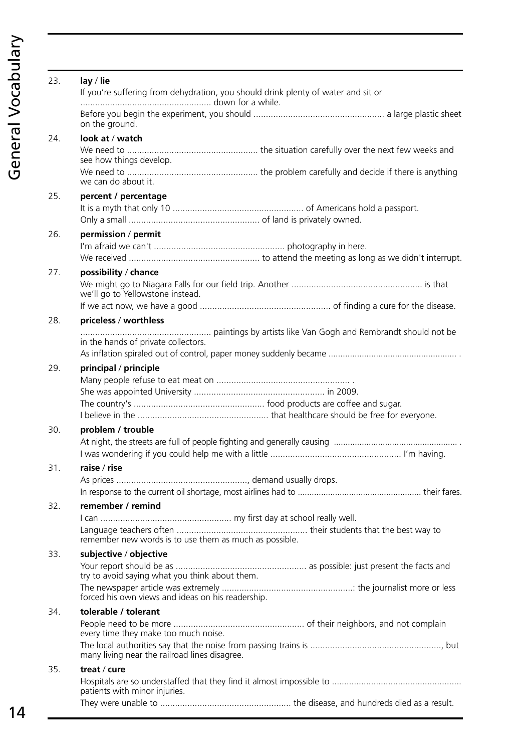23. **lay / lie**

 If you're suffering from dehydration, you should drink plenty of water and sit or ..................................................... down for a while.

 Before you begin the experiment, you should ..................................................... a large plastic sheet on the ground.

24. **look at / watch**

 We need to ..................................................... the situation carefully over the next few weeks and see how things develop.

 We need to ..................................................... the problem carefully and decide if there is anything we can do about it.

25. **percent / percentage**

 It is a myth that only 10 ..................................................... of Americans hold a passport.

 Only a small ..................................................... of land is privately owned.

26. **permission / permit**

 I'm afraid we can't ..................................................... photography in here.

 We received ..................................................... to attend the meeting as long as we didn't interrupt.

27. **possibility / chance**

 We might go to Niagara Falls for our field trip. Another ..................................................... is that we'll go to Yellowstone instead.

 If we act now, we have a good ..................................................... of finding a cure for the disease.

28. **priceless / worthless**

 ..................................................... paintings by artists like Van Gogh and Rembrandt should not be in the hands of private collectors.

 As inflation spiraled out of control, paper money suddenly became ..................................................... .

29. **principal / principle**

 Many people refuse to eat meat on ..................................................... .

 She was appointed University ..................................................... in 2009.

 The country's ..................................................... food products are coffee and sugar.

 I believe in the ..................................................... that healthcare should be free for everyone.

30. **problem / trouble**

 At night, the streets are full of people fighting and generally causing ..................................................... .

 I was wondering if you could help me with a little ..................................................... I'm having.

31. **raise / rise**

 As prices ....................................................., demand usually drops.

 In response to the current oil shortage, most airlines had to ..................................................... their fares.

32. **remember / remind**

 I can ..................................................... my first day at school really well.

 Language teachers often ..................................................... their students that the best way to remember new words is to use them as much as possible.

33. **subjective / objective**

 Your report should be as ..................................................... as possible: just present the facts and try to avoid saying what you think about them.

 The newspaper article was extremely .....................................................: the journalist more or less forced his own views and ideas on his readership.

34. **tolerable / tolerant**

 People need to be more ..................................................... of their neighbors, and not complain every time they make too much noise.

 The local authorities say that the noise from passing trains is ....................................................., but many living near the railroad lines disagree.

35. **treat / cure**

 Hospitals are so understaffed that they find it almost impossible to ..................................................... patients with minor injuries.

 They were unable to ..................................................... the disease, and hundreds died as a result.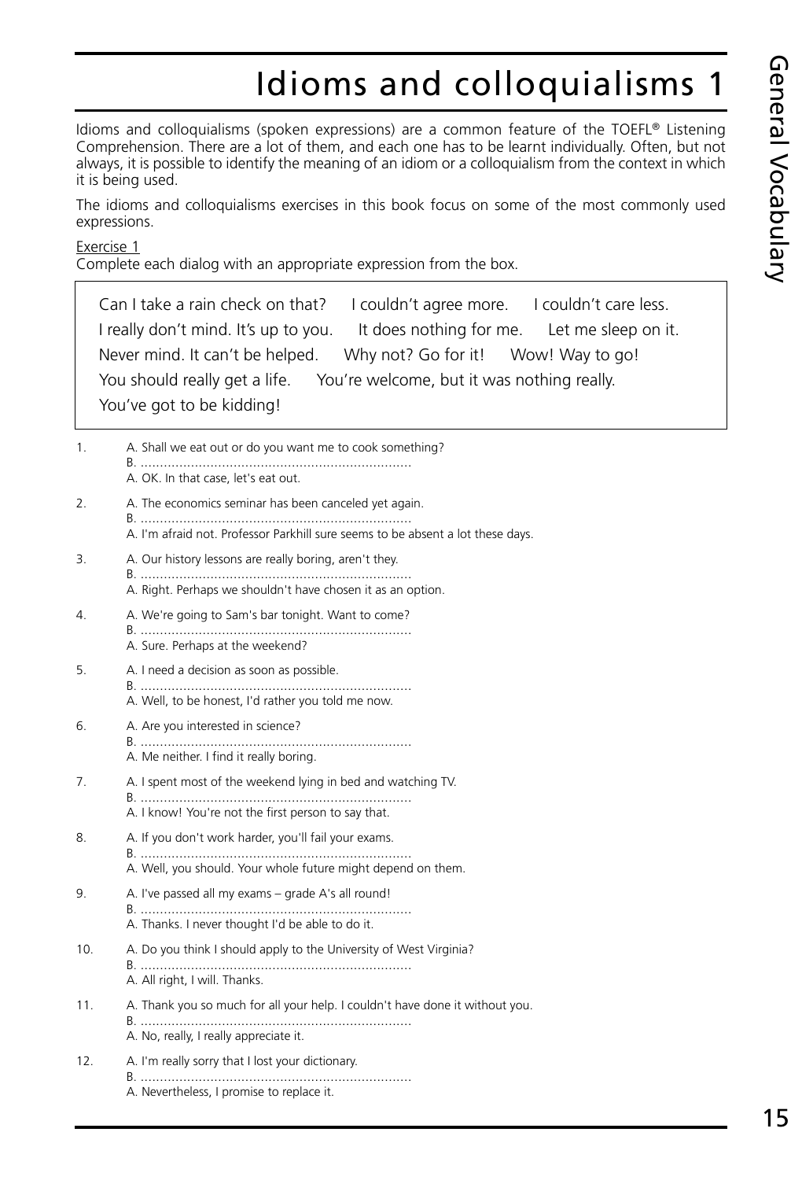# Idioms and colloquialisms 1

Idioms and colloquialisms (spoken expressions) are a common feature of the TOEFL® Listening Comprehension. There are a lot of them, and each one has to be learnt individually. Often, but not always, it is possible to identify the meaning of an idiom or a colloquialism from the context in which it is being used.

The idioms and colloquialisms exercises in this book focus on some of the most commonly used expressions.

Exercise 1

Complete each dialog with an appropriate expression from the box.

> Can I take a rain check on that? I couldn't agree more. I couldn't care less.
> I really don't mind. It's up to you. It does nothing for me. Let me sleep on it.
> Never mind. It can't be helped. Why not? Go for it! Wow! Way to go!
> You should really get a life. You're welcome, but it was nothing really.
> You've got to be kidding!

1. A. Shall we eat out or do you want me to cook something?
   B. ......................................................................
   A. OK. In that case, let's eat out.
2. A. The economics seminar has been canceled yet again.
   B. ......................................................................
   A. I'm afraid not. Professor Parkhill sure seems to be absent a lot these days.
3. A. Our history lessons are really boring, aren't they.
   B. ......................................................................
   A. Right. Perhaps we shouldn't have chosen it as an option.
4. A. We're going to Sam's bar tonight. Want to come?
   B. ......................................................................
   A. Sure. Perhaps at the weekend?
5. A. I need a decision as soon as possible.
   B. ......................................................................
   A. Well, to be honest, I'd rather you told me now.
6. A. Are you interested in science?
   B. ......................................................................
   A. Me neither. I find it really boring.
7. A. I spent most of the weekend lying in bed and watching TV.
   B. ......................................................................
   A. I know! You're not the first person to say that.
8. A. If you don't work harder, you'll fail your exams.
   B. ......................................................................
   A. Well, you should. Your whole future might depend on them.
9. A. I've passed all my exams – grade A's all round!
   B. ......................................................................
   A. Thanks. I never thought I'd be able to do it.
10. A. Do you think I should apply to the University of West Virginia?
    B. ......................................................................
    A. All right, I will. Thanks.
11. A. Thank you so much for all your help. I couldn't have done it without you.
    B. ......................................................................
    A. No, really, I really appreciate it.
12. A. I'm really sorry that I lost your dictionary.
    B. ......................................................................
    A. Nevertheless, I promise to replace it.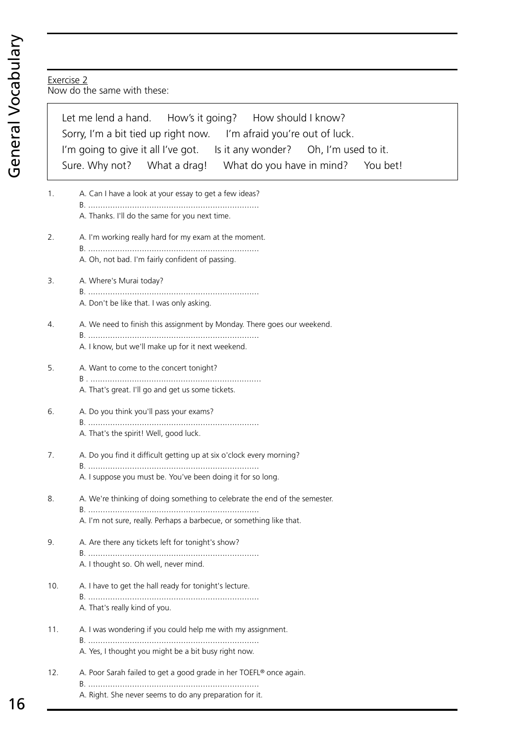Exercise 2

Now do the same with these:

> Let me lend a hand. How's it going? How should I know?
> Sorry, I'm a bit tied up right now. I'm afraid you're out of luck.
> I'm going to give it all I've got. Is it any wonder? Oh, I'm used to it.
> Sure. Why not? What a drag! What do you have in mind? You bet!

1. A. Can I have a look at your essay to get a few ideas?
   B. ......................................................................
   A. Thanks. I'll do the same for you next time.

2. A. I'm working really hard for my exam at the moment.
   B. ......................................................................
   A. Oh, not bad. I'm fairly confident of passing.

3. A. Where's Murai today?
   B. ......................................................................
   A. Don't be like that. I was only asking.

4. A. We need to finish this assignment by Monday. There goes our weekend.
   B. ......................................................................
   A. I know, but we'll make up for it next weekend.

5. A. Want to come to the concert tonight?
   B . ......................................................................
   A. That's great. I'll go and get us some tickets.

6. A. Do you think you'll pass your exams?
   B. ......................................................................
   A. That's the spirit! Well, good luck.

7. A. Do you find it difficult getting up at six o'clock every morning?
   B. ......................................................................
   A. I suppose you must be. You've been doing it for so long.

8. A. We're thinking of doing something to celebrate the end of the semester.
   B. ......................................................................
   A. I'm not sure, really. Perhaps a barbecue, or something like that.

9. A. Are there any tickets left for tonight's show?
   B. ......................................................................
   A. I thought so. Oh well, never mind.

10. A. I have to get the hall ready for tonight's lecture.
    B. ......................................................................
    A. That's really kind of you.

11. A. I was wondering if you could help me with my assignment.
    B. ......................................................................
    A. Yes, I thought you might be a bit busy right now.

12. A. Poor Sarah failed to get a good grade in her TOEFL® once again.
    B. ......................................................................
    A. Right. She never seems to do any preparation for it.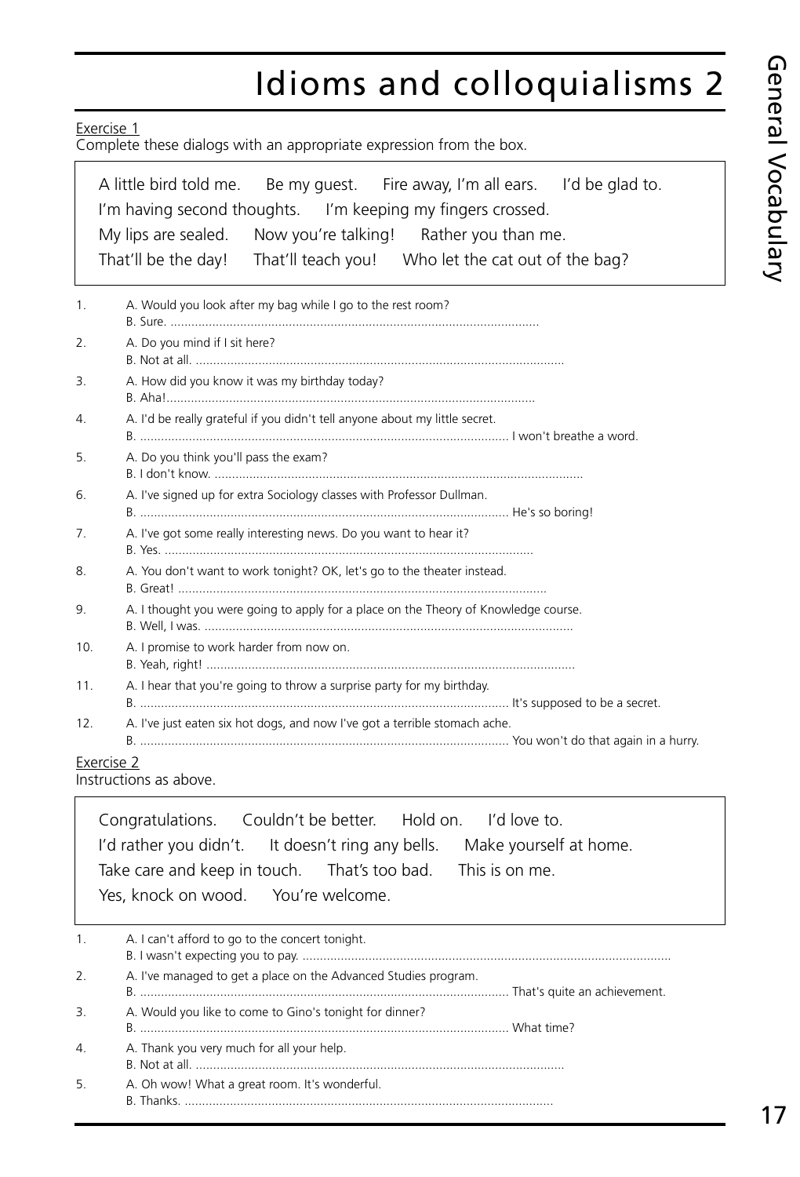# Idioms and colloquialisms 2

Exercise 1

Complete these dialogs with an appropriate expression from the box.

> A little bird told me. Be my guest. Fire away, I'm all ears. I'd be glad to.
> I'm having second thoughts. I'm keeping my fingers crossed.
> My lips are sealed. Now you're talking! Rather you than me.
> That'll be the day! That'll teach you! Who let the cat out of the bag?

1. A. Would you look after my bag while I go to the rest room?
   B. Sure. ..........................................................................................................
2. A. Do you mind if I sit here?
   B. Not at all. ..........................................................................................................
3. A. How did you know it was my birthday today?
   B. Aha!..........................................................................................................
4. A. I'd be really grateful if you didn't tell anyone about my little secret.
   B. .......................................................................................................... I won't breathe a word.
5. A. Do you think you'll pass the exam?
   B. I don't know. ..........................................................................................................
6. A. I've signed up for extra Sociology classes with Professor Dullman.
   B. .......................................................................................................... He's so boring!
7. A. I've got some really interesting news. Do you want to hear it?
   B. Yes. ..........................................................................................................
8. A. You don't want to work tonight? OK, let's go to the theater instead.
   B. Great! ..........................................................................................................
9. A. I thought you were going to apply for a place on the Theory of Knowledge course.
   B. Well, I was. ..........................................................................................................
10. A. I promise to work harder from now on.
    B. Yeah, right! ..........................................................................................................
11. A. I hear that you're going to throw a surprise party for my birthday.
    B. .......................................................................................................... It's supposed to be a secret.
12. A. I've just eaten six hot dogs, and now I've got a terrible stomach ache.
    B. .......................................................................................................... You won't do that again in a hurry.

Exercise 2

Instructions as above.

> Congratulations. Couldn't be better. Hold on. I'd love to.
> I'd rather you didn't. It doesn't ring any bells. Make yourself at home.
> Take care and keep in touch. That's too bad. This is on me.
> Yes, knock on wood. You're welcome.

1. A. I can't afford to go to the concert tonight.
   B. I wasn't expecting you to pay. ..........................................................................................................
2. A. I've managed to get a place on the Advanced Studies program.
   B. .......................................................................................................... That's quite an achievement.
3. A. Would you like to come to Gino's tonight for dinner?
   B. .......................................................................................................... What time?
4. A. Thank you very much for all your help.
   B. Not at all. ..........................................................................................................
5. A. Oh wow! What a great room. It's wonderful.
   B. Thanks. ..........................................................................................................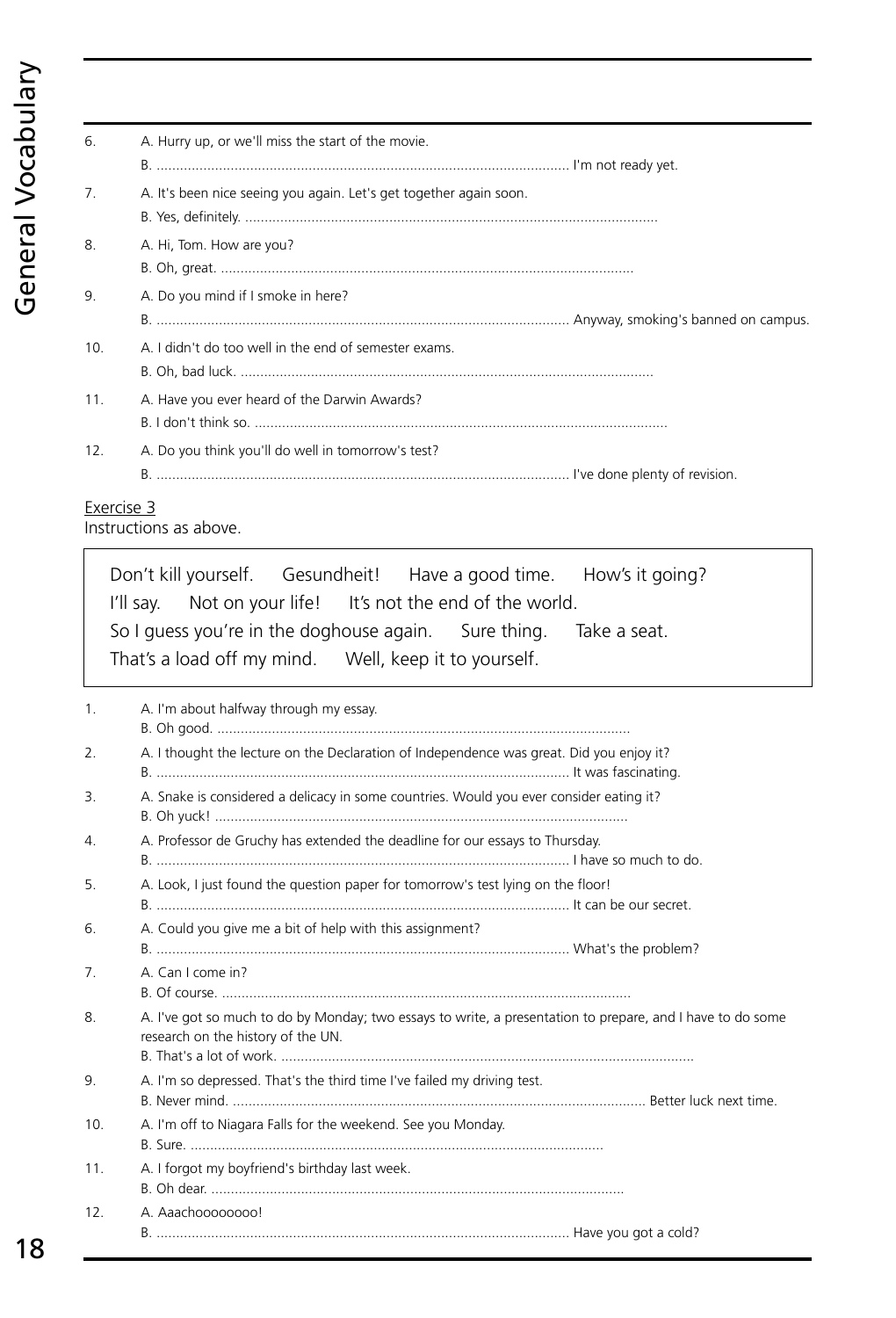6. A. Hurry up, or we'll miss the start of the movie.
   B. ........................................................................................................ I'm not ready yet.

7. A. It's been nice seeing you again. Let's get together again soon.
   B. Yes, definitely. ........................................................................................................

8. A. Hi, Tom. How are you?
   B. Oh, great. ........................................................................................................

9. A. Do you mind if I smoke in here?
   B. ........................................................................................................ Anyway, smoking's banned on campus.

10. A. I didn't do too well in the end of semester exams.
    B. Oh, bad luck. ........................................................................................................

11. A. Have you ever heard of the Darwin Awards?
    B. I don't think so. ........................................................................................................

12. A. Do you think you'll do well in tomorrow's test?
    B. ........................................................................................................ I've done plenty of revision.

Exercise 3

Instructions as above.

> Don't kill yourself. Gesundheit! Have a good time. How's it going?
> I'll say. Not on your life! It's not the end of the world.
> So I guess you're in the doghouse again. Sure thing. Take a seat.
> That's a load off my mind. Well, keep it to yourself.

1. A. I'm about halfway through my essay.
   B. Oh good. ........................................................................................................

2. A. I thought the lecture on the Declaration of Independence was great. Did you enjoy it?
   B. ........................................................................................................ It was fascinating.

3. A. Snake is considered a delicacy in some countries. Would you ever consider eating it?
   B. Oh yuck! ........................................................................................................

4. A. Professor de Gruchy has extended the deadline for our essays to Thursday.
   B. ........................................................................................................ I have so much to do.

5. A. Look, I just found the question paper for tomorrow's test lying on the floor!
   B. ........................................................................................................ It can be our secret.

6. A. Could you give me a bit of help with this assignment?
   B. ........................................................................................................ What's the problem?

7. A. Can I come in?
   B. Of course. ........................................................................................................

8. A. I've got so much to do by Monday; two essays to write, a presentation to prepare, and I have to do some research on the history of the UN.
   B. That's a lot of work. ........................................................................................................

9. A. I'm so depressed. That's the third time I've failed my driving test.
   B. Never mind. ........................................................................................................ Better luck next time.

10. A. I'm off to Niagara Falls for the weekend. See you Monday.
    B. Sure. ........................................................................................................

11. A. I forgot my boyfriend's birthday last week.
    B. Oh dear. ........................................................................................................

12. A. Aaachoooooooo!
    B. ........................................................................................................ Have you got a cold?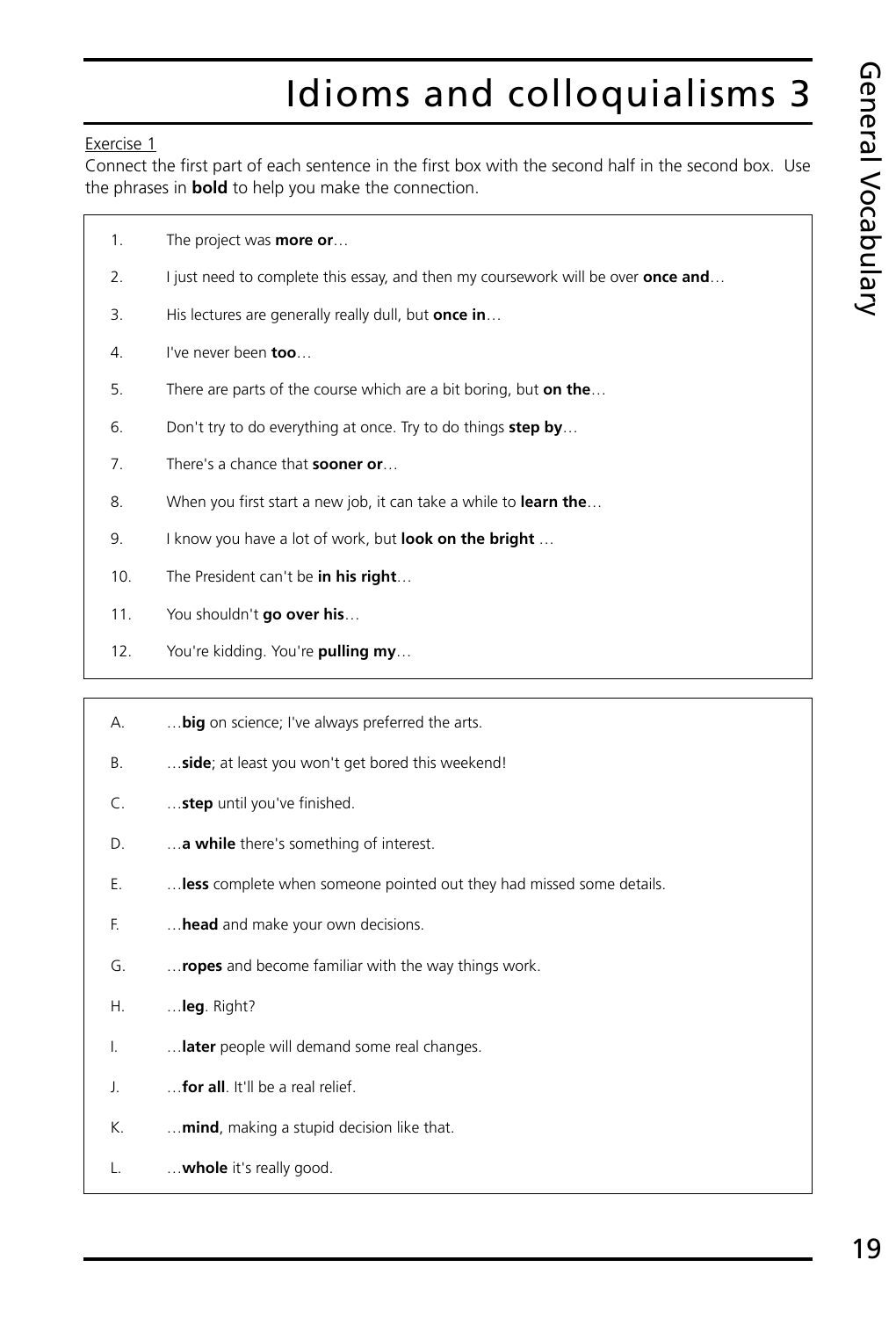# Idioms and colloquialisms 3

Exercise 1

Connect the first part of each sentence in the first box with the second half in the second box. Use the phrases in **bold** to help you make the connection.

1. The project was **more or**…
2. I just need to complete this essay, and then my coursework will be over **once and**…
3. His lectures are generally really dull, but **once in**…
4. I've never been **too**…
5. There are parts of the course which are a bit boring, but **on the**…
6. Don't try to do everything at once. Try to do things **step by**…
7. There's a chance that **sooner or**…
8. When you first start a new job, it can take a while to **learn the**…
9. I know you have a lot of work, but **look on the bright** …
10. The President can't be **in his right**…
11. You shouldn't **go over his**…
12. You're kidding. You're **pulling my**…

A. …**big** on science; I've always preferred the arts.

B. …**side**; at least you won't get bored this weekend!

C. …**step** until you've finished.

D. …**a while** there's something of interest.

E. …**less** complete when someone pointed out they had missed some details.

F. …**head** and make your own decisions.

G. …**ropes** and become familiar with the way things work.

H. …**leg**. Right?

I. …**later** people will demand some real changes.

J. …**for all**. It'll be a real relief.

K. …**mind**, making a stupid decision like that.

L. …**whole** it's really good.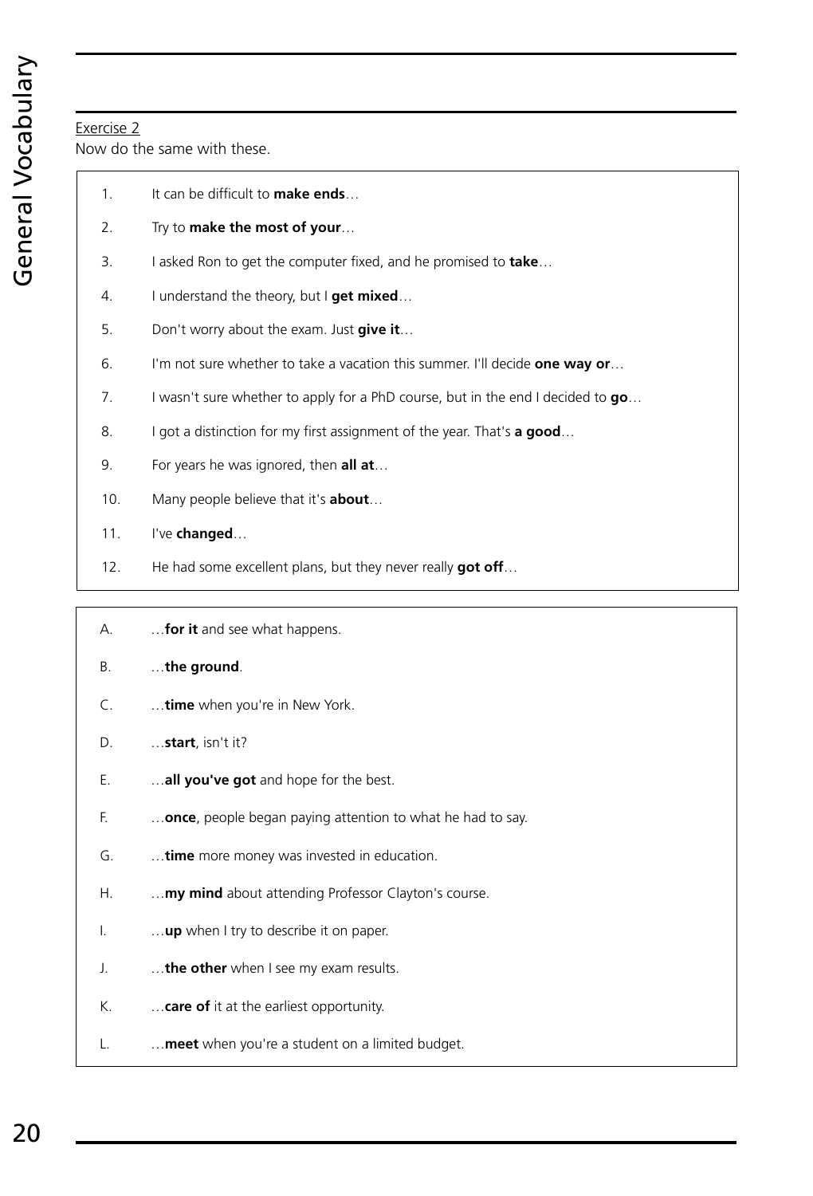Exercise 2

Now do the same with these.

1. It can be difficult to **make ends**…
2. Try to **make the most of your**…
3. I asked Ron to get the computer fixed, and he promised to **take**…
4. I understand the theory, but I **get mixed**…
5. Don't worry about the exam. Just **give it**…
6. I'm not sure whether to take a vacation this summer. I'll decide **one way or**…
7. I wasn't sure whether to apply for a PhD course, but in the end I decided to **go**…
8. I got a distinction for my first assignment of the year. That's **a good**…
9. For years he was ignored, then **all at**…
10. Many people believe that it's **about**…
11. I've **changed**…
12. He had some excellent plans, but they never really **got off**…

A. …**for it** and see what happens.

B. …**the ground**.

C. …**time** when you're in New York.

D. …**start**, isn't it?

E. …**all you've got** and hope for the best.

F. …**once**, people began paying attention to what he had to say.

G. …**time** more money was invested in education.

H. …**my mind** about attending Professor Clayton's course.

I. …**up** when I try to describe it on paper.

J. …**the other** when I see my exam results.

K. …**care of** it at the earliest opportunity.

L. …**meet** when you're a student on a limited budget.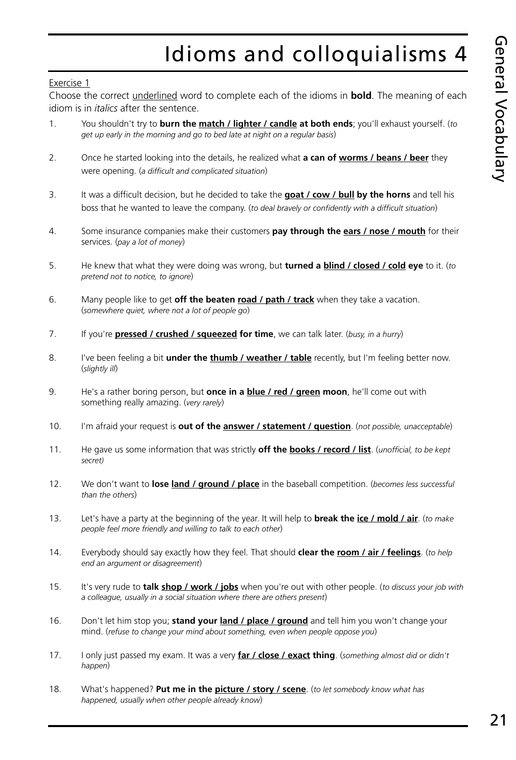# Idioms and colloquialisms 4

Exercise 1

Choose the correct underlined word to complete each of the idioms in **bold**. The meaning of each idiom is in *italics* after the sentence.

1. You shouldn't try to **burn the match / lighter / candle at both ends**; you'll exhaust yourself. (*to get up early in the morning and go to bed late at night on a regular basis*)

2. Once he started looking into the details, he realized what **a can of worms / beans / beer** they were opening. (*a difficult and complicated situation*)

3. It was a difficult decision, but he decided to take the **goat / cow / bull by the horns** and tell his boss that he wanted to leave the company. (*to deal bravely or confidently with a difficult situation*)

4. Some insurance companies make their customers **pay through the ears / nose / mouth** for their services. (*pay a lot of money*)

5. He knew that what they were doing was wrong, but **turned a blind / closed / cold eye** to it. (*to pretend not to notice, to ignore*)

6. Many people like to get **off the beaten road / path / track** when they take a vacation. (*somewhere quiet, where not a lot of people go*)

7. If you're **pressed / crushed / squeezed for time**, we can talk later. (*busy, in a hurry*)

8. I've been feeling a bit **under the thumb / weather / table** recently, but I'm feeling better now. (*slightly ill*)

9. He's a rather boring person, but **once in a blue / red / green moon**, he'll come out with something really amazing. (*very rarely*)

10. I'm afraid your request is **out of the answer / statement / question**. (*not possible, unacceptable*)

11. He gave us some information that was strictly **off the books / record / list**. (*unofficial, to be kept secret)*

12. We don't want to **lose land / ground / place** in the baseball competition. (*becomes less successful than the others*)

13. Let's have a party at the beginning of the year. It will help to **break the ice / mold / air**. (*to make people feel more friendly and willing to talk to each other*)

14. Everybody should say exactly how they feel. That should **clear the room / air / feelings**. (*to help end an argument or disagreement*)

15. It's very rude to **talk shop / work / jobs** when you're out with other people. (*to discuss your job with a colleague, usually in a social situation where there are others present*)

16. Don't let him stop you; **stand your land / place / ground** and tell him you won't change your mind. (*refuse to change your mind about something, even when people oppose you*)

17. I only just passed my exam. It was a very **far / close / exact thing**. (*something almost did or didn't happen*)

18. What's happened? **Put me in the picture / story / scene**. (*to let somebody know what has happened, usually when other people already know*)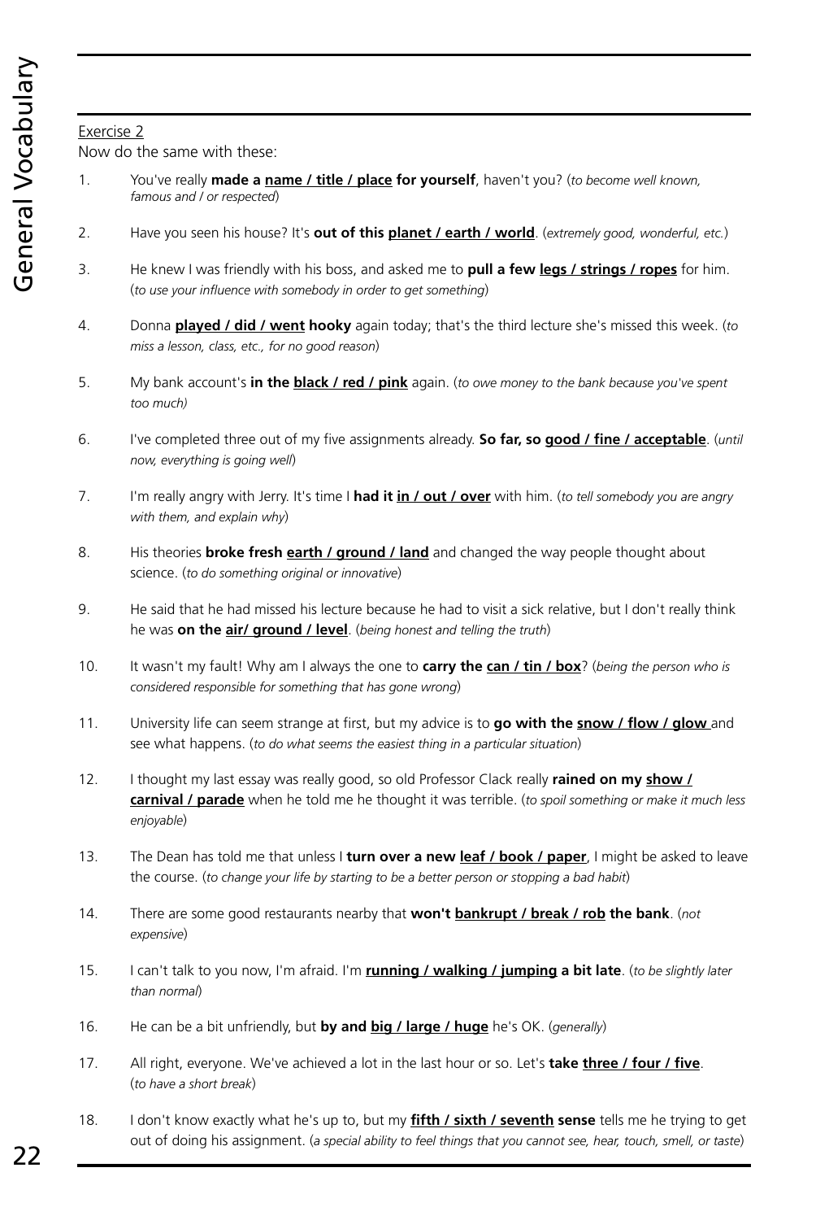Exercise 2

Now do the same with these:

1. You've really **made a name / title / place for yourself**, haven't you? (*to become well known, famous and / or respected*)

2. Have you seen his house? It's **out of this planet / earth / world**. (*extremely good, wonderful, etc.*)

3. He knew I was friendly with his boss, and asked me to **pull a few legs / strings / ropes** for him. (*to use your influence with somebody in order to get something*)

4. Donna **played / did / went hooky** again today; that's the third lecture she's missed this week. (*to miss a lesson, class, etc., for no good reason*)

5. My bank account's **in the black / red / pink** again. (*to owe money to the bank because you've spent too much)*

6. I've completed three out of my five assignments already. **So far, so good / fine / acceptable**. (*until now, everything is going well*)

7. I'm really angry with Jerry. It's time I **had it in / out / over** with him. (*to tell somebody you are angry with them, and explain why*)

8. His theories **broke fresh earth / ground / land** and changed the way people thought about science. (*to do something original or innovative*)

9. He said that he had missed his lecture because he had to visit a sick relative, but I don't really think he was **on the air/ ground / level**. (*being honest and telling the truth*)

10. It wasn't my fault! Why am I always the one to **carry the can / tin / box**? (*being the person who is considered responsible for something that has gone wrong*)

11. University life can seem strange at first, but my advice is to **go with the snow / flow / glow** and see what happens. (*to do what seems the easiest thing in a particular situation*)

12. I thought my last essay was really good, so old Professor Clack really **rained on my show / carnival / parade** when he told me he thought it was terrible. (*to spoil something or make it much less enjoyable*)

13. The Dean has told me that unless I **turn over a new leaf / book / paper**, I might be asked to leave the course. (*to change your life by starting to be a better person or stopping a bad habit*)

14. There are some good restaurants nearby that **won't bankrupt / break / rob the bank**. (*not expensive*)

15. I can't talk to you now, I'm afraid. I'm **running / walking / jumping a bit late**. (*to be slightly later than normal*)

16. He can be a bit unfriendly, but **by and big / large / huge** he's OK. (*generally*)

17. All right, everyone. We've achieved a lot in the last hour or so. Let's **take three / four / five**. (*to have a short break*)

18. I don't know exactly what he's up to, but my **fifth / sixth / seventh sense** tells me he trying to get out of doing his assignment. (*a special ability to feel things that you cannot see, hear, touch, smell, or taste*)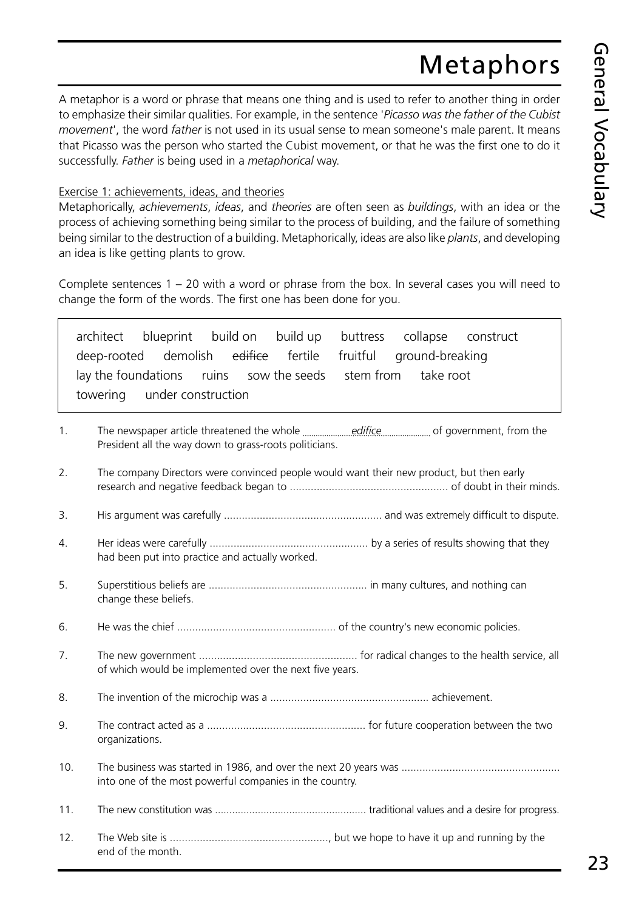# Metaphors

A metaphor is a word or phrase that means one thing and is used to refer to another thing in order to emphasize their similar qualities. For example, in the sentence '*Picasso was the father of the Cubist movement*', the word *father* is not used in its usual sense to mean someone's male parent. It means that Picasso was the person who started the Cubist movement, or that he was the first one to do it successfully. *Father* is being used in a *metaphorical* way.

Exercise 1: achievements, ideas, and theories

Metaphorically, *achievements*, *ideas*, and *theories* are often seen as *buildings*, with an idea or the process of achieving something being similar to the process of building, and the failure of something being similar to the destruction of a building. Metaphorically, ideas are also like *plants*, and developing an idea is like getting plants to grow.

Complete sentences 1 – 20 with a word or phrase from the box. In several cases you will need to change the form of the words. The first one has been done for you.

> architect    blueprint    build on    build up    buttress    collapse    construct
> deep-rooted    demolish    ~~edifice~~    fertile    fruitful    ground-breaking
> lay the foundations    ruins    sow the seeds    stem from    take root
> towering    under construction

1. The newspaper article threatened the whole ..........*edifice*.......... of government, from the President all the way down to grass-roots politicians.
2. The company Directors were convinced people would want their new product, but then early research and negative feedback began to .................................................... of doubt in their minds.
3. His argument was carefully .................................................... and was extremely difficult to dispute.
4. Her ideas were carefully .................................................... by a series of results showing that they had been put into practice and actually worked.
5. Superstitious beliefs are .................................................... in many cultures, and nothing can change these beliefs.
6. He was the chief .................................................... of the country's new economic policies.
7. The new government .................................................... for radical changes to the health service, all of which would be implemented over the next five years.
8. The invention of the microchip was a .................................................... achievement.
9. The contract acted as a .................................................... for future cooperation between the two organizations.
10. The business was started in 1986, and over the next 20 years was .................................................... into one of the most powerful companies in the country.
11. The new constitution was .................................................... traditional values and a desire for progress.
12. The Web site is ...................................................., but we hope to have it up and running by the end of the month.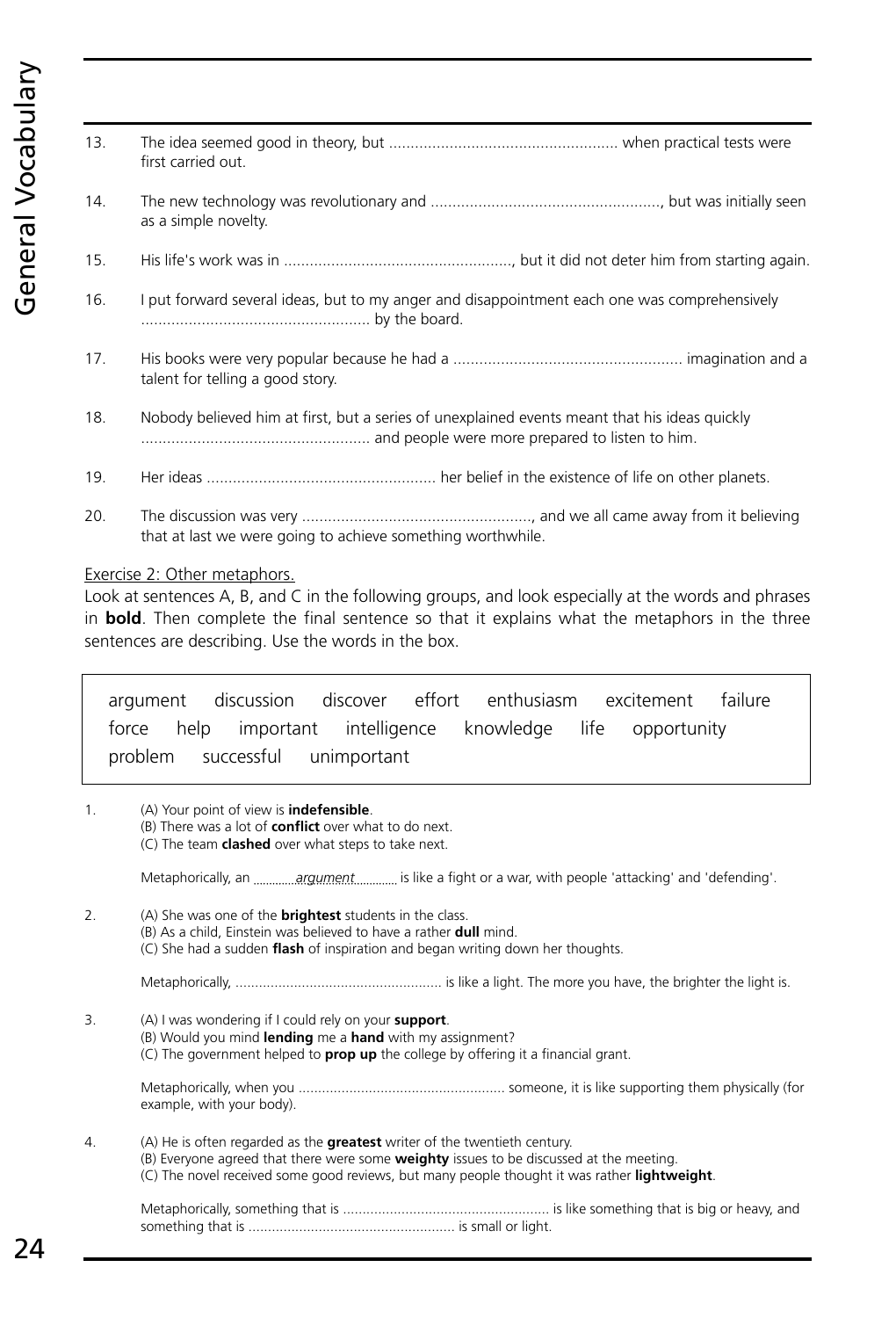13. The idea seemed good in theory, but ..................................................... when practical tests were first carried out.

14. The new technology was revolutionary and ....................................................., but was initially seen as a simple novelty.

15. His life's work was in ....................................................., but it did not deter him from starting again.

16. I put forward several ideas, but to my anger and disappointment each one was comprehensively ..................................................... by the board.

17. His books were very popular because he had a ..................................................... imagination and a talent for telling a good story.

18. Nobody believed him at first, but a series of unexplained events meant that his ideas quickly ..................................................... and people were more prepared to listen to him.

19. Her ideas ..................................................... her belief in the existence of life on other planets.

20. The discussion was very ....................................................., and we all came away from it believing that at last we were going to achieve something worthwhile.

Exercise 2: Other metaphors.

Look at sentences A, B, and C in the following groups, and look especially at the words and phrases in **bold**. Then complete the final sentence so that it explains what the metaphors in the three sentences are describing. Use the words in the box.

| argument | discussion | discover | effort | enthusiasm | excitement | failure |
|---|---|---|---|---|---|---|
| force | help | important | intelligence | knowledge | life | opportunity |
| problem | successful | unimportant | | | | |

1. (A) Your point of view is **indefensible**.
   (B) There was a lot of **conflict** over what to do next.
   (C) The team **clashed** over what steps to take next.

   Metaphorically, an ............*argument*............ is like a fight or a war, with people 'attacking' and 'defending'.

2. (A) She was one of the **brightest** students in the class.
   (B) As a child, Einstein was believed to have a rather **dull** mind.
   (C) She had a sudden **flash** of inspiration and began writing down her thoughts.

   Metaphorically, ..................................................... is like a light. The more you have, the brighter the light is.

3. (A) I was wondering if I could rely on your **support**.
   (B) Would you mind **lending** me a **hand** with my assignment?
   (C) The government helped to **prop up** the college by offering it a financial grant.

   Metaphorically, when you ..................................................... someone, it is like supporting them physically (for example, with your body).

4. (A) He is often regarded as the **greatest** writer of the twentieth century.
   (B) Everyone agreed that there were some **weighty** issues to be discussed at the meeting.
   (C) The novel received some good reviews, but many people thought it was rather **lightweight**.

   Metaphorically, something that is ..................................................... is like something that is big or heavy, and something that is ..................................................... is small or light.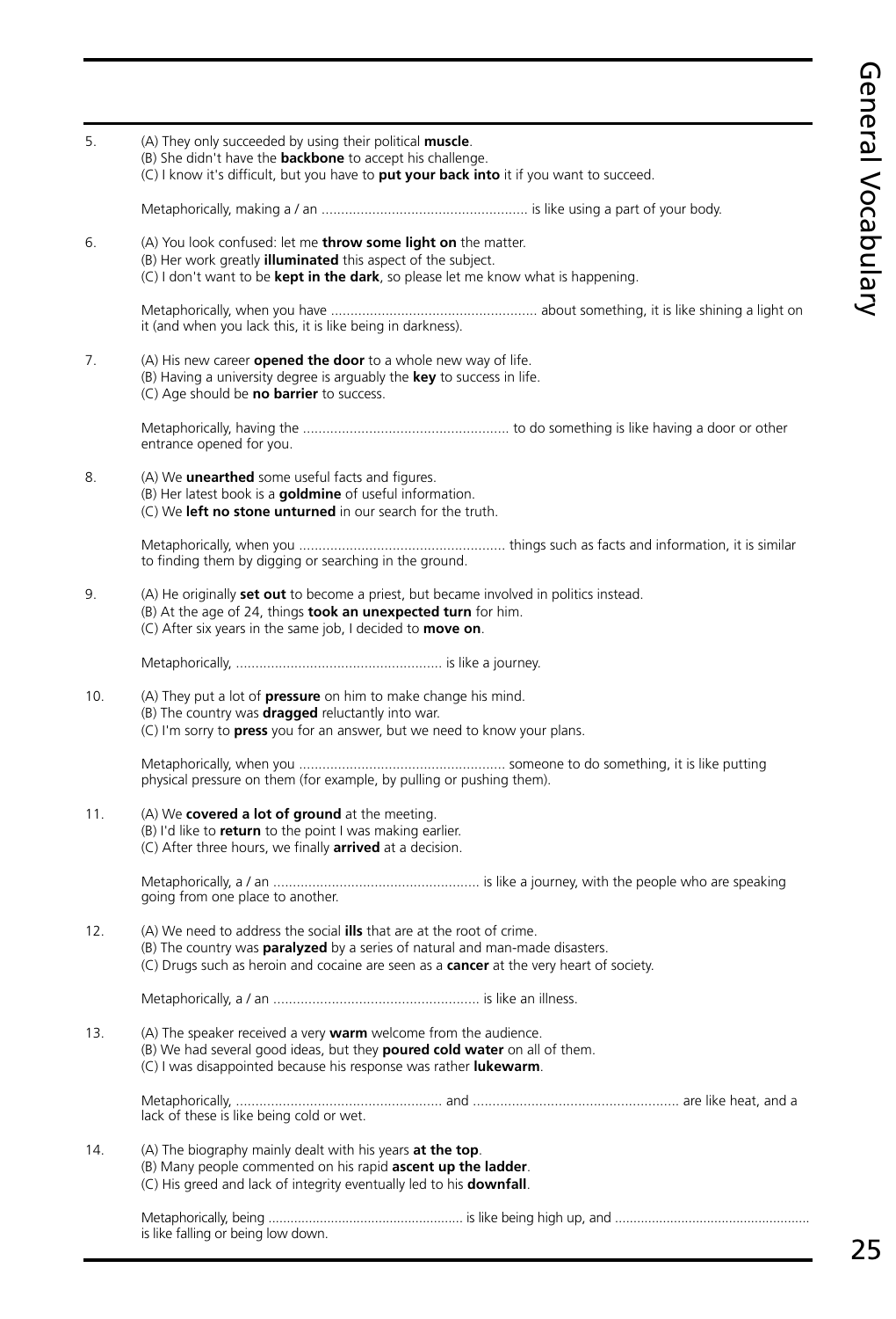5. (A) They only succeeded by using their political **muscle**.
(B) She didn't have the **backbone** to accept his challenge.
(C) I know it's difficult, but you have to **put your back into** it if you want to succeed.

Metaphorically, making a / an .................................................... is like using a part of your body.

6. (A) You look confused: let me **throw some light on** the matter.
(B) Her work greatly **illuminated** this aspect of the subject.
(C) I don't want to be **kept in the dark**, so please let me know what is happening.

Metaphorically, when you have .................................................... about something, it is like shining a light on it (and when you lack this, it is like being in darkness).

7. (A) His new career **opened the door** to a whole new way of life.
(B) Having a university degree is arguably the **key** to success in life.
(C) Age should be **no barrier** to success.

Metaphorically, having the .................................................... to do something is like having a door or other entrance opened for you.

8. (A) We **unearthed** some useful facts and figures.
(B) Her latest book is a **goldmine** of useful information.
(C) We **left no stone unturned** in our search for the truth.

Metaphorically, when you .................................................... things such as facts and information, it is similar to finding them by digging or searching in the ground.

9. (A) He originally **set out** to become a priest, but became involved in politics instead.
(B) At the age of 24, things **took an unexpected turn** for him.
(C) After six years in the same job, I decided to **move on**.

Metaphorically, .................................................... is like a journey.

10. (A) They put a lot of **pressure** on him to make change his mind.
(B) The country was **dragged** reluctantly into war.
(C) I'm sorry to **press** you for an answer, but we need to know your plans.

Metaphorically, when you .................................................... someone to do something, it is like putting physical pressure on them (for example, by pulling or pushing them).

11. (A) We **covered a lot of ground** at the meeting.
(B) I'd like to **return** to the point I was making earlier.
(C) After three hours, we finally **arrived** at a decision.

Metaphorically, a / an .................................................... is like a journey, with the people who are speaking going from one place to another.

12. (A) We need to address the social **ills** that are at the root of crime.
(B) The country was **paralyzed** by a series of natural and man-made disasters.
(C) Drugs such as heroin and cocaine are seen as a **cancer** at the very heart of society.

Metaphorically, a / an .................................................... is like an illness.

13. (A) The speaker received a very **warm** welcome from the audience.
(B) We had several good ideas, but they **poured cold water** on all of them.
(C) I was disappointed because his response was rather **lukewarm**.

Metaphorically, .................................................... and .................................................... are like heat, and a lack of these is like being cold or wet.

14. (A) The biography mainly dealt with his years **at the top**.
(B) Many people commented on his rapid **ascent up the ladder**.
(C) His greed and lack of integrity eventually led to his **downfall**.

Metaphorically, being .................................................... is like being high up, and .................................................... is like falling or being low down.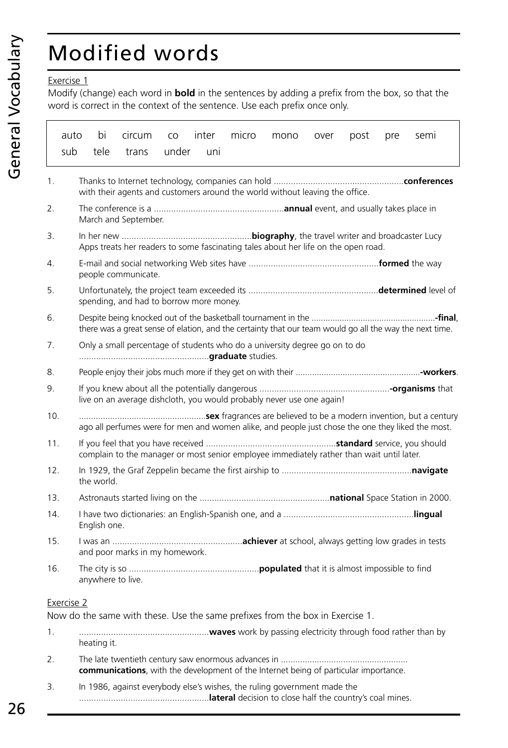# Modified words

Exercise 1

Modify (change) each word in **bold** in the sentences by adding a prefix from the box, so that the word is correct in the context of the sentence. Use each prefix once only.

| auto | bi | circum | co | inter | micro | mono | over | post | pre | semi | sub | tele | trans | under | uni |
|---|---|---|---|---|---|---|---|---|---|---|---|---|---|---|---|

1. Thanks to Internet technology, companies can hold ....................................................**conferences** with their agents and customers around the world without leaving the office.
2. The conference is a ....................................................**annual** event, and usually takes place in March and September.
3. In her new ....................................................**biography**, the travel writer and broadcaster Lucy Apps treats her readers to some fascinating tales about her life on the open road.
4. E-mail and social networking Web sites have ....................................................**formed** the way people communicate.
5. Unfortunately, the project team exceeded its ....................................................**determined** level of spending, and had to borrow more money.
6. Despite being knocked out of the basketball tournament in the ....................................................**-final**, there was a great sense of elation, and the certainty that our team would go all the way the next time.
7. Only a small percentage of students who do a university degree go on to do ....................................................**graduate** studies.
8. People enjoy their jobs much more if they get on with their ....................................................**-workers**.
9. If you knew about all the potentially dangerous ....................................................**-organisms** that live on an average dishcloth, you would probably never use one again!
10. ....................................................**sex** fragrances are believed to be a modern invention, but a century ago all perfumes were for men and women alike, and people just chose the one they liked the most.
11. If you feel that you have received ....................................................**standard** service, you should complain to the manager or most senior employee immediately rather than wait until later.
12. In 1929, the Graf Zeppelin became the first airship to ....................................................**navigate** the world.
13. Astronauts started living on the ....................................................**national** Space Station in 2000.
14. I have two dictionaries: an English-Spanish one, and a ....................................................**lingual** English one.
15. I was an ....................................................**achiever** at school, always getting low grades in tests and poor marks in my homework.
16. The city is so ....................................................**populated** that it is almost impossible to find anywhere to live.

Exercise 2

Now do the same with these. Use the same prefixes from the box in Exercise 1.

1. ....................................................**waves** work by passing electricity through food rather than by heating it.
2. The late twentieth century saw enormous advances in .................................................... **communications**, with the development of the Internet being of particular importance.
3. In 1986, against everybody else's wishes, the ruling government made the ....................................................**lateral** decision to close half the country's coal mines.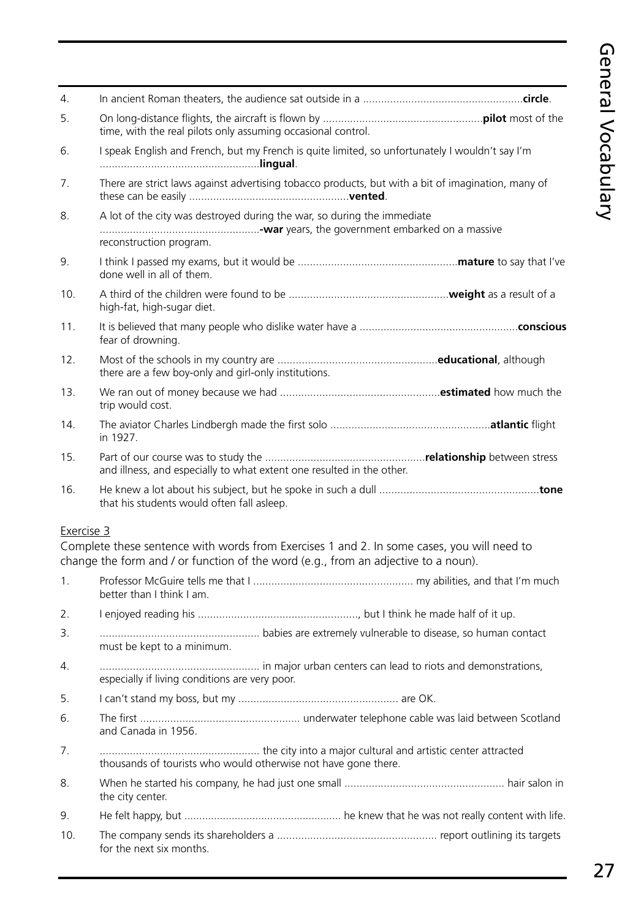4. In ancient Roman theaters, the audience sat outside in a ....................................................**circle**.

5. On long-distance flights, the aircraft is flown by ....................................................**pilot** most of the time, with the real pilots only assuming occasional control.

6. I speak English and French, but my French is quite limited, so unfortunately I wouldn't say I'm ....................................................**lingual**.

7. There are strict laws against advertising tobacco products, but with a bit of imagination, many of these can be easily ....................................................**vented**.

8. A lot of the city was destroyed during the war, so during the immediate ....................................................**-war** years, the government embarked on a massive reconstruction program.

9. I think I passed my exams, but it would be ....................................................**mature** to say that I've done well in all of them.

10. A third of the children were found to be ....................................................**weight** as a result of a high-fat, high-sugar diet.

11. It is believed that many people who dislike water have a ....................................................**conscious** fear of drowning.

12. Most of the schools in my country are ....................................................**educational**, although there are a few boy-only and girl-only institutions.

13. We ran out of money because we had ....................................................**estimated** how much the trip would cost.

14. The aviator Charles Lindbergh made the first solo ....................................................**atlantic** flight in 1927.

15. Part of our course was to study the ....................................................**relationship** between stress and illness, and especially to what extent one resulted in the other.

16. He knew a lot about his subject, but he spoke in such a dull ....................................................**tone** that his students would often fall asleep.

Exercise 3

Complete these sentence with words from Exercises 1 and 2. In some cases, you will need to change the form and / or function of the word (e.g., from an adjective to a noun).

1. Professor McGuire tells me that I .................................................... my abilities, and that I'm much better than I think I am.

2. I enjoyed reading his ...................................................., but I think he made half of it up.

3. .................................................... babies are extremely vulnerable to disease, so human contact must be kept to a minimum.

4. .................................................... in major urban centers can lead to riots and demonstrations, especially if living conditions are very poor.

5. I can't stand my boss, but my .................................................... are OK.

6. The first .................................................... underwater telephone cable was laid between Scotland and Canada in 1956.

7. .................................................... the city into a major cultural and artistic center attracted thousands of tourists who would otherwise not have gone there.

8. When he started his company, he had just one small .................................................... hair salon in the city center.

9. He felt happy, but .................................................... he knew that he was not really content with life.

10. The company sends its shareholders a .................................................... report outlining its targets for the next six months.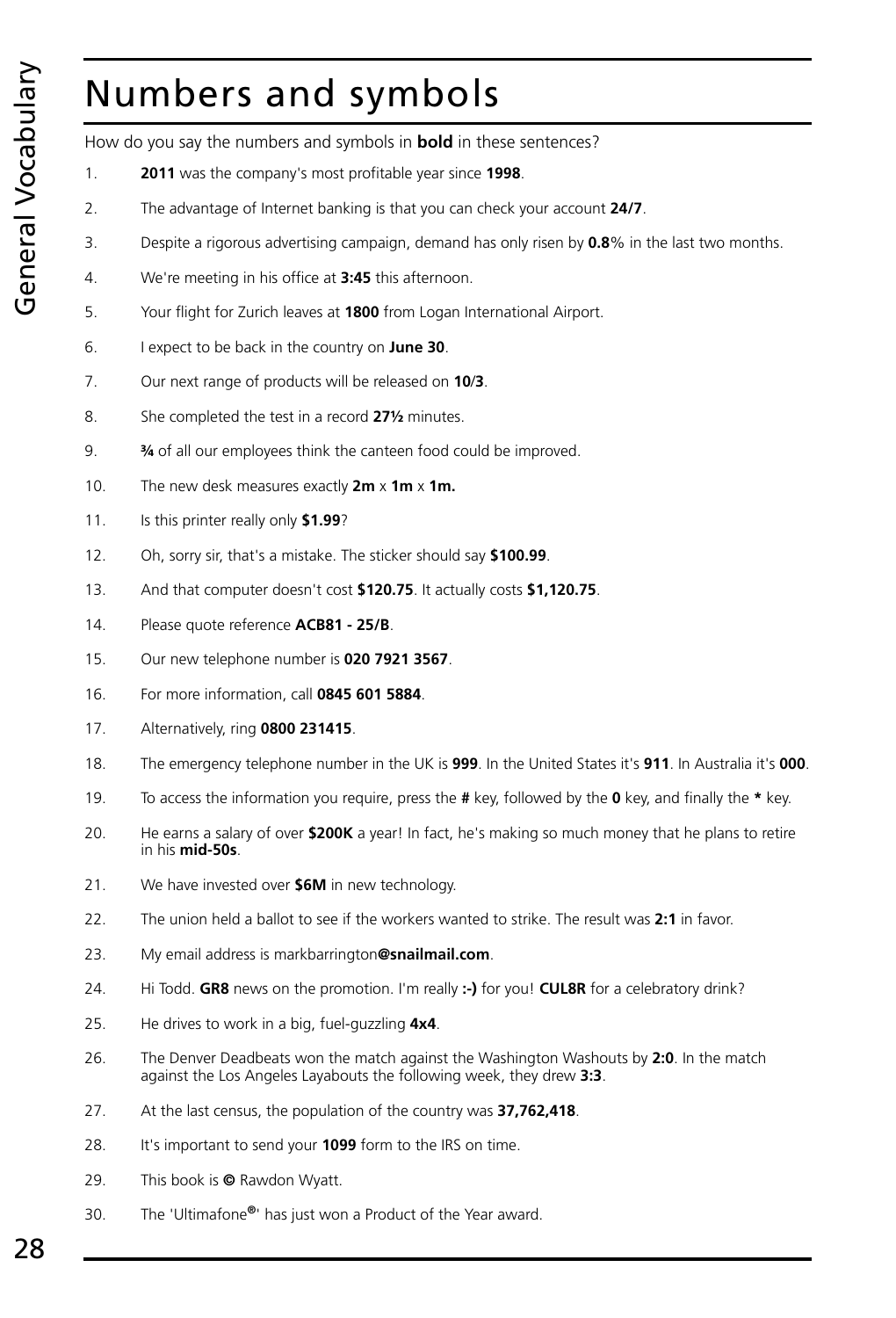# Numbers and symbols

How do you say the numbers and symbols in **bold** in these sentences?

1. **2011** was the company's most profitable year since **1998**.
2. The advantage of Internet banking is that you can check your account **24/7**.
3. Despite a rigorous advertising campaign, demand has only risen by **0.8**% in the last two months.
4. We're meeting in his office at **3:45** this afternoon.
5. Your flight for Zurich leaves at **1800** from Logan International Airport.
6. I expect to be back in the country on **June 30**.
7. Our next range of products will be released on **10/3**.
8. She completed the test in a record **27½** minutes.
9. **¾** of all our employees think the canteen food could be improved.
10. The new desk measures exactly **2m** x **1m** x **1m.**
11. Is this printer really only **$1.99**?
12. Oh, sorry sir, that's a mistake. The sticker should say **$100.99**.
13. And that computer doesn't cost **$120.75**. It actually costs **$1,120.75**.
14. Please quote reference **ACB81 - 25/B**.
15. Our new telephone number is **020 7921 3567**.
16. For more information, call **0845 601 5884**.
17. Alternatively, ring **0800 231415**.
18. The emergency telephone number in the UK is **999**. In the United States it's **911**. In Australia it's **000**.
19. To access the information you require, press the **#** key, followed by the **0** key, and finally the ***** key.
20. He earns a salary of over **$200K** a year! In fact, he's making so much money that he plans to retire in his **mid-50s**.
21. We have invested over **$6M** in new technology.
22. The union held a ballot to see if the workers wanted to strike. The result was **2:1** in favor.
23. My email address is markbarrington**@snailmail.com**.
24. Hi Todd. **GR8** news on the promotion. I'm really **:-)** for you! **CUL8R** for a celebratory drink?
25. He drives to work in a big, fuel-guzzling **4x4**.
26. The Denver Deadbeats won the match against the Washington Washouts by **2:0**. In the match against the Los Angeles Layabouts the following week, they drew **3:3**.
27. At the last census, the population of the country was **37,762,418**.
28. It's important to send your **1099** form to the IRS on time.
29. This book is **©** Rawdon Wyatt.
30. The 'Ultimafone®' has just won a Product of the Year award.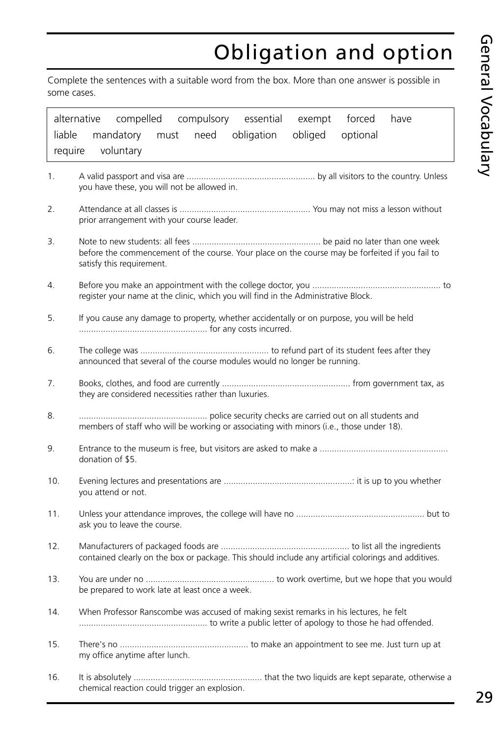# Obligation and option

Complete the sentences with a suitable word from the box. More than one answer is possible in some cases.

| alternative compelled compulsory essential exempt forced have liable mandatory must need obligation obliged optional require voluntary |
|---|

1. A valid passport and visa are .................................................... by all visitors to the country. Unless you have these, you will not be allowed in.

2. Attendance at all classes is .................................................... You may not miss a lesson without prior arrangement with your course leader.

3. Note to new students: all fees .................................................... be paid no later than one week before the commencement of the course. Your place on the course may be forfeited if you fail to satisfy this requirement.

4. Before you make an appointment with the college doctor, you .................................................... to register your name at the clinic, which you will find in the Administrative Block.

5. If you cause any damage to property, whether accidentally or on purpose, you will be held .................................................... for any costs incurred.

6. The college was .................................................... to refund part of its student fees after they announced that several of the course modules would no longer be running.

7. Books, clothes, and food are currently .................................................... from government tax, as they are considered necessities rather than luxuries.

8. .................................................... police security checks are carried out on all students and members of staff who will be working or associating with minors (i.e., those under 18).

9. Entrance to the museum is free, but visitors are asked to make a .................................................... donation of $5.

10. Evening lectures and presentations are ....................................................: it is up to you whether you attend or not.

11. Unless your attendance improves, the college will have no .................................................... but to ask you to leave the course.

12. Manufacturers of packaged foods are .................................................... to list all the ingredients contained clearly on the box or package. This should include any artificial colorings and additives.

13. You are under no .................................................... to work overtime, but we hope that you would be prepared to work late at least once a week.

14. When Professor Ranscombe was accused of making sexist remarks in his lectures, he felt .................................................... to write a public letter of apology to those he had offended.

15. There's no .................................................... to make an appointment to see me. Just turn up at my office anytime after lunch.

16. It is absolutely .................................................... that the two liquids are kept separate, otherwise a chemical reaction could trigger an explosion.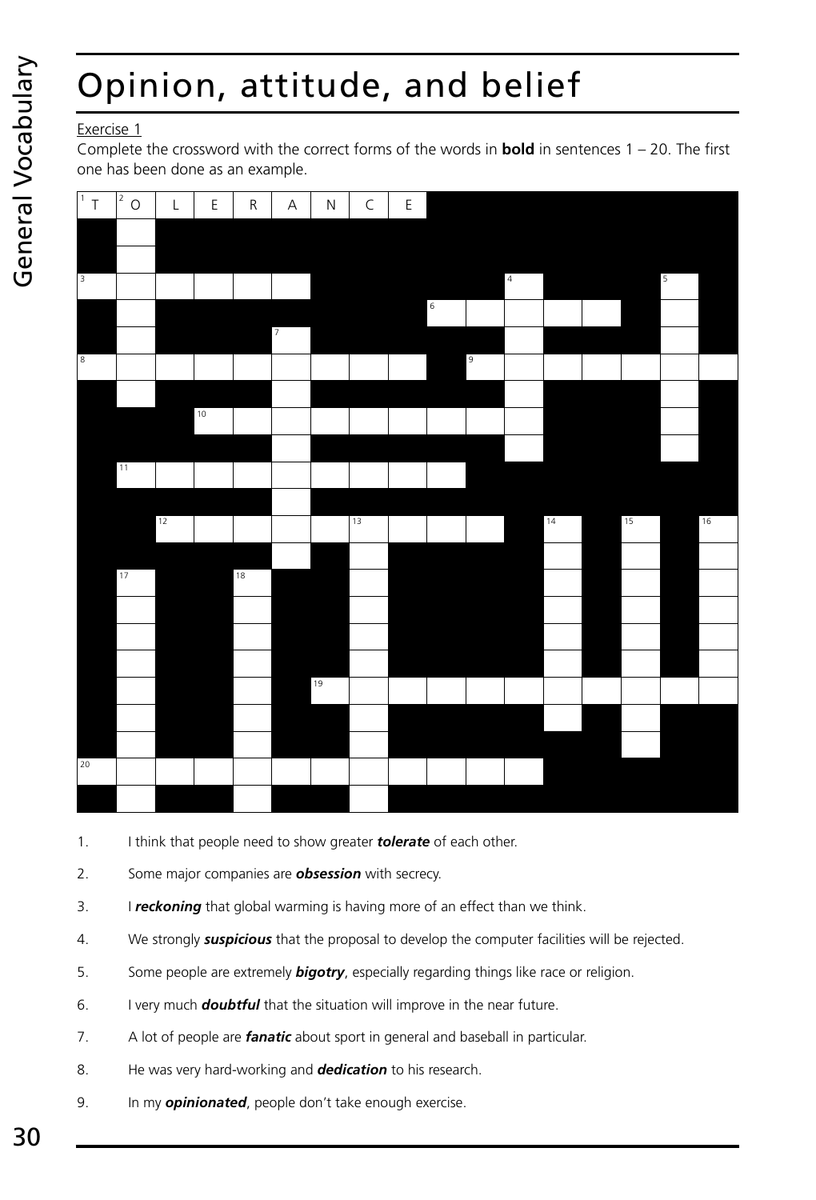# Opinion, attitude, and belief

Exercise 1

Complete the crossword with the correct forms of the words in **bold** in sentences 1 – 20. The first one has been done as an example.

| 1 T | 2 O | L | E | R | A | N | C | E |
|---|---|---|---|---|---|---|---|---|

1. I think that people need to show greater ***tolerate*** of each other.
2. Some major companies are ***obsession*** with secrecy.
3. I ***reckoning*** that global warming is having more of an effect than we think.
4. We strongly ***suspicious*** that the proposal to develop the computer facilities will be rejected.
5. Some people are extremely ***bigotry***, especially regarding things like race or religion.
6. I very much ***doubtful*** that the situation will improve in the near future.
7. A lot of people are ***fanatic*** about sport in general and baseball in particular.
8. He was very hard-working and ***dedication*** to his research.
9. In my ***opinionated***, people don't take enough exercise.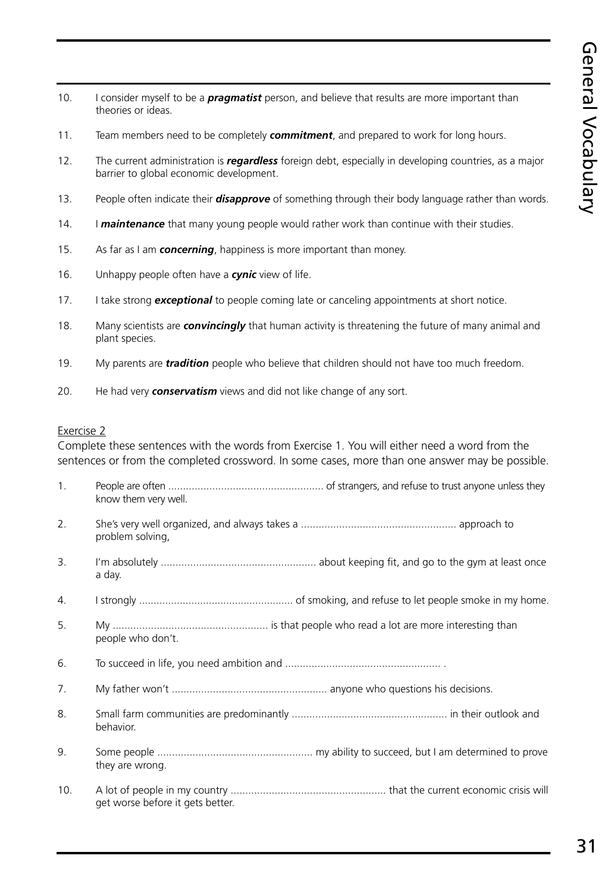10. I consider myself to be a ***pragmatist*** person, and believe that results are more important than theories or ideas.

11. Team members need to be completely ***commitment***, and prepared to work for long hours.

12. The current administration is ***regardless*** foreign debt, especially in developing countries, as a major barrier to global economic development.

13. People often indicate their ***disapprove*** of something through their body language rather than words.

14. I ***maintenance*** that many young people would rather work than continue with their studies.

15. As far as I am ***concerning***, happiness is more important than money.

16. Unhappy people often have a ***cynic*** view of life.

17. I take strong ***exceptional*** to people coming late or canceling appointments at short notice.

18. Many scientists are ***convincingly*** that human activity is threatening the future of many animal and plant species.

19. My parents are ***tradition*** people who believe that children should not have too much freedom.

20. He had very ***conservatism*** views and did not like change of any sort.

Exercise 2

Complete these sentences with the words from Exercise 1. You will either need a word from the sentences or from the completed crossword. In some cases, more than one answer may be possible.

1. People are often ..................................................... of strangers, and refuse to trust anyone unless they know them very well.

2. She's very well organized, and always takes a ..................................................... approach to problem solving,

3. I'm absolutely ..................................................... about keeping fit, and go to the gym at least once a day.

4. I strongly ..................................................... of smoking, and refuse to let people smoke in my home.

5. My ..................................................... is that people who read a lot are more interesting than people who don't.

6. To succeed in life, you need ambition and ..................................................... .

7. My father won't ..................................................... anyone who questions his decisions.

8. Small farm communities are predominantly ..................................................... in their outlook and behavior.

9. Some people ..................................................... my ability to succeed, but I am determined to prove they are wrong.

10. A lot of people in my country ..................................................... that the current economic crisis will get worse before it gets better.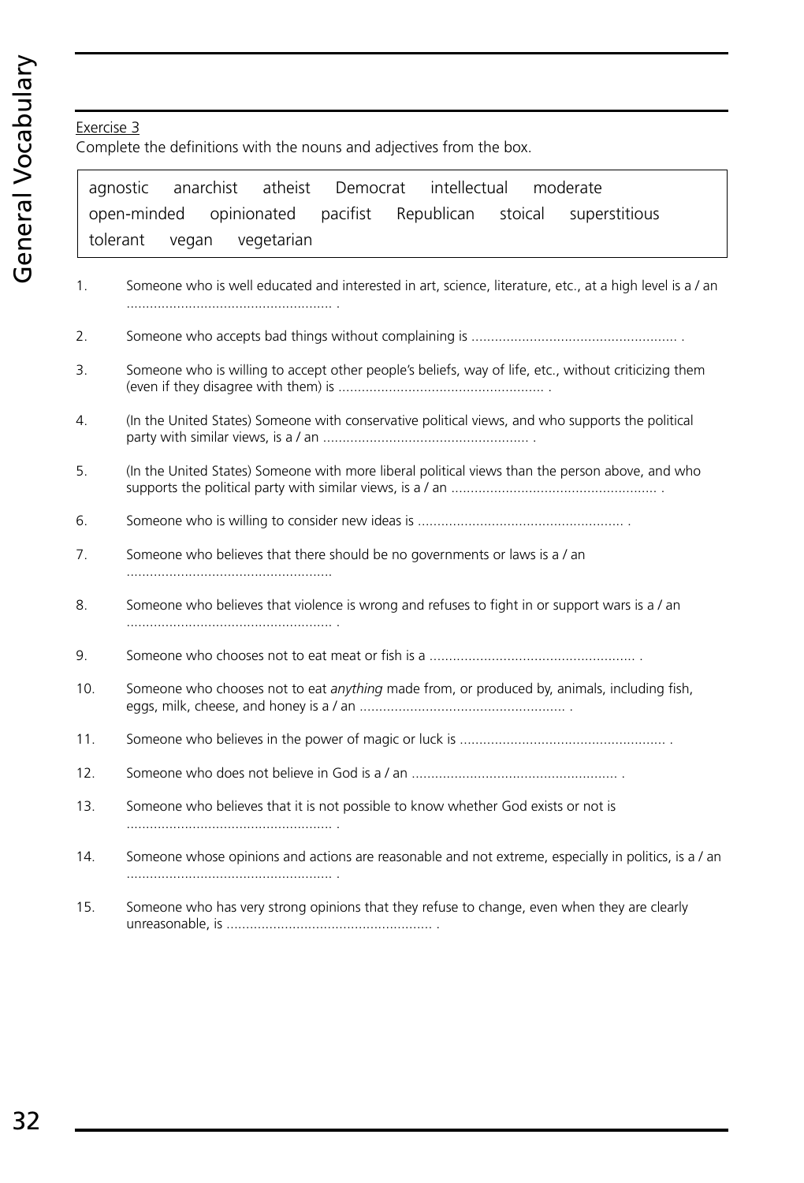Exercise 3

Complete the definitions with the nouns and adjectives from the box.

| agnostic | anarchist | atheist | Democrat | intellectual | moderate | open-minded | opinionated | pacifist | Republican | stoical | superstitious | tolerant | vegan | vegetarian |
|---|---|---|---|---|---|---|---|---|---|---|---|---|---|---|

1. Someone who is well educated and interested in art, science, literature, etc., at a high level is a / an ..................................................... .
2. Someone who accepts bad things without complaining is ..................................................... .
3. Someone who is willing to accept other people's beliefs, way of life, etc., without criticizing them (even if they disagree with them) is ..................................................... .
4. (In the United States) Someone with conservative political views, and who supports the political party with similar views, is a / an ..................................................... .
5. (In the United States) Someone with more liberal political views than the person above, and who supports the political party with similar views, is a / an ..................................................... .
6. Someone who is willing to consider new ideas is ..................................................... .
7. Someone who believes that there should be no governments or laws is a / an .....................................................
8. Someone who believes that violence is wrong and refuses to fight in or support wars is a / an ..................................................... .
9. Someone who chooses not to eat meat or fish is a ..................................................... .
10. Someone who chooses not to eat *anything* made from, or produced by, animals, including fish, eggs, milk, cheese, and honey is a / an ..................................................... .
11. Someone who believes in the power of magic or luck is ..................................................... .
12. Someone who does not believe in God is a / an ..................................................... .
13. Someone who believes that it is not possible to know whether God exists or not is ..................................................... .
14. Someone whose opinions and actions are reasonable and not extreme, especially in politics, is a / an ..................................................... .
15. Someone who has very strong opinions that they refuse to change, even when they are clearly unreasonable, is ..................................................... .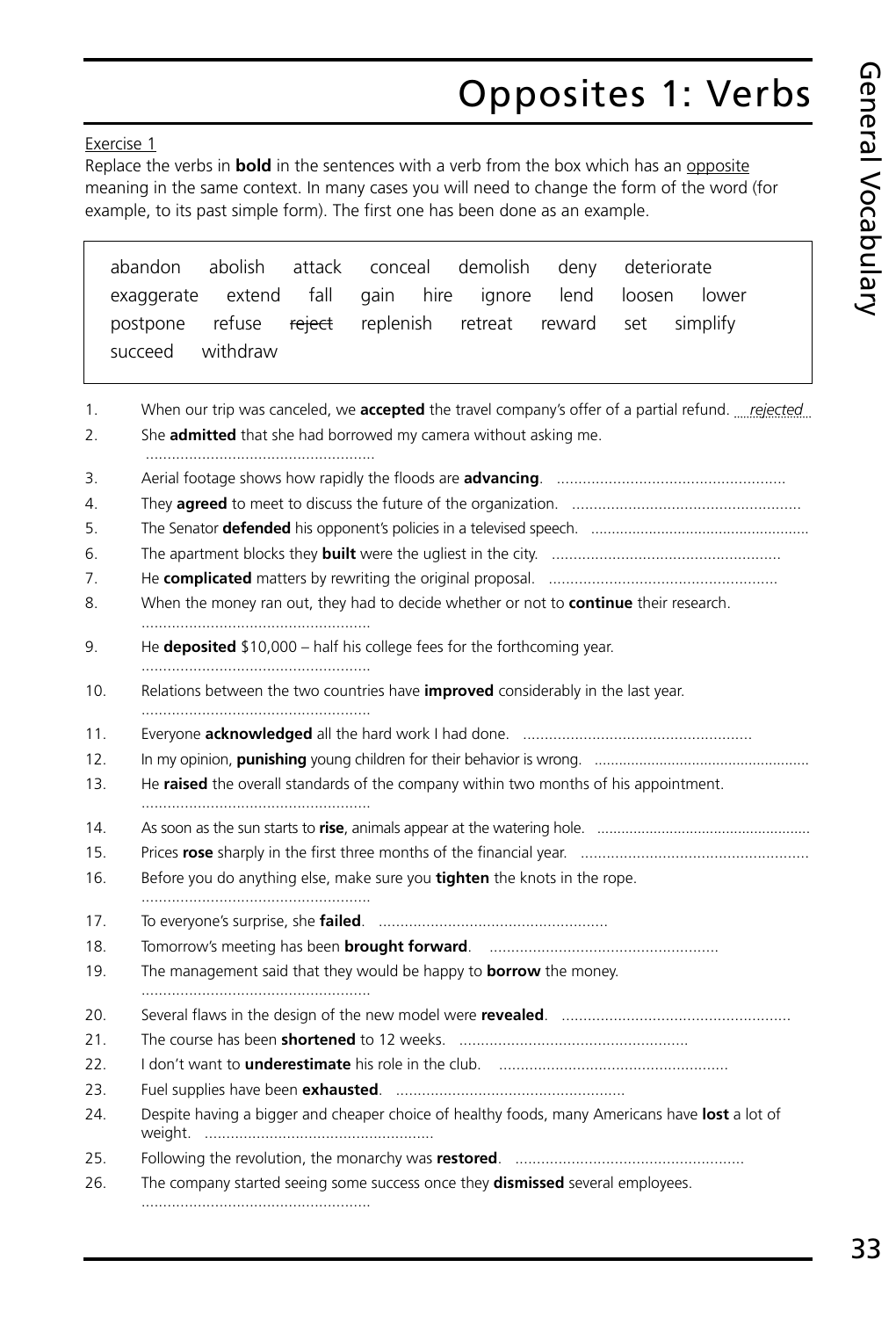# Opposites 1: Verbs

Exercise 1

Replace the verbs in **bold** in the sentences with a verb from the box which has an opposite meaning in the same context. In many cases you will need to change the form of the word (for example, to its past simple form). The first one has been done as an example.

> abandon abolish attack conceal demolish deny deteriorate exaggerate extend fall gain hire ignore lend loosen lower postpone refuse ~~reject~~ replenish retreat reward set simplify succeed withdraw

1. When our trip was canceled, we **accepted** the travel company's offer of a partial refund. *rejected*
2. She **admitted** that she had borrowed my camera without asking me. ....................................................
3. Aerial footage shows how rapidly the floods are **advancing**. ....................................................
4. They **agreed** to meet to discuss the future of the organization. ....................................................
5. The Senator **defended** his opponent's policies in a televised speech. ....................................................
6. The apartment blocks they **built** were the ugliest in the city. ....................................................
7. He **complicated** matters by rewriting the original proposal. ....................................................
8. When the money ran out, they had to decide whether or not to **continue** their research. ....................................................
9. He **deposited** $10,000 – half his college fees for the forthcoming year. ....................................................
10. Relations between the two countries have **improved** considerably in the last year. ....................................................
11. Everyone **acknowledged** all the hard work I had done. ....................................................
12. In my opinion, **punishing** young children for their behavior is wrong. ....................................................
13. He **raised** the overall standards of the company within two months of his appointment. ....................................................
14. As soon as the sun starts to **rise**, animals appear at the watering hole. ....................................................
15. Prices **rose** sharply in the first three months of the financial year. ....................................................
16. Before you do anything else, make sure you **tighten** the knots in the rope. ....................................................
17. To everyone's surprise, she **failed**. ....................................................
18. Tomorrow's meeting has been **brought forward**. ....................................................
19. The management said that they would be happy to **borrow** the money. ....................................................
20. Several flaws in the design of the new model were **revealed**. ....................................................
21. The course has been **shortened** to 12 weeks. ....................................................
22. I don't want to **underestimate** his role in the club. ....................................................
23. Fuel supplies have been **exhausted**. ....................................................
24. Despite having a bigger and cheaper choice of healthy foods, many Americans have **lost** a lot of weight. ....................................................
25. Following the revolution, the monarchy was **restored**. ....................................................
26. The company started seeing some success once they **dismissed** several employees. ....................................................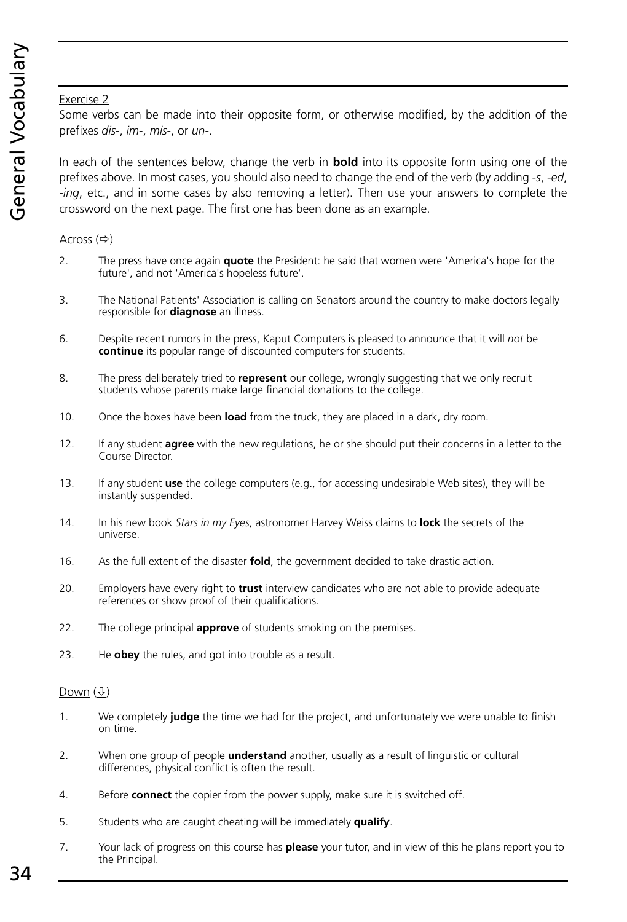Exercise 2

Some verbs can be made into their opposite form, or otherwise modified, by the addition of the prefixes *dis-*, *im-*, *mis-*, or *un-*.

In each of the sentences below, change the verb in **bold** into its opposite form using one of the prefixes above. In most cases, you should also need to change the end of the verb (by adding *-s*, *-ed*, *-ing*, etc., and in some cases by also removing a letter). Then use your answers to complete the crossword on the next page. The first one has been done as an example.

Across (⇨)

2. The press have once again **quote** the President: he said that women were 'America's hope for the future', and not 'America's hopeless future'.
3. The National Patients' Association is calling on Senators around the country to make doctors legally responsible for **diagnose** an illness.
6. Despite recent rumors in the press, Kaput Computers is pleased to announce that it will *not* be **continue** its popular range of discounted computers for students.
8. The press deliberately tried to **represent** our college, wrongly suggesting that we only recruit students whose parents make large financial donations to the college.
10. Once the boxes have been **load** from the truck, they are placed in a dark, dry room.
12. If any student **agree** with the new regulations, he or she should put their concerns in a letter to the Course Director.
13. If any student **use** the college computers (e.g., for accessing undesirable Web sites), they will be instantly suspended.
14. In his new book *Stars in my Eyes*, astronomer Harvey Weiss claims to **lock** the secrets of the universe.
16. As the full extent of the disaster **fold**, the government decided to take drastic action.
20. Employers have every right to **trust** interview candidates who are not able to provide adequate references or show proof of their qualifications.
22. The college principal **approve** of students smoking on the premises.
23. He **obey** the rules, and got into trouble as a result.

Down (⇩)

1. We completely **judge** the time we had for the project, and unfortunately we were unable to finish on time.
2. When one group of people **understand** another, usually as a result of linguistic or cultural differences, physical conflict is often the result.
4. Before **connect** the copier from the power supply, make sure it is switched off.
5. Students who are caught cheating will be immediately **qualify**.
7. Your lack of progress on this course has **please** your tutor, and in view of this he plans report you to the Principal.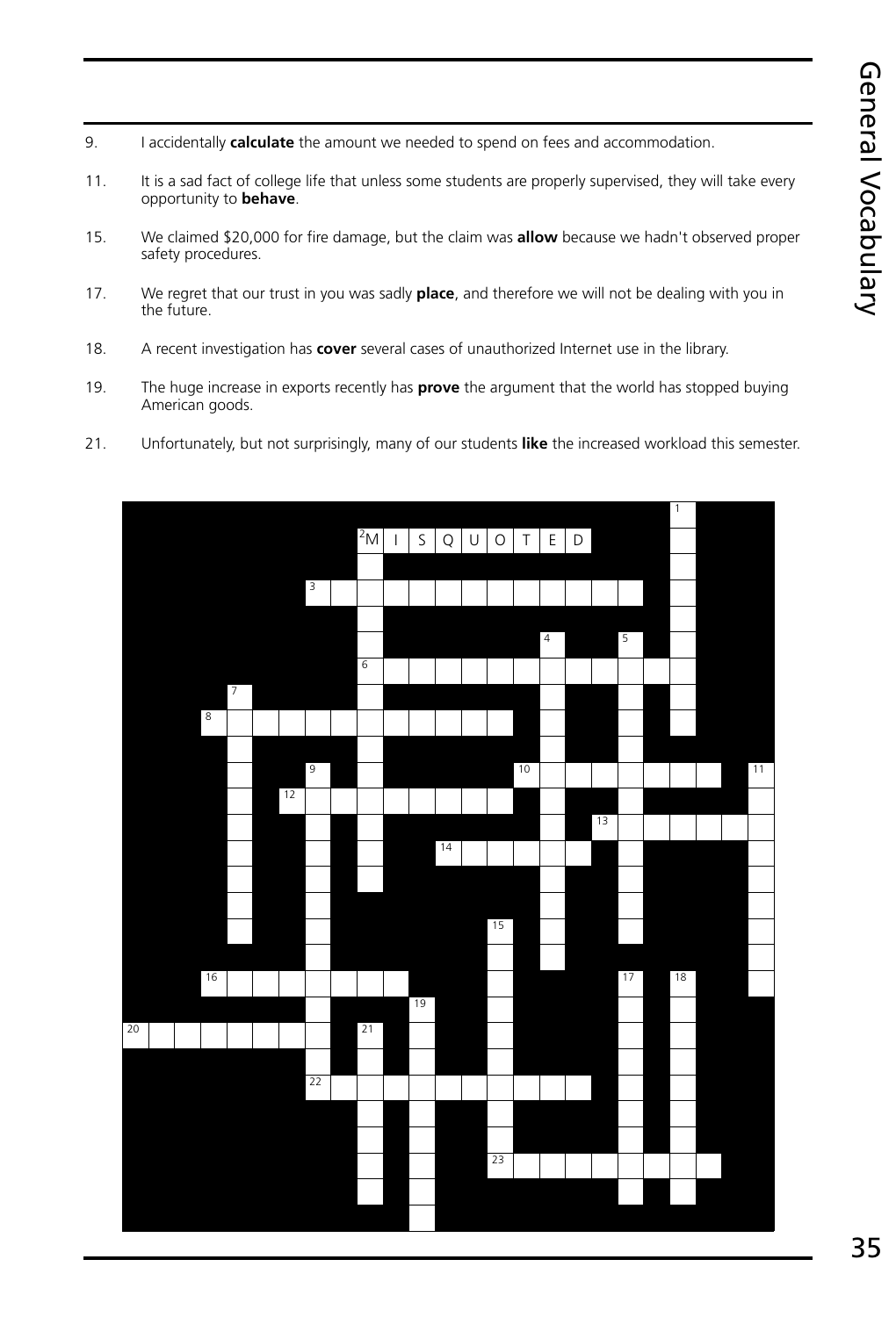9. I accidentally **calculate** the amount we needed to spend on fees and accommodation.

11. It is a sad fact of college life that unless some students are properly supervised, they will take every opportunity to **behave**.

15. We claimed $20,000 for fire damage, but the claim was **allow** because we hadn't observed proper safety procedures.

17. We regret that our trust in you was sadly **place**, and therefore we will not be dealing with you in the future.

18. A recent investigation has **cover** several cases of unauthorized Internet use in the library.

19. The huge increase in exports recently has **prove** the argument that the world has stopped buying American goods.

21. Unfortunately, but not surprisingly, many of our students **like** the increased workload this semester.

2 M I S Q U O T E D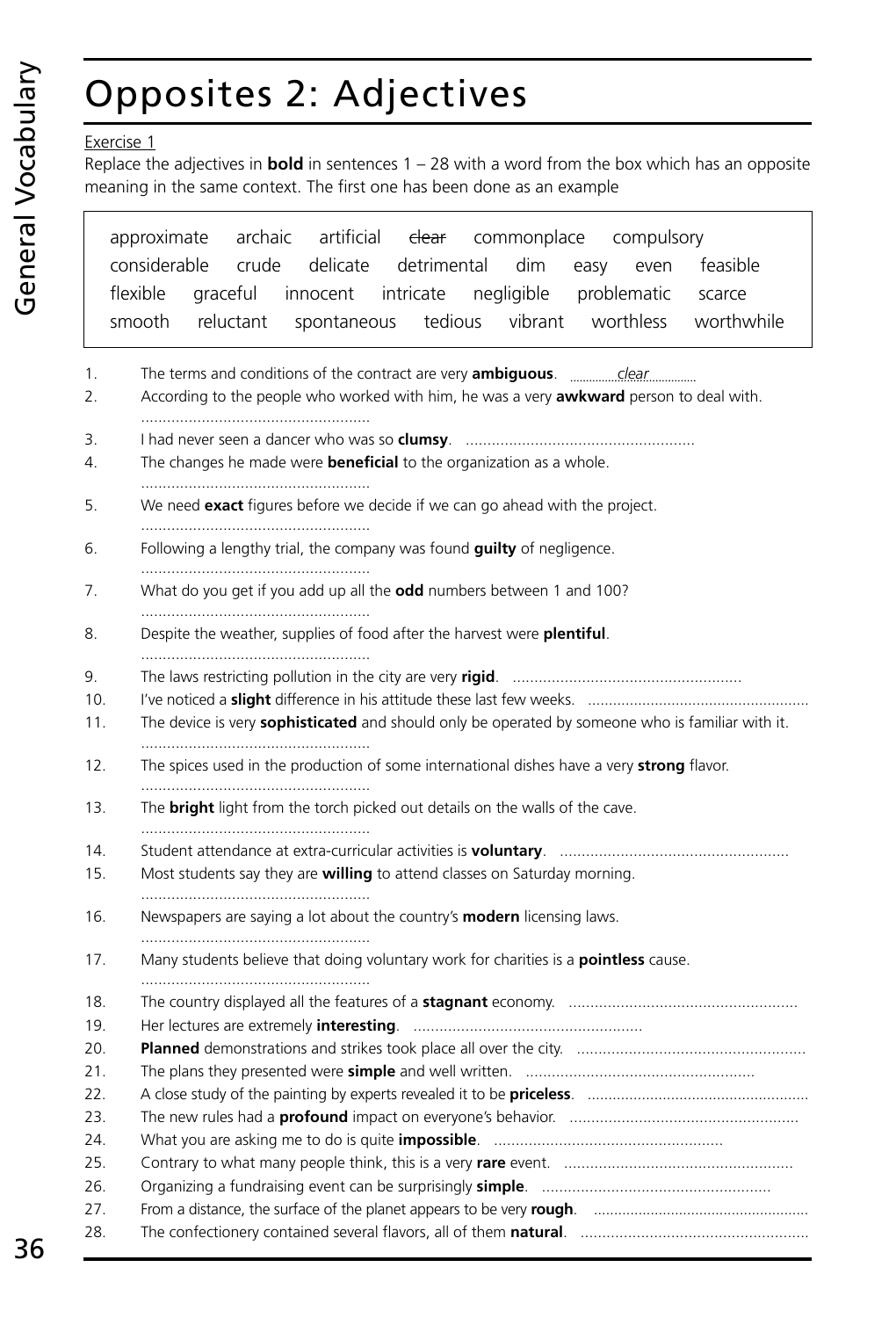# Opposites 2: Adjectives

Exercise 1

Replace the adjectives in **bold** in sentences 1 – 28 with a word from the box which has an opposite meaning in the same context. The first one has been done as an example

| | | | | | | |
|---|---|---|---|---|---|---|
| approximate | archaic | artificial | ~~clear~~ | commonplace | compulsory | |
| considerable | crude | delicate | detrimental | dim | easy | even | feasible |
| flexible | graceful | innocent | intricate | negligible | problematic | scarce |
| smooth | reluctant | spontaneous | tedious | vibrant | worthless | worthwhile |

1. The terms and conditions of the contract are very **ambiguous**. ..............*clear*..............
2. According to the people who worked with him, he was a very **awkward** person to deal with. .....................................................
3. I had never seen a dancer who was so **clumsy**. .....................................................
4. The changes he made were **beneficial** to the organization as a whole. .....................................................
5. We need **exact** figures before we decide if we can go ahead with the project. .....................................................
6. Following a lengthy trial, the company was found **guilty** of negligence. .....................................................
7. What do you get if you add up all the **odd** numbers between 1 and 100? .....................................................
8. Despite the weather, supplies of food after the harvest were **plentiful**. .....................................................
9. The laws restricting pollution in the city are very **rigid**. .....................................................
10. I've noticed a **slight** difference in his attitude these last few weeks. .....................................................
11. The device is very **sophisticated** and should only be operated by someone who is familiar with it. .....................................................
12. The spices used in the production of some international dishes have a very **strong** flavor. .....................................................
13. The **bright** light from the torch picked out details on the walls of the cave. .....................................................
14. Student attendance at extra-curricular activities is **voluntary**. .....................................................
15. Most students say they are **willing** to attend classes on Saturday morning. .....................................................
16. Newspapers are saying a lot about the country's **modern** licensing laws. .....................................................
17. Many students believe that doing voluntary work for charities is a **pointless** cause. .....................................................
18. The country displayed all the features of a **stagnant** economy. .....................................................
19. Her lectures are extremely **interesting**. .....................................................
20. **Planned** demonstrations and strikes took place all over the city. .....................................................
21. The plans they presented were **simple** and well written. .....................................................
22. A close study of the painting by experts revealed it to be **priceless**. .....................................................
23. The new rules had a **profound** impact on everyone's behavior. .....................................................
24. What you are asking me to do is quite **impossible**. .....................................................
25. Contrary to what many people think, this is a very **rare** event. .....................................................
26. Organizing a fundraising event can be surprisingly **simple**. .....................................................
27. From a distance, the surface of the planet appears to be very **rough**. .....................................................
28. The confectionery contained several flavors, all of them **natural**. .....................................................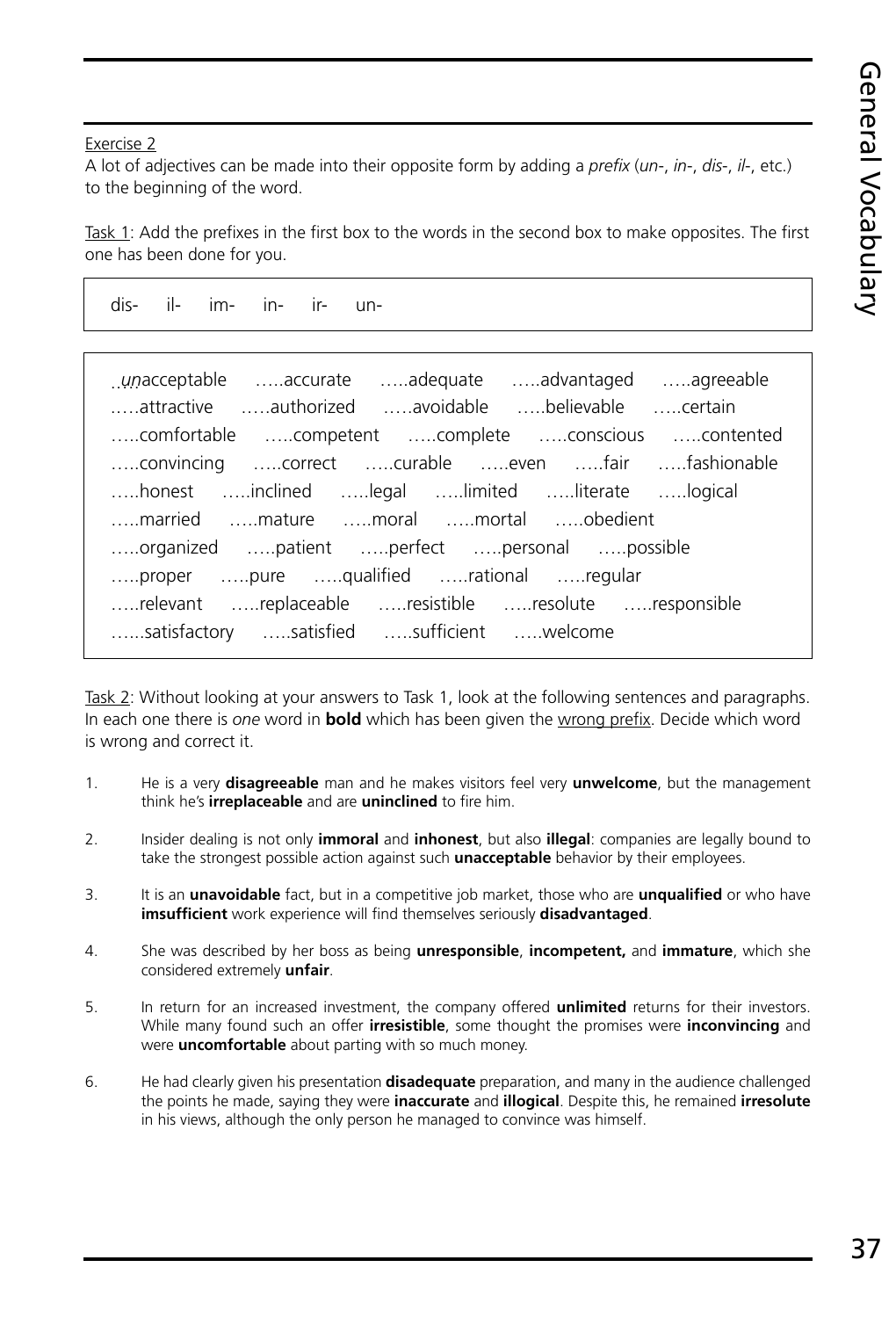Exercise 2

A lot of adjectives can be made into their opposite form by adding a *prefix* (*un-*, *in-*, *dis-*, *il-*, etc.) to the beginning of the word.

Task 1: Add the prefixes in the first box to the words in the second box to make opposites. The first one has been done for you.

dis-   il-   im-   in-   ir-   un-

*un*acceptable   …..accurate   …..adequate   …..advantaged   …..agreeable
…..attractive   …..authorized   …..avoidable   …..believable   …..certain
…..comfortable   …..competent   …..complete   …..conscious   …..contented
…..convincing   …..correct   …..curable   …..even   …..fair   …..fashionable
…..honest   …..inclined   …..legal   …..limited   …..literate   …..logical
…..married   …..mature   …..moral   …..mortal   …..obedient
…..organized   …..patient   …..perfect   …..personal   …..possible
…..proper   …..pure   …..qualified   …..rational   …..regular
…..relevant   …..replaceable   …..resistible   …..resolute   …..responsible
…...satisfactory   …..satisfied   …..sufficient   …..welcome

Task 2: Without looking at your answers to Task 1, look at the following sentences and paragraphs. In each one there is *one* word in **bold** which has been given the wrong prefix. Decide which word is wrong and correct it.

1. He is a very **disagreeable** man and he makes visitors feel very **unwelcome**, but the management think he's **irreplaceable** and are **uninclined** to fire him.
2. Insider dealing is not only **immoral** and **inhonest**, but also **illegal**: companies are legally bound to take the strongest possible action against such **unacceptable** behavior by their employees.
3. It is an **unavoidable** fact, but in a competitive job market, those who are **unqualified** or who have **imsufficient** work experience will find themselves seriously **disadvantaged**.
4. She was described by her boss as being **unresponsible**, **incompetent,** and **immature**, which she considered extremely **unfair**.
5. In return for an increased investment, the company offered **unlimited** returns for their investors. While many found such an offer **irresistible**, some thought the promises were **inconvincing** and were **uncomfortable** about parting with so much money.
6. He had clearly given his presentation **disadequate** preparation, and many in the audience challenged the points he made, saying they were **inaccurate** and **illogical**. Despite this, he remained **irresolute** in his views, although the only person he managed to convince was himself.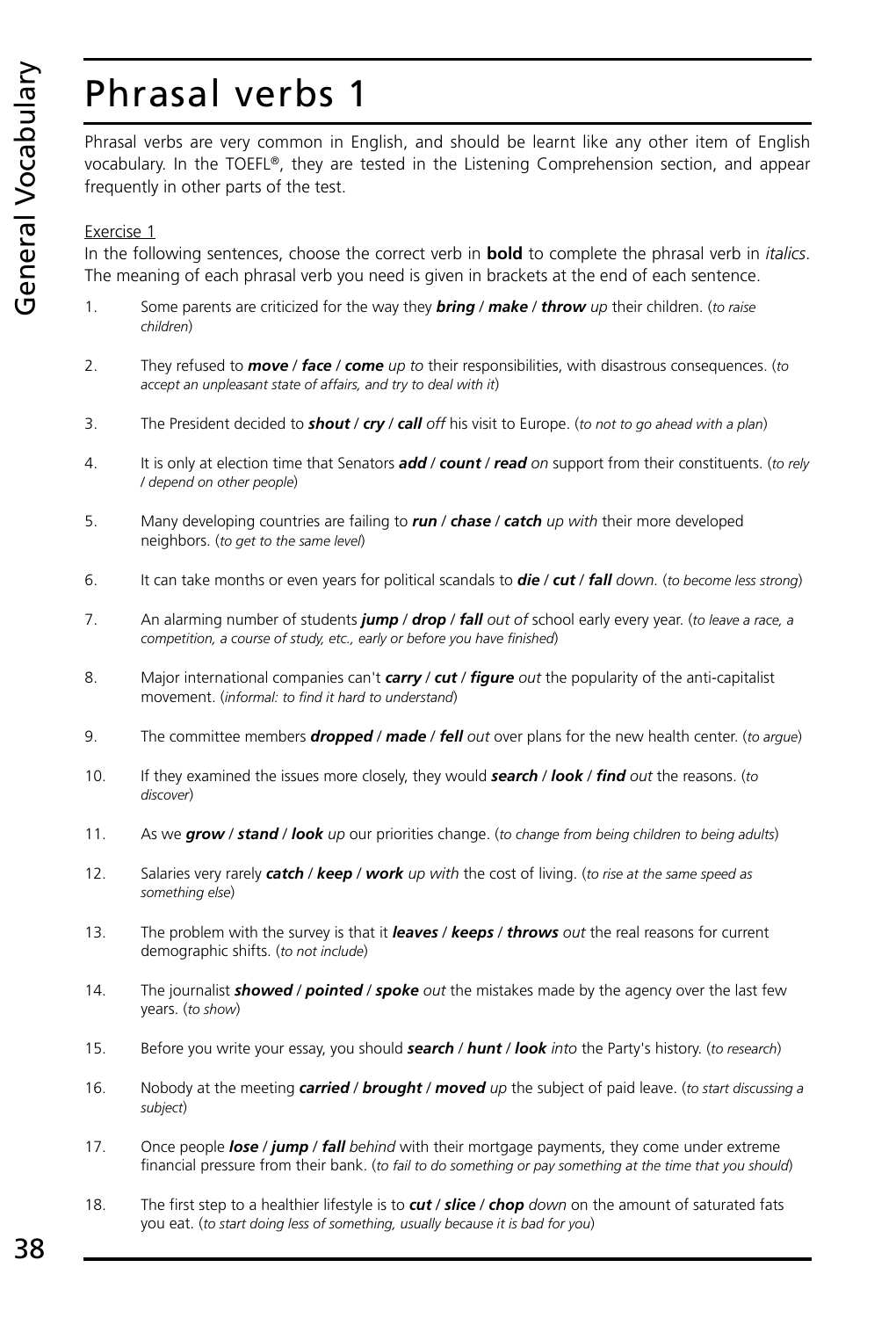# Phrasal verbs 1

Phrasal verbs are very common in English, and should be learnt like any other item of English vocabulary. In the TOEFL®, they are tested in the Listening Comprehension section, and appear frequently in other parts of the test.

Exercise 1

In the following sentences, choose the correct verb in **bold** to complete the phrasal verb in *italics*. The meaning of each phrasal verb you need is given in brackets at the end of each sentence.

1. Some parents are criticized for the way they ***bring*** / ***make*** / ***throw*** *up* their children. (*to raise children*)

2. They refused to ***move*** / ***face*** / ***come*** *up to* their responsibilities, with disastrous consequences. (*to accept an unpleasant state of affairs, and try to deal with it*)

3. The President decided to ***shout*** / ***cry*** / ***call*** *off* his visit to Europe. (*to not to go ahead with a plan*)

4. It is only at election time that Senators ***add*** / ***count*** / ***read*** *on* support from their constituents. (*to rely / depend on other people*)

5. Many developing countries are failing to ***run*** / ***chase*** / ***catch*** *up with* their more developed neighbors. (*to get to the same level*)

6. It can take months or even years for political scandals to ***die*** / ***cut*** / ***fall*** *down.* (*to become less strong*)

7. An alarming number of students ***jump*** / ***drop*** / ***fall*** *out of* school early every year. (*to leave a race, a competition, a course of study, etc., early or before you have finished*)

8. Major international companies can't ***carry*** / ***cut*** / ***figure*** *out* the popularity of the anti-capitalist movement. (*informal: to find it hard to understand*)

9. The committee members ***dropped*** / ***made*** / ***fell*** *out* over plans for the new health center. (*to argue*)

10. If they examined the issues more closely, they would ***search*** / ***look*** / ***find*** *out* the reasons. (*to discover*)

11. As we ***grow*** / ***stand*** / ***look*** *up* our priorities change. (*to change from being children to being adults*)

12. Salaries very rarely ***catch*** / ***keep*** / ***work*** *up with* the cost of living. (*to rise at the same speed as something else*)

13. The problem with the survey is that it ***leaves*** / ***keeps*** / ***throws*** *out* the real reasons for current demographic shifts. (*to not include*)

14. The journalist ***showed*** / ***pointed*** / ***spoke*** *out* the mistakes made by the agency over the last few years. (*to show*)

15. Before you write your essay, you should ***search*** / ***hunt*** / ***look*** *into* the Party's history. (*to research*)

16. Nobody at the meeting ***carried*** / ***brought*** / ***moved*** *up* the subject of paid leave. (*to start discussing a subject*)

17. Once people ***lose*** / ***jump*** / ***fall*** *behind* with their mortgage payments, they come under extreme financial pressure from their bank. (*to fail to do something or pay something at the time that you should*)

18. The first step to a healthier lifestyle is to ***cut*** / ***slice*** / ***chop*** *down* on the amount of saturated fats you eat. (*to start doing less of something, usually because it is bad for you*)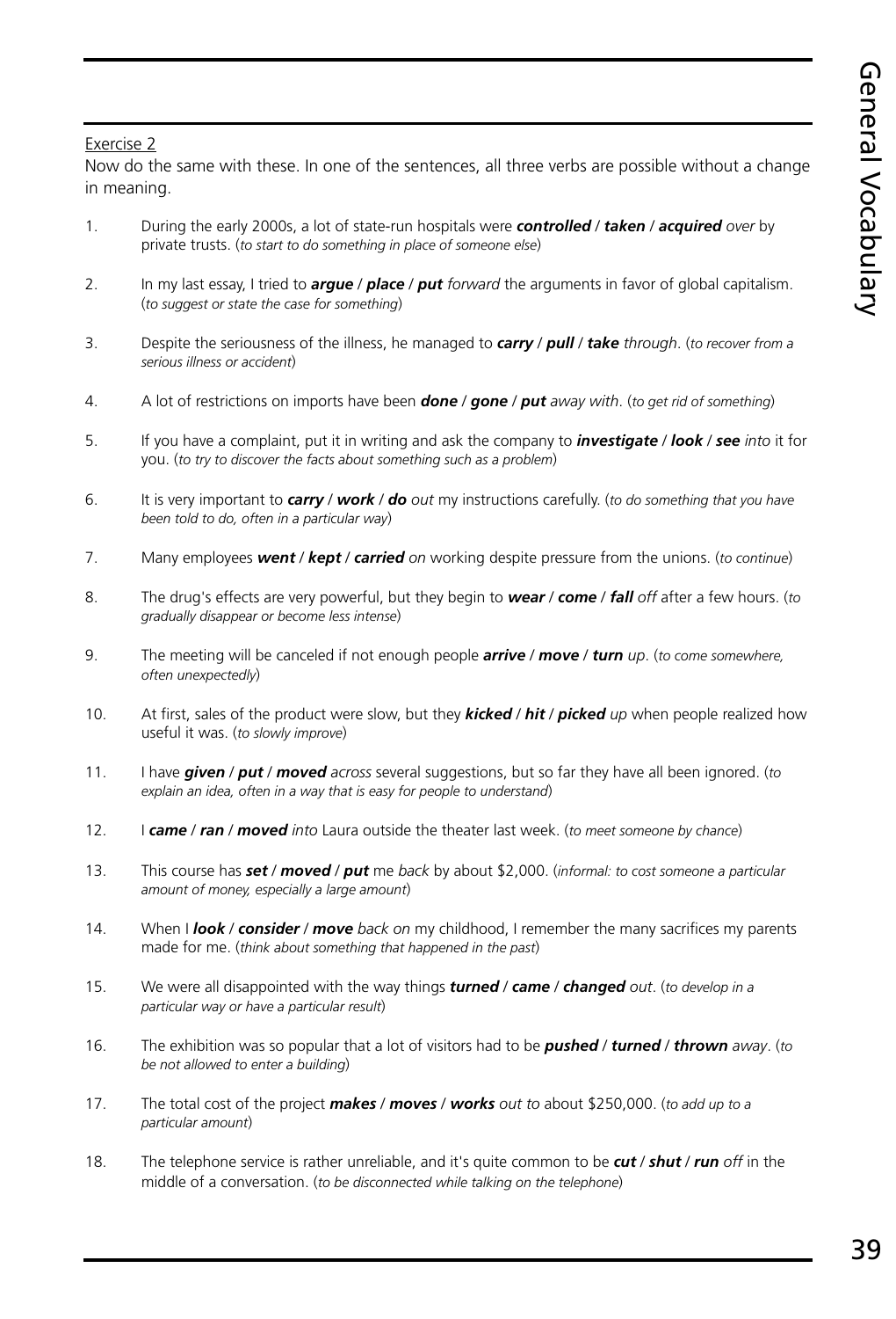Exercise 2

Now do the same with these. In one of the sentences, all three verbs are possible without a change in meaning.

1. During the early 2000s, a lot of state-run hospitals were ***controlled*** / ***taken*** / ***acquired*** *over* by private trusts. (*to start to do something in place of someone else*)

2. In my last essay, I tried to ***argue*** / ***place*** / ***put*** *forward* the arguments in favor of global capitalism. (*to suggest or state the case for something*)

3. Despite the seriousness of the illness, he managed to ***carry*** / ***pull*** / ***take*** *through*. (*to recover from a serious illness or accident*)

4. A lot of restrictions on imports have been ***done*** / ***gone*** / ***put*** *away with*. (*to get rid of something*)

5. If you have a complaint, put it in writing and ask the company to ***investigate*** / ***look*** / ***see*** *into* it for you. (*to try to discover the facts about something such as a problem*)

6. It is very important to ***carry*** / ***work*** / ***do*** *out* my instructions carefully. (*to do something that you have been told to do, often in a particular way*)

7. Many employees ***went*** / ***kept*** / ***carried*** *on* working despite pressure from the unions. (*to continue*)

8. The drug's effects are very powerful, but they begin to ***wear*** / ***come*** / ***fall*** *off* after a few hours. (*to gradually disappear or become less intense*)

9. The meeting will be canceled if not enough people ***arrive*** / ***move*** / ***turn*** *up*. (*to come somewhere, often unexpectedly*)

10. At first, sales of the product were slow, but they ***kicked*** / ***hit*** / ***picked*** *up* when people realized how useful it was. (*to slowly improve*)

11. I have ***given*** / ***put*** / ***moved*** *across* several suggestions, but so far they have all been ignored. (*to explain an idea, often in a way that is easy for people to understand*)

12. I ***came*** / ***ran*** / ***moved*** *into* Laura outside the theater last week. (*to meet someone by chance*)

13. This course has ***set*** / ***moved*** / ***put*** me *back* by about $2,000. (*informal: to cost someone a particular amount of money, especially a large amount*)

14. When I ***look*** / ***consider*** / ***move*** *back on* my childhood, I remember the many sacrifices my parents made for me. (*think about something that happened in the past*)

15. We were all disappointed with the way things ***turned*** / ***came*** / ***changed*** *out*. (*to develop in a particular way or have a particular result*)

16. The exhibition was so popular that a lot of visitors had to be ***pushed*** / ***turned*** / ***thrown*** *away*. (*to be not allowed to enter a building*)

17. The total cost of the project ***makes*** / ***moves*** / ***works*** *out to* about $250,000. (*to add up to a particular amount*)

18. The telephone service is rather unreliable, and it's quite common to be ***cut*** / ***shut*** / ***run*** *off* in the middle of a conversation. (*to be disconnected while talking on the telephone*)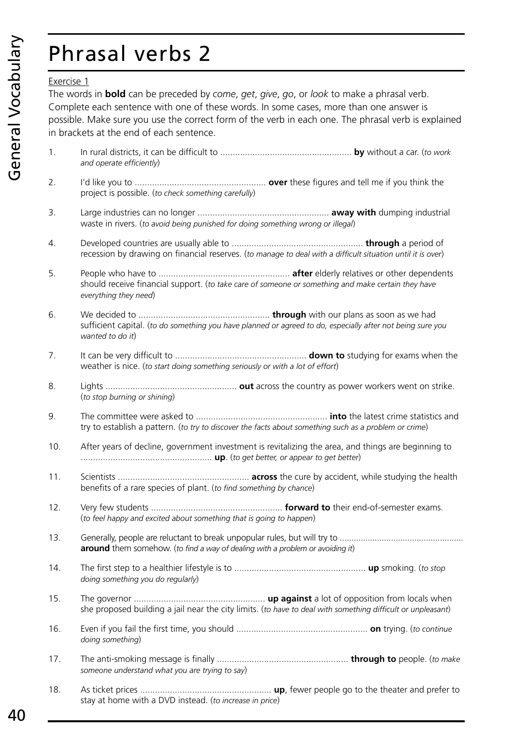# Phrasal verbs 2

Exercise 1

The words in **bold** can be preceded by *come*, *get*, *give*, *go*, or *look* to make a phrasal verb. Complete each sentence with one of these words. In some cases, more than one answer is possible. Make sure you use the correct form of the verb in each one. The phrasal verb is explained in brackets at the end of each sentence.

1. In rural districts, it can be difficult to ..................................................... **by** without a car. (*to work and operate efficiently*)
2. I'd like you to ..................................................... **over** these figures and tell me if you think the project is possible. (*to check something carefully*)
3. Large industries can no longer ..................................................... **away with** dumping industrial waste in rivers. (*to avoid being punished for doing something wrong or illegal*)
4. Developed countries are usually able to ..................................................... **through** a period of recession by drawing on financial reserves. (*to manage to deal with a difficult situation until it is over*)
5. People who have to ..................................................... **after** elderly relatives or other dependents should receive financial support. (*to take care of someone or something and make certain they have everything they need*)
6. We decided to ..................................................... **through** with our plans as soon as we had sufficient capital. (*to do something you have planned or agreed to do, especially after not being sure you wanted to do it*)
7. It can be very difficult to ..................................................... **down to** studying for exams when the weather is nice. (*to start doing something seriously or with a lot of effort*)
8. Lights ..................................................... **out** across the country as power workers went on strike. (*to stop burning or shining*)
9. The committee were asked to ..................................................... **into** the latest crime statistics and try to establish a pattern. (*to try to discover the facts about something such as a problem or crime*)
10. After years of decline, government investment is revitalizing the area, and things are beginning to ..................................................... **up**. (*to get better, or appear to get better*)
11. Scientists ..................................................... **across** the cure by accident, while studying the health benefits of a rare species of plant. (*to find something by chance*)
12. Very few students ..................................................... **forward to** their end-of-semester exams. (*to feel happy and excited about something that is going to happen*)
13. Generally, people are reluctant to break unpopular rules, but will try to ..................................................... **around** them somehow. (*to find a way of dealing with a problem or avoiding it*)
14. The first step to a healthier lifestyle is to ..................................................... **up** smoking. (*to stop doing something you do regularly*)
15. The governor ..................................................... **up against** a lot of opposition from locals when she proposed building a jail near the city limits. (*to have to deal with something difficult or unpleasant*)
16. Even if you fail the first time, you should ..................................................... **on** trying. (*to continue doing something*)
17. The anti-smoking message is finally ..................................................... **through to** people. (*to make someone understand what you are trying to say*)
18. As ticket prices ..................................................... **up**, fewer people go to the theater and prefer to stay at home with a DVD instead. (*to increase in price*)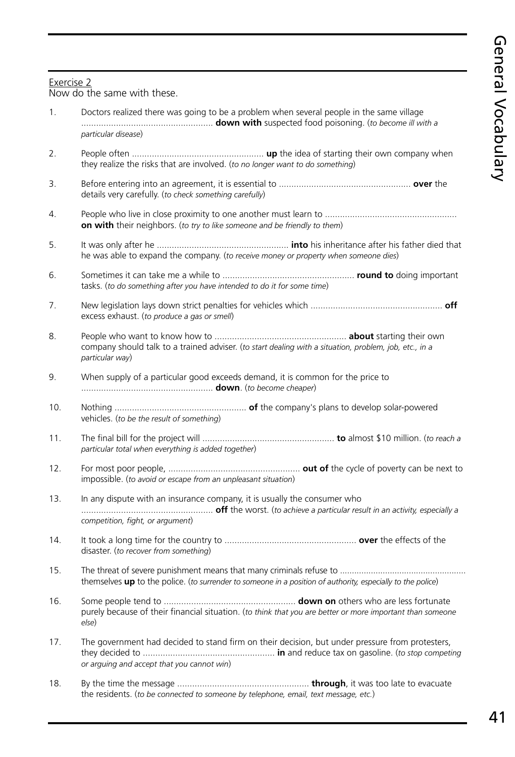Exercise 2

Now do the same with these.

1. Doctors realized there was going to be a problem when several people in the same village .................................................... **down with** suspected food poisoning. (*to become ill with a particular disease*)

2. People often .................................................... **up** the idea of starting their own company when they realize the risks that are involved. (*to no longer want to do something*)

3. Before entering into an agreement, it is essential to .................................................... **over** the details very carefully. (*to check something carefully*)

4. People who live in close proximity to one another must learn to .................................................... **on with** their neighbors. (*to try to like someone and be friendly to them*)

5. It was only after he .................................................... **into** his inheritance after his father died that he was able to expand the company. (*to receive money or property when someone dies*)

6. Sometimes it can take me a while to .................................................... **round to** doing important tasks. (*to do something after you have intended to do it for some time*)

7. New legislation lays down strict penalties for vehicles which .................................................... **off** excess exhaust. (*to produce a gas or smell*)

8. People who want to know how to .................................................... **about** starting their own company should talk to a trained adviser. (*to start dealing with a situation, problem, job, etc., in a particular way*)

9. When supply of a particular good exceeds demand, it is common for the price to .................................................... **down**. (*to become cheaper*)

10. Nothing .................................................... **of** the company's plans to develop solar-powered vehicles. (*to be the result of something*)

11. The final bill for the project will .................................................... **to** almost $10 million. (*to reach a particular total when everything is added together*)

12. For most poor people, .................................................... **out of** the cycle of poverty can be next to impossible. (*to avoid or escape from an unpleasant situation*)

13. In any dispute with an insurance company, it is usually the consumer who .................................................... **off** the worst. (*to achieve a particular result in an activity, especially a competition, fight, or argument*)

14. It took a long time for the country to .................................................... **over** the effects of the disaster. (*to recover from something*)

15. The threat of severe punishment means that many criminals refuse to .................................................... themselves **up** to the police. (*to surrender to someone in a position of authority, especially to the police*)

16. Some people tend to .................................................... **down on** others who are less fortunate purely because of their financial situation. (*to think that you are better or more important than someone else*)

17. The government had decided to stand firm on their decision, but under pressure from protesters, they decided to .................................................... **in** and reduce tax on gasoline. (*to stop competing or arguing and accept that you cannot win*)

18. By the time the message .................................................... **through**, it was too late to evacuate the residents. (*to be connected to someone by telephone, email, text message, etc.*)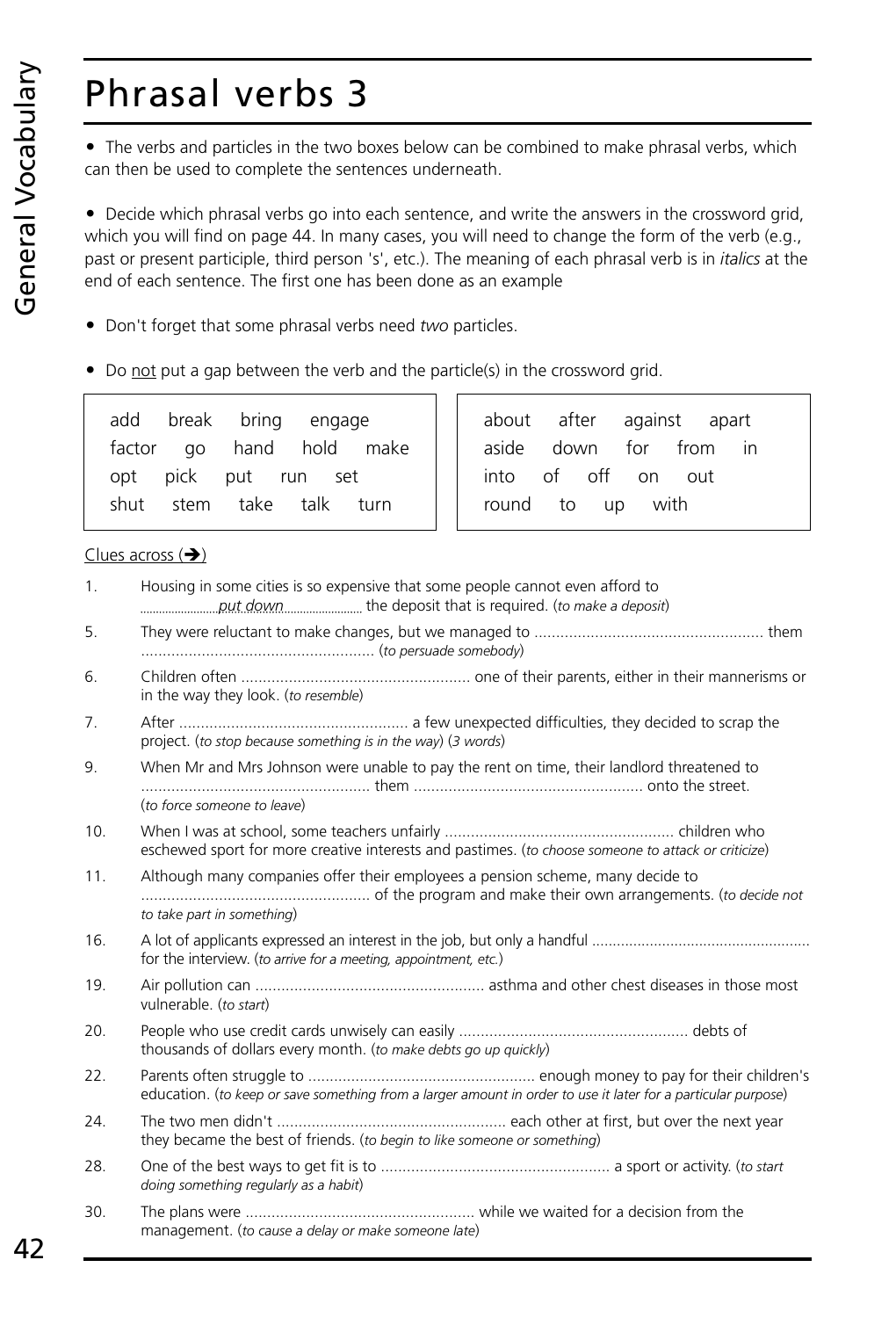# Phrasal verbs 3

- The verbs and particles in the two boxes below can be combined to make phrasal verbs, which can then be used to complete the sentences underneath.

- Decide which phrasal verbs go into each sentence, and write the answers in the crossword grid, which you will find on page 44. In many cases, you will need to change the form of the verb (e.g., past or present participle, third person 's', etc.). The meaning of each phrasal verb is in *italics* at the end of each sentence. The first one has been done as an example

- Don't forget that some phrasal verbs need *two* particles.

- Do not put a gap between the verb and the particle(s) in the crossword grid.

| Verbs | Particles |
|---|---|
| add break bring engage factor go hand hold make opt pick put run set shut stem take talk turn | about after against apart aside down for from in into of off on out round to up with |

Clues across (➔)

1. Housing in some cities is so expensive that some people cannot even afford to ........*put down*........ the deposit that is required. (*to make a deposit*)
5. They were reluctant to make changes, but we managed to .................................................... them .................................................... (*to persuade somebody*)
6. Children often .................................................... one of their parents, either in their mannerisms or in the way they look. (*to resemble*)
7. After .................................................... a few unexpected difficulties, they decided to scrap the project. (*to stop because something is in the way*) (*3 words*)
9. When Mr and Mrs Johnson were unable to pay the rent on time, their landlord threatened to .................................................... them .................................................... onto the street. (*to force someone to leave*)
10. When I was at school, some teachers unfairly .................................................... children who eschewed sport for more creative interests and pastimes. (*to choose someone to attack or criticize*)
11. Although many companies offer their employees a pension scheme, many decide to .................................................... of the program and make their own arrangements. (*to decide not to take part in something*)
16. A lot of applicants expressed an interest in the job, but only a handful .................................................... for the interview. (*to arrive for a meeting, appointment, etc.*)
19. Air pollution can .................................................... asthma and other chest diseases in those most vulnerable. (*to start*)
20. People who use credit cards unwisely can easily .................................................... debts of thousands of dollars every month. (*to make debts go up quickly*)
22. Parents often struggle to .................................................... enough money to pay for their children's education. (*to keep or save something from a larger amount in order to use it later for a particular purpose*)
24. The two men didn't .................................................... each other at first, but over the next year they became the best of friends. (*to begin to like someone or something*)
28. One of the best ways to get fit is to .................................................... a sport or activity. (*to start doing something regularly as a habit*)
30. The plans were .................................................... while we waited for a decision from the management. (*to cause a delay or make someone late*)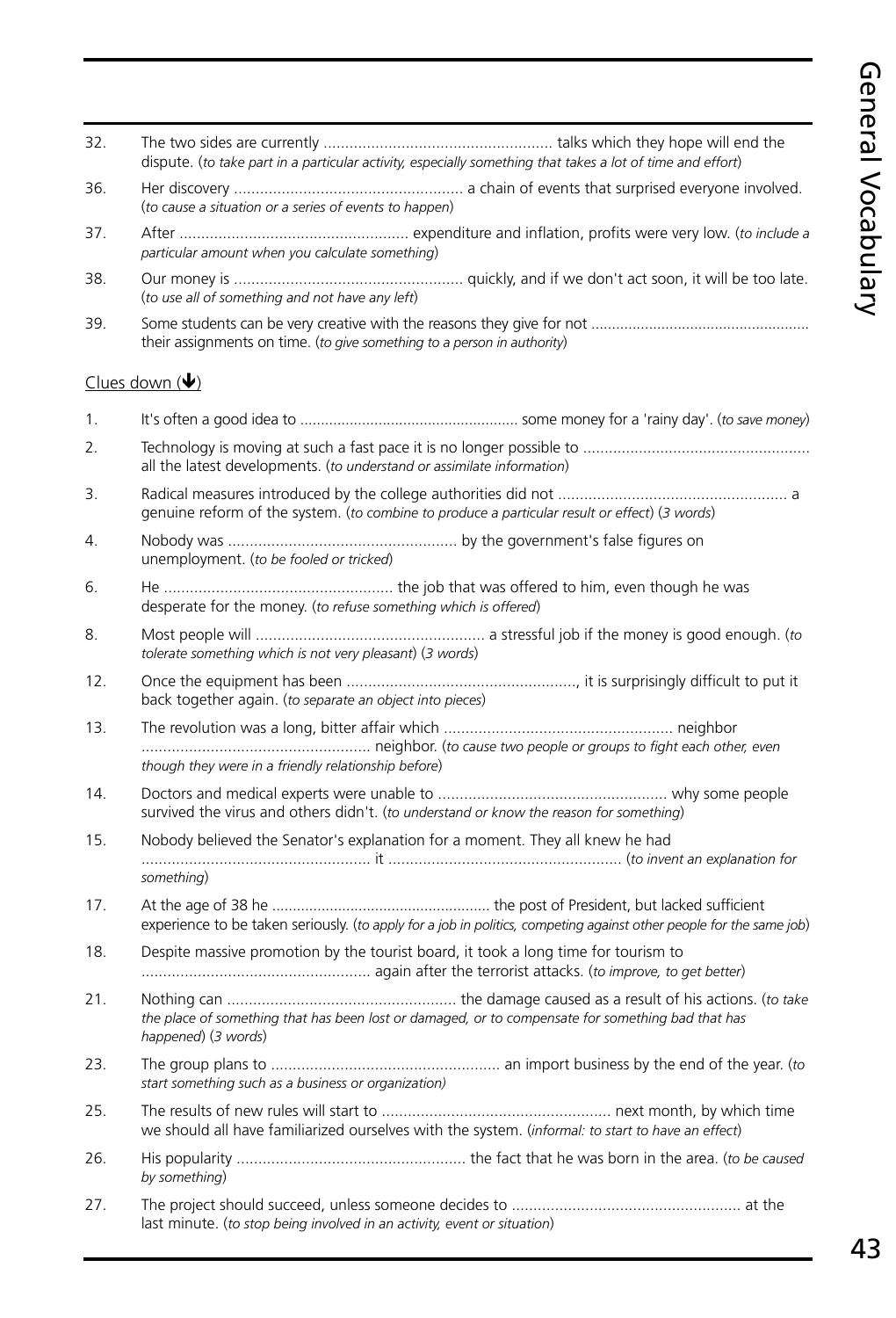32. The two sides are currently ..................................................... talks which they hope will end the dispute. (*to take part in a particular activity, especially something that takes a lot of time and effort*)

36. Her discovery ..................................................... a chain of events that surprised everyone involved. (*to cause a situation or a series of events to happen*)

37. After ..................................................... expenditure and inflation, profits were very low. (*to include a particular amount when you calculate something*)

38. Our money is ..................................................... quickly, and if we don't act soon, it will be too late. (*to use all of something and not have any left*)

39. Some students can be very creative with the reasons they give for not ..................................................... their assignments on time. (*to give something to a person in authority*)

Clues down (🡻)

1. It's often a good idea to ..................................................... some money for a 'rainy day'. (*to save money*)

2. Technology is moving at such a fast pace it is no longer possible to ..................................................... all the latest developments. (*to understand or assimilate information*)

3. Radical measures introduced by the college authorities did not ..................................................... a genuine reform of the system. (*to combine to produce a particular result or effect*) (*3 words*)

4. Nobody was ..................................................... by the government's false figures on unemployment. (*to be fooled or tricked*)

6. He ..................................................... the job that was offered to him, even though he was desperate for the money. (*to refuse something which is offered*)

8. Most people will ..................................................... a stressful job if the money is good enough. (*to tolerate something which is not very pleasant*) (*3 words*)

12. Once the equipment has been ....................................................., it is surprisingly difficult to put it back together again. (*to separate an object into pieces*)

13. The revolution was a long, bitter affair which ..................................................... neighbor ..................................................... neighbor. (*to cause two people or groups to fight each other, even though they were in a friendly relationship before*)

14. Doctors and medical experts were unable to ..................................................... why some people survived the virus and others didn't. (*to understand or know the reason for something*)

15. Nobody believed the Senator's explanation for a moment. They all knew he had ..................................................... it ..................................................... (*to invent an explanation for something*)

17. At the age of 38 he ..................................................... the post of President, but lacked sufficient experience to be taken seriously. (*to apply for a job in politics, competing against other people for the same job*)

18. Despite massive promotion by the tourist board, it took a long time for tourism to ..................................................... again after the terrorist attacks. (*to improve, to get better*)

21. Nothing can ..................................................... the damage caused as a result of his actions. (*to take the place of something that has been lost or damaged, or to compensate for something bad that has happened*) (*3 words*)

23. The group plans to ..................................................... an import business by the end of the year. (*to start something such as a business or organization)*

25. The results of new rules will start to ..................................................... next month, by which time we should all have familiarized ourselves with the system. (*informal: to start to have an effect*)

26. His popularity ..................................................... the fact that he was born in the area. (*to be caused by something*)

27. The project should succeed, unless someone decides to ..................................................... at the last minute. (*to stop being involved in an activity, event or situation*)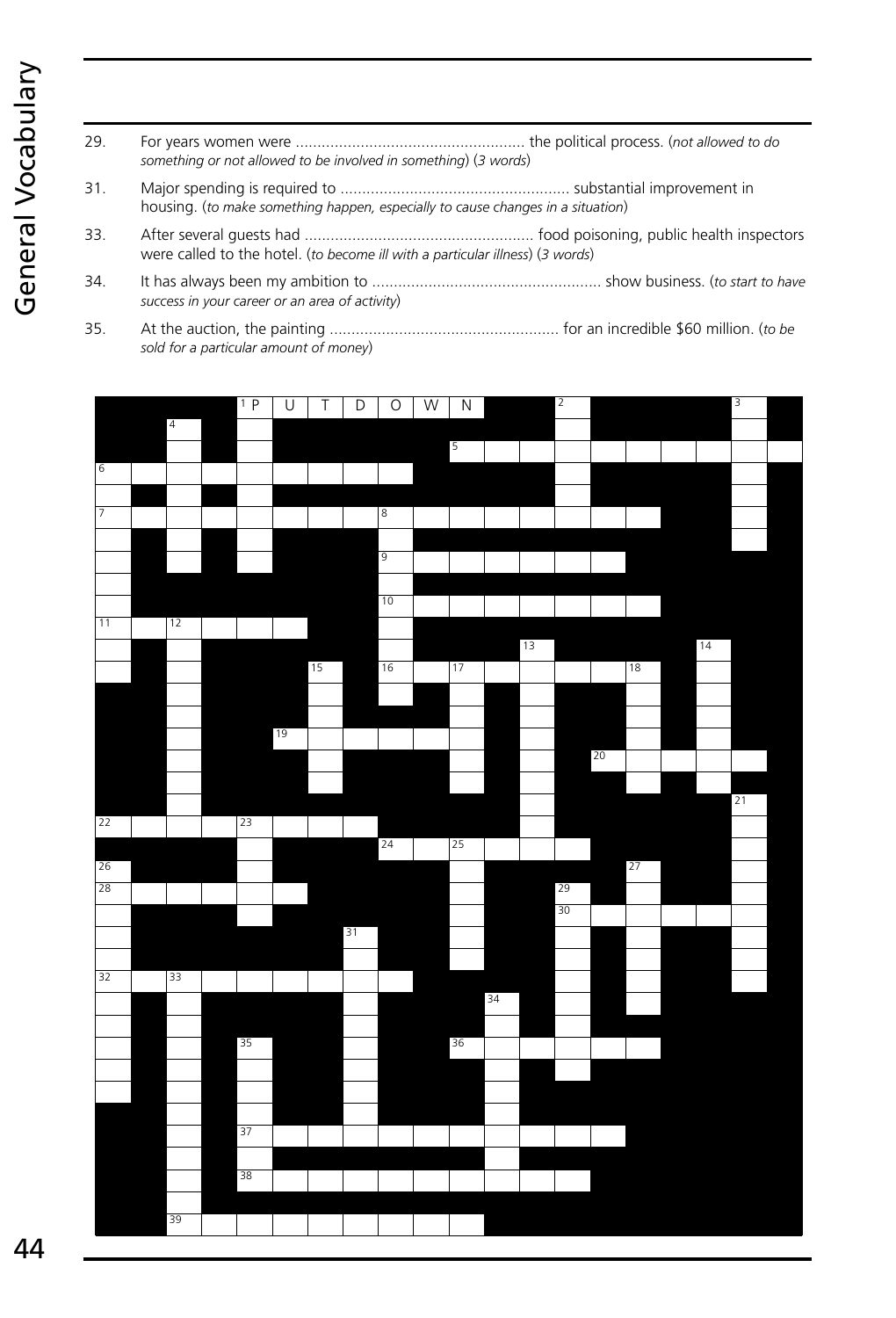29. For years women were ..................................................... the political process. (*not allowed to do something or not allowed to be involved in something*) (*3 words*)

31. Major spending is required to ..................................................... substantial improvement in housing. (*to make something happen, especially to cause changes in a situation*)

33. After several guests had ..................................................... food poisoning, public health inspectors were called to the hotel. (*to become ill with a particular illness*) (*3 words*)

34. It has always been my ambition to ..................................................... show business. (*to start to have success in your career or an area of activity*)

35. At the auction, the painting ..................................................... for an incredible $60 million. (*to be sold for a particular amount of money*)

1 P U T D O W N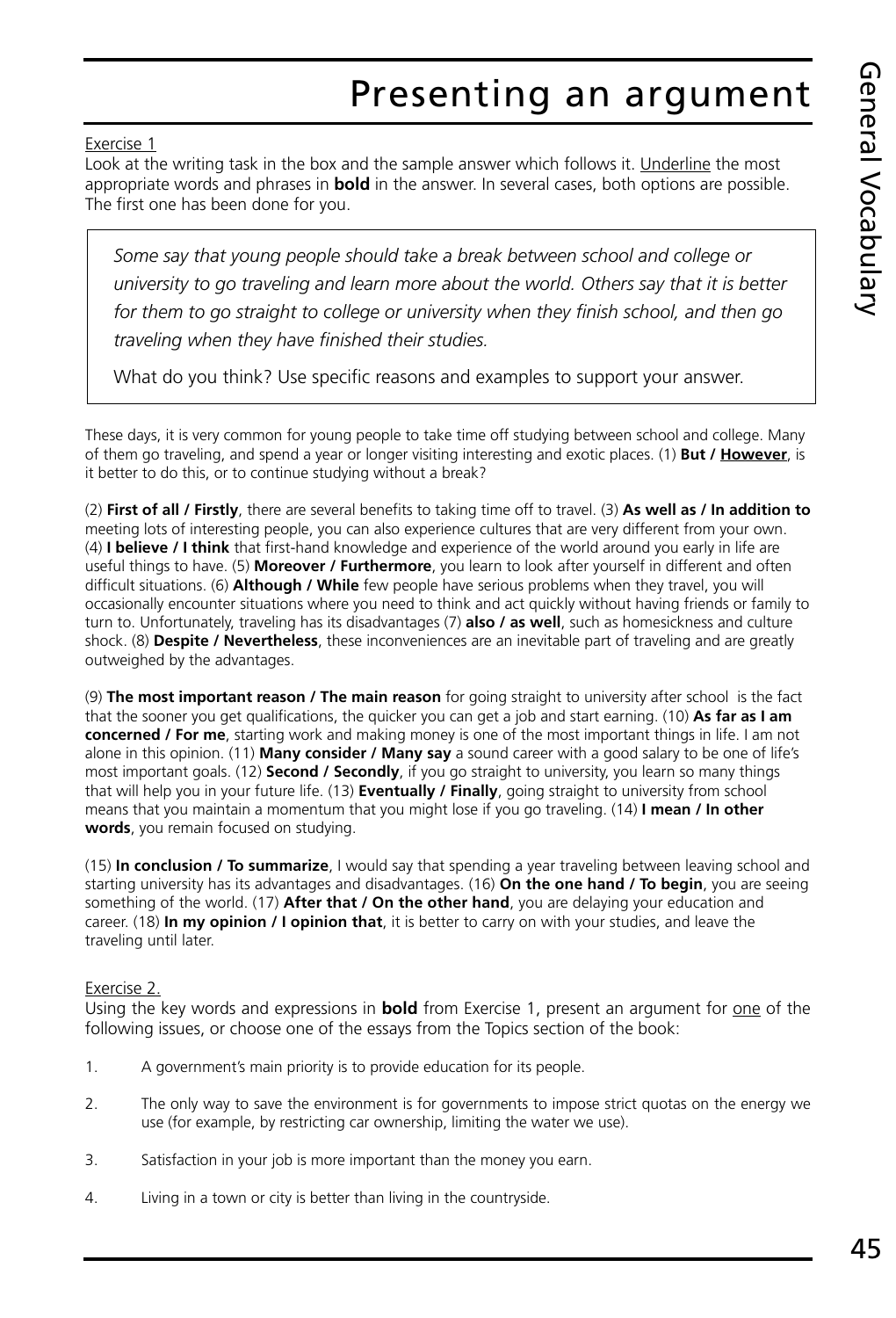# Presenting an argument

Exercise 1

Look at the writing task in the box and the sample answer which follows it. Underline the most appropriate words and phrases in **bold** in the answer. In several cases, both options are possible. The first one has been done for you.

> *Some say that young people should take a break between school and college or university to go traveling and learn more about the world. Others say that it is better for them to go straight to college or university when they finish school, and then go traveling when they have finished their studies.*
>
> What do you think? Use specific reasons and examples to support your answer.

These days, it is very common for young people to take time off studying between school and college. Many of them go traveling, and spend a year or longer visiting interesting and exotic places. (1) **But / <u>However</u>**, is it better to do this, or to continue studying without a break?

(2) **First of all / Firstly**, there are several benefits to taking time off to travel. (3) **As well as / In addition to** meeting lots of interesting people, you can also experience cultures that are very different from your own. (4) **I believe / I think** that first-hand knowledge and experience of the world around you early in life are useful things to have. (5) **Moreover / Furthermore**, you learn to look after yourself in different and often difficult situations. (6) **Although / While** few people have serious problems when they travel, you will occasionally encounter situations where you need to think and act quickly without having friends or family to turn to. Unfortunately, traveling has its disadvantages (7) **also / as well**, such as homesickness and culture shock. (8) **Despite / Nevertheless**, these inconveniences are an inevitable part of traveling and are greatly outweighed by the advantages.

(9) **The most important reason / The main reason** for going straight to university after school is the fact that the sooner you get qualifications, the quicker you can get a job and start earning. (10) **As far as I am concerned / For me**, starting work and making money is one of the most important things in life. I am not alone in this opinion. (11) **Many consider / Many say** a sound career with a good salary to be one of life's most important goals. (12) **Second / Secondly**, if you go straight to university, you learn so many things that will help you in your future life. (13) **Eventually / Finally**, going straight to university from school means that you maintain a momentum that you might lose if you go traveling. (14) **I mean / In other words**, you remain focused on studying.

(15) **In conclusion / To summarize**, I would say that spending a year traveling between leaving school and starting university has its advantages and disadvantages. (16) **On the one hand / To begin**, you are seeing something of the world. (17) **After that / On the other hand**, you are delaying your education and career. (18) **In my opinion / I opinion that**, it is better to carry on with your studies, and leave the traveling until later.

Exercise 2.

Using the key words and expressions in **bold** from Exercise 1, present an argument for <u>one</u> of the following issues, or choose one of the essays from the Topics section of the book:

1. A government's main priority is to provide education for its people.
2. The only way to save the environment is for governments to impose strict quotas on the energy we use (for example, by restricting car ownership, limiting the water we use).
3. Satisfaction in your job is more important than the money you earn.
4. Living in a town or city is better than living in the countryside.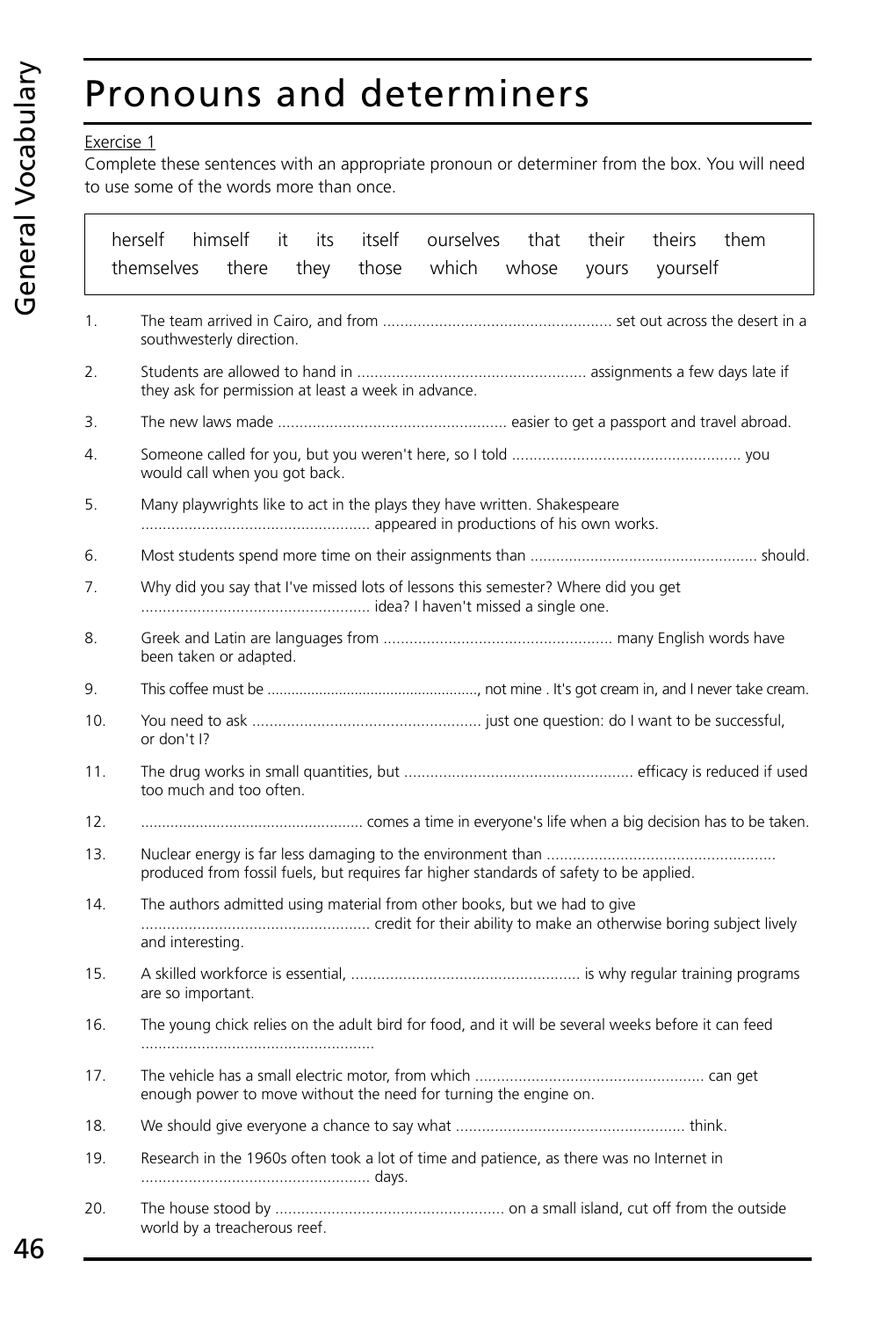# Pronouns and determiners

Exercise 1

Complete these sentences with an appropriate pronoun or determiner from the box. You will need to use some of the words more than once.

| herself | himself | it | its | itself | ourselves | that | their | theirs | them |
|---|---|---|---|---|---|---|---|---|---|
| themselves | there | they | those | which | whose | yours | yourself | | |

1. The team arrived in Cairo, and from .................................................... set out across the desert in a southwesterly direction.
2. Students are allowed to hand in .................................................... assignments a few days late if they ask for permission at least a week in advance.
3. The new laws made .................................................... easier to get a passport and travel abroad.
4. Someone called for you, but you weren't here, so I told .................................................... you would call when you got back.
5. Many playwrights like to act in the plays they have written. Shakespeare .................................................... appeared in productions of his own works.
6. Most students spend more time on their assignments than .................................................... should.
7. Why did you say that I've missed lots of lessons this semester? Where did you get .................................................... idea? I haven't missed a single one.
8. Greek and Latin are languages from .................................................... many English words have been taken or adapted.
9. This coffee must be ...................................................., not mine . It's got cream in, and I never take cream.
10. You need to ask .................................................... just one question: do I want to be successful, or don't I?
11. The drug works in small quantities, but .................................................... efficacy is reduced if used too much and too often.
12. .................................................... comes a time in everyone's life when a big decision has to be taken.
13. Nuclear energy is far less damaging to the environment than .................................................... produced from fossil fuels, but requires far higher standards of safety to be applied.
14. The authors admitted using material from other books, but we had to give .................................................... credit for their ability to make an otherwise boring subject lively and interesting.
15. A skilled workforce is essential, .................................................... is why regular training programs are so important.
16. The young chick relies on the adult bird for food, and it will be several weeks before it can feed ....................................................
17. The vehicle has a small electric motor, from which .................................................... can get enough power to move without the need for turning the engine on.
18. We should give everyone a chance to say what .................................................... think.
19. Research in the 1960s often took a lot of time and patience, as there was no Internet in .................................................... days.
20. The house stood by .................................................... on a small island, cut off from the outside world by a treacherous reef.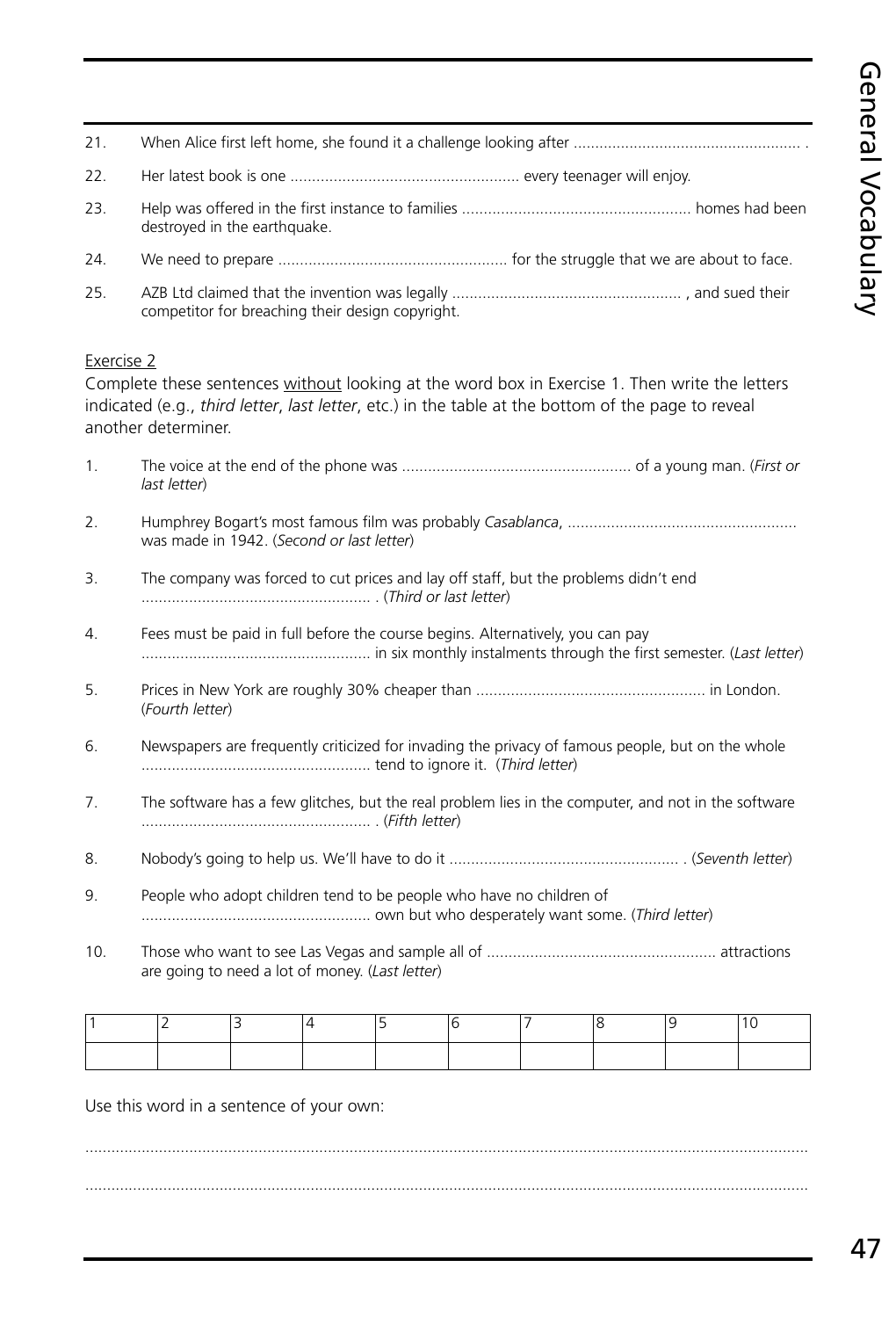21. When Alice first left home, she found it a challenge looking after .................................................... .

22. Her latest book is one .................................................... every teenager will enjoy.

23. Help was offered in the first instance to families .................................................... homes had been destroyed in the earthquake.

24. We need to prepare .................................................... for the struggle that we are about to face.

25. AZB Ltd claimed that the invention was legally .................................................... , and sued their competitor for breaching their design copyright.

Exercise 2

Complete these sentences without looking at the word box in Exercise 1. Then write the letters indicated (e.g., *third letter*, *last letter*, etc.) in the table at the bottom of the page to reveal another determiner.

1. The voice at the end of the phone was .................................................... of a young man. (*First or last letter*)

2. Humphrey Bogart's most famous film was probably *Casablanca*, .................................................... was made in 1942. (*Second or last letter*)

3. The company was forced to cut prices and lay off staff, but the problems didn't end .................................................... . (*Third or last letter*)

4. Fees must be paid in full before the course begins. Alternatively, you can pay .................................................... in six monthly instalments through the first semester. (*Last letter*)

5. Prices in New York are roughly 30% cheaper than .................................................... in London. (*Fourth letter*)

6. Newspapers are frequently criticized for invading the privacy of famous people, but on the whole .................................................... tend to ignore it. (*Third letter*)

7. The software has a few glitches, but the real problem lies in the computer, and not in the software .................................................... . (*Fifth letter*)

8. Nobody's going to help us. We'll have to do it .................................................... . (*Seventh letter*)

9. People who adopt children tend to be people who have no children of .................................................... own but who desperately want some. (*Third letter*)

10. Those who want to see Las Vegas and sample all of .................................................... attractions are going to need a lot of money. (*Last letter*)

| 1 | 2 | 3 | 4 | 5 | 6 | 7 | 8 | 9 | 10 |
|---|---|---|---|---|---|---|---|---|---|
| | | | | | | | | | |

Use this word in a sentence of your own:

..........................................................................................................................................................

..........................................................................................................................................................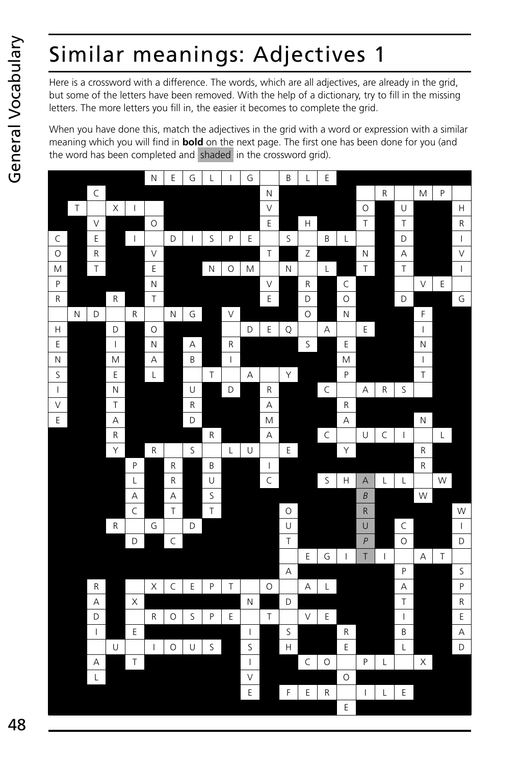# Similar meanings: Adjectives 1

Here is a crossword with a difference. The words, which are all adjectives, are already in the grid, but some of the letters have been removed. With the help of a dictionary, try to fill in the missing letters. The more letters you fill in, the easier it becomes to complete the grid.

When you have done this, match the adjectives in the grid with a word or expression with a similar meaning which you will find in **bold** on the next page. The first one has been done for you (and the word has been completed and shaded in the crossword grid).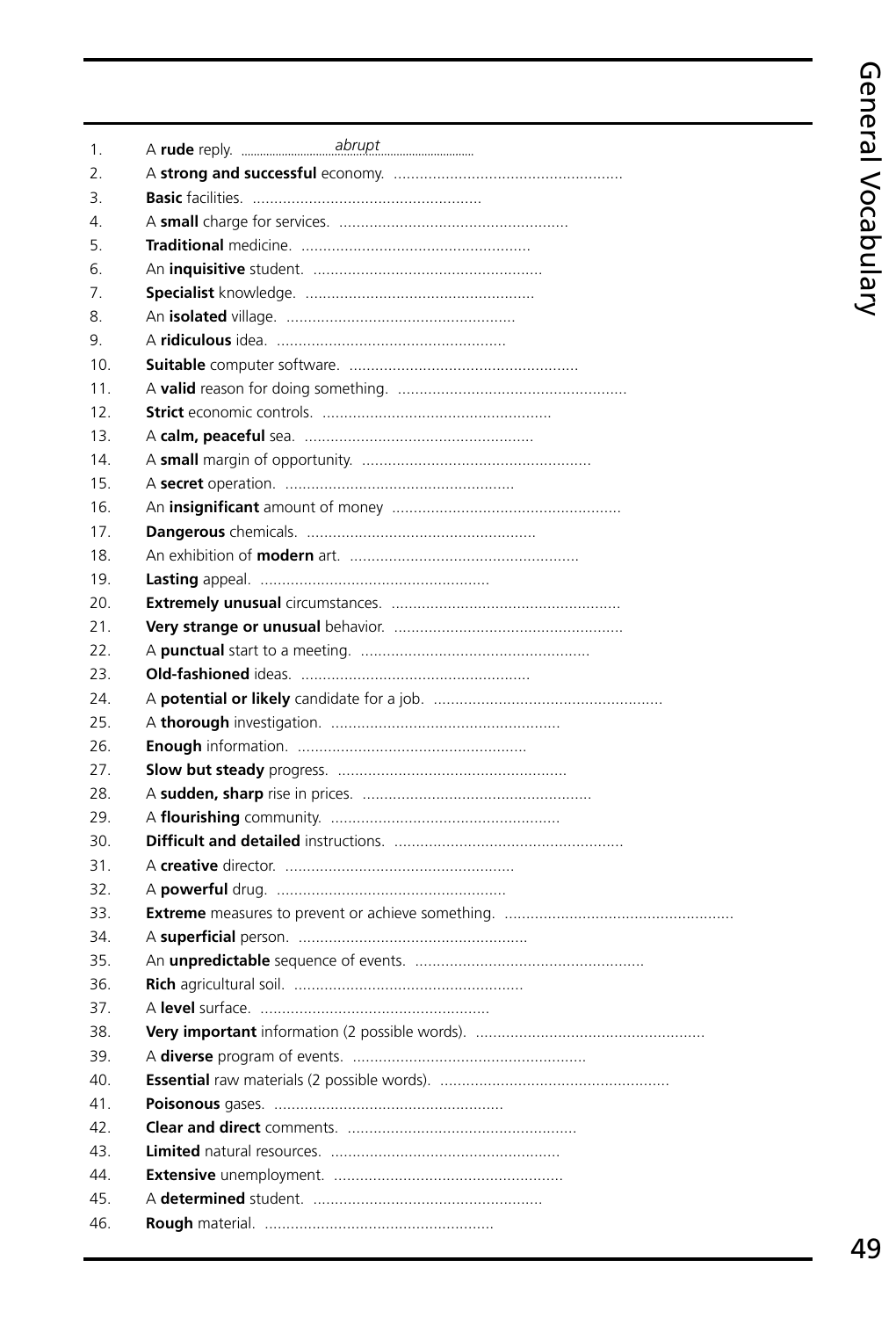1. A **rude** reply. ..................*abrupt*..................
2. A **strong and successful** economy. ....................................................
3. **Basic** facilities. ....................................................
4. A **small** charge for services. ....................................................
5. **Traditional** medicine. ....................................................
6. An **inquisitive** student. ....................................................
7. **Specialist** knowledge. ....................................................
8. An **isolated** village. ....................................................
9. A **ridiculous** idea. ....................................................
10. **Suitable** computer software. ....................................................
11. A **valid** reason for doing something. ....................................................
12. **Strict** economic controls. ....................................................
13. A **calm, peaceful** sea. ....................................................
14. A **small** margin of opportunity. ....................................................
15. A **secret** operation. ....................................................
16. An **insignificant** amount of money ....................................................
17. **Dangerous** chemicals. ....................................................
18. An exhibition of **modern** art. ....................................................
19. **Lasting** appeal. ....................................................
20. **Extremely unusual** circumstances. ....................................................
21. **Very strange or unusual** behavior. ....................................................
22. A **punctual** start to a meeting. ....................................................
23. **Old-fashioned** ideas. ....................................................
24. A **potential or likely** candidate for a job. ....................................................
25. A **thorough** investigation. ....................................................
26. **Enough** information. ....................................................
27. **Slow but steady** progress. ....................................................
28. A **sudden, sharp** rise in prices. ....................................................
29. A **flourishing** community. ....................................................
30. **Difficult and detailed** instructions. ....................................................
31. A **creative** director. ....................................................
32. A **powerful** drug. ....................................................
33. **Extreme** measures to prevent or achieve something. ....................................................
34. A **superficial** person. ....................................................
35. An **unpredictable** sequence of events. ....................................................
36. **Rich** agricultural soil. ....................................................
37. A **level** surface. ....................................................
38. **Very important** information (2 possible words). ....................................................
39. A **diverse** program of events. ....................................................
40. **Essential** raw materials (2 possible words). ....................................................
41. **Poisonous** gases. ....................................................
42. **Clear and direct** comments. ....................................................
43. **Limited** natural resources. ....................................................
44. **Extensive** unemployment. ....................................................
45. A **determined** student. ....................................................
46. **Rough** material. ....................................................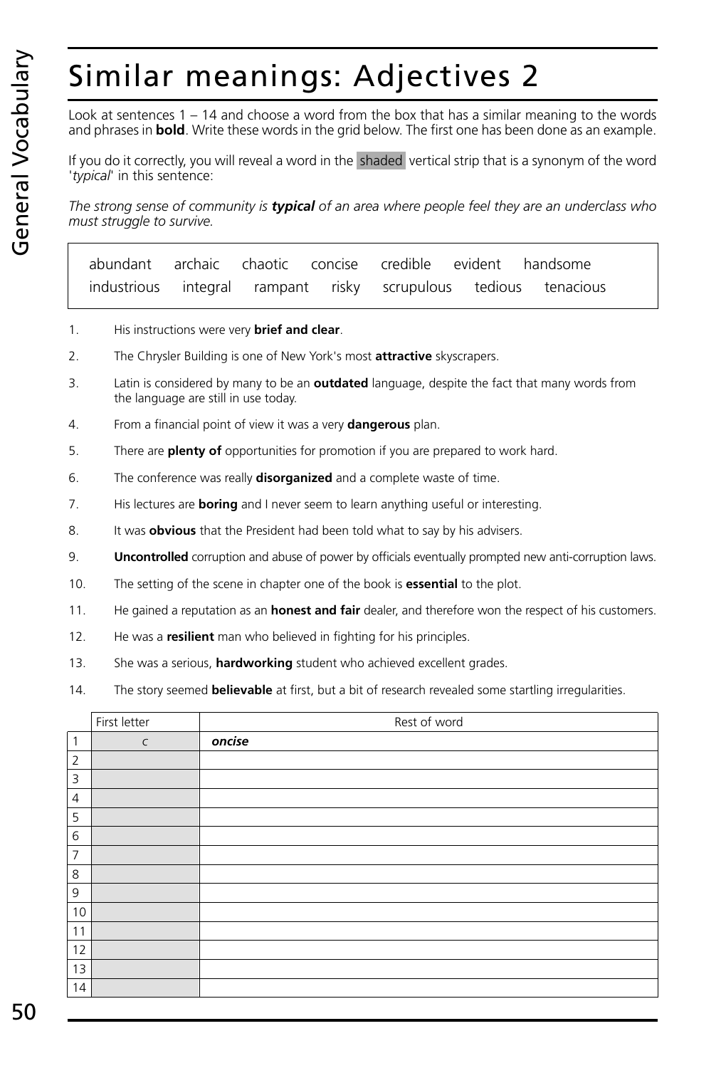# Similar meanings: Adjectives 2

Look at sentences 1 – 14 and choose a word from the box that has a similar meaning to the words and phrases in **bold**. Write these words in the grid below. The first one has been done as an example.

If you do it correctly, you will reveal a word in the shaded vertical strip that is a synonym of the word '*typical*' in this sentence:

*The strong sense of community is **typical** of an area where people feel they are an underclass who must struggle to survive.*

> abundant archaic chaotic concise credible evident handsome
> industrious integral rampant risky scrupulous tedious tenacious

1. His instructions were very **brief and clear**.
2. The Chrysler Building is one of New York's most **attractive** skyscrapers.
3. Latin is considered by many to be an **outdated** language, despite the fact that many words from the language are still in use today.
4. From a financial point of view it was a very **dangerous** plan.
5. There are **plenty of** opportunities for promotion if you are prepared to work hard.
6. The conference was really **disorganized** and a complete waste of time.
7. His lectures are **boring** and I never seem to learn anything useful or interesting.
8. It was **obvious** that the President had been told what to say by his advisers.
9. **Uncontrolled** corruption and abuse of power by officials eventually prompted new anti-corruption laws.
10. The setting of the scene in chapter one of the book is **essential** to the plot.
11. He gained a reputation as an **honest and fair** dealer, and therefore won the respect of his customers.
12. He was a **resilient** man who believed in fighting for his principles.
13. She was a serious, **hardworking** student who achieved excellent grades.
14. The story seemed **believable** at first, but a bit of research revealed some startling irregularities.

| | First letter | Rest of word |
|---|---|---|
| 1 | *c* | ***oncise*** |
| 2 | | |
| 3 | | |
| 4 | | |
| 5 | | |
| 6 | | |
| 7 | | |
| 8 | | |
| 9 | | |
| 10 | | |
| 11 | | |
| 12 | | |
| 13 | | |
| 14 | | |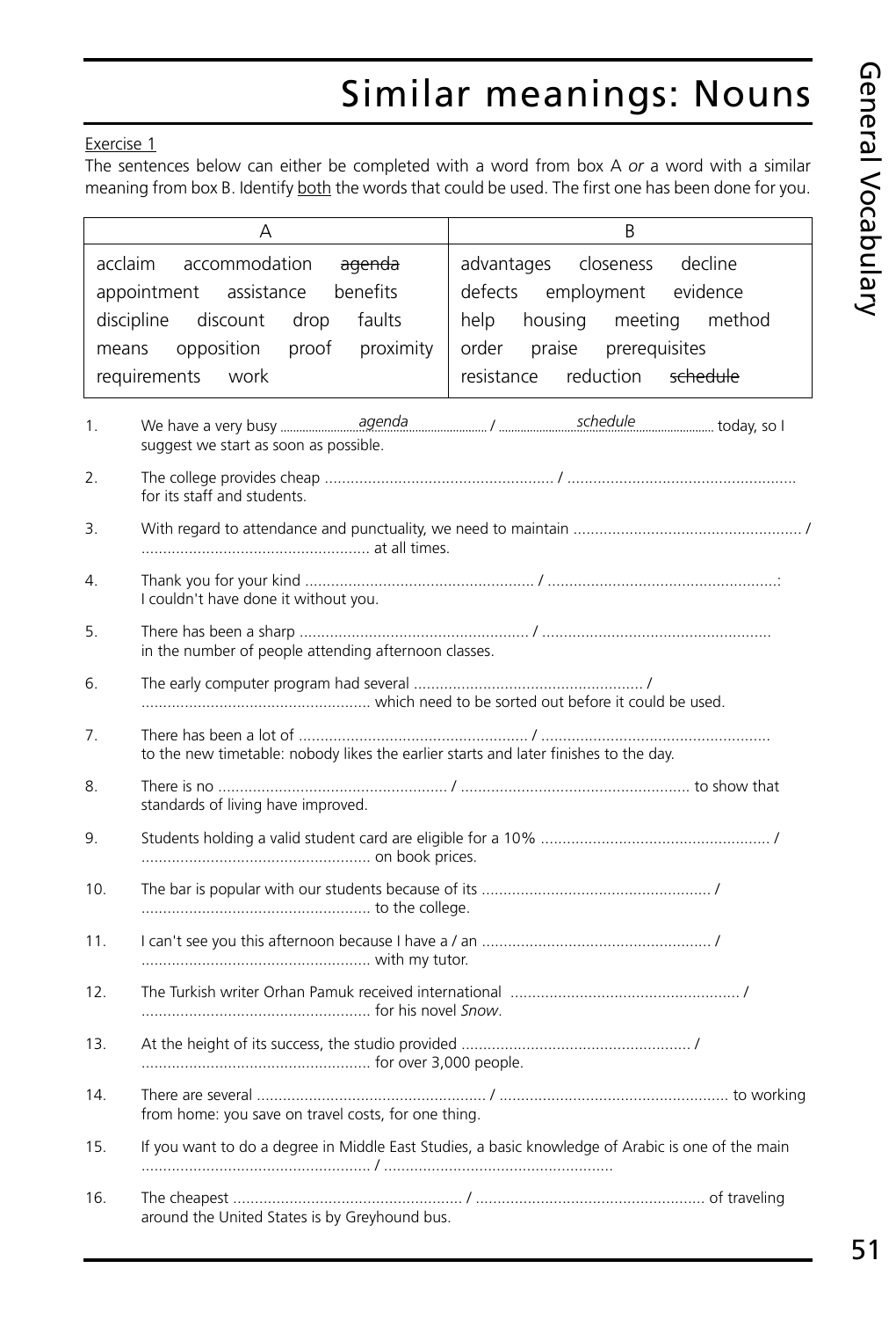# Similar meanings: Nouns

Exercise 1

The sentences below can either be completed with a word from box A *or* a word with a similar meaning from box B. Identify both the words that could be used. The first one has been done for you.

| A | B |
|---|---|
| acclaim accommodation ~~agenda~~ appointment assistance benefits discipline discount drop faults means opposition proof proximity requirements work | advantages closeness decline defects employment evidence help housing meeting method order praise prerequisites resistance reduction ~~schedule~~ |

1. We have a very busy ..........*agenda*.......... / ..........*schedule*.......... today, so I suggest we start as soon as possible.
2. The college provides cheap .................................................... / .................................................... for its staff and students.
3. With regard to attendance and punctuality, we need to maintain .................................................... / .................................................... at all times.
4. Thank you for your kind .................................................... / ....................................................: I couldn't have done it without you.
5. There has been a sharp .................................................... / .................................................... in the number of people attending afternoon classes.
6. The early computer program had several .................................................... / .................................................... which need to be sorted out before it could be used.
7. There has been a lot of .................................................... / .................................................... to the new timetable: nobody likes the earlier starts and later finishes to the day.
8. There is no .................................................... / .................................................... to show that standards of living have improved.
9. Students holding a valid student card are eligible for a 10% .................................................... / .................................................... on book prices.
10. The bar is popular with our students because of its .................................................... / .................................................... to the college.
11. I can't see you this afternoon because I have a / an .................................................... / .................................................... with my tutor.
12. The Turkish writer Orhan Pamuk received international .................................................... / .................................................... for his novel *Snow*.
13. At the height of its success, the studio provided .................................................... / .................................................... for over 3,000 people.
14. There are several .................................................... / .................................................... to working from home: you save on travel costs, for one thing.
15. If you want to do a degree in Middle East Studies, a basic knowledge of Arabic is one of the main .................................................... / ....................................................
16. The cheapest .................................................... / .................................................... of traveling around the United States is by Greyhound bus.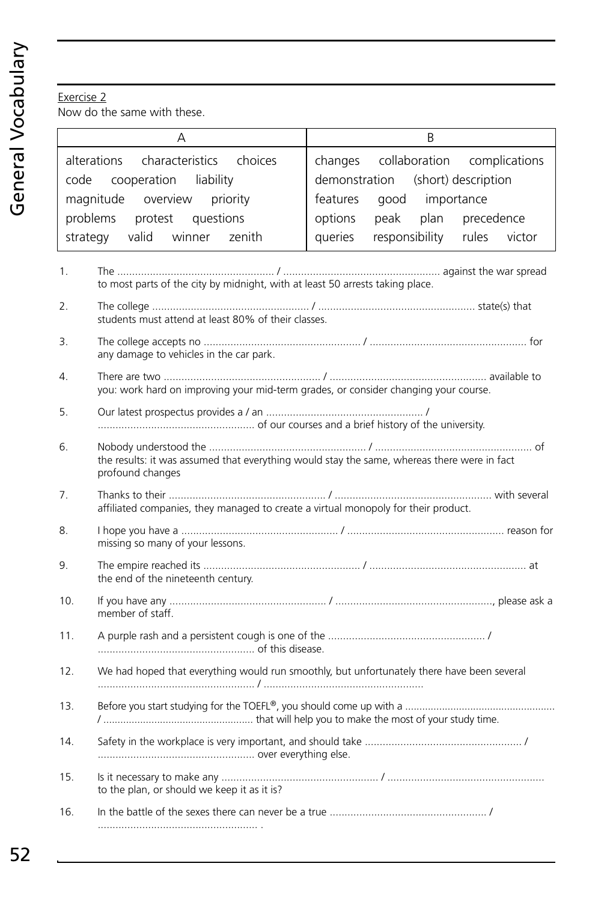Exercise 2

Now do the same with these.

| A | B |
|---|---|
| alterations characteristics choices code cooperation liability magnitude overview priority problems protest questions strategy valid winner zenith | changes collaboration complications demonstration (short) description features good importance options peak plan precedence queries responsibility rules victor |

1. The ..................................................... / ..................................................... against the war spread to most parts of the city by midnight, with at least 50 arrests taking place.

2. The college ..................................................... / ..................................................... state(s) that students must attend at least 80% of their classes.

3. The college accepts no ..................................................... / ..................................................... for any damage to vehicles in the car park.

4. There are two ..................................................... / ..................................................... available to you: work hard on improving your mid-term grades, or consider changing your course.

5. Our latest prospectus provides a / an ..................................................... / ..................................................... of our courses and a brief history of the university.

6. Nobody understood the ..................................................... / ..................................................... of the results: it was assumed that everything would stay the same, whereas there were in fact profound changes

7. Thanks to their ..................................................... / ..................................................... with several affiliated companies, they managed to create a virtual monopoly for their product.

8. I hope you have a ..................................................... / ..................................................... reason for missing so many of your lessons.

9. The empire reached its ..................................................... / ..................................................... at the end of the nineteenth century.

10. If you have any ..................................................... / ....................................................., please ask a member of staff.

11. A purple rash and a persistent cough is one of the ..................................................... / ..................................................... of this disease.

12. We had hoped that everything would run smoothly, but unfortunately there have been several ..................................................... / .....................................................

13. Before you start studying for the TOEFL®, you should come up with a ..................................................... / ..................................................... that will help you to make the most of your study time.

14. Safety in the workplace is very important, and should take ..................................................... / ..................................................... over everything else.

15. Is it necessary to make any ..................................................... / ..................................................... to the plan, or should we keep it as it is?

16. In the battle of the sexes there can never be a true ..................................................... / ..................................................... .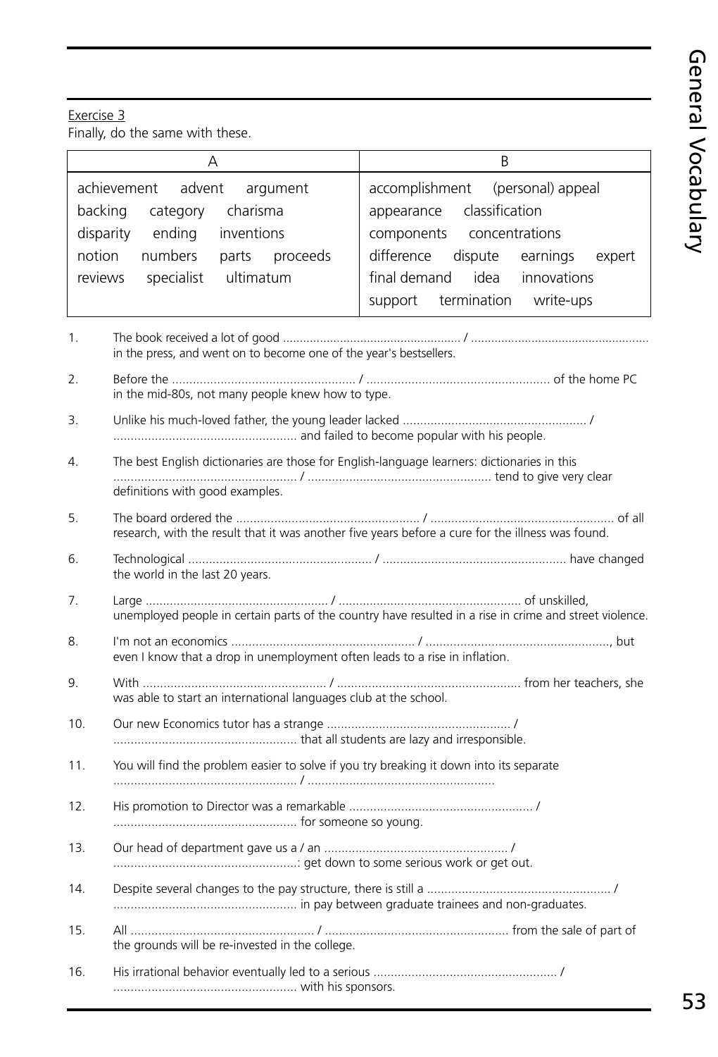Exercise 3

Finally, do the same with these.

| A | B |
|---|---|
| achievement advent argument backing category charisma disparity ending inventions notion numbers parts proceeds reviews specialist ultimatum | accomplishment (personal) appeal appearance classification components concentrations difference dispute earnings expert final demand idea innovations support termination write-ups |

1. The book received a lot of good .................................................... / .................................................... in the press, and went on to become one of the year's bestsellers.
2. Before the .................................................... / .................................................... of the home PC in the mid-80s, not many people knew how to type.
3. Unlike his much-loved father, the young leader lacked .................................................... / .................................................... and failed to become popular with his people.
4. The best English dictionaries are those for English-language learners: dictionaries in this .................................................... / .................................................... tend to give very clear definitions with good examples.
5. The board ordered the .................................................... / .................................................... of all research, with the result that it was another five years before a cure for the illness was found.
6. Technological .................................................... / .................................................... have changed the world in the last 20 years.
7. Large .................................................... / .................................................... of unskilled, unemployed people in certain parts of the country have resulted in a rise in crime and street violence.
8. I'm not an economics .................................................... / ...................................................., but even I know that a drop in unemployment often leads to a rise in inflation.
9. With .................................................... / .................................................... from her teachers, she was able to start an international languages club at the school.
10. Our new Economics tutor has a strange .................................................... / .................................................... that all students are lazy and irresponsible.
11. You will find the problem easier to solve if you try breaking it down into its separate .................................................... / ....................................................
12. His promotion to Director was a remarkable .................................................... / .................................................... for someone so young.
13. Our head of department gave us a / an .................................................... / ....................................................: get down to some serious work or get out.
14. Despite several changes to the pay structure, there is still a .................................................... / .................................................... in pay between graduate trainees and non-graduates.
15. All .................................................... / .................................................... from the sale of part of the grounds will be re-invested in the college.
16. His irrational behavior eventually led to a serious .................................................... / .................................................... with his sponsors.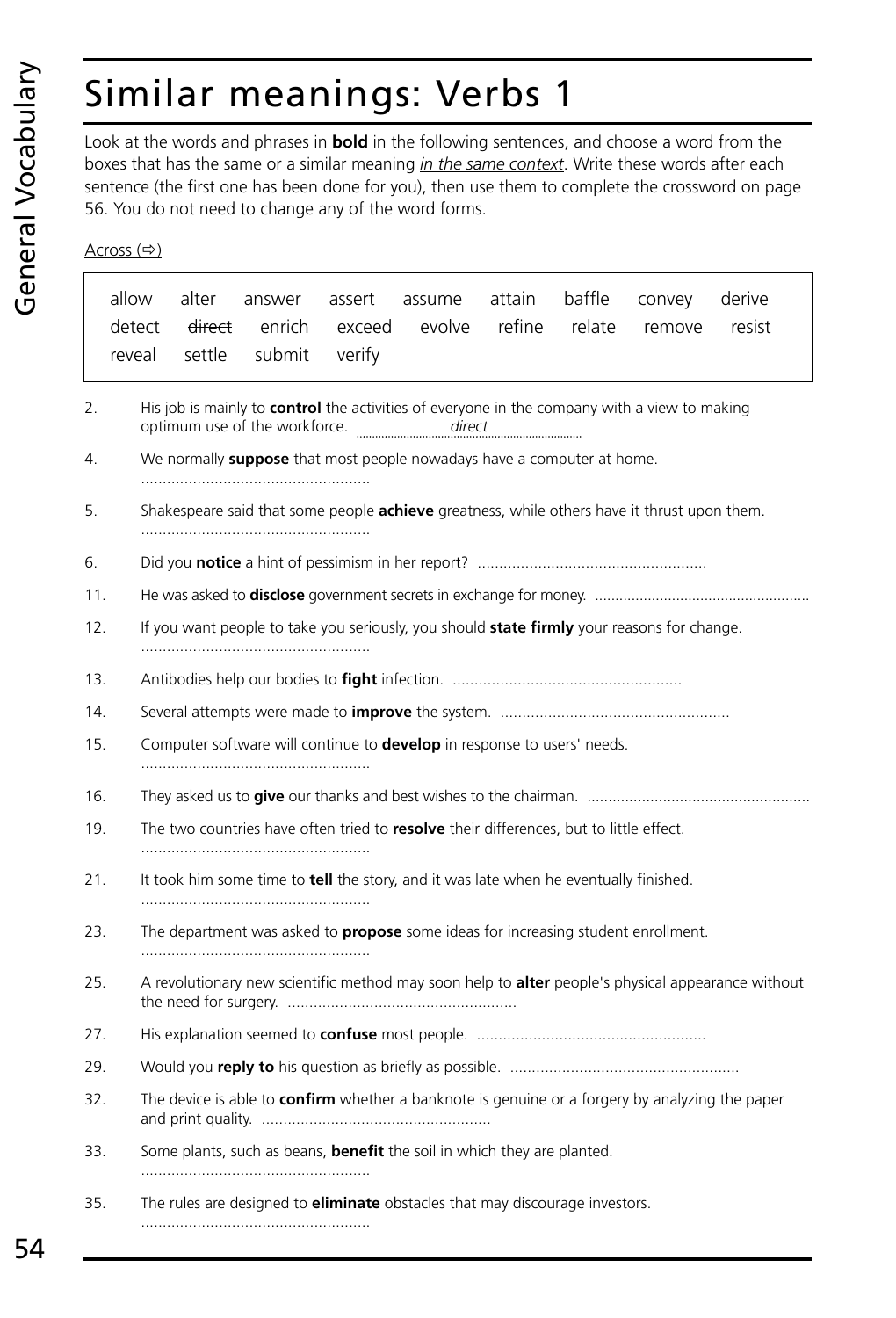# Similar meanings: Verbs 1

Look at the words and phrases in **bold** in the following sentences, and choose a word from the boxes that has the same or a similar meaning *in the same context*. Write these words after each sentence (the first one has been done for you), then use them to complete the crossword on page 56. You do not need to change any of the word forms.

Across (⇨)

| allow | alter | answer | assert | assume | attain | baffle | convey | derive |
|---|---|---|---|---|---|---|---|---|
| detect | ~~direct~~ | enrich | exceed | evolve | refine | relate | remove | resist |
| reveal | settle | submit | verify | | | | | |

2. His job is mainly to **control** the activities of everyone in the company with a view to making optimum use of the workforce. ..................*direct*..................

4. We normally **suppose** that most people nowadays have a computer at home. ....................................................

5. Shakespeare said that some people **achieve** greatness, while others have it thrust upon them. ....................................................

6. Did you **notice** a hint of pessimism in her report? ....................................................

11. He was asked to **disclose** government secrets in exchange for money. ....................................................

12. If you want people to take you seriously, you should **state firmly** your reasons for change. ....................................................

13. Antibodies help our bodies to **fight** infection. ....................................................

14. Several attempts were made to **improve** the system. ....................................................

15. Computer software will continue to **develop** in response to users' needs. ....................................................

16. They asked us to **give** our thanks and best wishes to the chairman. ....................................................

19. The two countries have often tried to **resolve** their differences, but to little effect. ....................................................

21. It took him some time to **tell** the story, and it was late when he eventually finished. ....................................................

23. The department was asked to **propose** some ideas for increasing student enrollment. ....................................................

25. A revolutionary new scientific method may soon help to **alter** people's physical appearance without the need for surgery. ....................................................

27. His explanation seemed to **confuse** most people. ....................................................

29. Would you **reply to** his question as briefly as possible. ....................................................

32. The device is able to **confirm** whether a banknote is genuine or a forgery by analyzing the paper and print quality. ....................................................

33. Some plants, such as beans, **benefit** the soil in which they are planted. ....................................................

35. The rules are designed to **eliminate** obstacles that may discourage investors. ....................................................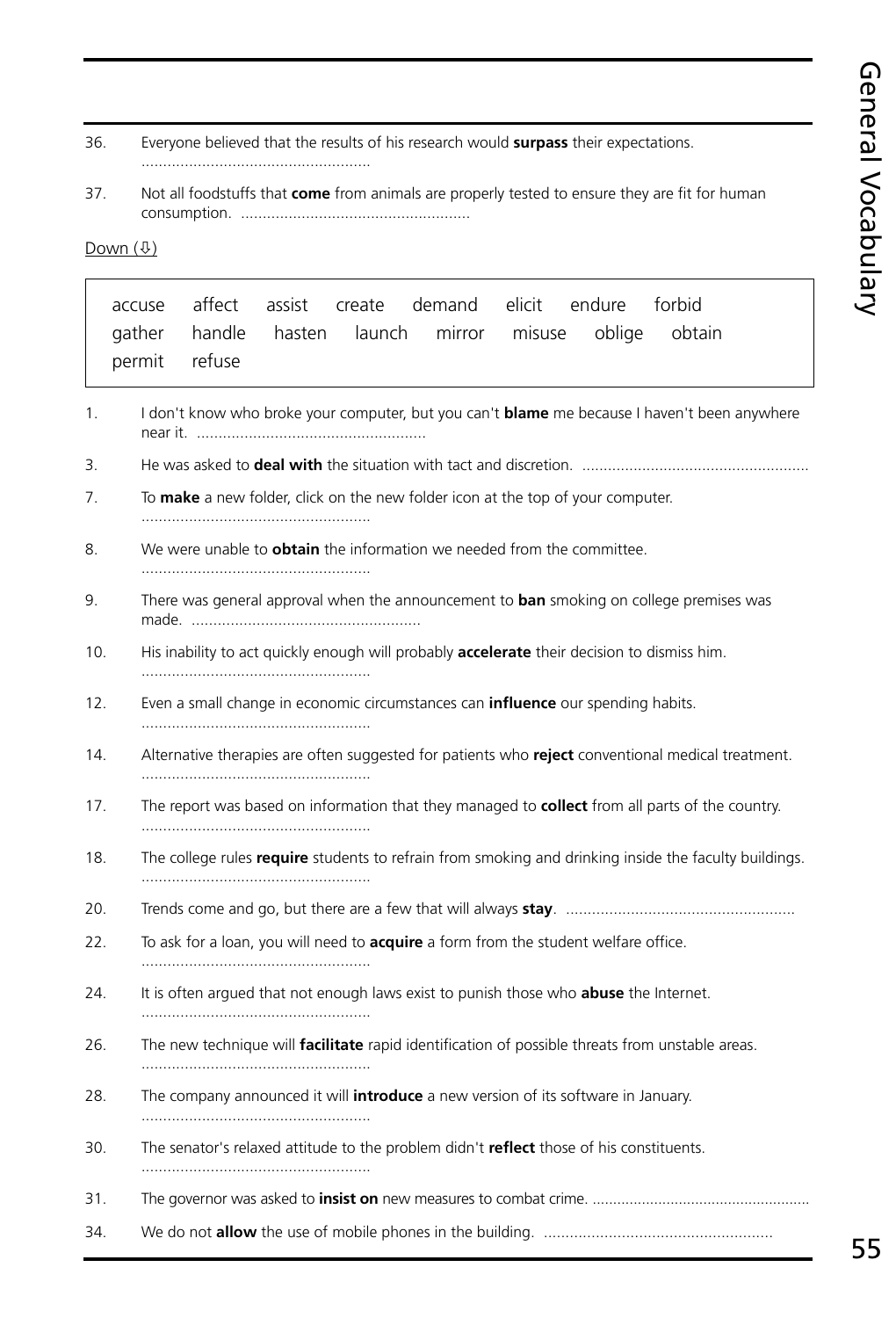36. Everyone believed that the results of his research would **surpass** their expectations. ....................................................

37. Not all foodstuffs that **come** from animals are properly tested to ensure they are fit for human consumption. ....................................................

Down (⇩)

| accuse | affect | assist | create | demand | elicit | endure | forbid |
|---|---|---|---|---|---|---|---|
| gather | handle | hasten | launch | mirror | misuse | oblige | obtain |
| permit | refuse | | | | | | |

1. I don't know who broke your computer, but you can't **blame** me because I haven't been anywhere near it. ....................................................

3. He was asked to **deal with** the situation with tact and discretion. ....................................................

7. To **make** a new folder, click on the new folder icon at the top of your computer. ....................................................

8. We were unable to **obtain** the information we needed from the committee. ....................................................

9. There was general approval when the announcement to **ban** smoking on college premises was made. ....................................................

10. His inability to act quickly enough will probably **accelerate** their decision to dismiss him. ....................................................

12. Even a small change in economic circumstances can **influence** our spending habits. ....................................................

14. Alternative therapies are often suggested for patients who **reject** conventional medical treatment. ....................................................

17. The report was based on information that they managed to **collect** from all parts of the country. ....................................................

18. The college rules **require** students to refrain from smoking and drinking inside the faculty buildings. ....................................................

20. Trends come and go, but there are a few that will always **stay**. ....................................................

22. To ask for a loan, you will need to **acquire** a form from the student welfare office. ....................................................

24. It is often argued that not enough laws exist to punish those who **abuse** the Internet. ....................................................

26. The new technique will **facilitate** rapid identification of possible threats from unstable areas. ....................................................

28. The company announced it will **introduce** a new version of its software in January. ....................................................

30. The senator's relaxed attitude to the problem didn't **reflect** those of his constituents. ....................................................

31. The governor was asked to **insist on** new measures to combat crime. ....................................................

34. We do not **allow** the use of mobile phones in the building. ....................................................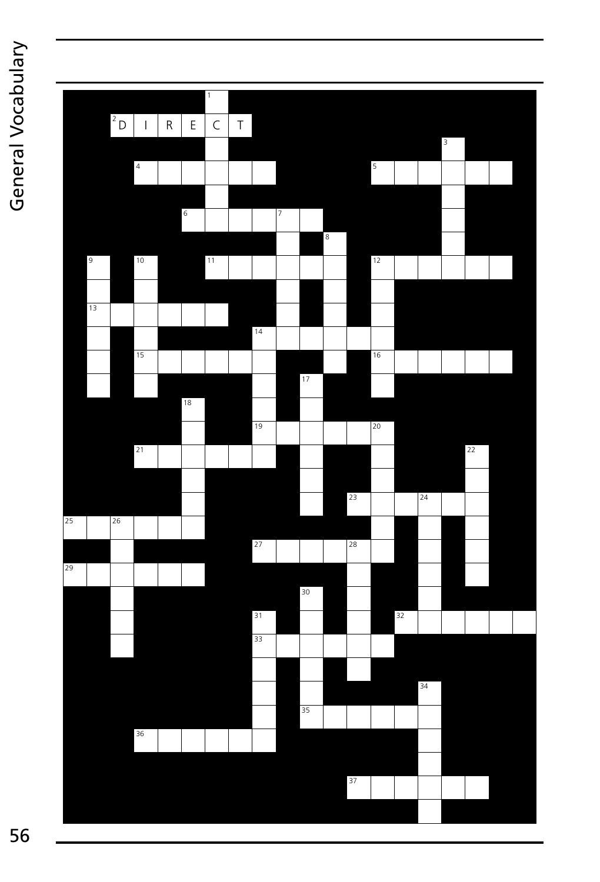1

2 D I R E C T

3

4 5

6 7

8

9 10 11 12

13

14

15 16

17

18

19 20

21 22

23 24

25 26

27 28

29

30

31 32

33

34

35

36

37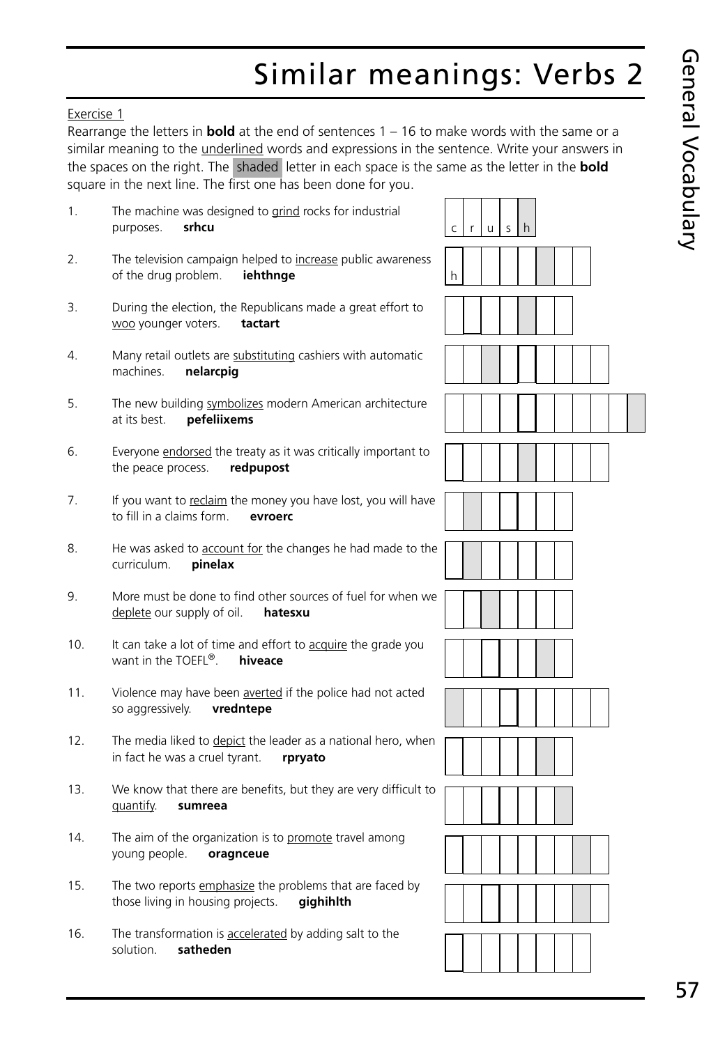# Similar meanings: Verbs 2

Exercise 1

Rearrange the letters in **bold** at the end of sentences 1 – 16 to make words with the same or a similar meaning to the underlined words and expressions in the sentence. Write your answers in the spaces on the right. The shaded letter in each space is the same as the letter in the **bold** square in the next line. The first one has been done for you.

1. The machine was designed to grind rocks for industrial purposes. **srhcu** — c r u s h
2. The television campaign helped to increase public awareness of the drug problem. **iehthnge** — h _ _ _ _ _ _ _
3. During the election, the Republicans made a great effort to woo younger voters. **tactart** — _ _ _ _ _ _ _
4. Many retail outlets are substituting cashiers with automatic machines. **nelarcpig** — _ _ _ _ _ _ _ _ _
5. The new building symbolizes modern American architecture at its best. **pefeliixems** — _ _ _ _ _ _ _ _ _ _ _
6. Everyone endorsed the treaty as it was critically important to the peace process. **redpupost** — _ _ _ _ _ _ _ _ _
7. If you want to reclaim the money you have lost, you will have to fill in a claims form. **evroerc** — _ _ _ _ _ _ _
8. He was asked to account for the changes he had made to the curriculum. **pinelax** — _ _ _ _ _ _ _
9. More must be done to find other sources of fuel for when we deplete our supply of oil. **hatesxu** — _ _ _ _ _ _ _
10. It can take a lot of time and effort to acquire the grade you want in the TOEFL®. **hiveace** — _ _ _ _ _ _ _
11. Violence may have been averted if the police had not acted so aggressively. **vredntepe** — _ _ _ _ _ _ _ _ _
12. The media liked to depict the leader as a national hero, when in fact he was a cruel tyrant. **rpryato** — _ _ _ _ _ _ _
13. We know that there are benefits, but they are very difficult to quantify. **sumreea** — _ _ _ _ _ _ _
14. The aim of the organization is to promote travel among young people. **oragnceue** — _ _ _ _ _ _ _ _ _
15. The two reports emphasize the problems that are faced by those living in housing projects. **gighihlth** — _ _ _ _ _ _ _ _ _
16. The transformation is accelerated by adding salt to the solution. **satheden** — _ _ _ _ _ _ _ _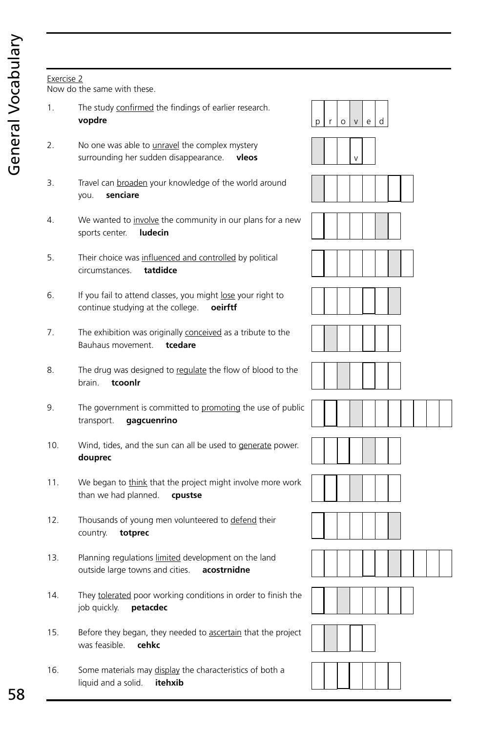Exercise 2

Now do the same with these.

1. The study confirmed the findings of earlier research. **vopdre** — p r o v e d

2. No one was able to unravel the complex mystery surrounding her sudden disappearance. **vleos** — _ _ _ v _

3. Travel can broaden your knowledge of the world around you. **senciare**

4. We wanted to involve the community in our plans for a new sports center. **ludecin**

5. Their choice was influenced and controlled by political circumstances. **tatdidce**

6. If you fail to attend classes, you might lose your right to continue studying at the college. **oeirftf**

7. The exhibition was originally conceived as a tribute to the Bauhaus movement. **tcedare**

8. The drug was designed to regulate the flow of blood to the brain. **tcoonlr**

9. The government is committed to promoting the use of public transport. **gagcuenrino**

10. Wind, tides, and the sun can all be used to generate power. **douprec**

11. We began to think that the project might involve more work than we had planned. **cpustse**

12. Thousands of young men volunteered to defend their country. **totprec**

13. Planning regulations limited development on the land outside large towns and cities. **acostrnidne**

14. They tolerated poor working conditions in order to finish the job quickly. **petacdec**

15. Before they began, they needed to ascertain that the project was feasible. **cehkc**

16. Some materials may display the characteristics of both a liquid and a solid. **itehxib**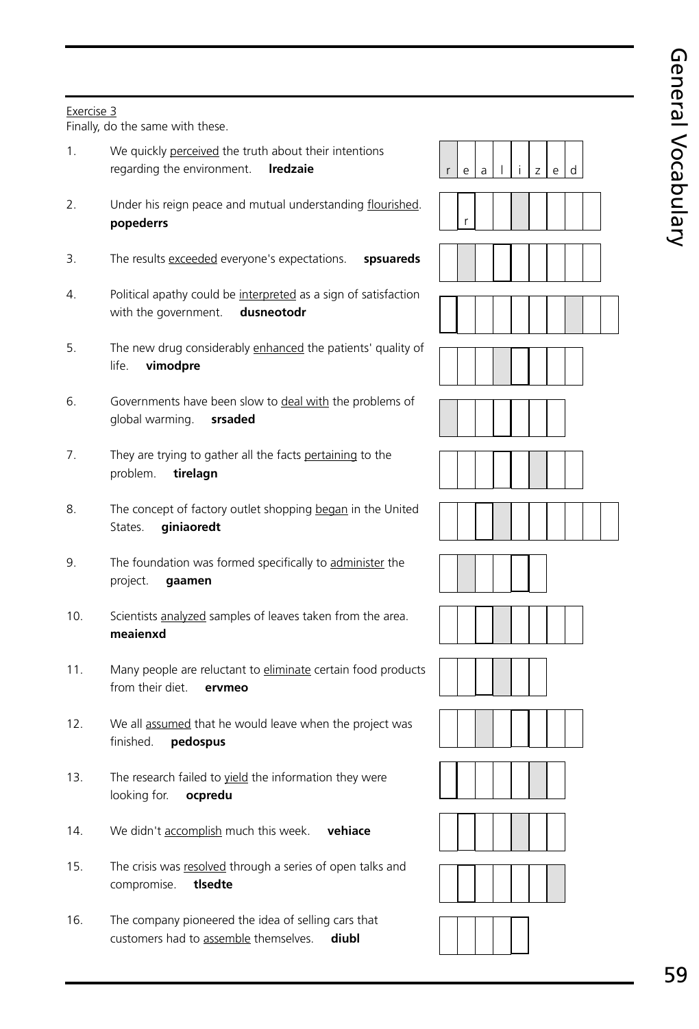Exercise 3

Finally, do the same with these.

1. We quickly perceived the truth about their intentions regarding the environment. **lredzaie**

   r e a l i z e d

2. Under his reign peace and mutual understanding flourished. **popederrs**

   _ r _ _ _ _ _ _ _

3. The results exceeded everyone's expectations. **spsuareds**

4. Political apathy could be interpreted as a sign of satisfaction with the government. **dusneotodr**

5. The new drug considerably enhanced the patients' quality of life. **vimodpre**

6. Governments have been slow to deal with the problems of global warming. **srsaded**

7. They are trying to gather all the facts pertaining to the problem. **tirelagn**

8. The concept of factory outlet shopping began in the United States. **giniaoredt**

9. The foundation was formed specifically to administer the project. **gaamen**

10. Scientists analyzed samples of leaves taken from the area. **meaienxd**

11. Many people are reluctant to eliminate certain food products from their diet. **ervmeo**

12. We all assumed that he would leave when the project was finished. **pedospus**

13. The research failed to yield the information they were looking for. **ocpredu**

14. We didn't accomplish much this week. **vehiace**

15. The crisis was resolved through a series of open talks and compromise. **tlsedte**

16. The company pioneered the idea of selling cars that customers had to assemble themselves. **diubl**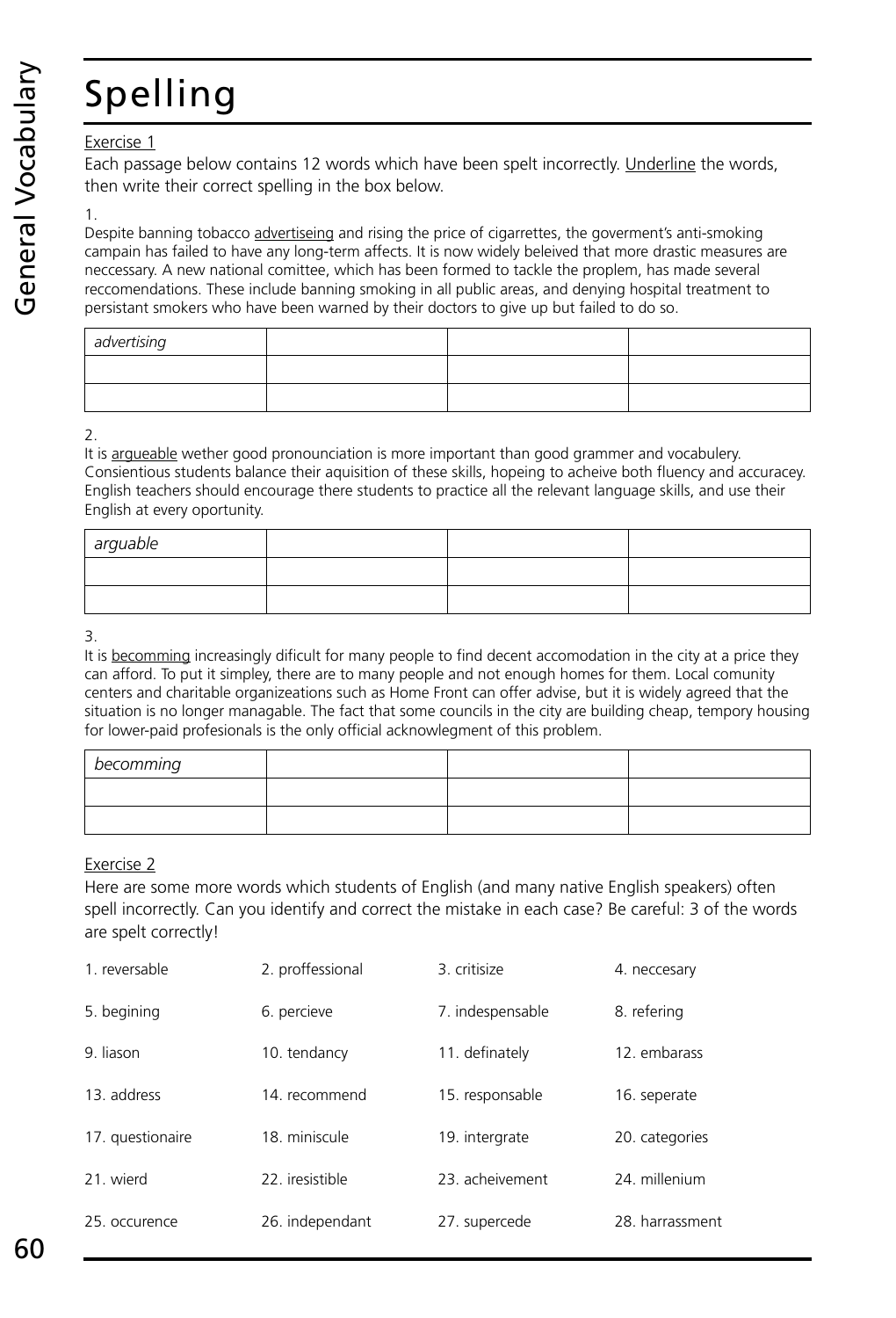# Spelling

Exercise 1

Each passage below contains 12 words which have been spelt incorrectly. Underline the words, then write their correct spelling in the box below.

1.

Despite banning tobacco advertiseing and rising the price of cigarrettes, the goverment's anti-smoking campain has failed to have any long-term affects. It is now widely beleived that more drastic measures are neccessary. A new national comittee, which has been formed to tackle the proplem, has made several reccomendations. These include banning smoking in all public areas, and denying hospital treatment to persistant smokers who have been warned by their doctors to give up but failed to do so.

| *advertising* | | | |
|---|---|---|---|
| | | | |
| | | | |

2.

It is argueable wether good pronounciation is more important than good grammer and vocabulery. Consientious students balance their aquisition of these skills, hopeing to acheive both fluency and accuracey. English teachers should encourage there students to practice all the relevant language skills, and use their English at every oportunity.

| *arguable* | | | |
|---|---|---|---|
| | | | |
| | | | |

3.

It is becomming increasingly dificult for many people to find decent accomodation in the city at a price they can afford. To put it simpley, there are to many people and not enough homes for them. Local comunity centers and charitable organizeations such as Home Front can offer advise, but it is widely agreed that the situation is no longer managable. The fact that some councils in the city are building cheap, tempory housing for lower-paid profesionals is the only official acknowlegment of this problem.

| *becomming* | | | |
|---|---|---|---|
| | | | |
| | | | |

Exercise 2

Here are some more words which students of English (and many native English speakers) often spell incorrectly. Can you identify and correct the mistake in each case? Be careful: 3 of the words are spelt correctly!

| | | | |
|---|---|---|---|
| 1. reversable | 2. proffessional | 3. critisize | 4. neccesary |
| 5. begining | 6. percieve | 7. indespensable | 8. refering |
| 9. liason | 10. tendancy | 11. definately | 12. embarass |
| 13. address | 14. recommend | 15. responsable | 16. seperate |
| 17. questionaire | 18. miniscule | 19. intergrate | 20. categories |
| 21. wierd | 22. iresistible | 23. acheivement | 24. millenium |
| 25. occurence | 26. independant | 27. supercede | 28. harrassment |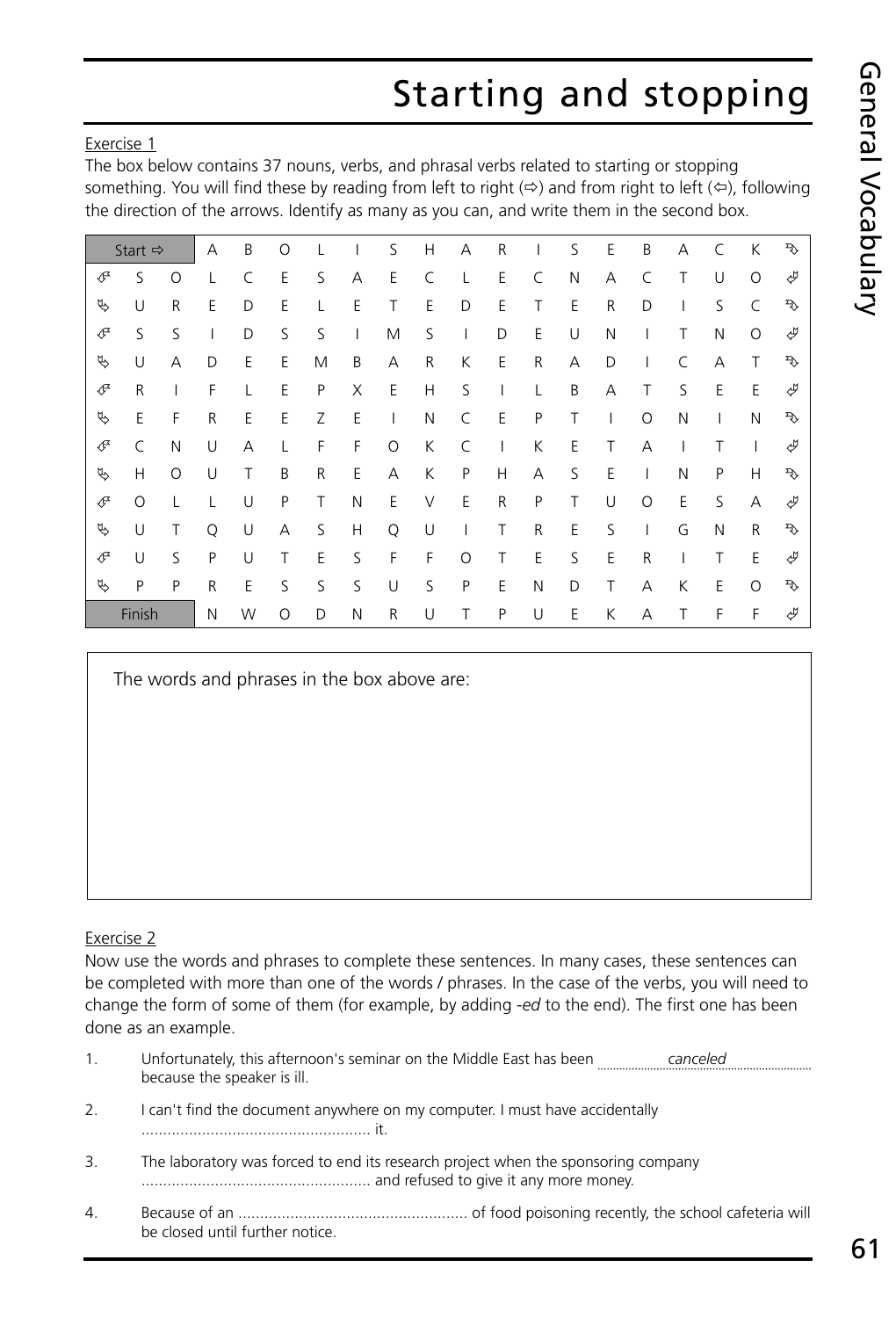# Starting and stopping

Exercise 1

The box below contains 37 nouns, verbs, and phrasal verbs related to starting or stopping something. You will find these by reading from left to right (⇨) and from right to left (⇦), following the direction of the arrows. Identify as many as you can, and write them in the second box.

| Start ⇨ | | A | B | O | L | I | S | H | A | R | I | S | E | B | A | C | K | ↴ |
|---|---|---|---|---|---|---|---|---|---|---|---|---|---|---|---|---|---|---|
| ↲ | S | O | L | C | E | S | A | E | C | L | E | C | N | A | C | T | U | O | ↲ |
| ↳ | U | R | E | D | E | L | E | T | E | D | E | T | E | R | D | I | S | C | ↴ |
| ↲ | S | S | I | D | S | S | I | M | S | I | D | E | U | N | I | T | N | O | ↲ |
| ↳ | U | A | D | E | E | M | B | A | R | K | E | R | A | D | I | C | A | T | ↴ |
| ↲ | R | I | F | L | E | P | X | E | H | S | I | L | B | A | T | S | E | E | ↲ |
| ↳ | E | F | R | E | E | Z | E | I | N | C | E | P | T | I | O | N | I | N | ↴ |
| ↲ | C | N | U | A | L | F | F | O | K | C | I | K | E | T | A | I | T | I | ↲ |
| ↳ | H | O | U | T | B | R | E | A | K | P | H | A | S | E | I | N | P | H | ↴ |
| ↲ | O | L | L | U | P | T | N | E | V | E | R | P | T | U | O | E | S | A | ↲ |
| ↳ | U | T | Q | U | A | S | H | Q | U | I | T | R | E | S | I | G | N | R | ↴ |
| ↲ | U | S | P | U | T | E | S | F | F | O | T | E | S | E | R | I | T | E | ↲ |
| ↳ | P | P | R | E | S | S | S | U | S | P | E | N | D | T | A | K | E | O | ↴ |
| Finish | | N | W | O | D | N | R | U | T | P | U | E | K | A | T | F | F | ↲ |

The words and phrases in the box above are:

Exercise 2

Now use the words and phrases to complete these sentences. In many cases, these sentences can be completed with more than one of the words / phrases. In the case of the verbs, you will need to change the form of some of them (for example, by adding *-ed* to the end). The first one has been done as an example.

1. Unfortunately, this afternoon's seminar on the Middle East has been *canceled* because the speaker is ill.
2. I can't find the document anywhere on my computer. I must have accidentally .................................................... it.
3. The laboratory was forced to end its research project when the sponsoring company .................................................... and refused to give it any more money.
4. Because of an .................................................... of food poisoning recently, the school cafeteria will be closed until further notice.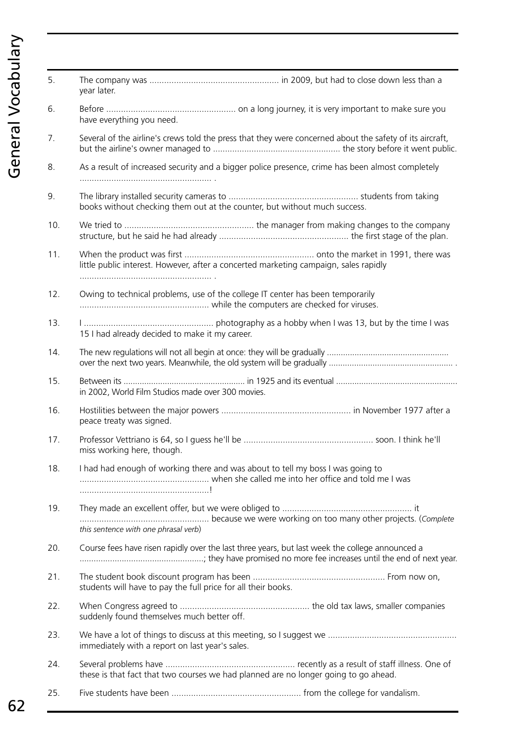5. The company was ..................................................... in 2009, but had to close down less than a year later.

6. Before ..................................................... on a long journey, it is very important to make sure you have everything you need.

7. Several of the airline's crews told the press that they were concerned about the safety of its aircraft, but the airline's owner managed to ..................................................... the story before it went public.

8. As a result of increased security and a bigger police presence, crime has been almost completely ..................................................... .

9. The library installed security cameras to ..................................................... students from taking books without checking them out at the counter, but without much success.

10. We tried to ..................................................... the manager from making changes to the company structure, but he said he had already ..................................................... the first stage of the plan.

11. When the product was first ..................................................... onto the market in 1991, there was little public interest. However, after a concerted marketing campaign, sales rapidly ..................................................... .

12. Owing to technical problems, use of the college IT center has been temporarily ..................................................... while the computers are checked for viruses.

13. I ..................................................... photography as a hobby when I was 13, but by the time I was 15 I had already decided to make it my career.

14. The new regulations will not all begin at once: they will be gradually ..................................................... over the next two years. Meanwhile, the old system will be gradually ..................................................... .

15. Between its ..................................................... in 1925 and its eventual ..................................................... in 2002, World Film Studios made over 300 movies.

16. Hostilities between the major powers ..................................................... in November 1977 after a peace treaty was signed.

17. Professor Vettriano is 64, so I guess he'll be ..................................................... soon. I think he'll miss working here, though.

18. I had had enough of working there and was about to tell my boss I was going to ..................................................... when she called me into her office and told me I was .....................................................!

19. They made an excellent offer, but we were obliged to ..................................................... it ..................................................... because we were working on too many other projects. (*Complete this sentence with one phrasal verb*)

20. Course fees have risen rapidly over the last three years, but last week the college announced a .....................................................; they have promised no more fee increases until the end of next year.

21. The student book discount program has been ..................................................... From now on, students will have to pay the full price for all their books.

22. When Congress agreed to ..................................................... the old tax laws, smaller companies suddenly found themselves much better off.

23. We have a lot of things to discuss at this meeting, so I suggest we ..................................................... immediately with a report on last year's sales.

24. Several problems have ..................................................... recently as a result of staff illness. One of these is that fact that two courses we had planned are no longer going to go ahead.

25. Five students have been ..................................................... from the college for vandalism.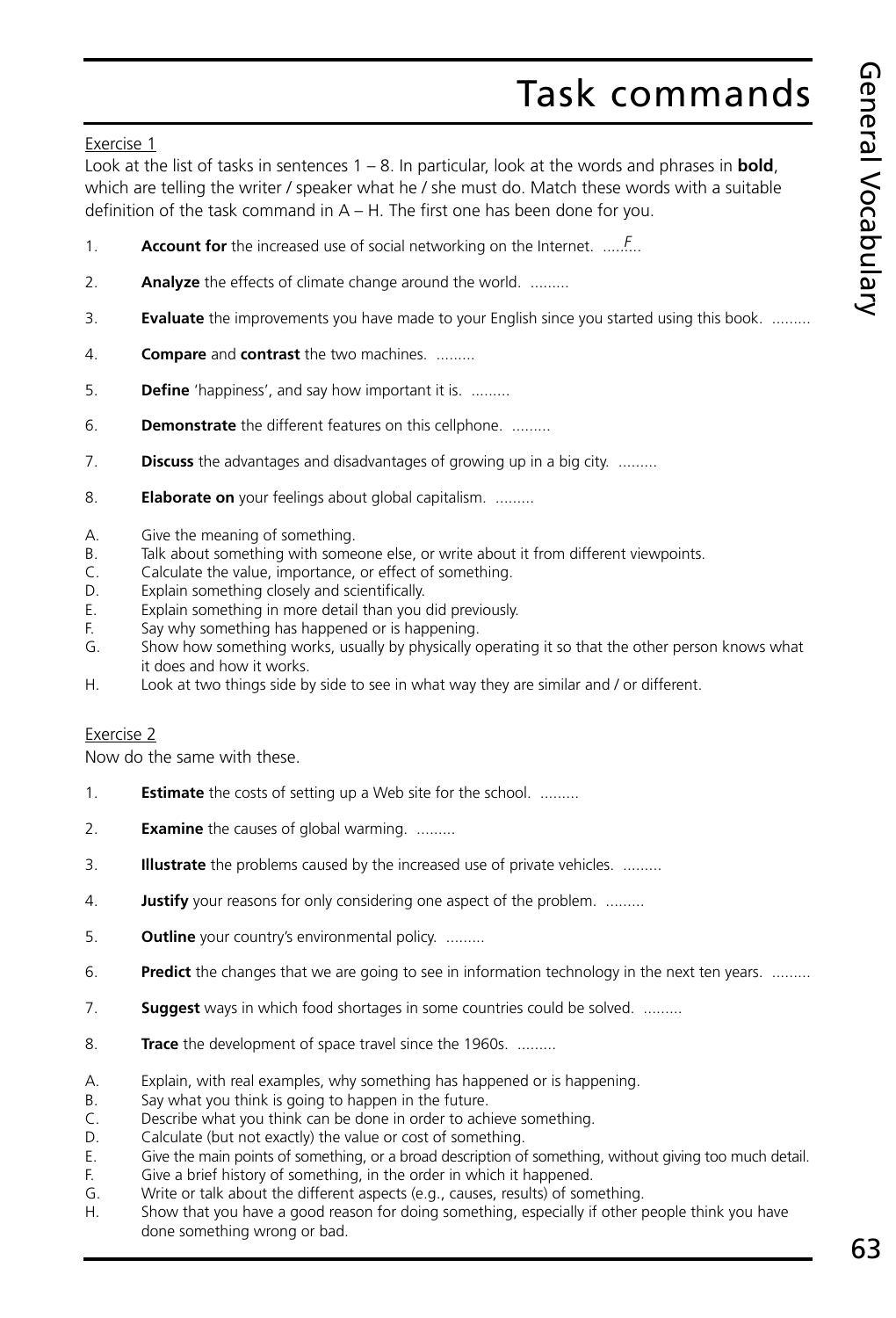# Task commands

Exercise 1

Look at the list of tasks in sentences 1 – 8. In particular, look at the words and phrases in **bold**, which are telling the writer / speaker what he / she must do. Match these words with a suitable definition of the task command in A – H. The first one has been done for you.

1. **Account for** the increased use of social networking on the Internet. .....F...
2. **Analyze** the effects of climate change around the world. .........
3. **Evaluate** the improvements you have made to your English since you started using this book. .........
4. **Compare** and **contrast** the two machines. .........
5. **Define** 'happiness', and say how important it is. .........
6. **Demonstrate** the different features on this cellphone. .........
7. **Discuss** the advantages and disadvantages of growing up in a big city. .........
8. **Elaborate on** your feelings about global capitalism. .........

A. Give the meaning of something.
B. Talk about something with someone else, or write about it from different viewpoints.
C. Calculate the value, importance, or effect of something.
D. Explain something closely and scientifically.
E. Explain something in more detail than you did previously.
F. Say why something has happened or is happening.
G. Show how something works, usually by physically operating it so that the other person knows what it does and how it works.
H. Look at two things side by side to see in what way they are similar and / or different.

Exercise 2

Now do the same with these.

1. **Estimate** the costs of setting up a Web site for the school. .........
2. **Examine** the causes of global warming. .........
3. **Illustrate** the problems caused by the increased use of private vehicles. .........
4. **Justify** your reasons for only considering one aspect of the problem. .........
5. **Outline** your country's environmental policy. .........
6. **Predict** the changes that we are going to see in information technology in the next ten years. .........
7. **Suggest** ways in which food shortages in some countries could be solved. .........
8. **Trace** the development of space travel since the 1960s. .........

A. Explain, with real examples, why something has happened or is happening.
B. Say what you think is going to happen in the future.
C. Describe what you think can be done in order to achieve something.
D. Calculate (but not exactly) the value or cost of something.
E. Give the main points of something, or a broad description of something, without giving too much detail.
F. Give a brief history of something, in the order in which it happened.
G. Write or talk about the different aspects (e.g., causes, results) of something.
H. Show that you have a good reason for doing something, especially if other people think you have done something wrong or bad.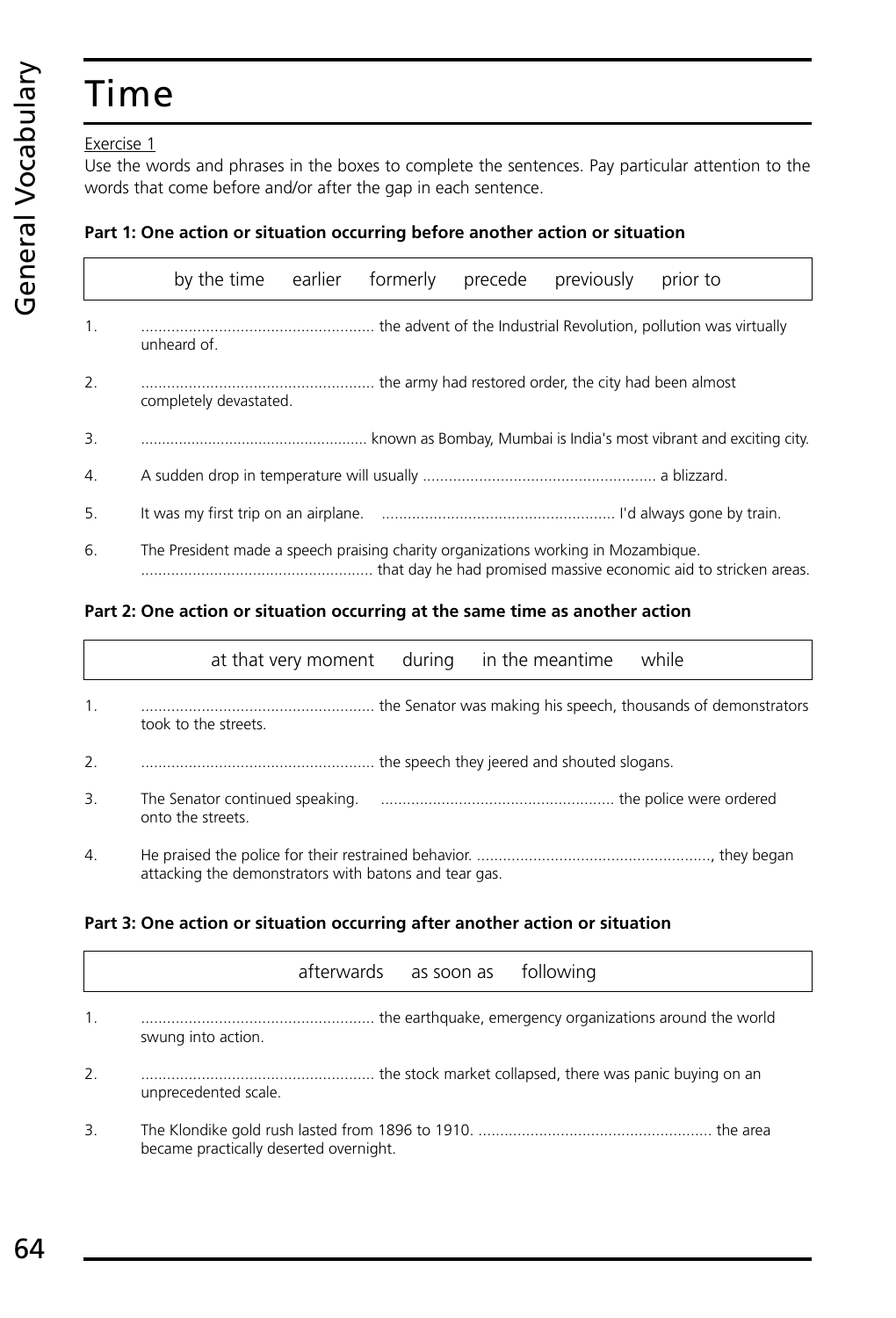# Time

Exercise 1

Use the words and phrases in the boxes to complete the sentences. Pay particular attention to the words that come before and/or after the gap in each sentence.

**Part 1: One action or situation occurring before another action or situation**

| by the time | earlier | formerly | precede | previously | prior to |
|---|---|---|---|---|---|

1. ...................................................... the advent of the Industrial Revolution, pollution was virtually unheard of.
2. ...................................................... the army had restored order, the city had been almost completely devastated.
3. ...................................................... known as Bombay, Mumbai is India's most vibrant and exciting city.
4. A sudden drop in temperature will usually ...................................................... a blizzard.
5. It was my first trip on an airplane. ...................................................... I'd always gone by train.
6. The President made a speech praising charity organizations working in Mozambique. ...................................................... that day he had promised massive economic aid to stricken areas.

**Part 2: One action or situation occurring at the same time as another action**

| at that very moment | during | in the meantime | while |
|---|---|---|---|

1. ...................................................... the Senator was making his speech, thousands of demonstrators took to the streets.
2. ...................................................... the speech they jeered and shouted slogans.
3. The Senator continued speaking. ...................................................... the police were ordered onto the streets.
4. He praised the police for their restrained behavior. ......................................................, they began attacking the demonstrators with batons and tear gas.

**Part 3: One action or situation occurring after another action or situation**

| afterwards | as soon as | following |
|---|---|---|

1. ...................................................... the earthquake, emergency organizations around the world swung into action.
2. ...................................................... the stock market collapsed, there was panic buying on an unprecedented scale.
3. The Klondike gold rush lasted from 1896 to 1910. ...................................................... the area became practically deserted overnight.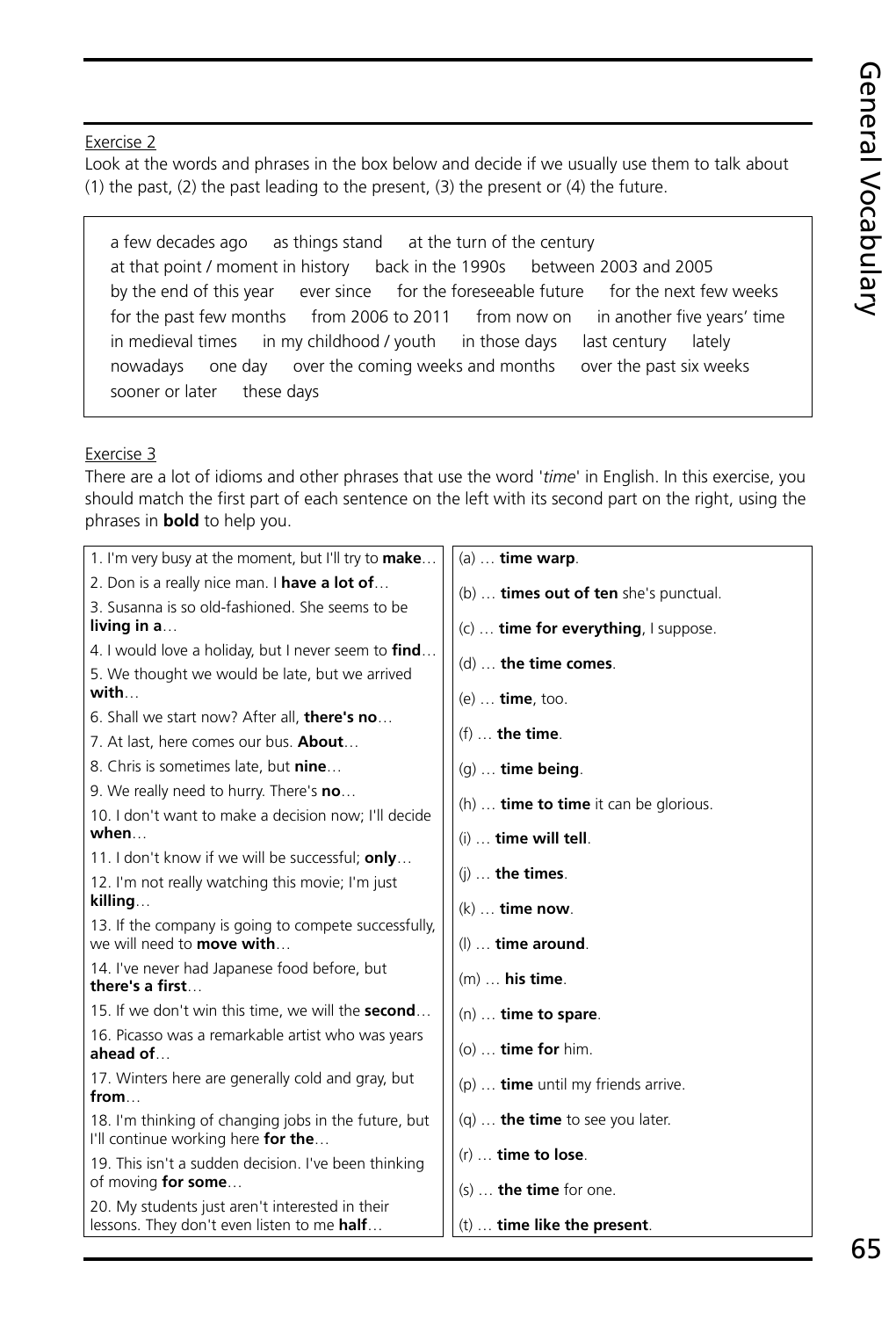Exercise 2

Look at the words and phrases in the box below and decide if we usually use them to talk about (1) the past, (2) the past leading to the present, (3) the present or (4) the future.

> a few decades ago · as things stand · at the turn of the century · at that point / moment in history · back in the 1990s · between 2003 and 2005 · by the end of this year · ever since · for the foreseeable future · for the next few weeks · for the past few months · from 2006 to 2011 · from now on · in another five years' time · in medieval times · in my childhood / youth · in those days · last century · lately · nowadays · one day · over the coming weeks and months · over the past six weeks · sooner or later · these days

Exercise 3

There are a lot of idioms and other phrases that use the word '*time*' in English. In this exercise, you should match the first part of each sentence on the left with its second part on the right, using the phrases in **bold** to help you.

| | |
|---|---|
| 1. I'm very busy at the moment, but I'll try to **make**… | (a) … **time warp**. |
| 2. Don is a really nice man. I **have a lot of**… | (b) … **times out of ten** she's punctual. |
| 3. Susanna is so old-fashioned. She seems to be **living in a**… | (c) … **time for everything**, I suppose. |
| 4. I would love a holiday, but I never seem to **find**… | (d) … **the time comes**. |
| 5. We thought we would be late, but we arrived **with**… | (e) … **time**, too. |
| 6. Shall we start now? After all, **there's no**… | (f) … **the time**. |
| 7. At last, here comes our bus. **About**… | (g) … **time being**. |
| 8. Chris is sometimes late, but **nine**… | (h) … **time to time** it can be glorious. |
| 9. We really need to hurry. There's **no**… | (i) … **time will tell**. |
| 10. I don't want to make a decision now; I'll decide **when**… | (j) … **the times**. |
| 11. I don't know if we will be successful; **only**… | (k) … **time now**. |
| 12. I'm not really watching this movie; I'm just **killing**… | (l) … **time around**. |
| 13. If the company is going to compete successfully, we will need to **move with**… | (m) … **his time**. |
| 14. I've never had Japanese food before, but **there's a first**… | (n) … **time to spare**. |
| 15. If we don't win this time, we will the **second**… | (o) … **time for** him. |
| 16. Picasso was a remarkable artist who was years **ahead of**… | (p) … **time** until my friends arrive. |
| 17. Winters here are generally cold and gray, but **from**… | (q) … **the time** to see you later. |
| 18. I'm thinking of changing jobs in the future, but I'll continue working here **for the**… | (r) … **time to lose**. |
| 19. This isn't a sudden decision. I've been thinking of moving **for some**… | (s) … **the time** for one. |
| 20. My students just aren't interested in their lessons. They don't even listen to me **half**… | (t) … **time like the present**. |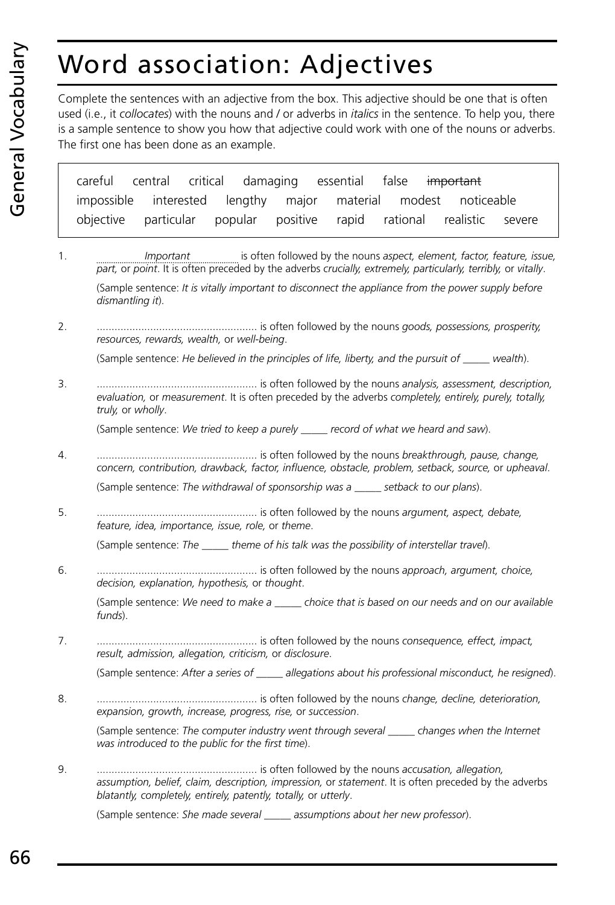# Word association: Adjectives

Complete the sentences with an adjective from the box. This adjective should be one that is often used (i.e., it *collocates*) with the nouns and / or adverbs in *italics* in the sentence. To help you, there is a sample sentence to show you how that adjective could work with one of the nouns or adverbs. The first one has been done as an example.

| careful | central | critical | damaging | essential | false | ~~important~~ | | |
|---|---|---|---|---|---|---|---|---|
| impossible | interested | lengthy | major | material | modest | noticeable | | |
| objective | particular | popular | positive | rapid | rational | realistic | severe | |

1. *Important* is often followed by the nouns *aspect, element, factor, feature, issue, part,* or *point*. It is often preceded by the adverbs *crucially, extremely, particularly, terribly,* or *vitally*.

   (Sample sentence: *It is vitally important to disconnect the appliance from the power supply before dismantling it*).

2. ...................................................... is often followed by the nouns *goods, possessions, prosperity, resources, rewards, wealth,* or *well-being*.

   (Sample sentence: *He believed in the principles of life, liberty, and the pursuit of _____ wealth*).

3. ...................................................... is often followed by the nouns *analysis, assessment, description, evaluation,* or *measurement*. It is often preceded by the adverbs *completely, entirely, purely, totally, truly,* or *wholly*.

   (Sample sentence: *We tried to keep a purely _____ record of what we heard and saw*).

4. ...................................................... is often followed by the nouns *breakthrough, pause, change, concern, contribution, drawback, factor, influence, obstacle, problem, setback, source,* or *upheaval*.

   (Sample sentence: *The withdrawal of sponsorship was a _____ setback to our plans*).

5. ...................................................... is often followed by the nouns *argument, aspect, debate, feature, idea, importance, issue, role,* or *theme*.

   (Sample sentence: *The _____ theme of his talk was the possibility of interstellar travel*).

6. ...................................................... is often followed by the nouns *approach, argument, choice, decision, explanation, hypothesis,* or *thought*.

   (Sample sentence: *We need to make a _____ choice that is based on our needs and on our available funds*).

7. ...................................................... is often followed by the nouns *consequence, effect, impact, result, admission, allegation, criticism,* or *disclosure*.

   (Sample sentence: *After a series of _____ allegations about his professional misconduct, he resigned*).

8. ...................................................... is often followed by the nouns *change, decline, deterioration, expansion, growth, increase, progress, rise,* or *succession*.

   (Sample sentence: *The computer industry went through several _____ changes when the Internet was introduced to the public for the first time*).

9. ...................................................... is often followed by the nouns *accusation, allegation, assumption, belief, claim, description, impression,* or *statement*. It is often preceded by the adverbs *blatantly, completely, entirely, patently, totally,* or *utterly*.

   (Sample sentence: *She made several _____ assumptions about her new professor*).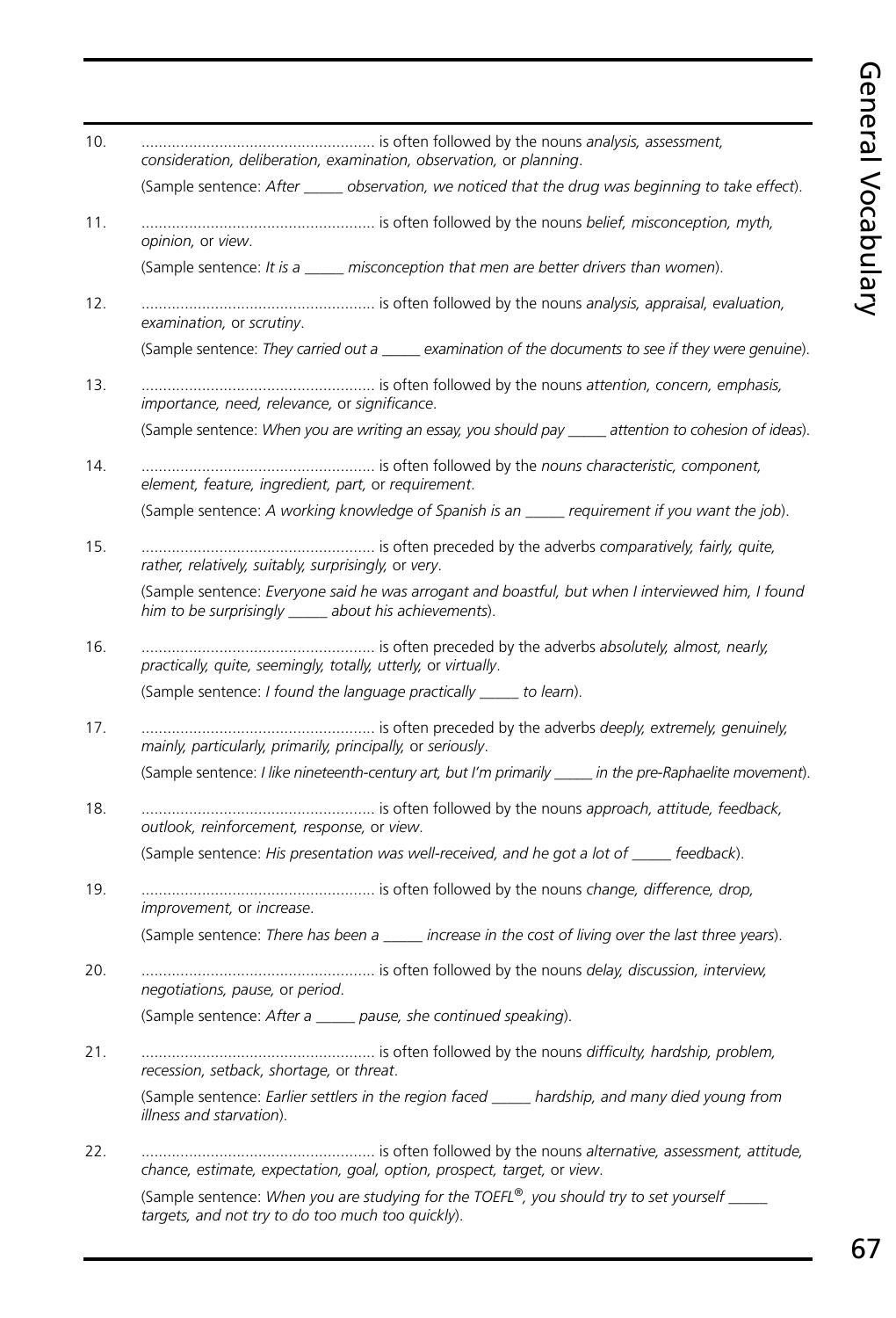10. ...................................................... is often followed by the nouns *analysis, assessment, consideration, deliberation, examination, observation,* or *planning*.

    (Sample sentence: *After _____ observation, we noticed that the drug was beginning to take effect*).

11. ...................................................... is often followed by the nouns *belief, misconception, myth, opinion,* or *view*.

    (Sample sentence: *It is a _____ misconception that men are better drivers than women*).

12. ...................................................... is often followed by the nouns *analysis, appraisal, evaluation, examination,* or *scrutiny*.

    (Sample sentence: *They carried out a _____ examination of the documents to see if they were genuine*).

13. ...................................................... is often followed by the nouns *attention, concern, emphasis, importance, need, relevance,* or *significance*.

    (Sample sentence: *When you are writing an essay, you should pay _____ attention to cohesion of ideas*).

14. ...................................................... is often followed by the *nouns characteristic, component, element, feature, ingredient, part,* or *requirement*.

    (Sample sentence: *A working knowledge of Spanish is an _____ requirement if you want the job*).

15. ...................................................... is often preceded by the adverbs *comparatively, fairly, quite, rather, relatively, suitably, surprisingly,* or *very*.

    (Sample sentence: *Everyone said he was arrogant and boastful, but when I interviewed him, I found him to be surprisingly _____ about his achievements*).

16. ...................................................... is often preceded by the adverbs *absolutely, almost, nearly, practically, quite, seemingly, totally, utterly,* or *virtually*.

    (Sample sentence: *I found the language practically _____ to learn*).

17. ...................................................... is often preceded by the adverbs *deeply, extremely, genuinely, mainly, particularly, primarily, principally,* or *seriously*.

    (Sample sentence: *I like nineteenth-century art, but I'm primarily _____ in the pre-Raphaelite movement*).

18. ...................................................... is often followed by the nouns *approach, attitude, feedback, outlook, reinforcement, response,* or *view*.

    (Sample sentence: *His presentation was well-received, and he got a lot of _____ feedback*).

19. ...................................................... is often followed by the nouns *change, difference, drop, improvement,* or *increase*.

    (Sample sentence: *There has been a _____ increase in the cost of living over the last three years*).

20. ...................................................... is often followed by the nouns *delay, discussion, interview, negotiations, pause,* or *period*.

    (Sample sentence: *After a _____ pause, she continued speaking*).

21. ...................................................... is often followed by the nouns *difficulty, hardship, problem, recession, setback, shortage,* or *threat*.

    (Sample sentence: *Earlier settlers in the region faced _____ hardship, and many died young from illness and starvation*).

22. ...................................................... is often followed by the nouns *alternative, assessment, attitude, chance, estimate, expectation, goal, option, prospect, target,* or *view*.

    (Sample sentence: *When you are studying for the TOEFL®, you should try to set yourself _____ targets, and not try to do too much too quickly*).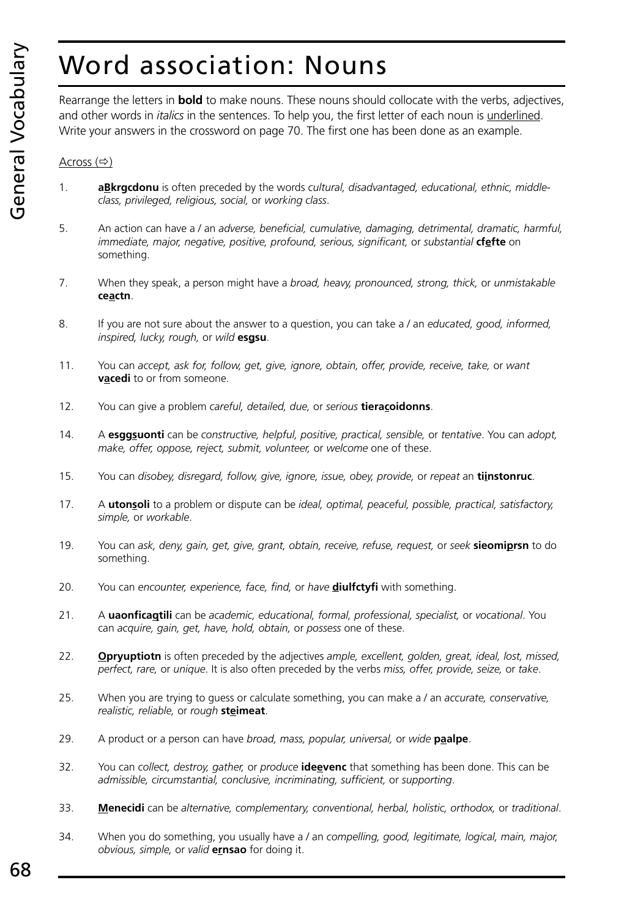# Word association: Nouns

Rearrange the letters in **bold** to make nouns. These nouns should collocate with the verbs, adjectives, and other words in *italics* in the sentences. To help you, the first letter of each noun is underlined. Write your answers in the crossword on page 70. The first one has been done as an example.

Across (⇨)

1. **aBkrgcdonu** is often preceded by the words *cultural, disadvantaged, educational, ethnic, middle-class, privileged, religious, social,* or *working class*.

5. An action can have a / an *adverse, beneficial, cumulative, damaging, detrimental, dramatic, harmful, immediate, major, negative, positive, profound, serious, significant,* or *substantial* **cfefte** on something.

7. When they speak, a person might have a *broad, heavy, pronounced, strong, thick,* or *unmistakable* **ceactn**.

8. If you are not sure about the answer to a question, you can take a / an *educated, good, informed, inspired, lucky, rough,* or *wild* **esgsu**.

11. You can *accept, ask for, follow, get, give, ignore, obtain, offer, provide, receive, take,* or *want* **vacedi** to or from someone.

12. You can give a problem *careful, detailed, due,* or *serious* **tieracoidonns**.

14. A **esggsuonti** can be *constructive, helpful, positive, practical, sensible,* or *tentative*. You can *adopt, make, offer, oppose, reject, submit, volunteer,* or *welcome* one of these.

15. You can *disobey, disregard, follow, give, ignore, issue, obey, provide,* or *repeat* an **tiinstonruc**.

17. A **utonsoli** to a problem or dispute can be *ideal, optimal, peaceful, possible, practical, satisfactory, simple,* or *workable*.

19. You can *ask, deny, gain, get, give, grant, obtain, receive, refuse, request,* or *seek* **sieomiprsn** to do something.

20. You can *encounter, experience, face, find,* or *have* **diulfctyfi** with something.

21. A **uaonficaqtili** can be *academic, educational, formal, professional, specialist,* or *vocational*. You can *acquire, gain, get, have, hold, obtain,* or *possess* one of these.

22. **Opryuptiotn** is often preceded by the adjectives *ample, excellent, golden, great, ideal, lost, missed, perfect, rare,* or *unique*. It is also often preceded by the verbs *miss, offer, provide, seize,* or *take*.

25. When you are trying to guess or calculate something, you can make a / an *accurate, conservative, realistic, reliable,* or *rough* **steimeat**.

29. A product or a person can have *broad, mass, popular, universal,* or *wide* **paalpe**.

32. You can *collect, destroy, gather,* or *produce* **ideevenc** that something has been done. This can be *admissible, circumstantial, conclusive, incriminating, sufficient,* or *supporting*.

33. **Menecidi** can be *alternative, complementary, conventional, herbal, holistic, orthodox,* or *traditional*.

34. When you do something, you usually have a / an *compelling, good, legitimate, logical, main, major, obvious, simple,* or *valid* **ernsao** for doing it.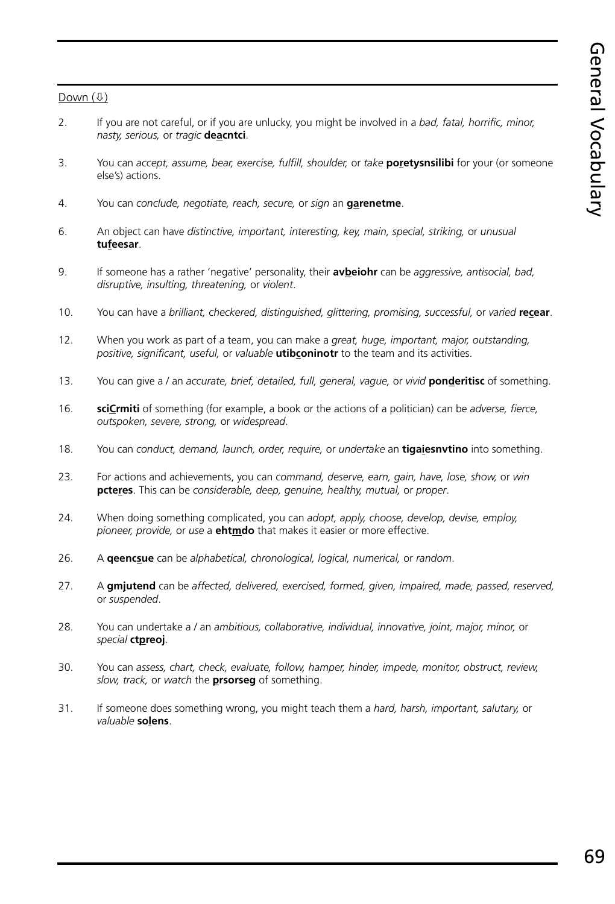Down (⇩)

2. If you are not careful, or if you are unlucky, you might be involved in a *bad, fatal, horrific, minor, nasty, serious,* or *tragic* **de<u>a</u>cntci**.

3. You can *accept, assume, bear, exercise, fulfill, shoulder,* or *take* **po<u>r</u>etysnsilibi** for your (or someone else's) actions.

4. You can *conclude, negotiate, reach, secure,* or *sign* an **g<u>a</u>renetme**.

6. An object can have *distinctive, important, interesting, key, main, special, striking,* or *unusual* **tu<u>f</u>eesar**.

9. If someone has a rather 'negative' personality, their **av<u>b</u>eiohr** can be *aggressive, antisocial, bad, disruptive, insulting, threatening,* or *violent*.

10. You can have a *brilliant, checkered, distinguished, glittering, promising, successful,* or *varied* **re<u>c</u>ear**.

12. When you work as part of a team, you can make a *great, huge, important, major, outstanding, positive, significant, useful,* or *valuable* **utib<u>c</u>oninotr** to the team and its activities.

13. You can give a / an *accurate, brief, detailed, full, general, vague,* or *vivid* **pon<u>d</u>eritisc** of something.

16. **sci<u>C</u>rmiti** of something (for example, a book or the actions of a politician) can be *adverse, fierce, outspoken, severe, strong,* or *widespread*.

18. You can *conduct, demand, launch, order, require,* or *undertake* an **tiga<u>i</u>esnvtino** into something.

23. For actions and achievements, you can *command, deserve, earn, gain, have, lose, show,* or *win* **pcte<u>r</u>es**. This can be *considerable, deep, genuine, healthy, mutual,* or *proper*.

24. When doing something complicated, you can *adopt, apply, choose, develop, devise, employ, pioneer, provide,* or *use* a **eht<u>m</u>do** that makes it easier or more effective.

26. A **qeenc<u>s</u>ue** can be *alphabetical, chronological, logical, numerical,* or *random*.

27. A **gm<u>j</u>utend** can be *affected, delivered, exercised, formed, given, impaired, made, passed, reserved,* or *suspended*.

28. You undertake a / an *ambitious, collaborative, individual, innovative, joint, major, minor,* or *special* **ct<u>p</u>reoj**.

30. You can *assess, chart, check, evaluate, follow, hamper, hinder, impede, monitor, obstruct, review, slow, track,* or *watch* the **<u>p</u>rsorseg** of something.

31. If someone does something wrong, you might teach them a *hard, harsh, important, salutary,* or *valuable* **so<u>l</u>ens**.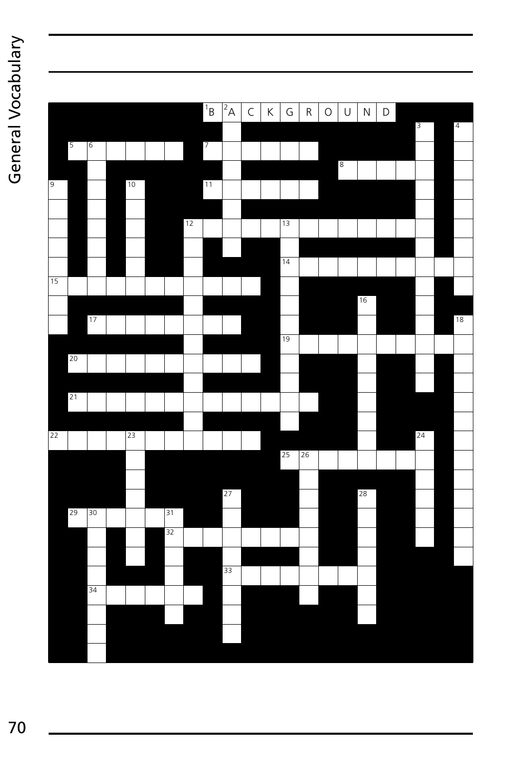| 1 B | 2 A | C | K | G | R | O | U | N | D |
|---|---|---|---|---|---|---|---|---|---|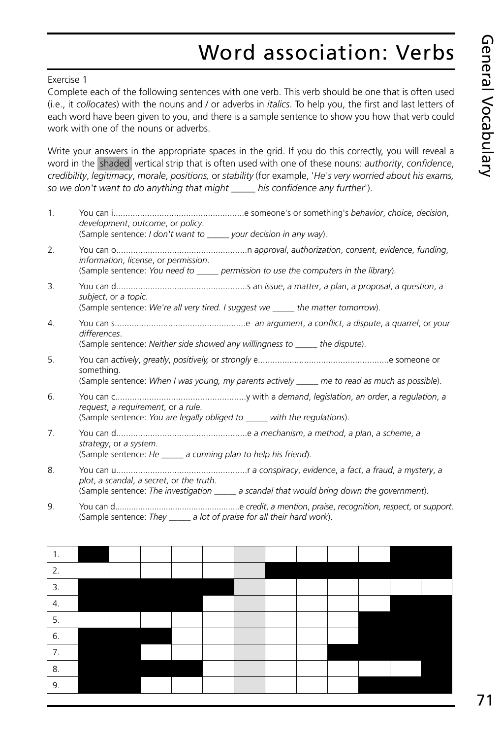# Word association: Verbs

Exercise 1

Complete each of the following sentences with one verb. This verb should be one that is often used (i.e., it *collocates*) with the nouns and / or adverbs in *italics*. To help you, the first and last letters of each word have been given to you, and there is a sample sentence to show you how that verb could work with one of the nouns or adverbs.

Write your answers in the appropriate spaces in the grid. If you do this correctly, you will reveal a word in the shaded vertical strip that is often used with one of these nouns: *authority*, *confidence*, *credibility*, *legitimacy*, *morale*, *positions,* or *stability* (for example, '*He's very worried about his exams, so we don't want to do anything that might _____ his confidence any further*').

1. You can i......................................................e someone's or something's *behavior*, *choice*, *decision*, *development*, *outcome*, or *policy*.
   (Sample sentence: *I don't want to _____ your decision in any way*).
2. You can o......................................................n *approval*, *authorization*, *consent*, *evidence*, *funding*, *information*, *license*, or *permission*.
   (Sample sentence: *You need to _____ permission to use the computers in the library*).
3. You can d......................................................s an *issue*, *a matter*, *a plan*, *a proposal*, *a question*, *a subject*, or *a topic*.
   (Sample sentence: *We're all very tired. I suggest we _____ the matter tomorrow*).
4. You can s......................................................e *an argument*, *a conflict*, *a dispute*, *a quarrel*, or *your differences*.
   (Sample sentence: *Neither side showed any willingness to _____ the dispute*).
5. You can *actively*, *greatly*, *positively,* or *strongly* e......................................................e someone or something.
   (Sample sentence: *When I was young, my parents actively _____ me to read as much as possible*).
6. You can c......................................................y with a *demand*, *legislation*, *an order*, *a regulation*, *a request*, *a requirement*, or *a rule*.
   (Sample sentence: *You are legally obliged to _____ with the regulations*).
7. You can d......................................................e *a mechanism*, *a method*, *a plan*, *a scheme*, *a strategy*, or *a system*.
   (Sample sentence: *He _____ a cunning plan to help his friend*).
8. You can u......................................................r *a conspiracy*, *evidence*, *a fact*, *a fraud*, *a mystery*, *a plot*, *a scandal*, *a secret*, or *the truth*.
   (Sample sentence: *The investigation _____ a scandal that would bring down the government*).
9. You can d.....................................................e *credit*, *a mention*, *praise*, *recognition*, *respect*, or *support*.
   (Sample sentence: *They _____ a lot of praise for all their hard work*).

| | | | | | | | | | | | | |
|---|---|---|---|---|---|---|---|---|---|---|---|---|
| 1. | ■ | | | | | | | | | | ■ | ■ |
| 2. | | | | | | | ■ | ■ | ■ | ■ | ■ | ■ |
| 3. | ■ | ■ | ■ | ■ | ■ | | | | | | | |
| 4. | ■ | ■ | ■ | ■ | | | | | | | ■ | ■ |
| 5. | | | | | | | | | | ■ | ■ | ■ |
| 6. | ■ | ■ | ■ | | | | | | | ■ | ■ | ■ |
| 7. | ■ | ■ | | | | | | | ■ | ■ | ■ | ■ |
| 8. | ■ | ■ | ■ | ■ | | | | | | | | ■ |
| 9. | ■ | ■ | | | | | | | | ■ | ■ | ■ |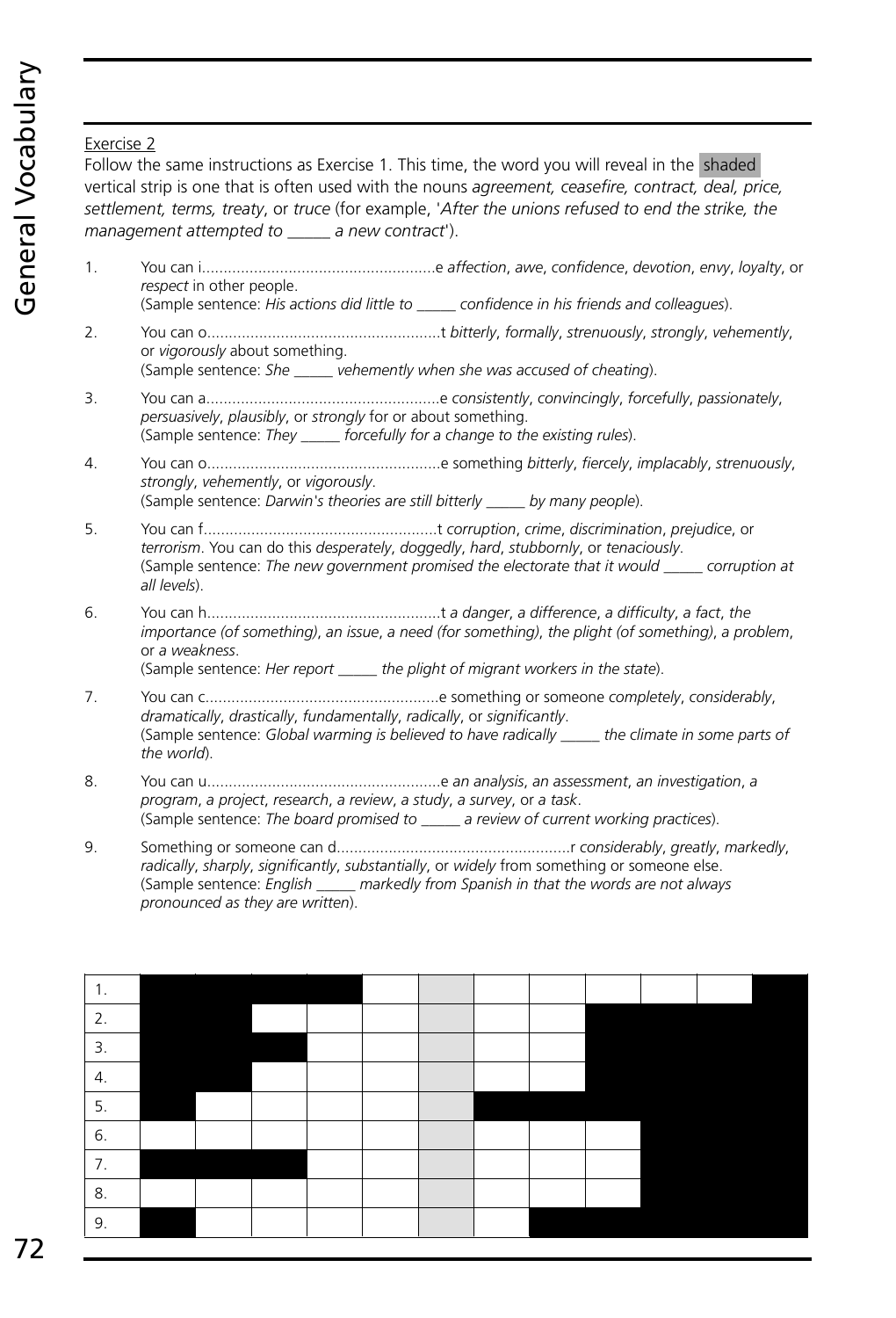### Exercise 2

Follow the same instructions as Exercise 1. This time, the word you will reveal in the shaded vertical strip is one that is often used with the nouns *agreement, ceasefire, contract, deal, price, settlement, terms, treaty*, or *truce* (for example, '*After the unions refused to end the strike, the management attempted to \_\_\_\_\_ a new contract*').

1. You can i......................................................e *affection*, *awe*, *confidence*, *devotion*, *envy*, *loyalty*, or *respect* in other people.
   (Sample sentence: *His actions did little to \_\_\_\_\_ confidence in his friends and colleagues*).

2. You can o......................................................t *bitterly*, *formally*, *strenuously*, *strongly*, *vehemently*, or *vigorously* about something.
   (Sample sentence: *She \_\_\_\_\_ vehemently when she was accused of cheating*).

3. You can a......................................................e *consistently*, *convincingly*, *forcefully*, *passionately*, *persuasively*, *plausibly*, or *strongly* for or about something.
   (Sample sentence: *They \_\_\_\_\_ forcefully for a change to the existing rules*).

4. You can o......................................................e something *bitterly*, *fiercely*, *implacably*, *strenuously*, *strongly*, *vehemently*, or *vigorously*.
   (Sample sentence: *Darwin's theories are still bitterly \_\_\_\_\_ by many people*).

5. You can f......................................................t *corruption*, *crime*, *discrimination*, *prejudice*, or *terrorism*. You can do this *desperately*, *doggedly*, *hard*, *stubbornly*, or *tenaciously*.
   (Sample sentence: *The new government promised the electorate that it would \_\_\_\_\_ corruption at all levels*).

6. You can h......................................................t *a danger*, *a difference*, *a difficulty*, *a fact*, *the importance (of something)*, *an issue*, *a need (for something)*, *the plight (of something)*, *a problem*, or *a weakness*.
   (Sample sentence: *Her report \_\_\_\_\_ the plight of migrant workers in the state*).

7. You can c......................................................e something or someone *completely*, *considerably*, *dramatically*, *drastically*, *fundamentally*, *radically*, or *significantly*.
   (Sample sentence: *Global warming is believed to have radically \_\_\_\_\_ the climate in some parts of the world*).

8. You can u......................................................e *an analysis*, *an assessment*, *an investigation*, *a program*, *a project*, *research*, *a review*, *a study*, *a survey*, or *a task*.
   (Sample sentence: *The board promised to \_\_\_\_\_ a review of current working practices*).

9. Something or someone can d......................................................r *considerably*, *greatly*, *markedly*, *radically*, *sharply*, *significantly*, *substantially*, or *widely* from something or someone else.
   (Sample sentence: *English \_\_\_\_\_ markedly from Spanish in that the words are not always pronounced as they are written*).

| 1. | ■ | ■ | ■ | ■ | | | | | | | | ■ |
|---|---|---|---|---|---|---|---|---|---|---|---|---|
| 2. | ■ | ■ | | | | | | | ■ | ■ | ■ | ■ |
| 3. | ■ | ■ | ■ | | | | | | ■ | ■ | ■ | ■ |
| 4. | ■ | ■ | | | | | | | ■ | ■ | ■ | ■ |
| 5. | ■ | | | | | | ■ | ■ | ■ | ■ | ■ | ■ |
| 6. | | | | | | | | | | ■ | ■ | ■ |
| 7. | ■ | ■ | ■ | | | | | | | ■ | ■ | ■ |
| 8. | | | | | | | | | | ■ | ■ | ■ |
| 9. | ■ | | | | | | | ■ | ■ | ■ | ■ | ■ |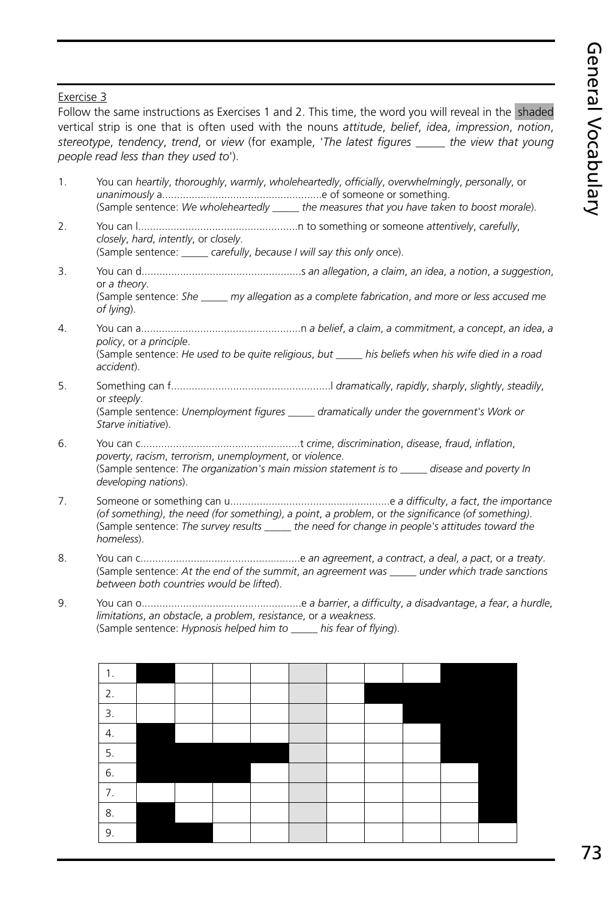Exercise 3

Follow the same instructions as Exercises 1 and 2. This time, the word you will reveal in the shaded vertical strip is one that is often used with the nouns *attitude*, *belief*, *idea*, *impression*, *notion*, *stereotype*, *tendency*, *trend*, or *view* (for example, '*The latest figures _____ the view that young people read less than they used to*').

1. You can *heartily*, *thoroughly*, *warmly*, *wholeheartedly*, *officially*, *overwhelmingly*, *personally*, or *unanimously* a......................................................e of someone or something.
   (Sample sentence: *We wholeheartedly _____ the measures that you have taken to boost morale*).

2. You can l......................................................n to something or someone *attentively*, *carefully*, *closely*, *hard*, *intently*, or *closely*.
   (Sample sentence: *_____ carefully*, *because I will say this only once*).

3. You can d......................................................s *an allegation*, *a claim*, *an idea*, *a notion*, *a suggestion*, or *a theory*.
   (Sample sentence: *She _____ my allegation as a complete fabrication*, *and more or less accused me of lying*).

4. You can a......................................................n *a belief*, *a claim*, *a commitment*, *a concept*, *an idea*, *a policy*, or *a principle*.
   (Sample sentence: *He used to be quite religious*, *but _____ his beliefs when his wife died in a road accident*).

5. Something can f......................................................l *dramatically*, *rapidly*, *sharply*, *slightly*, *steadily*, or *steeply*.
   (Sample sentence: *Unemployment figures _____ dramatically under the government's Work or Starve initiative*).

6. You can c......................................................t *crime*, *discrimination*, *disease*, *fraud*, *inflation*, *poverty*, *racism*, *terrorism*, *unemployment*, or *violence*.
   (Sample sentence: *The organization's main mission statement is to _____ disease and poverty In developing nations*).

7. Someone or something can u......................................................e *a difficulty*, *a fact*, *the importance (of something)*, *the need (for something)*, *a point*, *a problem*, or *the significance (of something)*.
   (Sample sentence: *The survey results _____ the need for change in people's attitudes toward the homeless*).

8. You can c......................................................e *an agreement*, *a contract*, *a deal*, *a pact*, or *a treaty*.
   (Sample sentence: *At the end of the summit*, *an agreement was _____ under which trade sanctions between both countries would be lifted*).

9. You can o......................................................e *a barrier*, *a difficulty*, *a disadvantage*, *a fear*, *a hurdle*, *limitations*, *an obstacle*, *a problem*, *resistance*, or *a weakness*.
   (Sample sentence: *Hypnosis helped him to _____ his fear of flying*).

| | | | | | | | | | | |
|---|---|---|---|---|---|---|---|---|---|---|
| 1. | ■ | | | | ░ | | | | ■ | ■ |
| 2. | | | | | ░ | | ■ | ■ | ■ | ■ |
| 3. | | | | | ░ | | | ■ | ■ | ■ |
| 4. | ■ | | | | ░ | | | | ■ | ■ |
| 5. | ■ | ■ | ■ | ■ | ░ | | | | ■ | ■ |
| 6. | ■ | ■ | ■ | | ░ | | | | | ■ |
| 7. | | | | | ░ | | | | | ■ |
| 8. | ■ | | | | ░ | | | | | ■ |
| 9. | ■ | ■ | | | ░ | | | | | |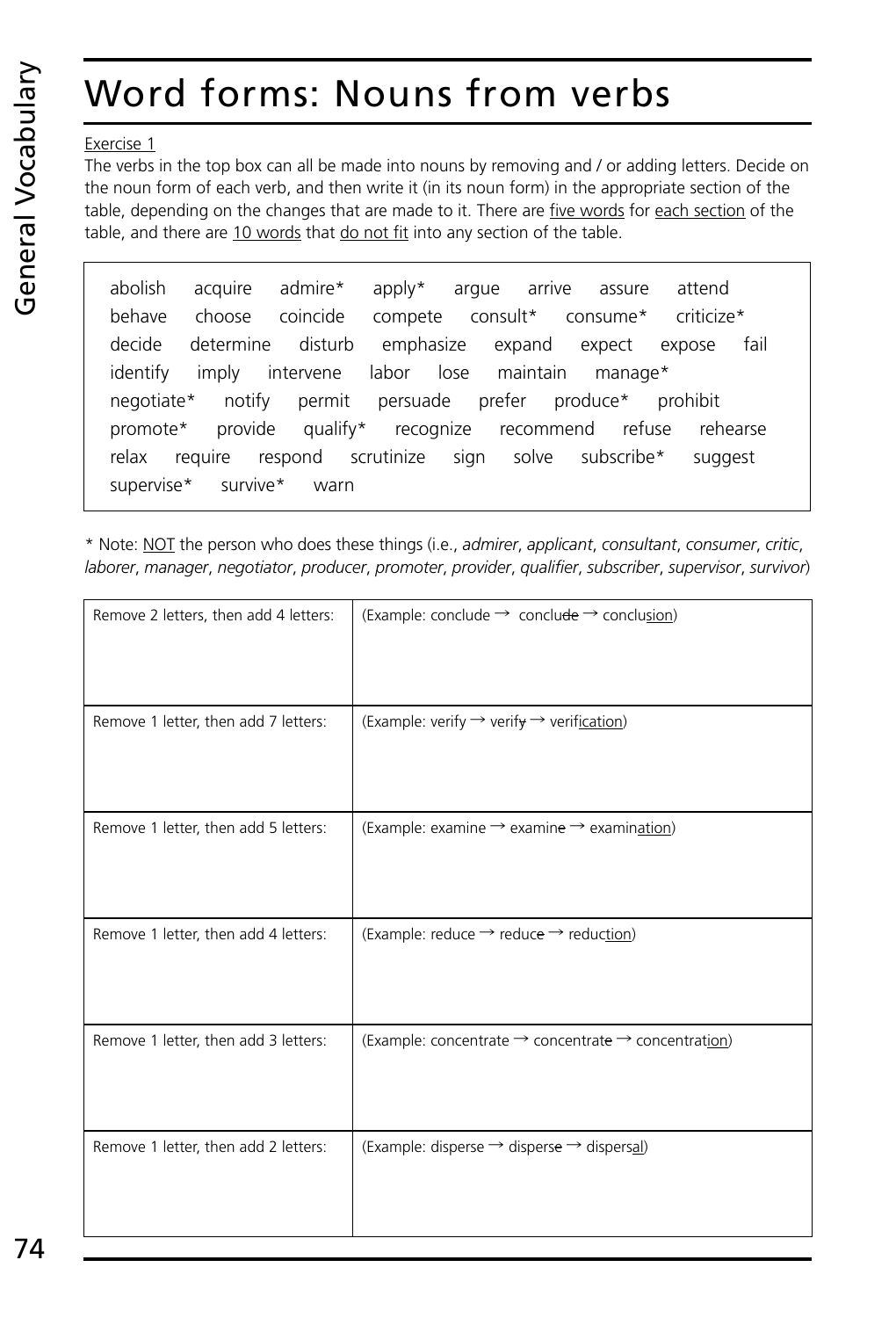# Word forms: Nouns from verbs

Exercise 1

The verbs in the top box can all be made into nouns by removing and / or adding letters. Decide on the noun form of each verb, and then write it (in its noun form) in the appropriate section of the table, depending on the changes that are made to it. There are five words for each section of the table, and there are 10 words that do not fit into any section of the table.

> abolish acquire admire* apply* argue arrive assure attend
> behave choose coincide compete consult* consume* criticize*
> decide determine disturb emphasize expand expect expose fail
> identify imply intervene labor lose maintain manage*
> negotiate* notify permit persuade prefer produce* prohibit
> promote* provide qualify* recognize recommend refuse rehearse
> relax require respond scrutinize sign solve subscribe* suggest
> supervise* survive* warn

* Note: NOT the person who does these things (i.e., *admirer*, *applicant*, *consultant*, *consumer*, *critic*, *laborer*, *manager*, *negotiator*, *producer*, *promoter*, *provider*, *qualifier*, *subscriber*, *supervisor*, *survivor*)

| | |
|---|---|
| Remove 2 letters, then add 4 letters: | (Example: conclude → conclu~~de~~ → conclusion) |
| Remove 1 letter, then add 7 letters: | (Example: verify → verif~~y~~ → verification) |
| Remove 1 letter, then add 5 letters: | (Example: examine → examin~~e~~ → examination) |
| Remove 1 letter, then add 4 letters: | (Example: reduce → reduc~~e~~ → reduction) |
| Remove 1 letter, then add 3 letters: | (Example: concentrate → concentrat~~e~~ → concentration) |
| Remove 1 letter, then add 2 letters: | (Example: disperse → dispers~~e~~ → dispersal) |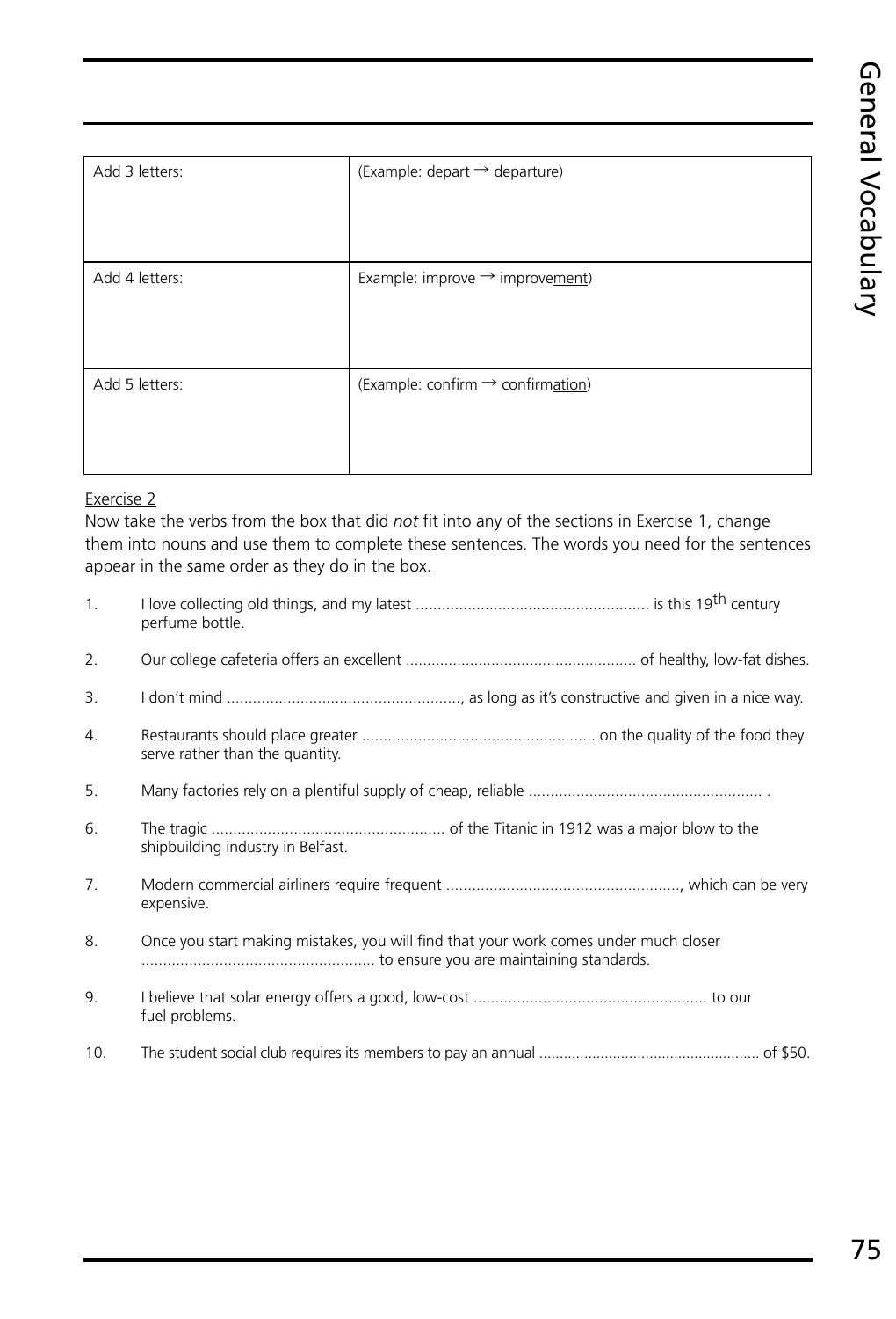| Add 3 letters: | (Example: depart → depart<u>ure</u>) |
| --- | --- |
| Add 4 letters: | Example: improve → improve<u>ment</u>) |
| Add 5 letters: | (Example: confirm → confirm<u>ation</u>) |

<u>Exercise 2</u>

Now take the verbs from the box that did *not* fit into any of the sections in Exercise 1, change them into nouns and use them to complete these sentences. The words you need for the sentences appear in the same order as they do in the box.

1. I love collecting old things, and my latest ...................................................... is this 19th century perfume bottle.
2. Our college cafeteria offers an excellent ...................................................... of healthy, low-fat dishes.
3. I don't mind ......................................................, as long as it's constructive and given in a nice way.
4. Restaurants should place greater ...................................................... on the quality of the food they serve rather than the quantity.
5. Many factories rely on a plentiful supply of cheap, reliable ...................................................... .
6. The tragic ...................................................... of the Titanic in 1912 was a major blow to the shipbuilding industry in Belfast.
7. Modern commercial airliners require frequent ......................................................, which can be very expensive.
8. Once you start making mistakes, you will find that your work comes under much closer ...................................................... to ensure you are maintaining standards.
9. I believe that solar energy offers a good, low-cost ...................................................... to our fuel problems.
10. The student social club requires its members to pay an annual ...................................................... of $50.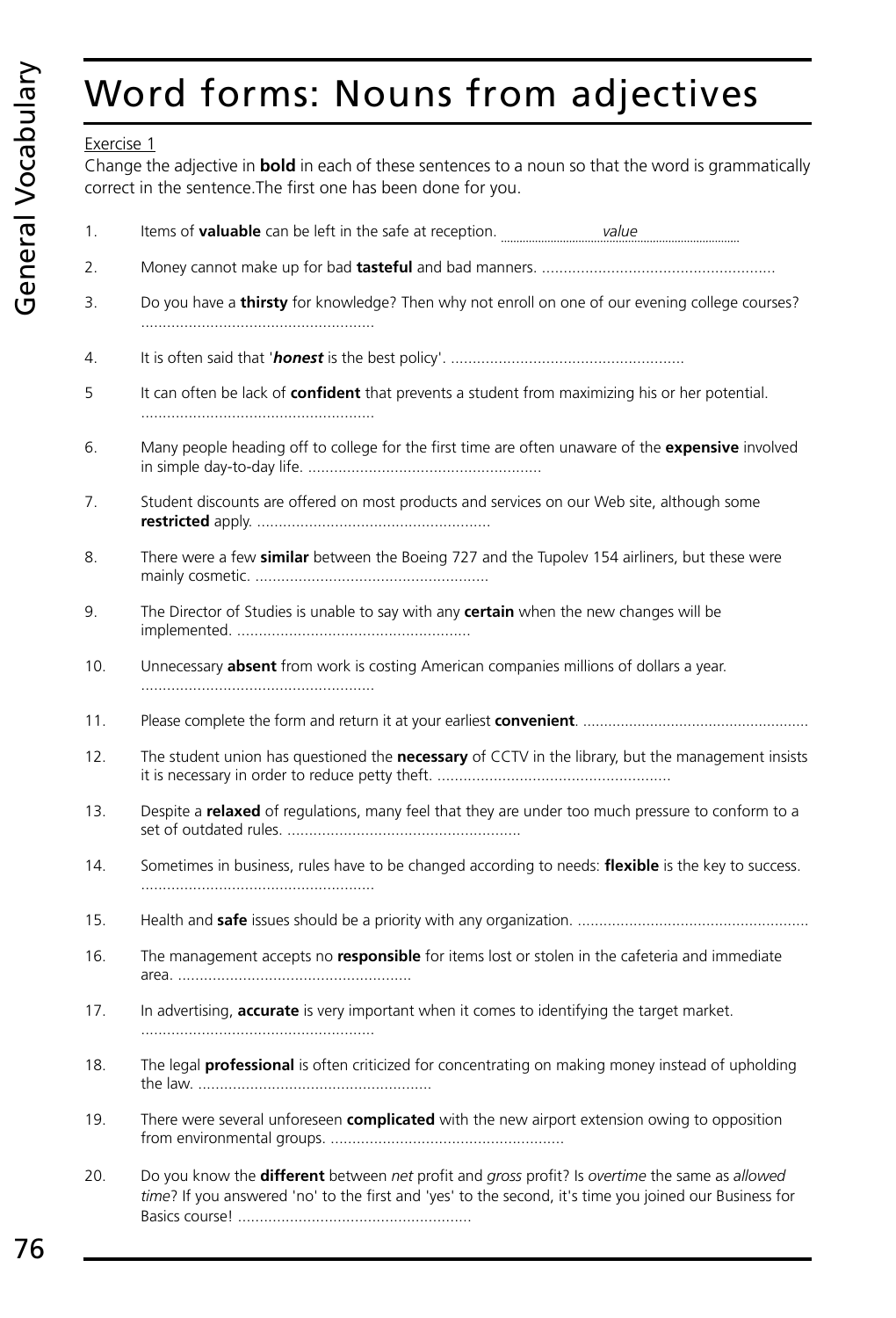# Word forms: Nouns from adjectives

Exercise 1

Change the adjective in **bold** in each of these sentences to a noun so that the word is grammatically correct in the sentence.The first one has been done for you.

1. Items of **valuable** can be left in the safe at reception. ............*value*............

2. Money cannot make up for bad **tasteful** and bad manners. ......................................................

3. Do you have a **thirsty** for knowledge? Then why not enroll on one of our evening college courses? ......................................................

4. It is often said that '***honest*** is the best policy'. ......................................................

5. It can often be lack of **confident** that prevents a student from maximizing his or her potential. ......................................................

6. Many people heading off to college for the first time are often unaware of the **expensive** involved in simple day-to-day life. ......................................................

7. Student discounts are offered on most products and services on our Web site, although some **restricted** apply. ......................................................

8. There were a few **similar** between the Boeing 727 and the Tupolev 154 airliners, but these were mainly cosmetic. ......................................................

9. The Director of Studies is unable to say with any **certain** when the new changes will be implemented. ......................................................

10. Unnecessary **absent** from work is costing American companies millions of dollars a year. ......................................................

11. Please complete the form and return it at your earliest **convenient**. ......................................................

12. The student union has questioned the **necessary** of CCTV in the library, but the management insists it is necessary in order to reduce petty theft. ......................................................

13. Despite a **relaxed** of regulations, many feel that they are under too much pressure to conform to a set of outdated rules. ......................................................

14. Sometimes in business, rules have to be changed according to needs: **flexible** is the key to success. ......................................................

15. Health and **safe** issues should be a priority with any organization. ......................................................

16. The management accepts no **responsible** for items lost or stolen in the cafeteria and immediate area. ......................................................

17. In advertising, **accurate** is very important when it comes to identifying the target market. ......................................................

18. The legal **professional** is often criticized for concentrating on making money instead of upholding the law. ......................................................

19. There were several unforeseen **complicated** with the new airport extension owing to opposition from environmental groups. ......................................................

20. Do you know the **different** between *net* profit and *gross* profit? Is *overtime* the same as *allowed time*? If you answered 'no' to the first and 'yes' to the second, it's time you joined our Business for Basics course! ......................................................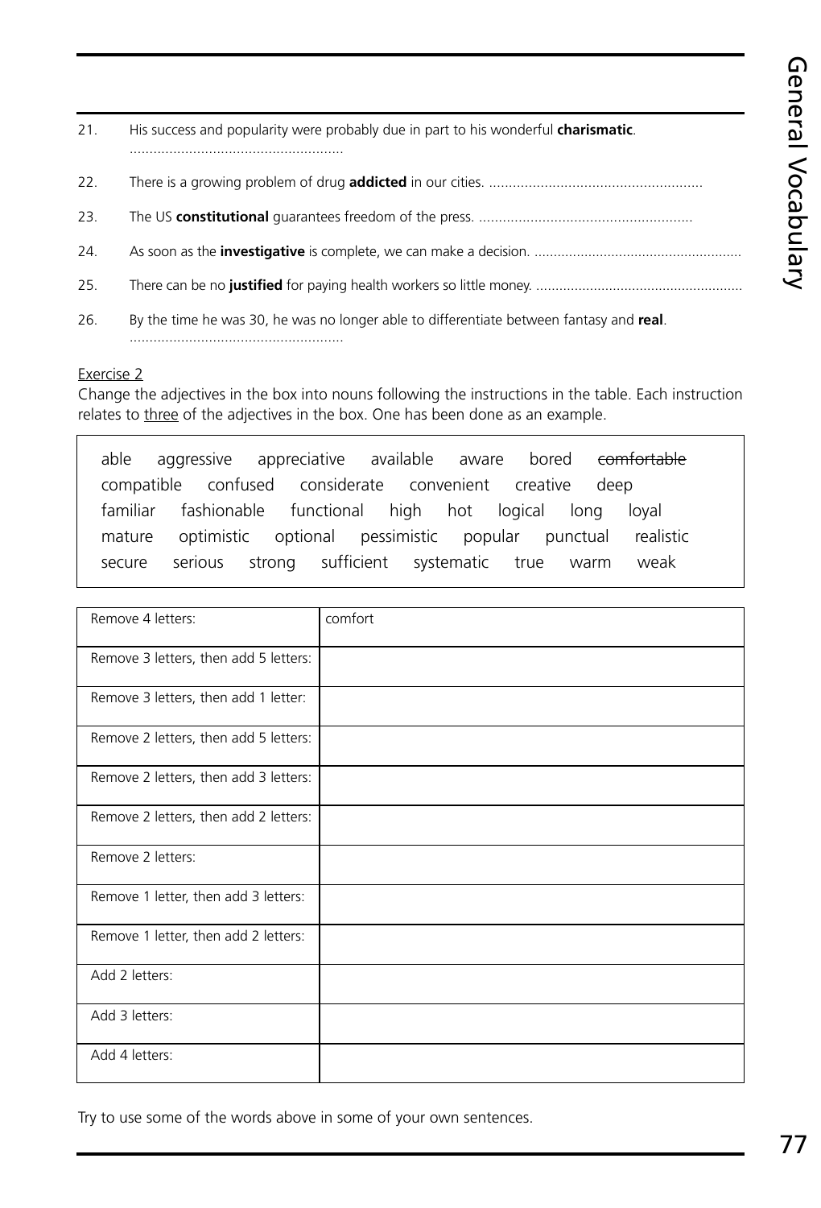21. His success and popularity were probably due in part to his wonderful **charismatic**. ......................................................

22. There is a growing problem of drug **addicted** in our cities. ......................................................

23. The US **constitutional** guarantees freedom of the press. ......................................................

24. As soon as the **investigative** is complete, we can make a decision. ......................................................

25. There can be no **justified** for paying health workers so little money. ......................................................

26. By the time he was 30, he was no longer able to differentiate between fantasy and **real**. ......................................................

Exercise 2

Change the adjectives in the box into nouns following the instructions in the table. Each instruction relates to three of the adjectives in the box. One has been done as an example.

able aggressive appreciative available aware bored ~~comfortable~~ compatible confused considerate convenient creative deep familiar fashionable functional high hot logical long loyal mature optimistic optional pessimistic popular punctual realistic secure serious strong sufficient systematic true warm weak

| | |
|---|---|
| Remove 4 letters: | comfort |
| Remove 3 letters, then add 5 letters: | |
| Remove 3 letters, then add 1 letter: | |
| Remove 2 letters, then add 5 letters: | |
| Remove 2 letters, then add 3 letters: | |
| Remove 2 letters, then add 2 letters: | |
| Remove 2 letters: | |
| Remove 1 letter, then add 3 letters: | |
| Remove 1 letter, then add 2 letters: | |
| Add 2 letters: | |
| Add 3 letters: | |
| Add 4 letters: | |

Try to use some of the words above in some of your own sentences.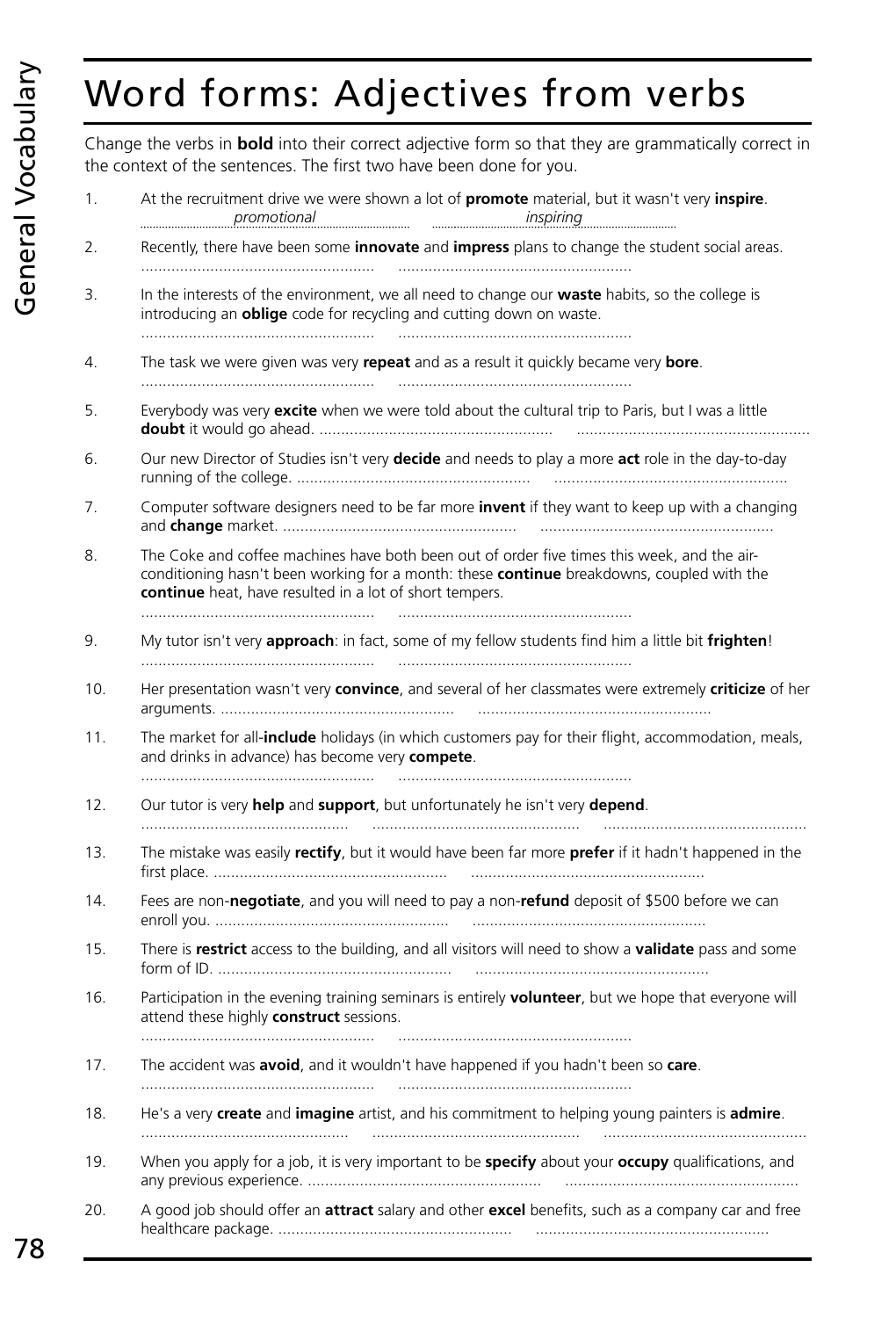# Word forms: Adjectives from verbs

Change the verbs in **bold** into their correct adjective form so that they are grammatically correct in the context of the sentences. The first two have been done for you.

1. At the recruitment drive we were shown a lot of **promote** material, but it wasn't very **inspire**.
   ......*promotional*...... ......*inspiring*......

2. Recently, there have been some **innovate** and **impress** plans to change the student social areas.
   ...................................................... ......................................................

3. In the interests of the environment, we all need to change our **waste** habits, so the college is introducing an **oblige** code for recycling and cutting down on waste.
   ...................................................... ......................................................

4. The task we were given was very **repeat** and as a result it quickly became very **bore**.
   ...................................................... ......................................................

5. Everybody was very **excite** when we were told about the cultural trip to Paris, but I was a little **doubt** it would go ahead. ...................................................... ......................................................

6. Our new Director of Studies isn't very **decide** and needs to play a more **act** role in the day-to-day running of the college. ...................................................... ......................................................

7. Computer software designers need to be far more **invent** if they want to keep up with a changing and **change** market. ...................................................... ......................................................

8. The Coke and coffee machines have both been out of order five times this week, and the air-conditioning hasn't been working for a month: these **continue** breakdowns, coupled with the **continue** heat, have resulted in a lot of short tempers.
   ...................................................... ......................................................

9. My tutor isn't very **approach**: in fact, some of my fellow students find him a little bit **frighten**!
   ...................................................... ......................................................

10. Her presentation wasn't very **convince**, and several of her classmates were extremely **criticize** of her arguments. ...................................................... ......................................................

11. The market for all-**include** holidays (in which customers pay for their flight, accommodation, meals, and drinks in advance) has become very **compete**.
    ...................................................... ......................................................

12. Our tutor is very **help** and **support**, but unfortunately he isn't very **depend**.
    ................................................ ................................................ ................................................

13. The mistake was easily **rectify**, but it would have been far more **prefer** if it hadn't happened in the first place. ...................................................... ......................................................

14. Fees are non-**negotiate**, and you will need to pay a non-**refund** deposit of $500 before we can enroll you. ...................................................... ......................................................

15. There is **restrict** access to the building, and all visitors will need to show a **validate** pass and some form of ID. ...................................................... ......................................................

16. Participation in the evening training seminars is entirely **volunteer**, but we hope that everyone will attend these highly **construct** sessions.
    ...................................................... ......................................................

17. The accident was **avoid**, and it wouldn't have happened if you hadn't been so **care**.
    ...................................................... ......................................................

18. He's a very **create** and **imagine** artist, and his commitment to helping young painters is **admire**.
    ................................................ ................................................ ................................................

19. When you apply for a job, it is very important to be **specify** about your **occupy** qualifications, and any previous experience. ...................................................... ......................................................

20. A good job should offer an **attract** salary and other **excel** benefits, such as a company car and free healthcare package. ...................................................... ......................................................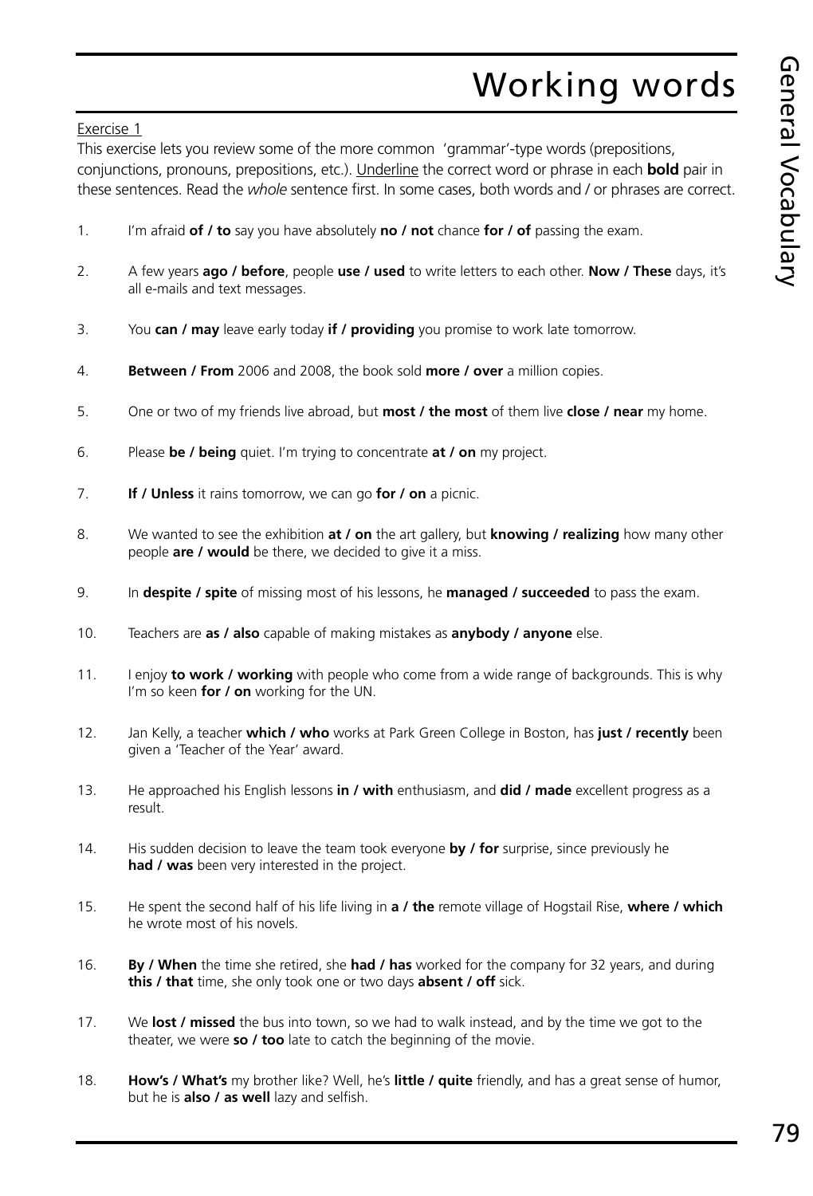# Working words

Exercise 1

This exercise lets you review some of the more common 'grammar'-type words (prepositions, conjunctions, pronouns, prepositions, etc.). Underline the correct word or phrase in each **bold** pair in these sentences. Read the *whole* sentence first. In some cases, both words and / or phrases are correct.

1. I'm afraid **of / to** say you have absolutely **no / not** chance **for / of** passing the exam.

2. A few years **ago / before**, people **use / used** to write letters to each other. **Now / These** days, it's all e-mails and text messages.

3. You **can / may** leave early today **if / providing** you promise to work late tomorrow.

4. **Between / From** 2006 and 2008, the book sold **more / over** a million copies.

5. One or two of my friends live abroad, but **most / the most** of them live **close / near** my home.

6. Please **be / being** quiet. I'm trying to concentrate **at / on** my project.

7. **If / Unless** it rains tomorrow, we can go **for / on** a picnic.

8. We wanted to see the exhibition **at / on** the art gallery, but **knowing / realizing** how many other people **are / would** be there, we decided to give it a miss.

9. In **despite / spite** of missing most of his lessons, he **managed / succeeded** to pass the exam.

10. Teachers are **as / also** capable of making mistakes as **anybody / anyone** else.

11. I enjoy **to work / working** with people who come from a wide range of backgrounds. This is why I'm so keen **for / on** working for the UN.

12. Jan Kelly, a teacher **which / who** works at Park Green College in Boston, has **just / recently** been given a 'Teacher of the Year' award.

13. He approached his English lessons **in / with** enthusiasm, and **did / made** excellent progress as a result.

14. His sudden decision to leave the team took everyone **by / for** surprise, since previously he **had / was** been very interested in the project.

15. He spent the second half of his life living in **a / the** remote village of Hogstail Rise, **where / which** he wrote most of his novels.

16. **By / When** the time she retired, she **had / has** worked for the company for 32 years, and during **this / that** time, she only took one or two days **absent / off** sick.

17. We **lost / missed** the bus into town, so we had to walk instead, and by the time we got to the theater, we were **so / too** late to catch the beginning of the movie.

18. **How's / What's** my brother like? Well, he's **little / quite** friendly, and has a great sense of humor, but he is **also / as well** lazy and selfish.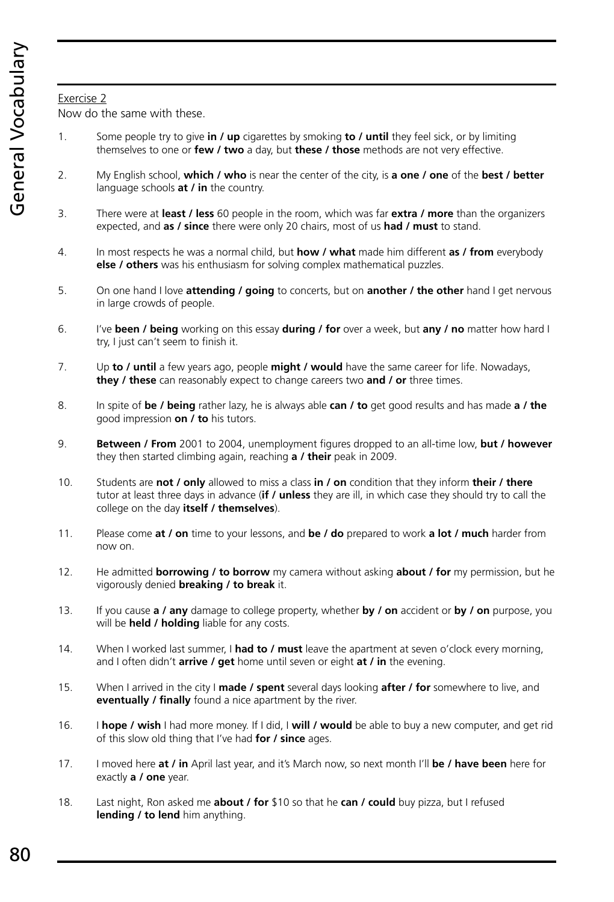Exercise 2

Now do the same with these.

1. Some people try to give **in / up** cigarettes by smoking **to / until** they feel sick, or by limiting themselves to one or **few / two** a day, but **these / those** methods are not very effective.

2. My English school, **which / who** is near the center of the city, is **a one / one** of the **best / better** language schools **at / in** the country.

3. There were at **least / less** 60 people in the room, which was far **extra / more** than the organizers expected, and **as / since** there were only 20 chairs, most of us **had / must** to stand.

4. In most respects he was a normal child, but **how / what** made him different **as / from** everybody **else / others** was his enthusiasm for solving complex mathematical puzzles.

5. On one hand I love **attending / going** to concerts, but on **another / the other** hand I get nervous in large crowds of people.

6. I've **been / being** working on this essay **during / for** over a week, but **any / no** matter how hard I try, I just can't seem to finish it.

7. Up **to / until** a few years ago, people **might / would** have the same career for life. Nowadays, **they / these** can reasonably expect to change careers two **and / or** three times.

8. In spite of **be / being** rather lazy, he is always able **can / to** get good results and has made **a / the** good impression **on / to** his tutors.

9. **Between / From** 2001 to 2004, unemployment figures dropped to an all-time low, **but / however** they then started climbing again, reaching **a / their** peak in 2009.

10. Students are **not / only** allowed to miss a class **in / on** condition that they inform **their / there** tutor at least three days in advance (**if / unless** they are ill, in which case they should try to call the college on the day **itself / themselves**).

11. Please come **at / on** time to your lessons, and **be / do** prepared to work **a lot / much** harder from now on.

12. He admitted **borrowing / to borrow** my camera without asking **about / for** my permission, but he vigorously denied **breaking / to break** it.

13. If you cause **a / any** damage to college property, whether **by / on** accident or **by / on** purpose, you will be **held / holding** liable for any costs.

14. When I worked last summer, I **had to / must** leave the apartment at seven o'clock every morning, and I often didn't **arrive / get** home until seven or eight **at / in** the evening.

15. When I arrived in the city I **made / spent** several days looking **after / for** somewhere to live, and **eventually / finally** found a nice apartment by the river.

16. I **hope / wish** I had more money. If I did, I **will / would** be able to buy a new computer, and get rid of this slow old thing that I've had **for / since** ages.

17. I moved here **at / in** April last year, and it's March now, so next month I'll **be / have been** here for exactly **a / one** year.

18. Last night, Ron asked me **about / for** $10 so that he **can / could** buy pizza, but I refused **lending / to lend** him anything.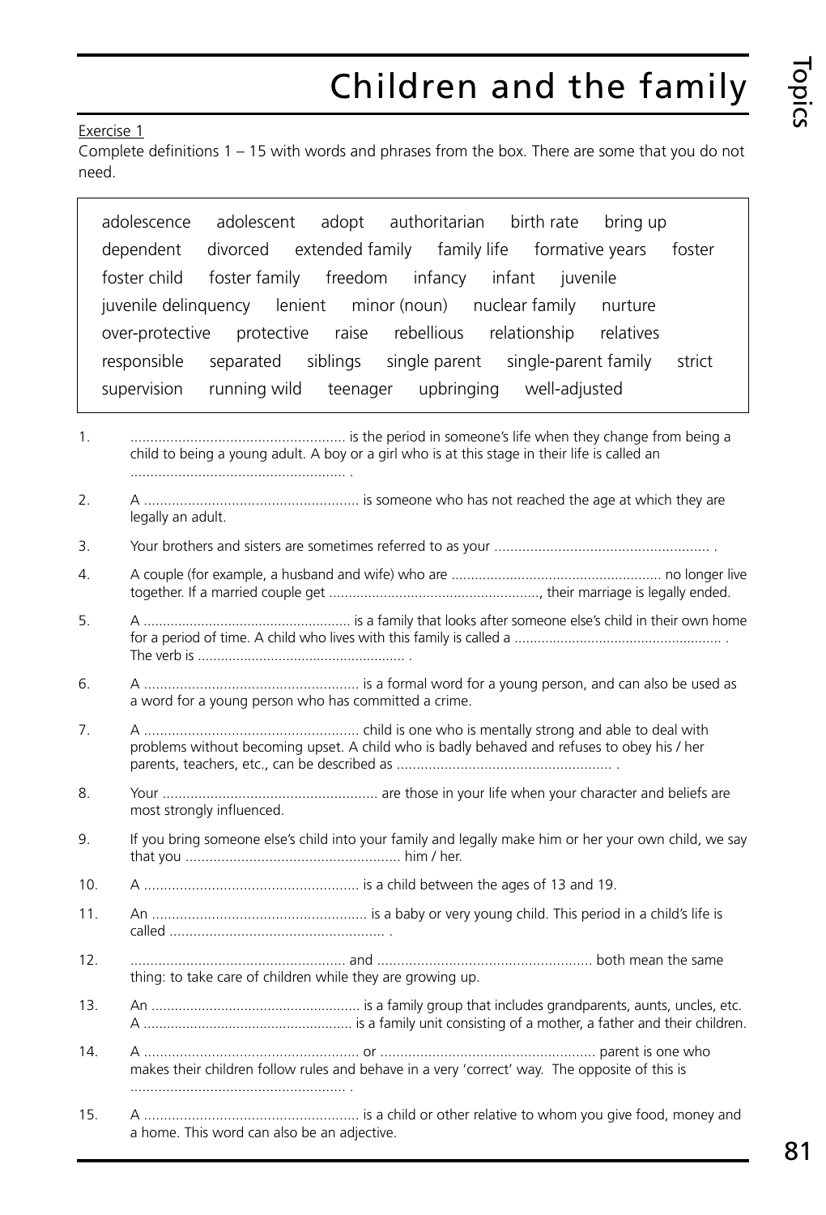# Children and the family

Exercise 1

Complete definitions 1 – 15 with words and phrases from the box. There are some that you do not need.

> adolescence adolescent adopt authoritarian birth rate bring up
> dependent divorced extended family family life formative years foster
> foster child foster family freedom infancy infant juvenile
> juvenile delinquency lenient minor (noun) nuclear family nurture
> over-protective protective raise rebellious relationship relatives
> responsible separated siblings single parent single-parent family strict
> supervision running wild teenager upbringing well-adjusted

1. ...................................................... is the period in someone's life when they change from being a child to being a young adult. A boy or a girl who is at this stage in their life is called an ...................................................... .
2. A ...................................................... is someone who has not reached the age at which they are legally an adult.
3. Your brothers and sisters are sometimes referred to as your ...................................................... .
4. A couple (for example, a husband and wife) who are ...................................................... no longer live together. If a married couple get ......................................................, their marriage is legally ended.
5. A ...................................................... is a family that looks after someone else's child in their own home for a period of time. A child who lives with this family is called a ...................................................... . The verb is ...................................................... .
6. A ...................................................... is a formal word for a young person, and can also be used as a word for a young person who has committed a crime.
7. A ...................................................... child is one who is mentally strong and able to deal with problems without becoming upset. A child who is badly behaved and refuses to obey his / her parents, teachers, etc., can be described as ...................................................... .
8. Your ...................................................... are those in your life when your character and beliefs are most strongly influenced.
9. If you bring someone else's child into your family and legally make him or her your own child, we say that you ...................................................... him / her.
10. A ...................................................... is a child between the ages of 13 and 19.
11. An ...................................................... is a baby or very young child. This period in a child's life is called ...................................................... .
12. ...................................................... and ...................................................... both mean the same thing: to take care of children while they are growing up.
13. An ...................................................... is a family group that includes grandparents, aunts, uncles, etc. A ...................................................... is a family unit consisting of a mother, a father and their children.
14. A ...................................................... or ...................................................... parent is one who makes their children follow rules and behave in a very 'correct' way. The opposite of this is ...................................................... .
15. A ...................................................... is a child or other relative to whom you give food, money and a home. This word can also be an adjective.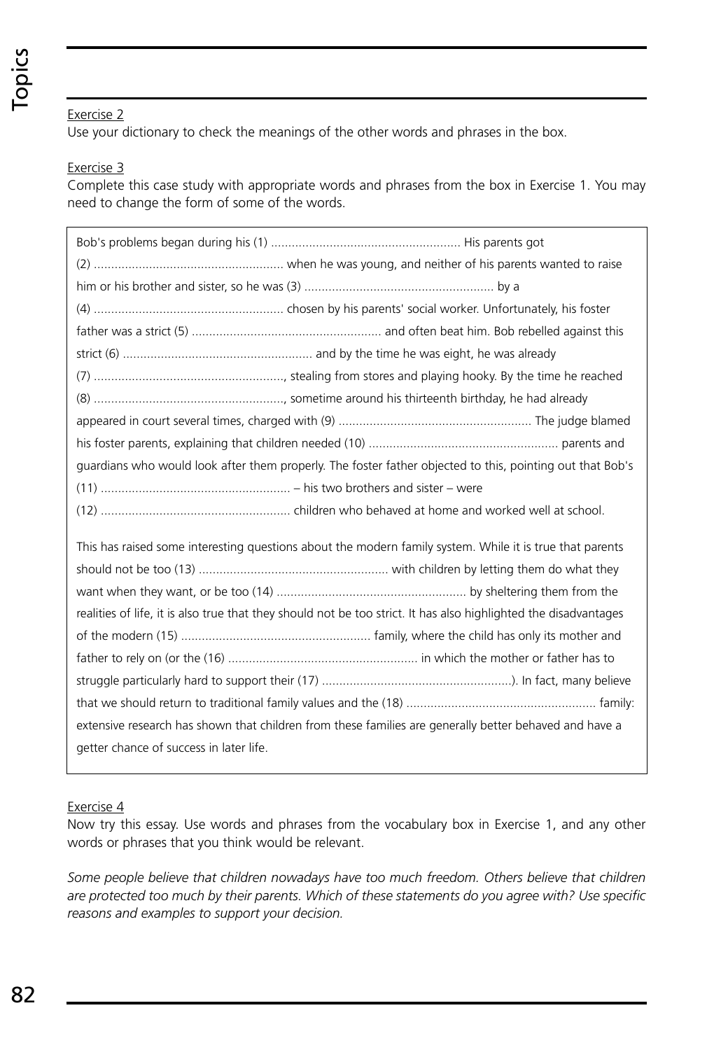Exercise 2

Use your dictionary to check the meanings of the other words and phrases in the box.

Exercise 3

Complete this case study with appropriate words and phrases from the box in Exercise 1. You may need to change the form of some of the words.

Bob's problems began during his (1) ........................................................ His parents got (2) ........................................................ when he was young, and neither of his parents wanted to raise him or his brother and sister, so he was (3) ........................................................ by a (4) ........................................................ chosen by his parents' social worker. Unfortunately, his foster father was a strict (5) ........................................................ and often beat him. Bob rebelled against this strict (6) ........................................................ and by the time he was eight, he was already (7) ........................................................, stealing from stores and playing hooky. By the time he reached (8) ........................................................, sometime around his thirteenth birthday, he had already appeared in court several times, charged with (9) ........................................................ The judge blamed his foster parents, explaining that children needed (10) ........................................................ parents and guardians who would look after them properly. The foster father objected to this, pointing out that Bob's (11) ........................................................ – his two brothers and sister – were (12) ........................................................ children who behaved at home and worked well at school.

This has raised some interesting questions about the modern family system. While it is true that parents should not be too (13) ........................................................ with children by letting them do what they want when they want, or be too (14) ........................................................ by sheltering them from the realities of life, it is also true that they should not be too strict. It has also highlighted the disadvantages of the modern (15) ........................................................ family, where the child has only its mother and father to rely on (or the (16) ........................................................ in which the mother or father has to struggle particularly hard to support their (17) ........................................................). In fact, many believe that we should return to traditional family values and the (18) ........................................................ family: extensive research has shown that children from these families are generally better behaved and have a getter chance of success in later life.

Exercise 4

Now try this essay. Use words and phrases from the vocabulary box in Exercise 1, and any other words or phrases that you think would be relevant.

*Some people believe that children nowadays have too much freedom. Others believe that children are protected too much by their parents. Which of these statements do you agree with? Use specific reasons and examples to support your decision.*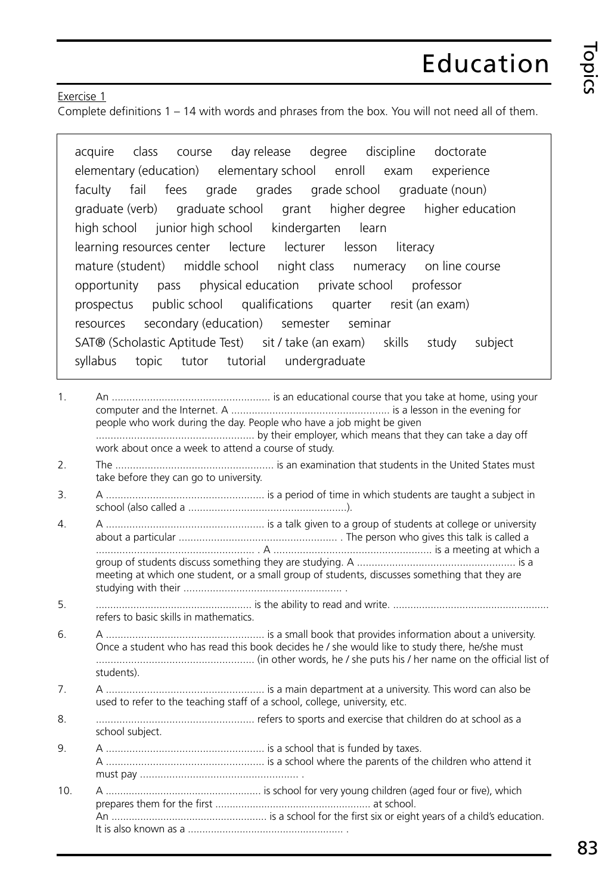# Education

Exercise 1

Complete definitions 1 – 14 with words and phrases from the box. You will not need all of them.

> acquire   class   course   day release   degree   discipline   doctorate
> elementary (education)   elementary school   enroll   exam   experience
> faculty   fail   fees   grade   grades   grade school   graduate (noun)
> graduate (verb)   graduate school   grant   higher degree   higher education
> high school   junior high school   kindergarten   learn
> learning resources center   lecture   lecturer   lesson   literacy
> mature (student)   middle school   night class   numeracy   on line course
> opportunity   pass   physical education   private school   professor
> prospectus   public school   qualifications   quarter   resit (an exam)
> resources   secondary (education)   semester   seminar
> SAT® (Scholastic Aptitude Test)   sit / take (an exam)   skills   study   subject
> syllabus   topic   tutor   tutorial   undergraduate

1. An ...................................................... is an educational course that you take at home, using your computer and the Internet. A ...................................................... is a lesson in the evening for people who work during the day. People who have a job might be given ...................................................... by their employer, which means that they can take a day off work about once a week to attend a course of study.
2. The ...................................................... is an examination that students in the United States must take before they can go to university.
3. A ...................................................... is a period of time in which students are taught a subject in school (also called a ......................................................).
4. A ...................................................... is a talk given to a group of students at college or university about a particular ...................................................... . The person who gives this talk is called a ...................................................... . A ...................................................... is a meeting at which a group of students discuss something they are studying. A ...................................................... is a meeting at which one student, or a small group of students, discusses something that they are studying with their ...................................................... .
5. ...................................................... is the ability to read and write. ...................................................... refers to basic skills in mathematics.
6. A ...................................................... is a small book that provides information about a university. Once a student who has read this book decides he / she would like to study there, he/she must ...................................................... (in other words, he / she puts his / her name on the official list of students).
7. A ...................................................... is a main department at a university. This word can also be used to refer to the teaching staff of a school, college, university, etc.
8. ...................................................... refers to sports and exercise that children do at school as a school subject.
9. A ...................................................... is a school that is funded by taxes.
   A ...................................................... is a school where the parents of the children who attend it must pay ...................................................... .
10. A ...................................................... is school for very young children (aged four or five), which prepares them for the first ...................................................... at school.
    An ...................................................... is a school for the first six or eight years of a child's education. It is also known as a ...................................................... .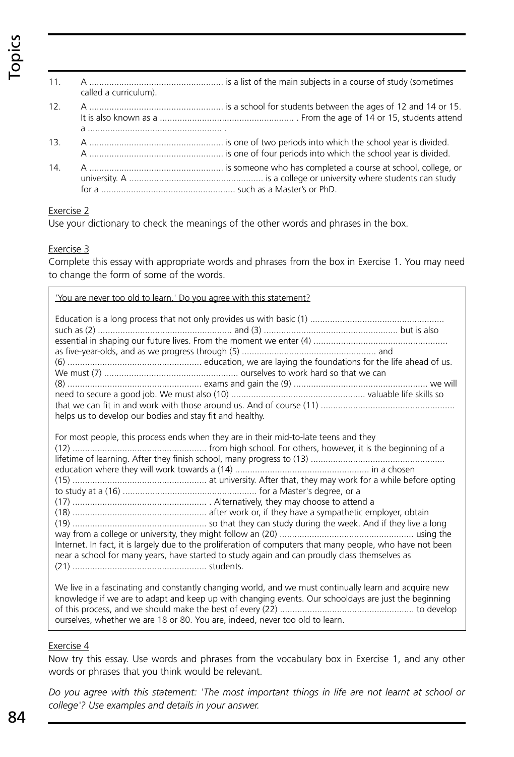11. A ...................................................... is a list of the main subjects in a course of study (sometimes called a curriculum).
12. A ...................................................... is a school for students between the ages of 12 and 14 or 15. It is also known as a ...................................................... . From the age of 14 or 15, students attend a ...................................................... .
13. A ...................................................... is one of two periods into which the school year is divided. A ...................................................... is one of four periods into which the school year is divided.
14. A ...................................................... is someone who has completed a course at school, college, or university. A ...................................................... is a college or university where students can study for a ...................................................... such as a Master's or PhD.

Exercise 2

Use your dictionary to check the meanings of the other words and phrases in the box.

Exercise 3

Complete this essay with appropriate words and phrases from the box in Exercise 1. You may need to change the form of some of the words.

'You are never too old to learn.' Do you agree with this statement?

Education is a long process that not only provides us with basic (1) ...................................................... such as (2) ...................................................... and (3) ...................................................... but is also essential in shaping our future lives. From the moment we enter (4) ...................................................... as five-year-olds, and as we progress through (5) ...................................................... and (6) ...................................................... education, we are laying the foundations for the life ahead of us. We must (7) ...................................................... ourselves to work hard so that we can (8) ...................................................... exams and gain the (9) ...................................................... we will need to secure a good job. We must also (10) ...................................................... valuable life skills so that we can fit in and work with those around us. And of course (11) ...................................................... helps us to develop our bodies and stay fit and healthy.

For most people, this process ends when they are in their mid-to-late teens and they (12) ...................................................... from high school. For others, however, it is the beginning of a lifetime of learning. After they finish school, many progress to (13) ...................................................... education where they will work towards a (14) ...................................................... in a chosen (15) ...................................................... at university. After that, they may work for a while before opting to study at a (16) ...................................................... for a Master's degree, or a (17) ...................................................... . Alternatively, they may choose to attend a (18) ...................................................... after work or, if they have a sympathetic employer, obtain (19) ...................................................... so that they can study during the week. And if they live a long way from a college or university, they might follow an (20) ...................................................... using the Internet. In fact, it is largely due to the proliferation of computers that many people, who have not been near a school for many years, have started to study again and can proudly class themselves as (21) ...................................................... students.

We live in a fascinating and constantly changing world, and we must continually learn and acquire new knowledge if we are to adapt and keep up with changing events. Our schooldays are just the beginning of this process, and we should make the best of every (22) ...................................................... to develop ourselves, whether we are 18 or 80. You are, indeed, never too old to learn.

Exercise 4

Now try this essay. Use words and phrases from the vocabulary box in Exercise 1, and any other words or phrases that you think would be relevant.

*Do you agree with this statement: 'The most important things in life are not learnt at school or college'? Use examples and details in your answer.*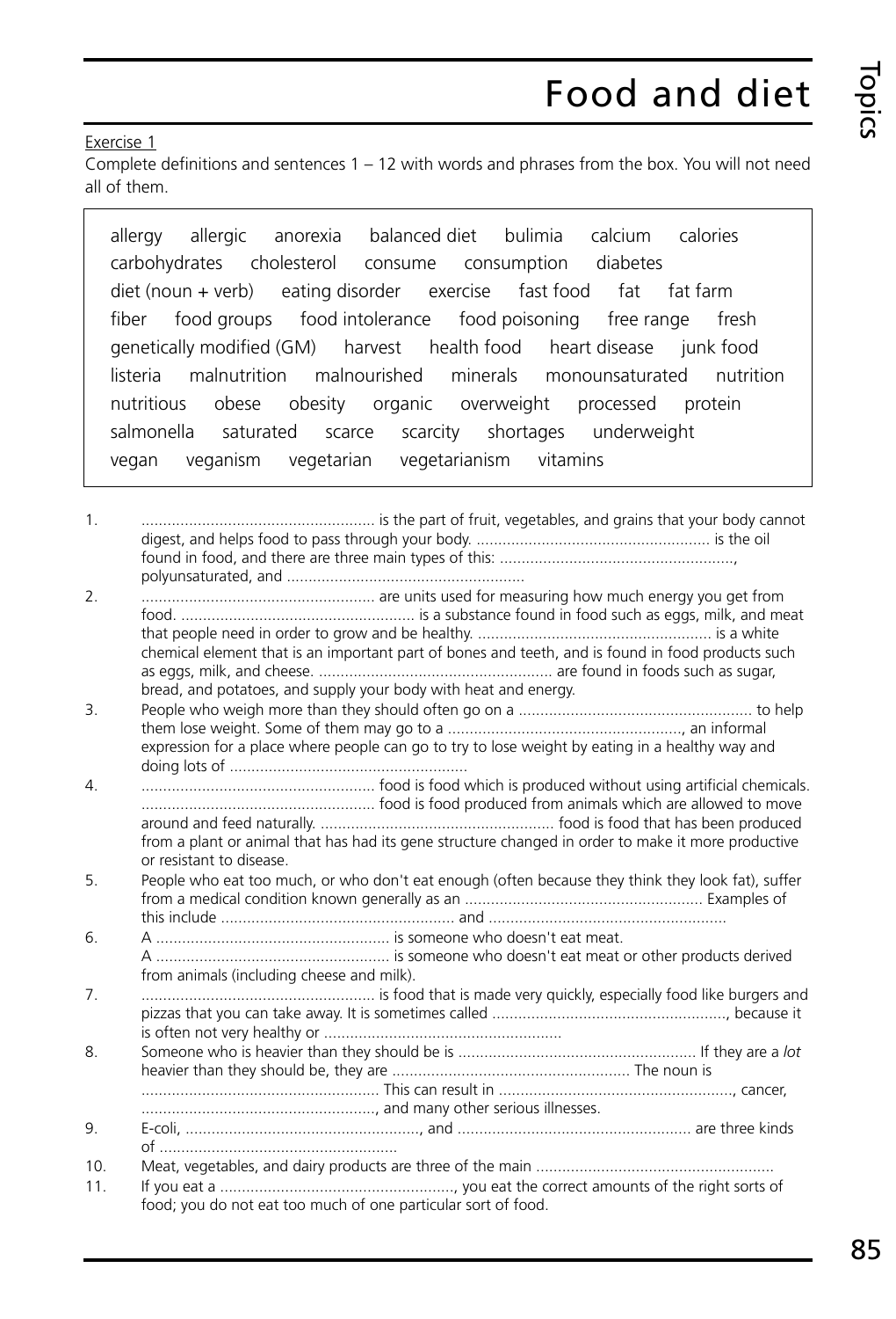# Food and diet

Exercise 1

Complete definitions and sentences 1 – 12 with words and phrases from the box. You will not need all of them.

> allergy allergic anorexia balanced diet bulimia calcium calories carbohydrates cholesterol consume consumption diabetes diet (noun + verb) eating disorder exercise fast food fat fat farm fiber food groups food intolerance food poisoning free range fresh genetically modified (GM) harvest health food heart disease junk food listeria malnutrition malnourished minerals monounsaturated nutrition nutritious obese obesity organic overweight processed protein salmonella saturated scarce scarcity shortages underweight vegan veganism vegetarian vegetarianism vitamins

1. ...................................................... is the part of fruit, vegetables, and grains that your body cannot digest, and helps food to pass through your body. ...................................................... is the oil found in food, and there are three main types of this: ......................................................, polyunsaturated, and ......................................................
2. ...................................................... are units used for measuring how much energy you get from food. ...................................................... is a substance found in food such as eggs, milk, and meat that people need in order to grow and be healthy. ...................................................... is a white chemical element that is an important part of bones and teeth, and is found in food products such as eggs, milk, and cheese. ...................................................... are found in foods such as sugar, bread, and potatoes, and supply your body with heat and energy.
3. People who weigh more than they should often go on a ...................................................... to help them lose weight. Some of them may go to a ......................................................, an informal expression for a place where people can go to try to lose weight by eating in a healthy way and doing lots of ......................................................
4. ...................................................... food is food which is produced without using artificial chemicals. ...................................................... food is food produced from animals which are allowed to move around and feed naturally. ...................................................... food is food that has been produced from a plant or animal that has had its gene structure changed in order to make it more productive or resistant to disease.
5. People who eat too much, or who don't eat enough (often because they think they look fat), suffer from a medical condition known generally as an ...................................................... Examples of this include ...................................................... and ......................................................
6. A ...................................................... is someone who doesn't eat meat.
   A ...................................................... is someone who doesn't eat meat or other products derived from animals (including cheese and milk).
7. ...................................................... is food that is made very quickly, especially food like burgers and pizzas that you can take away. It is sometimes called ......................................................, because it is often not very healthy or ......................................................
8. Someone who is heavier than they should be is ...................................................... If they are a *lot* heavier than they should be, they are ...................................................... The noun is ...................................................... This can result in ......................................................, cancer, ......................................................, and many other serious illnesses.
9. E-coli, ......................................................, and ...................................................... are three kinds of ......................................................
10. Meat, vegetables, and dairy products are three of the main ......................................................
11. If you eat a ......................................................, you eat the correct amounts of the right sorts of food; you do not eat too much of one particular sort of food.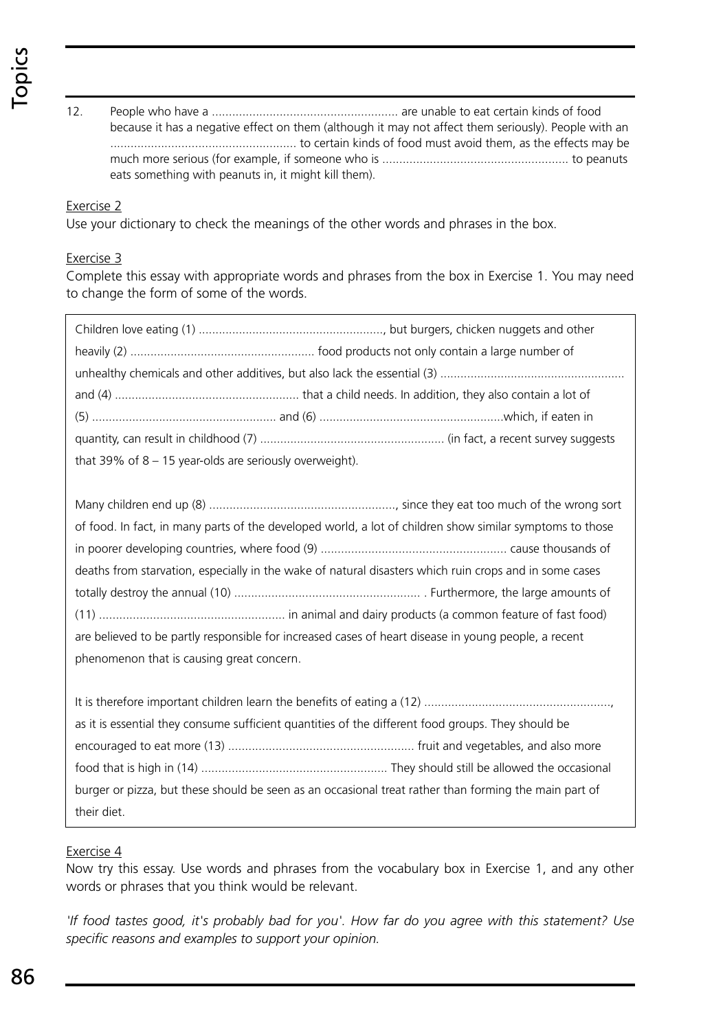12. People who have a ....................................................... are unable to eat certain kinds of food because it has a negative effect on them (although it may not affect them seriously). People with an ....................................................... to certain kinds of food must avoid them, as the effects may be much more serious (for example, if someone who is ....................................................... to peanuts eats something with peanuts in, it might kill them).

Exercise 2

Use your dictionary to check the meanings of the other words and phrases in the box.

Exercise 3

Complete this essay with appropriate words and phrases from the box in Exercise 1. You may need to change the form of some of the words.

Children love eating (1) ......................................................., but burgers, chicken nuggets and other heavily (2) ....................................................... food products not only contain a large number of unhealthy chemicals and other additives, but also lack the essential (3) ....................................................... and (4) ....................................................... that a child needs. In addition, they also contain a lot of (5) ....................................................... and (6) .......................................................which, if eaten in quantity, can result in childhood (7) ....................................................... (in fact, a recent survey suggests that 39% of 8 – 15 year-olds are seriously overweight).

Many children end up (8) ......................................................., since they eat too much of the wrong sort of food. In fact, in many parts of the developed world, a lot of children show similar symptoms to those in poorer developing countries, where food (9) ....................................................... cause thousands of deaths from starvation, especially in the wake of natural disasters which ruin crops and in some cases totally destroy the annual (10) ....................................................... . Furthermore, the large amounts of (11) ....................................................... in animal and dairy products (a common feature of fast food) are believed to be partly responsible for increased cases of heart disease in young people, a recent phenomenon that is causing great concern.

It is therefore important children learn the benefits of eating a (12) ......................................................., as it is essential they consume sufficient quantities of the different food groups. They should be encouraged to eat more (13) ....................................................... fruit and vegetables, and also more food that is high in (14) ....................................................... They should still be allowed the occasional burger or pizza, but these should be seen as an occasional treat rather than forming the main part of their diet.

Exercise 4

Now try this essay. Use words and phrases from the vocabulary box in Exercise 1, and any other words or phrases that you think would be relevant.

*'If food tastes good, it's probably bad for you'. How far do you agree with this statement? Use specific reasons and examples to support your opinion.*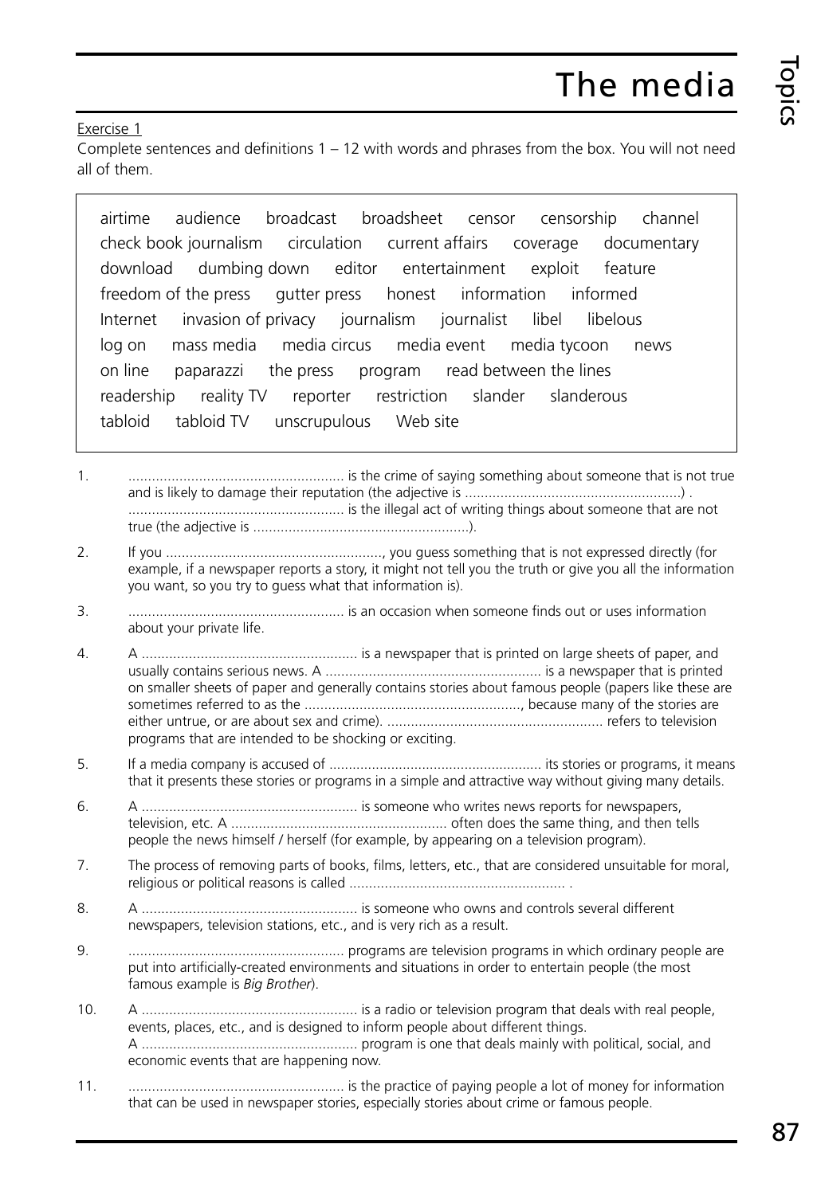# The media

Exercise 1

Complete sentences and definitions 1 – 12 with words and phrases from the box. You will not need all of them.

> airtime   audience   broadcast   broadsheet   censor   censorship   channel
> check book journalism   circulation   current affairs   coverage   documentary
> download   dumbing down   editor   entertainment   exploit   feature
> freedom of the press   gutter press   honest   information   informed
> Internet   invasion of privacy   journalism   journalist   libel   libelous
> log on   mass media   media circus   media event   media tycoon   news
> on line   paparazzi   the press   program   read between the lines
> readership   reality TV   reporter   restriction   slander   slanderous
> tabloid   tabloid TV   unscrupulous   Web site

1. ....................................................... is the crime of saying something about someone that is not true and is likely to damage their reputation (the adjective is .......................................................) . ....................................................... is the illegal act of writing things about someone that are not true (the adjective is .......................................................).
2. If you ......................................................., you guess something that is not expressed directly (for example, if a newspaper reports a story, it might not tell you the truth or give you all the information you want, so you try to guess what that information is).
3. ....................................................... is an occasion when someone finds out or uses information about your private life.
4. A ....................................................... is a newspaper that is printed on large sheets of paper, and usually contains serious news. A ....................................................... is a newspaper that is printed on smaller sheets of paper and generally contains stories about famous people (papers like these are sometimes referred to as the ......................................................., because many of the stories are either untrue, or are about sex and crime). ....................................................... refers to television programs that are intended to be shocking or exciting.
5. If a media company is accused of ....................................................... its stories or programs, it means that it presents these stories or programs in a simple and attractive way without giving many details.
6. A ....................................................... is someone who writes news reports for newspapers, television, etc. A ....................................................... often does the same thing, and then tells people the news himself / herself (for example, by appearing on a television program).
7. The process of removing parts of books, films, letters, etc., that are considered unsuitable for moral, religious or political reasons is called ....................................................... .
8. A ....................................................... is someone who owns and controls several different newspapers, television stations, etc., and is very rich as a result.
9. ....................................................... programs are television programs in which ordinary people are put into artificially-created environments and situations in order to entertain people (the most famous example is *Big Brother*).
10. A ....................................................... is a radio or television program that deals with real people, events, places, etc., and is designed to inform people about different things. A ....................................................... program is one that deals mainly with political, social, and economic events that are happening now.
11. ....................................................... is the practice of paying people a lot of money for information that can be used in newspaper stories, especially stories about crime or famous people.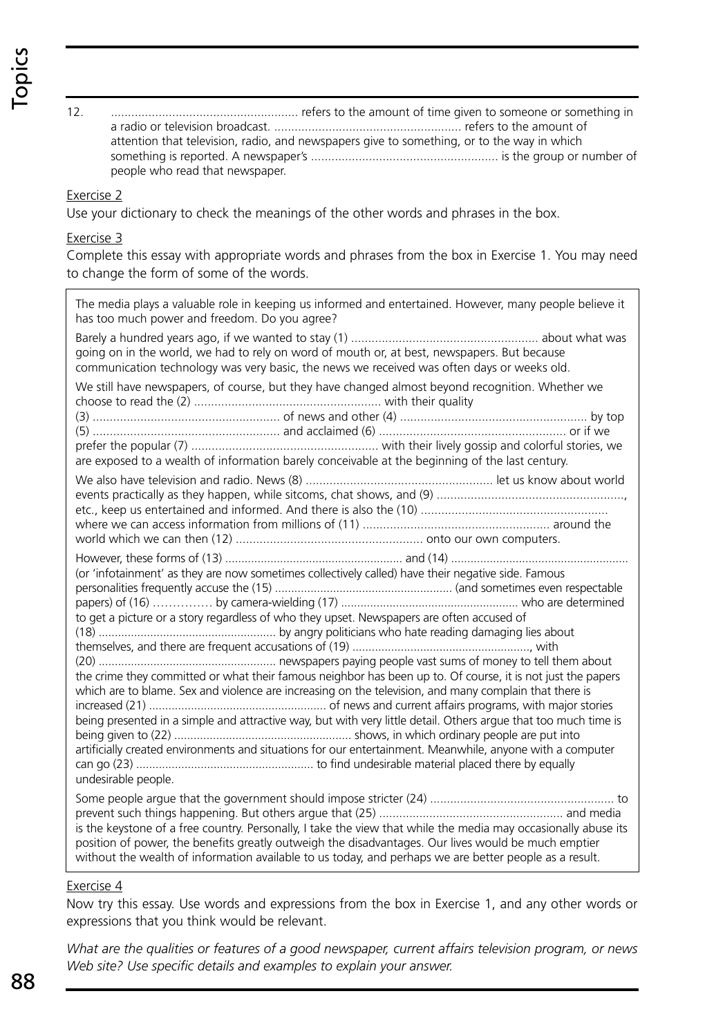12. ....................................................... refers to the amount of time given to someone or something in a radio or television broadcast. ....................................................... refers to the amount of attention that television, radio, and newspapers give to something, or to the way in which something is reported. A newspaper's ....................................................... is the group or number of people who read that newspaper.

Exercise 2

Use your dictionary to check the meanings of the other words and phrases in the box.

Exercise 3

Complete this essay with appropriate words and phrases from the box in Exercise 1. You may need to change the form of some of the words.

The media plays a valuable role in keeping us informed and entertained. However, many people believe it has too much power and freedom. Do you agree?

Barely a hundred years ago, if we wanted to stay (1) ....................................................... about what was going on in the world, we had to rely on word of mouth or, at best, newspapers. But because communication technology was very basic, the news we received was often days or weeks old.

We still have newspapers, of course, but they have changed almost beyond recognition. Whether we choose to read the (2) ....................................................... with their quality (3) ....................................................... of news and other (4) ....................................................... by top (5) ....................................................... and acclaimed (6) ....................................................... or if we prefer the popular (7) ....................................................... with their lively gossip and colorful stories, we are exposed to a wealth of information barely conceivable at the beginning of the last century.

We also have television and radio. News (8) ....................................................... let us know about world events practically as they happen, while sitcoms, chat shows, and (9) ......................................................., etc., keep us entertained and informed. And there is also the (10) ....................................................... where we can access information from millions of (11) ....................................................... around the world which we can then (12) ....................................................... onto our own computers.

However, these forms of (13) ....................................................... and (14) ....................................................... (or 'infotainment' as they are now sometimes collectively called) have their negative side. Famous personalities frequently accuse the (15) ....................................................... (and sometimes even respectable papers) of (16) …………… by camera-wielding (17) ....................................................... who are determined to get a picture or a story regardless of who they upset. Newspapers are often accused of (18) ....................................................... by angry politicians who hate reading damaging lies about themselves, and there are frequent accusations of (19) ......................................................., with (20) ....................................................... newspapers paying people vast sums of money to tell them about the crime they committed or what their famous neighbor has been up to. Of course, it is not just the papers which are to blame. Sex and violence are increasing on the television, and many complain that there is increased (21) ....................................................... of news and current affairs programs, with major stories being presented in a simple and attractive way, but with very little detail. Others argue that too much time is being given to (22) ....................................................... shows, in which ordinary people are put into artificially created environments and situations for our entertainment. Meanwhile, anyone with a computer can go (23) ....................................................... to find undesirable material placed there by equally undesirable people.

Some people argue that the government should impose stricter (24) ....................................................... to prevent such things happening. But others argue that (25) ....................................................... and media is the keystone of a free country. Personally, I take the view that while the media may occasionally abuse its position of power, the benefits greatly outweigh the disadvantages. Our lives would be much emptier without the wealth of information available to us today, and perhaps we are better people as a result.

Exercise 4

Now try this essay. Use words and expressions from the box in Exercise 1, and any other words or expressions that you think would be relevant.

*What are the qualities or features of a good newspaper, current affairs television program, or news Web site? Use specific details and examples to explain your answer.*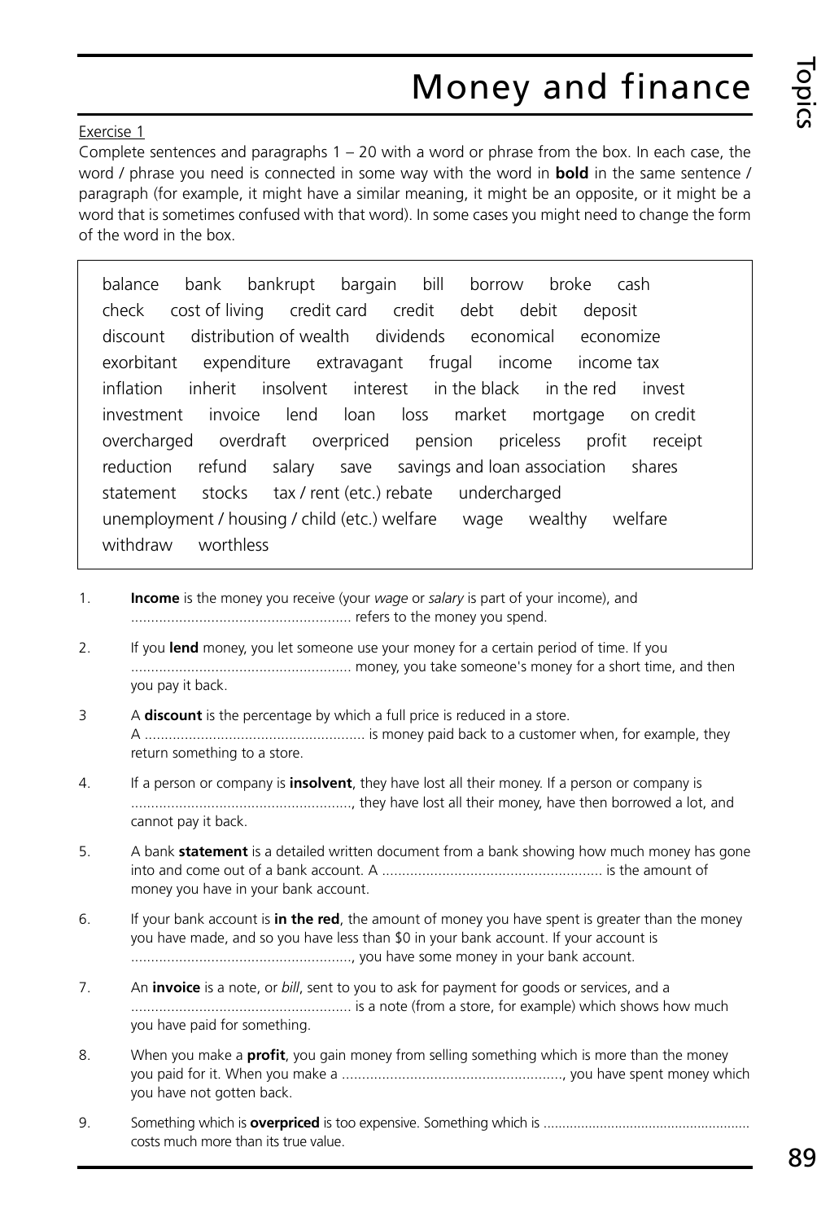# Money and finance

Exercise 1

Complete sentences and paragraphs 1 – 20 with a word or phrase from the box. In each case, the word / phrase you need is connected in some way with the word in **bold** in the same sentence / paragraph (for example, it might have a similar meaning, it might be an opposite, or it might be a word that is sometimes confused with that word). In some cases you might need to change the form of the word in the box.

> balance bank bankrupt bargain bill borrow broke cash check cost of living credit card credit debt debit deposit discount distribution of wealth dividends economical economize exorbitant expenditure extravagant frugal income income tax inflation inherit insolvent interest in the black in the red invest investment invoice lend loan loss market mortgage on credit overcharged overdraft overpriced pension priceless profit receipt reduction refund salary save savings and loan association shares statement stocks tax / rent (etc.) rebate undercharged unemployment / housing / child (etc.) welfare wage wealthy welfare withdraw worthless

1. **Income** is the money you receive (your *wage* or *salary* is part of your income), and ....................................................... refers to the money you spend.

2. If you **lend** money, you let someone use your money for a certain period of time. If you ....................................................... money, you take someone's money for a short time, and then you pay it back.

3. A **discount** is the percentage by which a full price is reduced in a store. A ....................................................... is money paid back to a customer when, for example, they return something to a store.

4. If a person or company is **insolvent**, they have lost all their money. If a person or company is ......................................................., they have lost all their money, have then borrowed a lot, and cannot pay it back.

5. A bank **statement** is a detailed written document from a bank showing how much money has gone into and come out of a bank account. A ....................................................... is the amount of money you have in your bank account.

6. If your bank account is **in the red**, the amount of money you have spent is greater than the money you have made, and so you have less than $0 in your bank account. If your account is ......................................................., you have some money in your bank account.

7. An **invoice** is a note, or *bill*, sent to you to ask for payment for goods or services, and a ....................................................... is a note (from a store, for example) which shows how much you have paid for something.

8. When you make a **profit**, you gain money from selling something which is more than the money you paid for it. When you make a ......................................................., you have spent money which you have not gotten back.

9. Something which is **overpriced** is too expensive. Something which is ....................................................... costs much more than its true value.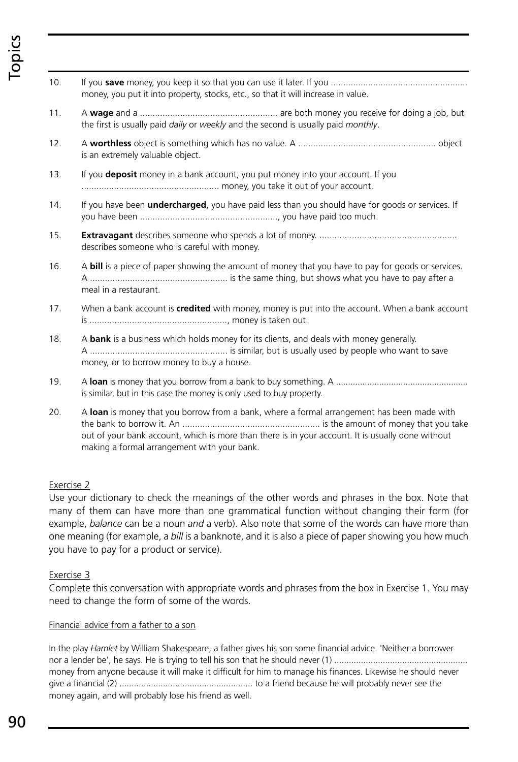10. If you **save** money, you keep it so that you can use it later. If you ....................................................... money, you put it into property, stocks, etc., so that it will increase in value.

11. A **wage** and a ....................................................... are both money you receive for doing a job, but the first is usually paid *daily* or *weekly* and the second is usually paid *monthly*.

12. A **worthless** object is something which has no value. A ....................................................... object is an extremely valuable object.

13. If you **deposit** money in a bank account, you put money into your account. If you ....................................................... money, you take it out of your account.

14. If you have been **undercharged**, you have paid less than you should have for goods or services. If you have been ......................................................., you have paid too much.

15. **Extravagant** describes someone who spends a lot of money. ....................................................... describes someone who is careful with money.

16. A **bill** is a piece of paper showing the amount of money that you have to pay for goods or services. A ....................................................... is the same thing, but shows what you have to pay after a meal in a restaurant.

17. When a bank account is **credited** with money, money is put into the account. When a bank account is ......................................................., money is taken out.

18. A **bank** is a business which holds money for its clients, and deals with money generally. A ....................................................... is similar, but is usually used by people who want to save money, or to borrow money to buy a house.

19. A **loan** is money that you borrow from a bank to buy something. A ....................................................... is similar, but in this case the money is only used to buy property.

20. A **loan** is money that you borrow from a bank, where a formal arrangement has been made with the bank to borrow it. An ....................................................... is the amount of money that you take out of your bank account, which is more than there is in your account. It is usually done without making a formal arrangement with your bank.

Exercise 2

Use your dictionary to check the meanings of the other words and phrases in the box. Note that many of them can have more than one grammatical function without changing their form (for example, *balance* can be a noun *and* a verb). Also note that some of the words can have more than one meaning (for example, a *bill* is a banknote, and it is also a piece of paper showing you how much you have to pay for a product or service).

Exercise 3

Complete this conversation with appropriate words and phrases from the box in Exercise 1. You may need to change the form of some of the words.

Financial advice from a father to a son

In the play *Hamlet* by William Shakespeare, a father gives his son some financial advice. 'Neither a borrower nor a lender be', he says. He is trying to tell his son that he should never (1) ....................................................... money from anyone because it will make it difficult for him to manage his finances. Likewise he should never give a financial (2) ....................................................... to a friend because he will probably never see the money again, and will probably lose his friend as well.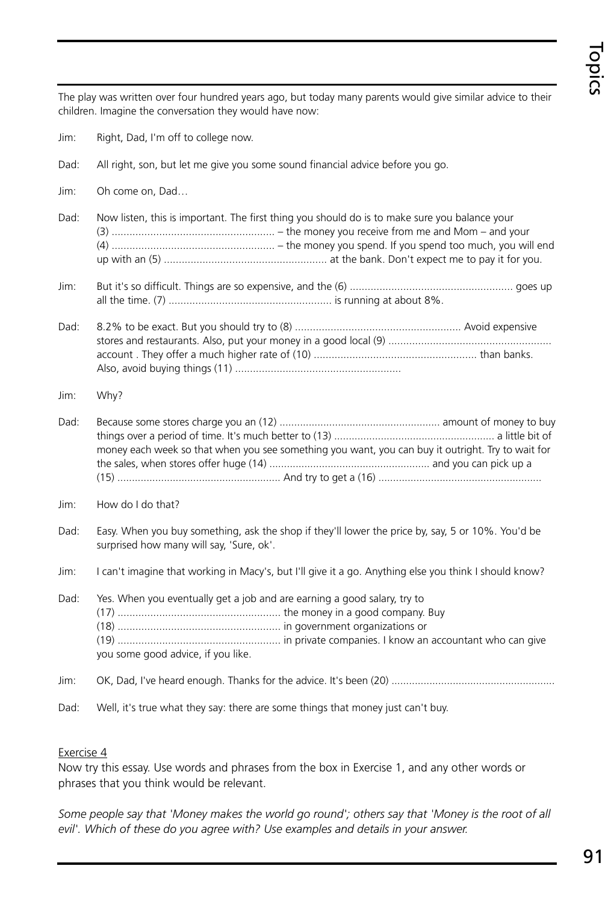The play was written over four hundred years ago, but today many parents would give similar advice to their children. Imagine the conversation they would have now:

Jim: Right, Dad, I'm off to college now.

Dad: All right, son, but let me give you some sound financial advice before you go.

Jim: Oh come on, Dad…

Dad: Now listen, this is important. The first thing you should do is to make sure you balance your (3) ....................................................... – the money you receive from me and Mom – and your (4) ....................................................... – the money you spend. If you spend too much, you will end up with an (5) ....................................................... at the bank. Don't expect me to pay it for you.

Jim: But it's so difficult. Things are so expensive, and the (6) ....................................................... goes up all the time. (7) ....................................................... is running at about 8%.

Dad: 8.2% to be exact. But you should try to (8) ....................................................... Avoid expensive stores and restaurants. Also, put your money in a good local (9) ....................................................... account . They offer a much higher rate of (10) ....................................................... than banks. Also, avoid buying things (11) .......................................................

Jim: Why?

Dad: Because some stores charge you an (12) ....................................................... amount of money to buy things over a period of time. It's much better to (13) ....................................................... a little bit of money each week so that when you see something you want, you can buy it outright. Try to wait for the sales, when stores offer huge (14) ....................................................... and you can pick up a (15) ....................................................... And try to get a (16) .......................................................

Jim: How do I do that?

Dad: Easy. When you buy something, ask the shop if they'll lower the price by, say, 5 or 10%. You'd be surprised how many will say, 'Sure, ok'.

Jim: I can't imagine that working in Macy's, but I'll give it a go. Anything else you think I should know?

Dad: Yes. When you eventually get a job and are earning a good salary, try to (17) ....................................................... the money in a good company. Buy (18) ....................................................... in government organizations or (19) ....................................................... in private companies. I know an accountant who can give you some good advice, if you like.

Jim: OK, Dad, I've heard enough. Thanks for the advice. It's been (20) .......................................................

Dad: Well, it's true what they say: there are some things that money just can't buy.

Exercise 4

Now try this essay. Use words and phrases from the box in Exercise 1, and any other words or phrases that you think would be relevant.

*Some people say that 'Money makes the world go round'; others say that 'Money is the root of all evil'. Which of these do you agree with? Use examples and details in your answer.*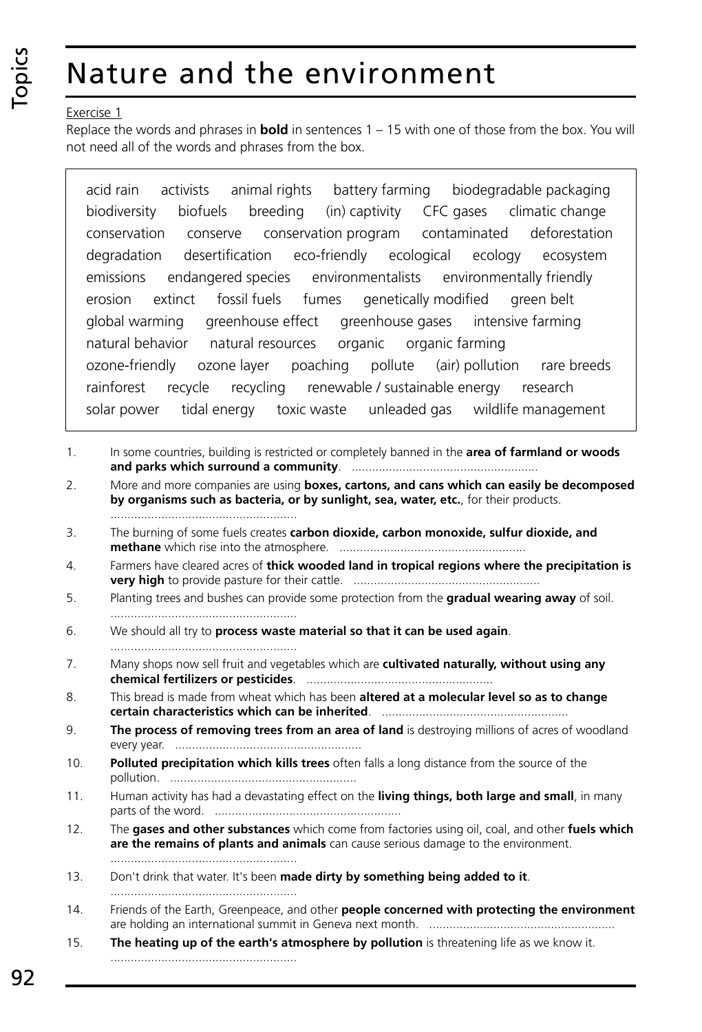# Nature and the environment

Exercise 1

Replace the words and phrases in **bold** in sentences 1 – 15 with one of those from the box. You will not need all of the words and phrases from the box.

acid rain activists animal rights battery farming biodegradable packaging biodiversity biofuels breeding (in) captivity CFC gases climatic change conservation conserve conservation program contaminated deforestation degradation desertification eco-friendly ecological ecology ecosystem emissions endangered species environmentalists environmentally friendly erosion extinct fossil fuels fumes genetically modified green belt global warming greenhouse effect greenhouse gases intensive farming natural behavior natural resources organic organic farming ozone-friendly ozone layer poaching pollute (air) pollution rare breeds rainforest recycle recycling renewable / sustainable energy research solar power tidal energy toxic waste unleaded gas wildlife management

1. In some countries, building is restricted or completely banned in the **area of farmland or woods and parks which surround a community**. .......................................................
2. More and more companies are using **boxes, cartons, and cans which can easily be decomposed by organisms such as bacteria, or by sunlight, sea, water, etc.**, for their products. .......................................................
3. The burning of some fuels creates **carbon dioxide, carbon monoxide, sulfur dioxide, and methane** which rise into the atmosphere. .......................................................
4. Farmers have cleared acres of **thick wooded land in tropical regions where the precipitation is very high** to provide pasture for their cattle. .......................................................
5. Planting trees and bushes can provide some protection from the **gradual wearing away** of soil. .......................................................
6. We should all try to **process waste material so that it can be used again**. .......................................................
7. Many shops now sell fruit and vegetables which are **cultivated naturally, without using any chemical fertilizers or pesticides**. .......................................................
8. This bread is made from wheat which has been **altered at a molecular level so as to change certain characteristics which can be inherited**. .......................................................
9. **The process of removing trees from an area of land** is destroying millions of acres of woodland every year. .......................................................
10. **Polluted precipitation which kills trees** often falls a long distance from the source of the pollution. .......................................................
11. Human activity has had a devastating effect on the **living things, both large and small**, in many parts of the word. .......................................................
12. The **gases and other substances** which come from factories using oil, coal, and other **fuels which are the remains of plants and animals** can cause serious damage to the environment. .......................................................
13. Don't drink that water. It's been **made dirty by something being added to it**. .......................................................
14. Friends of the Earth, Greenpeace, and other **people concerned with protecting the environment** are holding an international summit in Geneva next month. .......................................................
15. **The heating up of the earth's atmosphere by pollution** is threatening life as we know it. .......................................................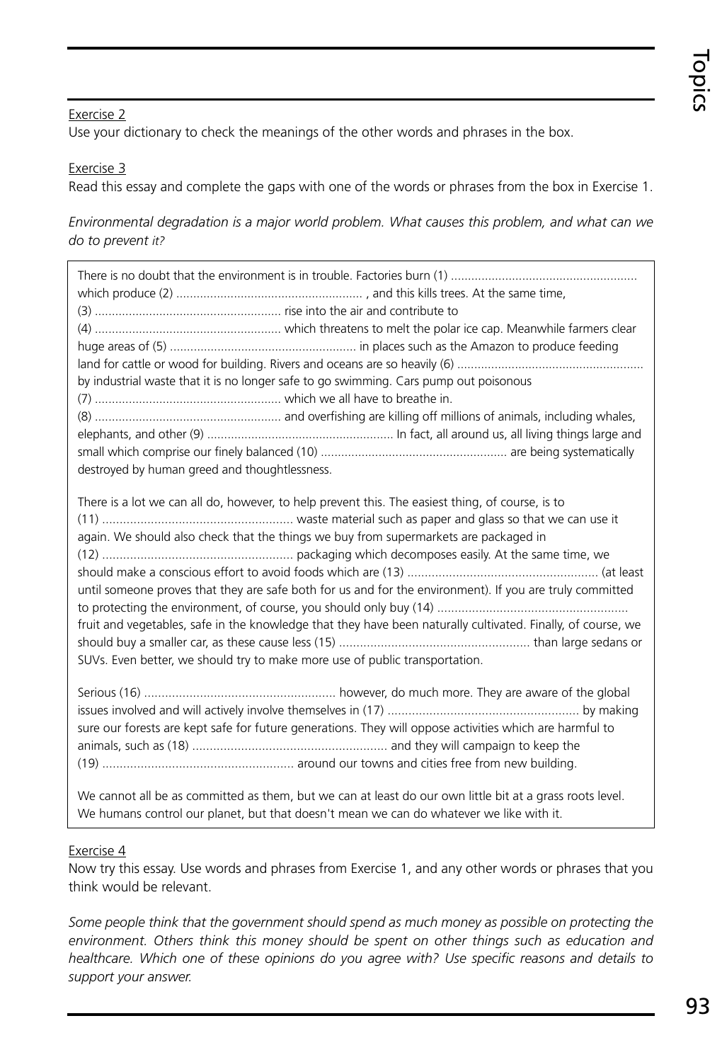Exercise 2

Use your dictionary to check the meanings of the other words and phrases in the box.

Exercise 3

Read this essay and complete the gaps with one of the words or phrases from the box in Exercise 1.

*Environmental degradation is a major world problem. What causes this problem, and what can we do to prevent it?*

There is no doubt that the environment is in trouble. Factories burn (1) ...................................................... which produce (2) ...................................................... , and this kills trees. At the same time, (3) ...................................................... rise into the air and contribute to (4) ...................................................... which threatens to melt the polar ice cap. Meanwhile farmers clear huge areas of (5) ...................................................... in places such as the Amazon to produce feeding land for cattle or wood for building. Rivers and oceans are so heavily (6) ...................................................... by industrial waste that it is no longer safe to go swimming. Cars pump out poisonous (7) ...................................................... which we all have to breathe in. (8) ...................................................... and overfishing are killing off millions of animals, including whales, elephants, and other (9) ...................................................... In fact, all around us, all living things large and small which comprise our finely balanced (10) ...................................................... are being systematically destroyed by human greed and thoughtlessness.

There is a lot we can all do, however, to help prevent this. The easiest thing, of course, is to (11) ...................................................... waste material such as paper and glass so that we can use it again. We should also check that the things we buy from supermarkets are packaged in (12) ...................................................... packaging which decomposes easily. At the same time, we should make a conscious effort to avoid foods which are (13) ...................................................... (at least until someone proves that they are safe both for us and for the environment). If you are truly committed to protecting the environment, of course, you should only buy (14) ...................................................... fruit and vegetables, safe in the knowledge that they have been naturally cultivated. Finally, of course, we should buy a smaller car, as these cause less (15) ...................................................... than large sedans or SUVs. Even better, we should try to make more use of public transportation.

Serious (16) ...................................................... however, do much more. They are aware of the global issues involved and will actively involve themselves in (17) ...................................................... by making sure our forests are kept safe for future generations. They will oppose activities which are harmful to animals, such as (18) ...................................................... and they will campaign to keep the (19) ...................................................... around our towns and cities free from new building.

We cannot all be as committed as them, but we can at least do our own little bit at a grass roots level. We humans control our planet, but that doesn't mean we can do whatever we like with it.

Exercise 4

Now try this essay. Use words and phrases from Exercise 1, and any other words or phrases that you think would be relevant.

*Some people think that the government should spend as much money as possible on protecting the environment. Others think this money should be spent on other things such as education and healthcare. Which one of these opinions do you agree with? Use specific reasons and details to support your answer.*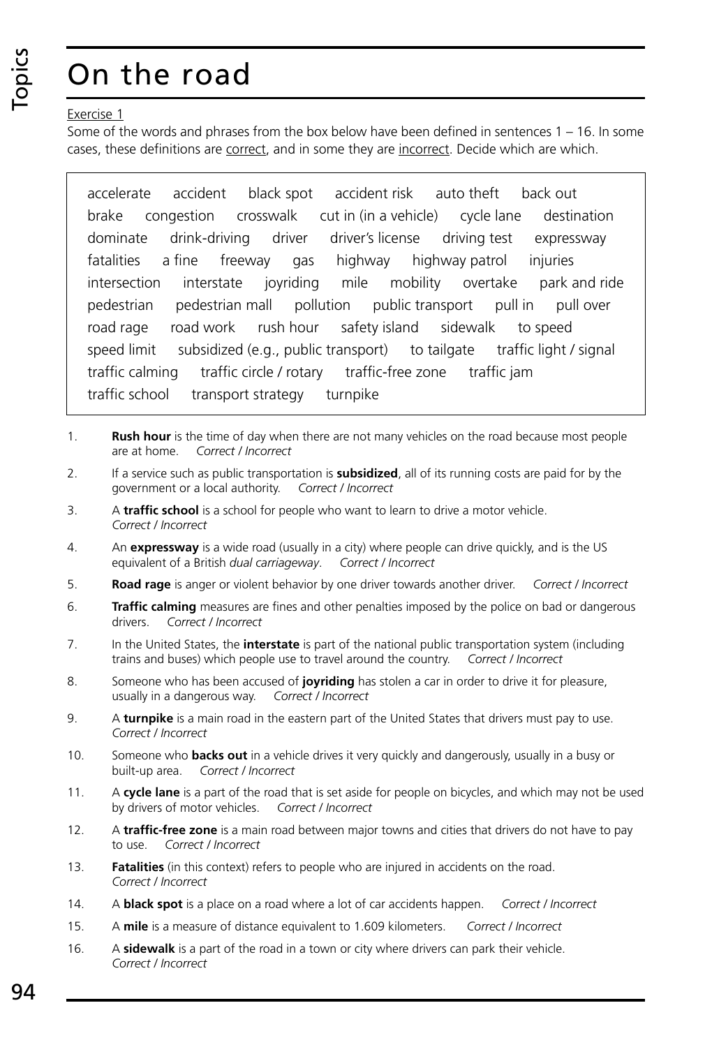# On the road

Exercise 1

Some of the words and phrases from the box below have been defined in sentences 1 – 16. In some cases, these definitions are correct, and in some they are incorrect. Decide which are which.

accelerate   accident   black spot   accident risk   auto theft   back out
brake   congestion   crosswalk   cut in (in a vehicle)   cycle lane   destination
dominate   drink-driving   driver   driver's license   driving test   expressway
fatalities   a fine   freeway   gas   highway   highway patrol   injuries
intersection   interstate   joyriding   mile   mobility   overtake   park and ride
pedestrian   pedestrian mall   pollution   public transport   pull in   pull over
road rage   road work   rush hour   safety island   sidewalk   to speed
speed limit   subsidized (e.g., public transport)   to tailgate   traffic light / signal
traffic calming   traffic circle / rotary   traffic-free zone   traffic jam
traffic school   transport strategy   turnpike

1. **Rush hour** is the time of day when there are not many vehicles on the road because most people are at home. *Correct / Incorrect*
2. If a service such as public transportation is **subsidized**, all of its running costs are paid for by the government or a local authority. *Correct / Incorrect*
3. A **traffic school** is a school for people who want to learn to drive a motor vehicle. *Correct / Incorrect*
4. An **expressway** is a wide road (usually in a city) where people can drive quickly, and is the US equivalent of a British *dual carriageway*. *Correct / Incorrect*
5. **Road rage** is anger or violent behavior by one driver towards another driver. *Correct / Incorrect*
6. **Traffic calming** measures are fines and other penalties imposed by the police on bad or dangerous drivers. *Correct / Incorrect*
7. In the United States, the **interstate** is part of the national public transportation system (including trains and buses) which people use to travel around the country. *Correct / Incorrect*
8. Someone who has been accused of **joyriding** has stolen a car in order to drive it for pleasure, usually in a dangerous way. *Correct / Incorrect*
9. A **turnpike** is a main road in the eastern part of the United States that drivers must pay to use. *Correct / Incorrect*
10. Someone who **backs out** in a vehicle drives it very quickly and dangerously, usually in a busy or built-up area. *Correct / Incorrect*
11. A **cycle lane** is a part of the road that is set aside for people on bicycles, and which may not be used by drivers of motor vehicles. *Correct / Incorrect*
12. A **traffic-free zone** is a main road between major towns and cities that drivers do not have to pay to use. *Correct / Incorrect*
13. **Fatalities** (in this context) refers to people who are injured in accidents on the road. *Correct / Incorrect*
14. A **black spot** is a place on a road where a lot of car accidents happen. *Correct / Incorrect*
15. A **mile** is a measure of distance equivalent to 1.609 kilometers. *Correct / Incorrect*
16. A **sidewalk** is a part of the road in a town or city where drivers can park their vehicle. *Correct / Incorrect*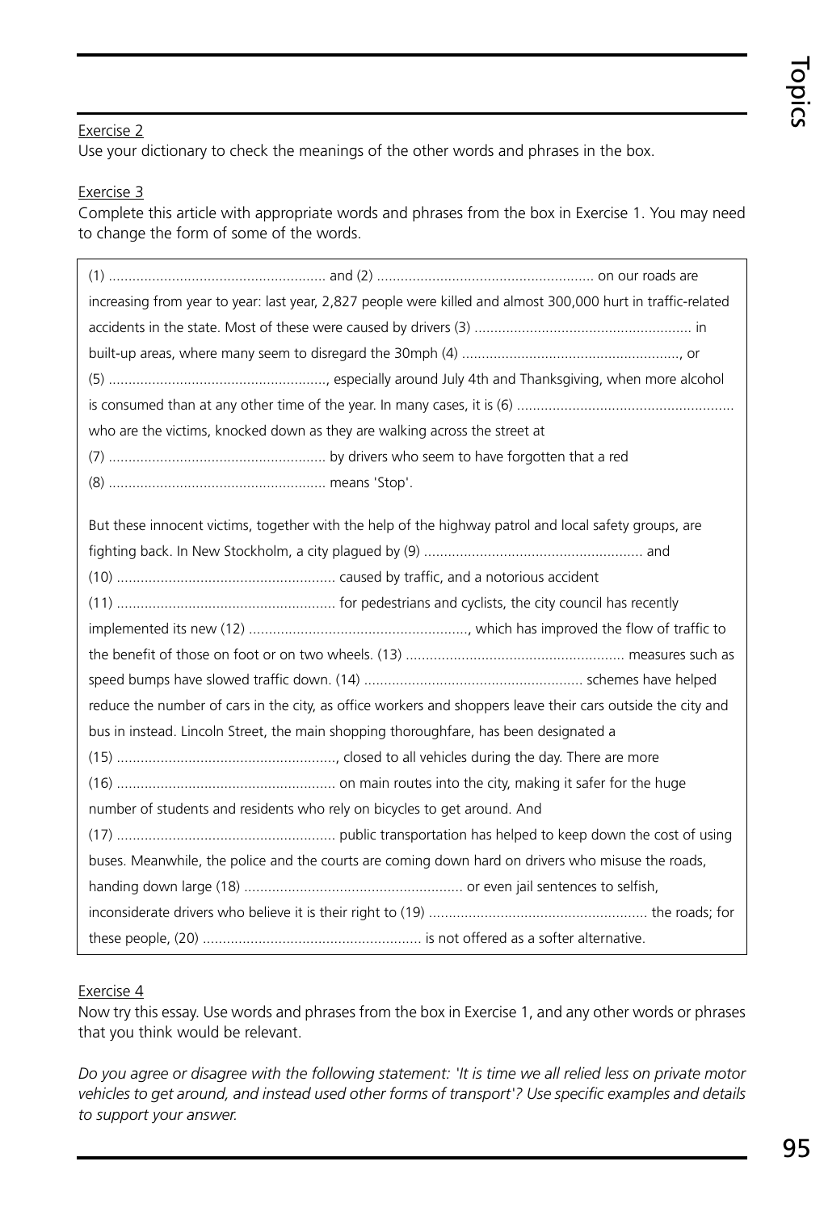Exercise 2

Use your dictionary to check the meanings of the other words and phrases in the box.

Exercise 3

Complete this article with appropriate words and phrases from the box in Exercise 1. You may need to change the form of some of the words.

(1) ....................................................... and (2) ....................................................... on our roads are increasing from year to year: last year, 2,827 people were killed and almost 300,000 hurt in traffic-related accidents in the state. Most of these were caused by drivers (3) ....................................................... in built-up areas, where many seem to disregard the 30mph (4) ......................................................., or (5) ......................................................., especially around July 4th and Thanksgiving, when more alcohol is consumed than at any other time of the year. In many cases, it is (6) ....................................................... who are the victims, knocked down as they are walking across the street at (7) ....................................................... by drivers who seem to have forgotten that a red (8) ....................................................... means 'Stop'.

But these innocent victims, together with the help of the highway patrol and local safety groups, are fighting back. In New Stockholm, a city plagued by (9) ....................................................... and (10) ....................................................... caused by traffic, and a notorious accident (11) ....................................................... for pedestrians and cyclists, the city council has recently implemented its new (12) ......................................................., which has improved the flow of traffic to the benefit of those on foot or on two wheels. (13) ....................................................... measures such as speed bumps have slowed traffic down. (14) ....................................................... schemes have helped reduce the number of cars in the city, as office workers and shoppers leave their cars outside the city and bus in instead. Lincoln Street, the main shopping thoroughfare, has been designated a (15) ......................................................., closed to all vehicles during the day. There are more (16) ....................................................... on main routes into the city, making it safer for the huge number of students and residents who rely on bicycles to get around. And (17) ....................................................... public transportation has helped to keep down the cost of using buses. Meanwhile, the police and the courts are coming down hard on drivers who misuse the roads, handing down large (18) ....................................................... or even jail sentences to selfish, inconsiderate drivers who believe it is their right to (19) ....................................................... the roads; for these people, (20) ....................................................... is not offered as a softer alternative.

Exercise 4

Now try this essay. Use words and phrases from the box in Exercise 1, and any other words or phrases that you think would be relevant.

*Do you agree or disagree with the following statement: 'It is time we all relied less on private motor vehicles to get around, and instead used other forms of transport'? Use specific examples and details to support your answer.*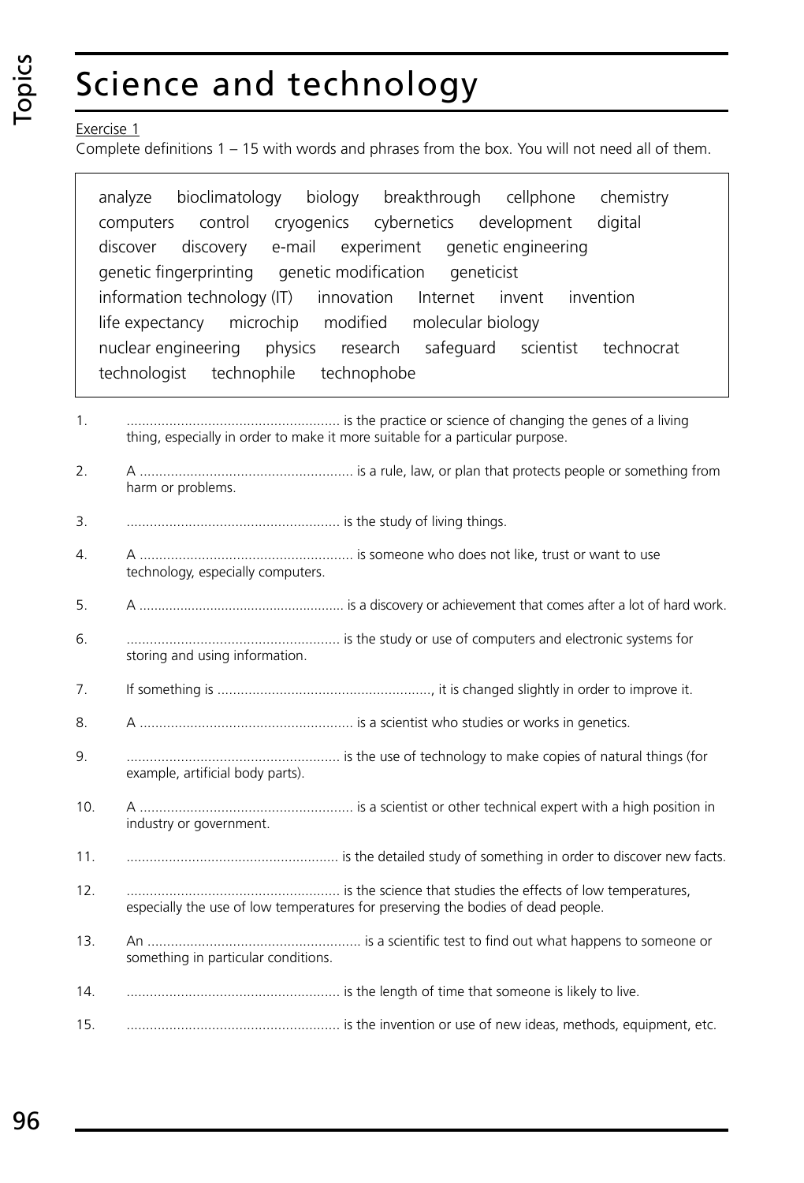# Science and technology

Exercise 1

Complete definitions 1 – 15 with words and phrases from the box. You will not need all of them.

> analyze bioclimatology biology breakthrough cellphone chemistry computers control cryogenics cybernetics development digital discover discovery e-mail experiment genetic engineering genetic fingerprinting genetic modification geneticist information technology (IT) innovation Internet invent invention life expectancy microchip modified molecular biology nuclear engineering physics research safeguard scientist technocrat technologist technophile technophobe

1. ....................................................... is the practice or science of changing the genes of a living thing, especially in order to make it more suitable for a particular purpose.
2. A ....................................................... is a rule, law, or plan that protects people or something from harm or problems.
3. ....................................................... is the study of living things.
4. A ....................................................... is someone who does not like, trust or want to use technology, especially computers.
5. A ....................................................... is a discovery or achievement that comes after a lot of hard work.
6. ....................................................... is the study or use of computers and electronic systems for storing and using information.
7. If something is ......................................................., it is changed slightly in order to improve it.
8. A ....................................................... is a scientist who studies or works in genetics.
9. ....................................................... is the use of technology to make copies of natural things (for example, artificial body parts).
10. A ....................................................... is a scientist or other technical expert with a high position in industry or government.
11. ....................................................... is the detailed study of something in order to discover new facts.
12. ....................................................... is the science that studies the effects of low temperatures, especially the use of low temperatures for preserving the bodies of dead people.
13. An ....................................................... is a scientific test to find out what happens to someone or something in particular conditions.
14. ....................................................... is the length of time that someone is likely to live.
15. ....................................................... is the invention or use of new ideas, methods, equipment, etc.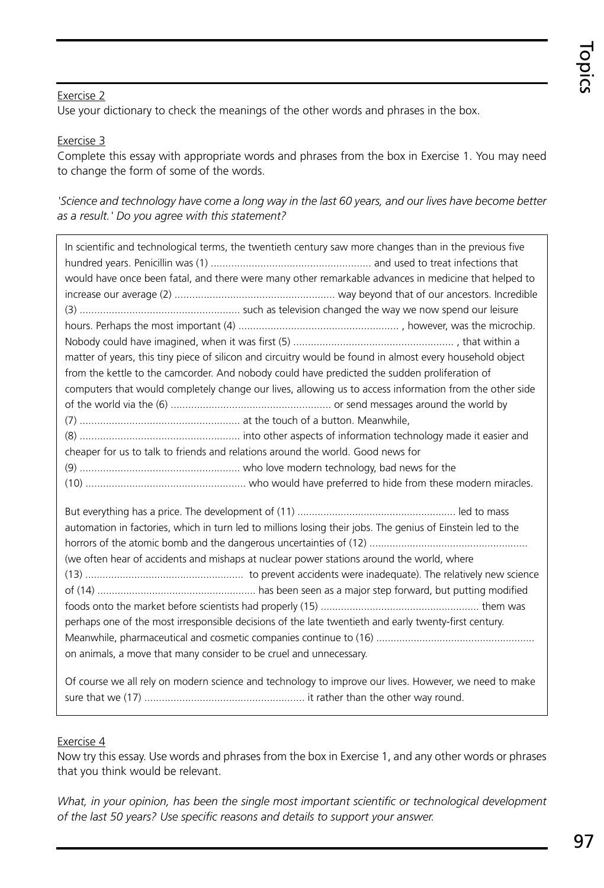Exercise 2

Use your dictionary to check the meanings of the other words and phrases in the box.

Exercise 3

Complete this essay with appropriate words and phrases from the box in Exercise 1. You may need to change the form of some of the words.

*'Science and technology have come a long way in the last 60 years, and our lives have become better as a result.' Do you agree with this statement?*

In scientific and technological terms, the twentieth century saw more changes than in the previous five hundred years. Penicillin was (1) ....................................................... and used to treat infections that would have once been fatal, and there were many other remarkable advances in medicine that helped to increase our average (2) ....................................................... way beyond that of our ancestors. Incredible (3) ....................................................... such as television changed the way we now spend our leisure hours. Perhaps the most important (4) ....................................................... , however, was the microchip. Nobody could have imagined, when it was first (5) ....................................................... , that within a matter of years, this tiny piece of silicon and circuitry would be found in almost every household object from the kettle to the camcorder. And nobody could have predicted the sudden proliferation of computers that would completely change our lives, allowing us to access information from the other side of the world via the (6) ....................................................... or send messages around the world by (7) ....................................................... at the touch of a button. Meanwhile, (8) ....................................................... into other aspects of information technology made it easier and cheaper for us to talk to friends and relations around the world. Good news for (9) ....................................................... who love modern technology, bad news for the (10) ....................................................... who would have preferred to hide from these modern miracles.

But everything has a price. The development of (11) ....................................................... led to mass automation in factories, which in turn led to millions losing their jobs. The genius of Einstein led to the horrors of the atomic bomb and the dangerous uncertainties of (12) ....................................................... (we often hear of accidents and mishaps at nuclear power stations around the world, where (13) ....................................................... to prevent accidents were inadequate). The relatively new science of (14) ....................................................... has been seen as a major step forward, but putting modified foods onto the market before scientists had properly (15) ....................................................... them was perhaps one of the most irresponsible decisions of the late twentieth and early twenty-first century. Meanwhile, pharmaceutical and cosmetic companies continue to (16) ....................................................... on animals, a move that many consider to be cruel and unnecessary.

Of course we all rely on modern science and technology to improve our lives. However, we need to make sure that we (17) ....................................................... it rather than the other way round.

Exercise 4

Now try this essay. Use words and phrases from the box in Exercise 1, and any other words or phrases that you think would be relevant.

*What, in your opinion, has been the single most important scientific or technological development of the last 50 years? Use specific reasons and details to support your answer.*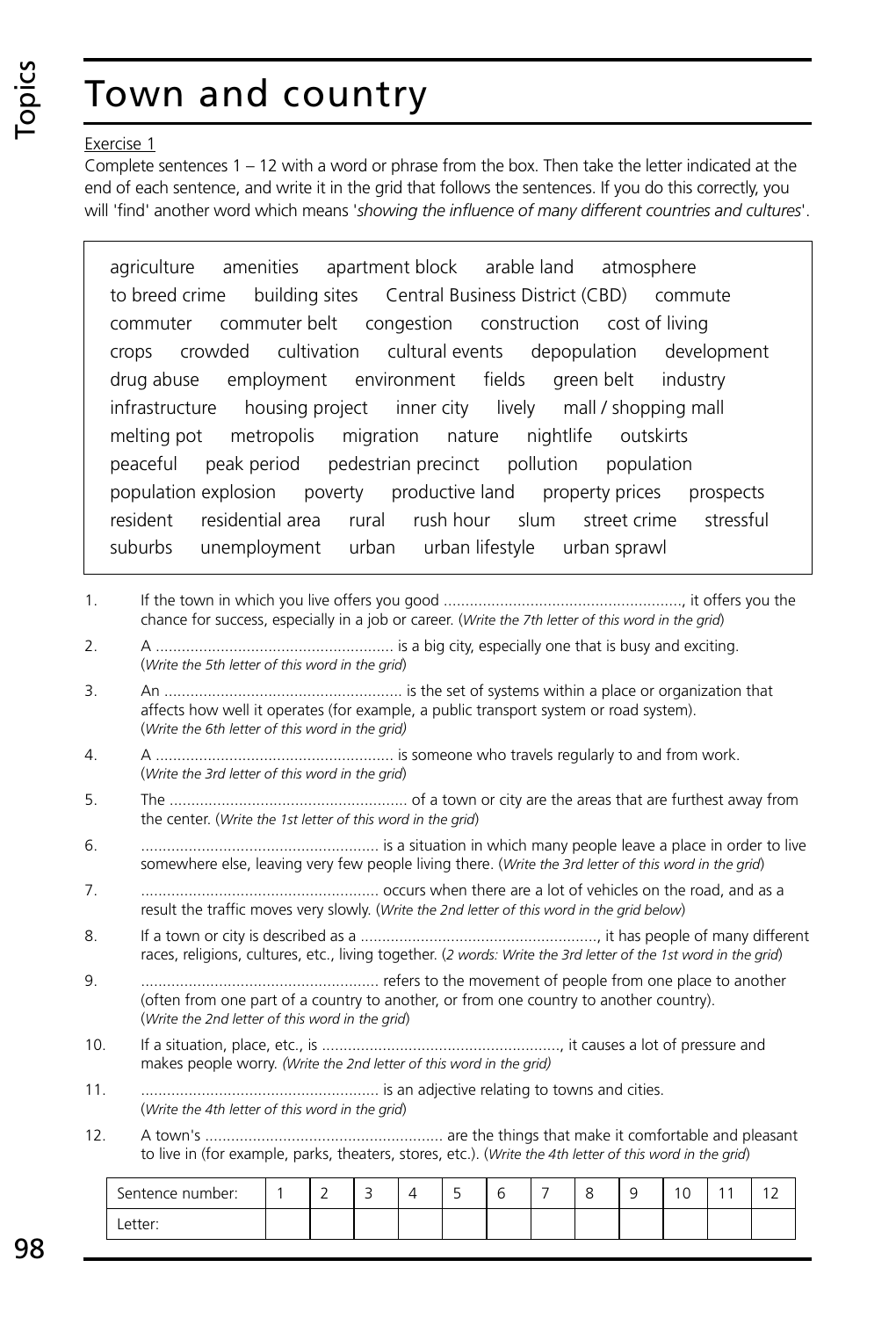# Town and country

Exercise 1

Complete sentences 1 – 12 with a word or phrase from the box. Then take the letter indicated at the end of each sentence, and write it in the grid that follows the sentences. If you do this correctly, you will 'find' another word which means '*showing the influence of many different countries and cultures*'.

> agriculture amenities apartment block arable land atmosphere
> to breed crime building sites Central Business District (CBD) commute
> commuter commuter belt congestion construction cost of living
> crops crowded cultivation cultural events depopulation development
> drug abuse employment environment fields green belt industry
> infrastructure housing project inner city lively mall / shopping mall
> melting pot metropolis migration nature nightlife outskirts
> peaceful peak period pedestrian precinct pollution population
> population explosion poverty productive land property prices prospects
> resident residential area rural rush hour slum street crime stressful
> suburbs unemployment urban urban lifestyle urban sprawl

1. If the town in which you live offers you good ......................................................, it offers you the chance for success, especially in a job or career. (*Write the 7th letter of this word in the grid*)
2. A ...................................................... is a big city, especially one that is busy and exciting. (*Write the 5th letter of this word in the grid*)
3. An ...................................................... is the set of systems within a place or organization that affects how well it operates (for example, a public transport system or road system). (*Write the 6th letter of this word in the grid)*
4. A ...................................................... is someone who travels regularly to and from work. (*Write the 3rd letter of this word in the grid*)
5. The ...................................................... of a town or city are the areas that are furthest away from the center. (*Write the 1st letter of this word in the grid*)
6. ...................................................... is a situation in which many people leave a place in order to live somewhere else, leaving very few people living there. (*Write the 3rd letter of this word in the grid*)
7. ...................................................... occurs when there are a lot of vehicles on the road, and as a result the traffic moves very slowly. (*Write the 2nd letter of this word in the grid below*)
8. If a town or city is described as a ......................................................, it has people of many different races, religions, cultures, etc., living together. (*2 words: Write the 3rd letter of the 1st word in the grid*)
9. ...................................................... refers to the movement of people from one place to another (often from one part of a country to another, or from one country to another country). (*Write the 2nd letter of this word in the grid*)
10. If a situation, place, etc., is ......................................................, it causes a lot of pressure and makes people worry. *(Write the 2nd letter of this word in the grid)*
11. ...................................................... is an adjective relating to towns and cities. (*Write the 4th letter of this word in the grid*)
12. A town's ...................................................... are the things that make it comfortable and pleasant to live in (for example, parks, theaters, stores, etc.). (*Write the 4th letter of this word in the grid*)

| Sentence number: | 1 | 2 | 3 | 4 | 5 | 6 | 7 | 8 | 9 | 10 | 11 | 12 |
|---|---|---|---|---|---|---|---|---|---|---|---|---|
| Letter: | | | | | | | | | | | | |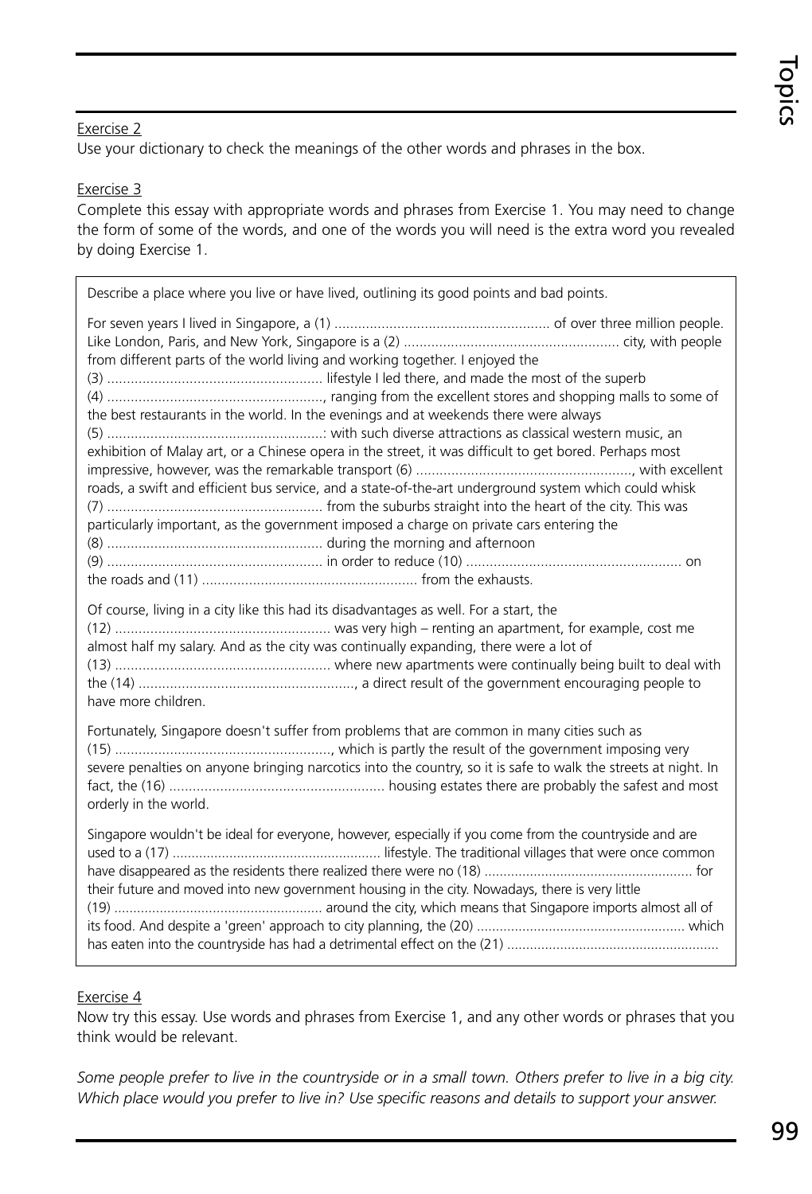Exercise 2

Use your dictionary to check the meanings of the other words and phrases in the box.

Exercise 3

Complete this essay with appropriate words and phrases from Exercise 1. You may need to change the form of some of the words, and one of the words you will need is the extra word you revealed by doing Exercise 1.

> Describe a place where you live or have lived, outlining its good points and bad points.
>
> For seven years I lived in Singapore, a (1) ....................................................... of over three million people. Like London, Paris, and New York, Singapore is a (2) ....................................................... city, with people from different parts of the world living and working together. I enjoyed the (3) ....................................................... lifestyle I led there, and made the most of the superb (4) ......................................................., ranging from the excellent stores and shopping malls to some of the best restaurants in the world. In the evenings and at weekends there were always (5) .......................................................: with such diverse attractions as classical western music, an exhibition of Malay art, or a Chinese opera in the street, it was difficult to get bored. Perhaps most impressive, however, was the remarkable transport (6) ......................................................., with excellent roads, a swift and efficient bus service, and a state-of-the-art underground system which could whisk (7) ....................................................... from the suburbs straight into the heart of the city. This was particularly important, as the government imposed a charge on private cars entering the (8) ....................................................... during the morning and afternoon (9) ....................................................... in order to reduce (10) ....................................................... on the roads and (11) ....................................................... from the exhausts.
>
> Of course, living in a city like this had its disadvantages as well. For a start, the (12) ....................................................... was very high – renting an apartment, for example, cost me almost half my salary. And as the city was continually expanding, there were a lot of (13) ....................................................... where new apartments were continually being built to deal with the (14) ......................................................., a direct result of the government encouraging people to have more children.
>
> Fortunately, Singapore doesn't suffer from problems that are common in many cities such as (15) ......................................................., which is partly the result of the government imposing very severe penalties on anyone bringing narcotics into the country, so it is safe to walk the streets at night. In fact, the (16) ....................................................... housing estates there are probably the safest and most orderly in the world.
>
> Singapore wouldn't be ideal for everyone, however, especially if you come from the countryside and are used to a (17) ....................................................... lifestyle. The traditional villages that were once common have disappeared as the residents there realized there were no (18) ....................................................... for their future and moved into new government housing in the city. Nowadays, there is very little (19) ....................................................... around the city, which means that Singapore imports almost all of its food. And despite a 'green' approach to city planning, the (20) ....................................................... which has eaten into the countryside has had a detrimental effect on the (21) .......................................................

Exercise 4

Now try this essay. Use words and phrases from Exercise 1, and any other words or phrases that you think would be relevant.

*Some people prefer to live in the countryside or in a small town. Others prefer to live in a big city. Which place would you prefer to live in? Use specific reasons and details to support your answer.*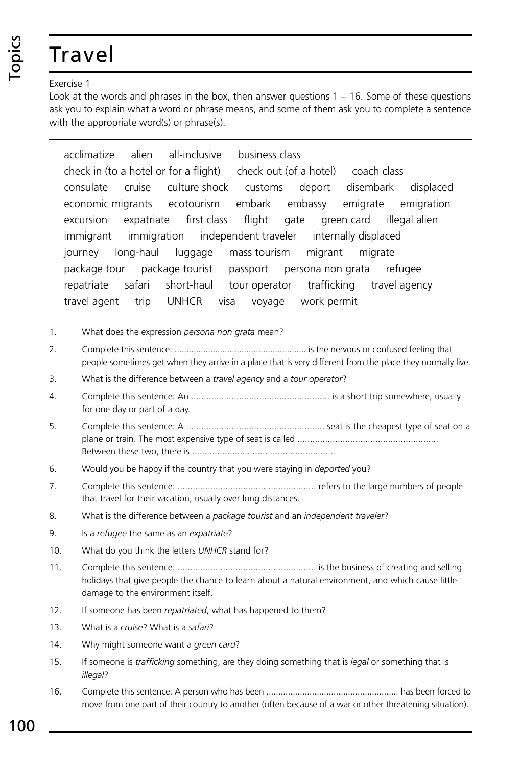# Travel

Exercise 1

Look at the words and phrases in the box, then answer questions 1 – 16. Some of these questions ask you to explain what a word or phrase means, and some of them ask you to complete a sentence with the appropriate word(s) or phrase(s).

> acclimatize alien all-inclusive business class check in (to a hotel or for a flight) check out (of a hotel) coach class consulate cruise culture shock customs deport disembark displaced economic migrants ecotourism embark embassy emigrate emigration excursion expatriate first class flight gate green card illegal alien immigrant immigration independent traveler internally displaced journey long-haul luggage mass tourism migrant migrate package tour package tourist passport persona non grata refugee repatriate safari short-haul tour operator trafficking travel agency travel agent trip UNHCR visa voyage work permit

1. What does the expression *persona non grata* mean?
2. Complete this sentence: ....................................................... is the nervous or confused feeling that people sometimes get when they arrive in a place that is very different from the place they normally live.
3. What is the difference between a *travel agency* and a *tour operator*?
4. Complete this sentence: An ....................................................... is a short trip somewhere, usually for one day or part of a day.
5. Complete this sentence: A ....................................................... seat is the cheapest type of seat on a plane or train. The most expensive type of seat is called ....................................................... Between these two, there is .......................................................
6. Would you be happy if the country that you were staying in *deported* you?
7. Complete this sentence: ....................................................... refers to the large numbers of people that travel for their vacation, usually over long distances.
8. What is the difference between a *package tourist* and an *independent traveler*?
9. Is a *refugee* the same as an *expatriate*?
10. What do you think the letters *UNHCR* stand for?
11. Complete this sentence: ....................................................... is the business of creating and selling holidays that give people the chance to learn about a natural environment, and which cause little damage to the environment itself.
12. If someone has been *repatriated*, what has happened to them?
13. What is a *cruise*? What is a *safari*?
14. Why might someone want a *green card*?
15. If someone is *trafficking* something, are they doing something that is *legal* or something that is *illegal*?
16. Complete this sentence: A person who has been ....................................................... has been forced to move from one part of their country to another (often because of a war or other threatening situation).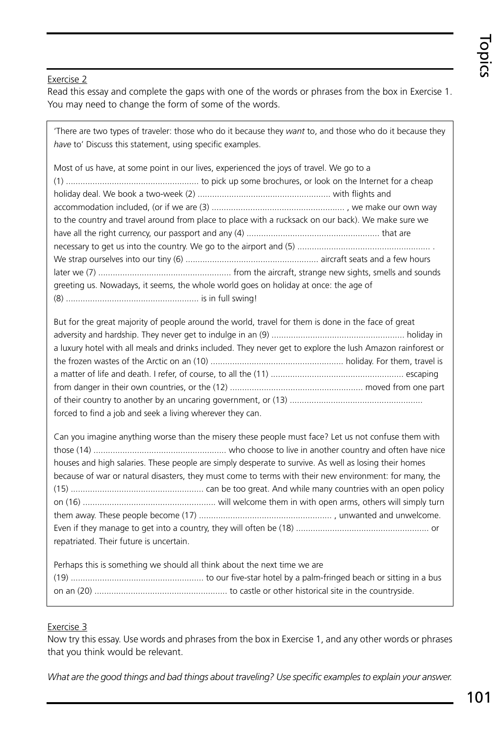Exercise 2

Read this essay and complete the gaps with one of the words or phrases from the box in Exercise 1. You may need to change the form of some of the words.

'There are two types of traveler: those who do it because they *want* to, and those who do it because they *have* to' Discuss this statement, using specific examples.

Most of us have, at some point in our lives, experienced the joys of travel. We go to a (1) ....................................................... to pick up some brochures, or look on the Internet for a cheap holiday deal. We book a two-week (2) ....................................................... with flights and accommodation included, (or if we are (3) ....................................................... , we make our own way to the country and travel around from place to place with a rucksack on our back). We make sure we have all the right currency, our passport and any (4) ....................................................... that are necessary to get us into the country. We go to the airport and (5) ....................................................... . We strap ourselves into our tiny (6) ....................................................... aircraft seats and a few hours later we (7) ....................................................... from the aircraft, strange new sights, smells and sounds greeting us. Nowadays, it seems, the whole world goes on holiday at once: the age of (8) ....................................................... is in full swing!

But for the great majority of people around the world, travel for them is done in the face of great adversity and hardship. They never get to indulge in an (9) ....................................................... holiday in a luxury hotel with all meals and drinks included. They never get to explore the lush Amazon rainforest or the frozen wastes of the Arctic on an (10) ....................................................... holiday. For them, travel is a matter of life and death. I refer, of course, to all the (11) ....................................................... escaping from danger in their own countries, or the (12) ....................................................... moved from one part of their country to another by an uncaring government, or (13) ....................................................... forced to find a job and seek a living wherever they can.

Can you imagine anything worse than the misery these people must face? Let us not confuse them with those (14) ....................................................... who choose to live in another country and often have nice houses and high salaries. These people are simply desperate to survive. As well as losing their homes because of war or natural disasters, they must come to terms with their new environment: for many, the (15) ....................................................... can be too great. And while many countries with an open policy on (16) ....................................................... will welcome them in with open arms, others will simply turn them away. These people become (17) ....................................................... , unwanted and unwelcome. Even if they manage to get into a country, they will often be (18) ....................................................... or repatriated. Their future is uncertain.

Perhaps this is something we should all think about the next time we are (19) ....................................................... to our five-star hotel by a palm-fringed beach or sitting in a bus on an (20) ....................................................... to castle or other historical site in the countryside.

Exercise 3

Now try this essay. Use words and phrases from the box in Exercise 1, and any other words or phrases that you think would be relevant.

*What are the good things and bad things about traveling? Use specific examples to explain your answer.*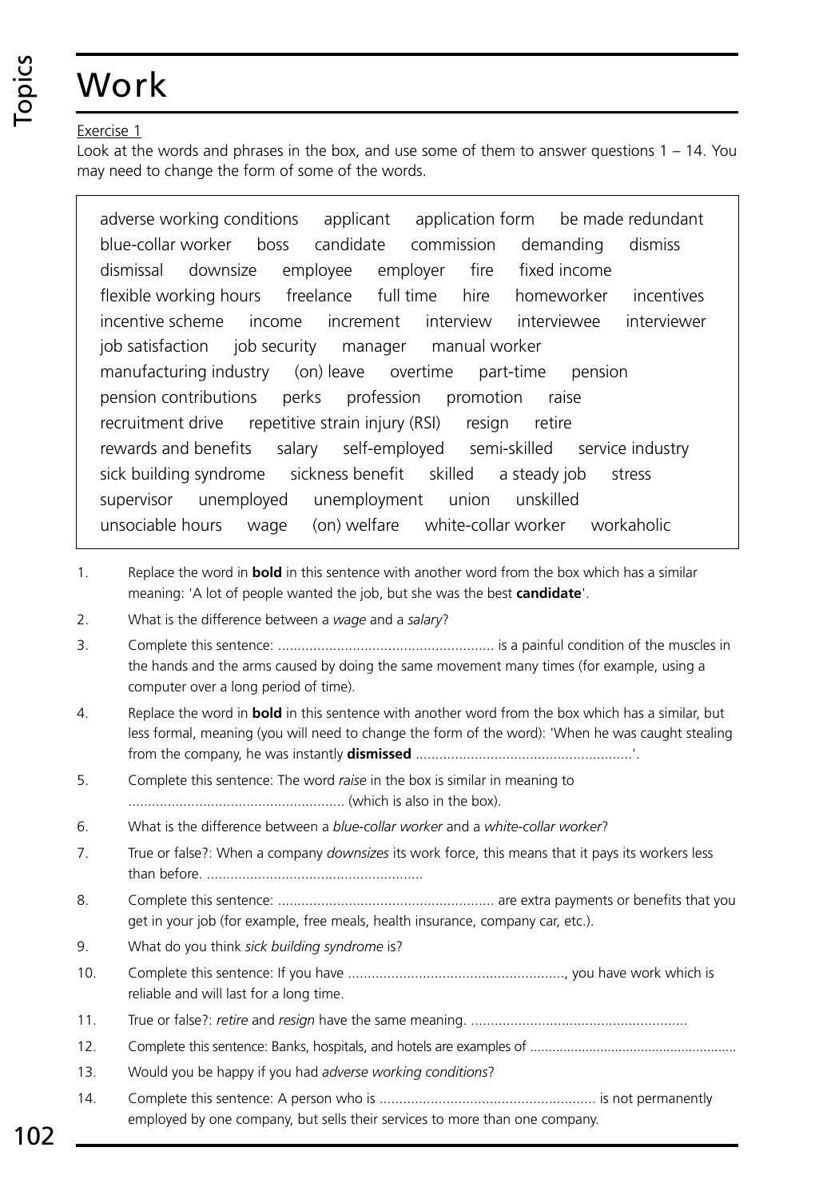# Work

Exercise 1

Look at the words and phrases in the box, and use some of them to answer questions 1 – 14. You may need to change the form of some of the words.

> adverse working conditions applicant application form be made redundant blue-collar worker boss candidate commission demanding dismiss dismissal downsize employee employer fire fixed income flexible working hours freelance full time hire homeworker incentives incentive scheme income increment interview interviewee interviewer job satisfaction job security manager manual worker manufacturing industry (on) leave overtime part-time pension pension contributions perks profession promotion raise recruitment drive repetitive strain injury (RSI) resign retire rewards and benefits salary self-employed semi-skilled service industry sick building syndrome sickness benefit skilled a steady job stress supervisor unemployed unemployment union unskilled unsociable hours wage (on) welfare white-collar worker workaholic

1. Replace the word in **bold** in this sentence with another word from the box which has a similar meaning: 'A lot of people wanted the job, but she was the best **candidate**'.
2. What is the difference between a *wage* and a *salary*?
3. Complete this sentence: ....................................................... is a painful condition of the muscles in the hands and the arms caused by doing the same movement many times (for example, using a computer over a long period of time).
4. Replace the word in **bold** in this sentence with another word from the box which has a similar, but less formal, meaning (you will need to change the form of the word): 'When he was caught stealing from the company, he was instantly **dismissed** .......................................................'.
5. Complete this sentence: The word *raise* in the box is similar in meaning to ....................................................... (which is also in the box).
6. What is the difference between a *blue-collar worker* and a *white-collar worker*?
7. True or false?: When a company *downsizes* its work force, this means that it pays its workers less than before. .......................................................
8. Complete this sentence: ....................................................... are extra payments or benefits that you get in your job (for example, free meals, health insurance, company car, etc.).
9. What do you think *sick building syndrome* is?
10. Complete this sentence: If you have ......................................................., you have work which is reliable and will last for a long time.
11. True or false?: *retire* and *resign* have the same meaning. .......................................................
12. Complete this sentence: Banks, hospitals, and hotels are examples of .......................................................
13. Would you be happy if you had *adverse working conditions*?
14. Complete this sentence: A person who is ....................................................... is not permanently employed by one company, but sells their services to more than one company.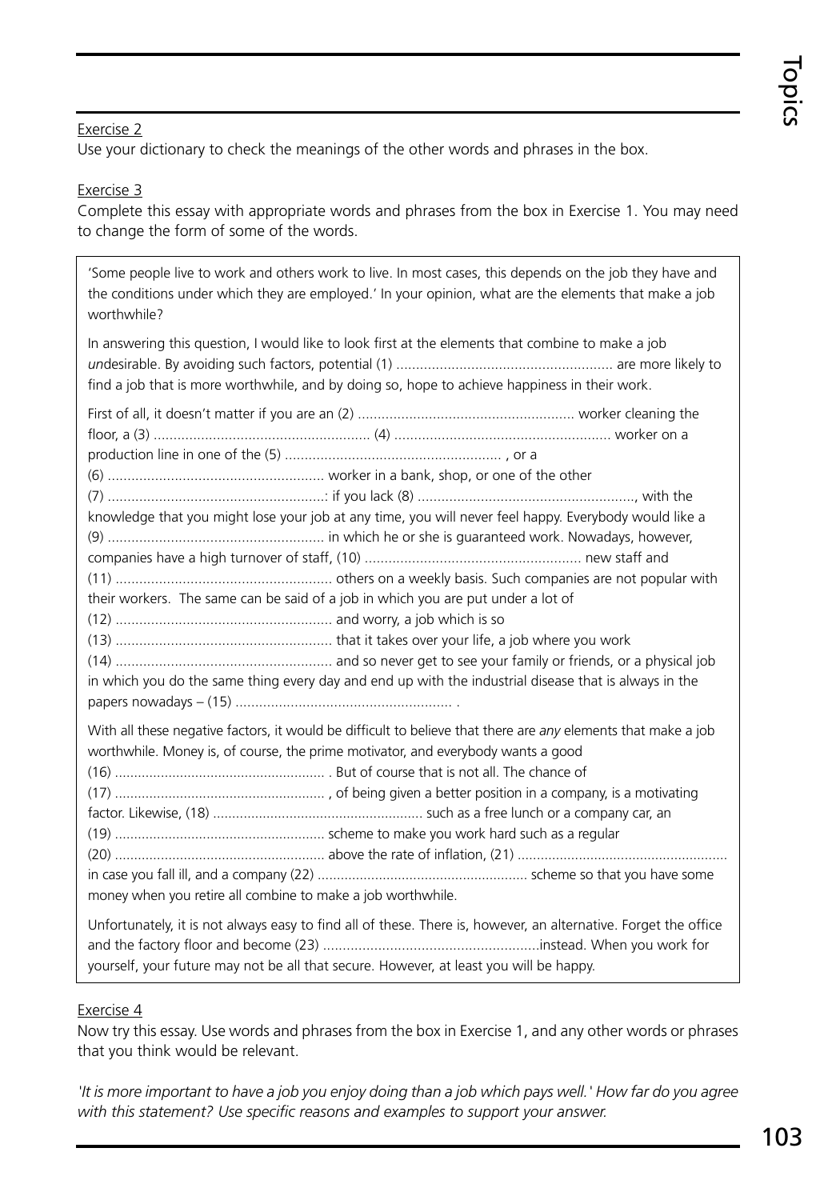Exercise 2

Use your dictionary to check the meanings of the other words and phrases in the box.

Exercise 3

Complete this essay with appropriate words and phrases from the box in Exercise 1. You may need to change the form of some of the words.

'Some people live to work and others work to live. In most cases, this depends on the job they have and the conditions under which they are employed.' In your opinion, what are the elements that make a job worthwhile?

In answering this question, I would like to look first at the elements that combine to make a job *un*desirable. By avoiding such factors, potential (1) ....................................................... are more likely to find a job that is more worthwhile, and by doing so, hope to achieve happiness in their work.

First of all, it doesn't matter if you are an (2) ....................................................... worker cleaning the floor, a (3) ....................................................... (4) ....................................................... worker on a production line in one of the (5) ....................................................... , or a (6) ....................................................... worker in a bank, shop, or one of the other (7) .......................................................: if you lack (8) ......................................................., with the knowledge that you might lose your job at any time, you will never feel happy. Everybody would like a (9) ....................................................... in which he or she is guaranteed work. Nowadays, however, companies have a high turnover of staff, (10) ....................................................... new staff and (11) ....................................................... others on a weekly basis. Such companies are not popular with their workers. The same can be said of a job in which you are put under a lot of (12) ....................................................... and worry, a job which is so (13) ....................................................... that it takes over your life, a job where you work (14) ....................................................... and so never get to see your family or friends, or a physical job in which you do the same thing every day and end up with the industrial disease that is always in the papers nowadays – (15) ....................................................... .

With all these negative factors, it would be difficult to believe that there are *any* elements that make a job worthwhile. Money is, of course, the prime motivator, and everybody wants a good (16) ....................................................... . But of course that is not all. The chance of (17) ....................................................... , of being given a better position in a company, is a motivating factor. Likewise, (18) ....................................................... such as a free lunch or a company car, an (19) ....................................................... scheme to make you work hard such as a regular (20) ....................................................... above the rate of inflation, (21) ....................................................... in case you fall ill, and a company (22) ....................................................... scheme so that you have some money when you retire all combine to make a job worthwhile.

Unfortunately, it is not always easy to find all of these. There is, however, an alternative. Forget the office and the factory floor and become (23) .......................................................instead. When you work for yourself, your future may not be all that secure. However, at least you will be happy.

Exercise 4

Now try this essay. Use words and phrases from the box in Exercise 1, and any other words or phrases that you think would be relevant.

*'It is more important to have a job you enjoy doing than a job which pays well.' How far do you agree with this statement? Use specific reasons and examples to support your answer.*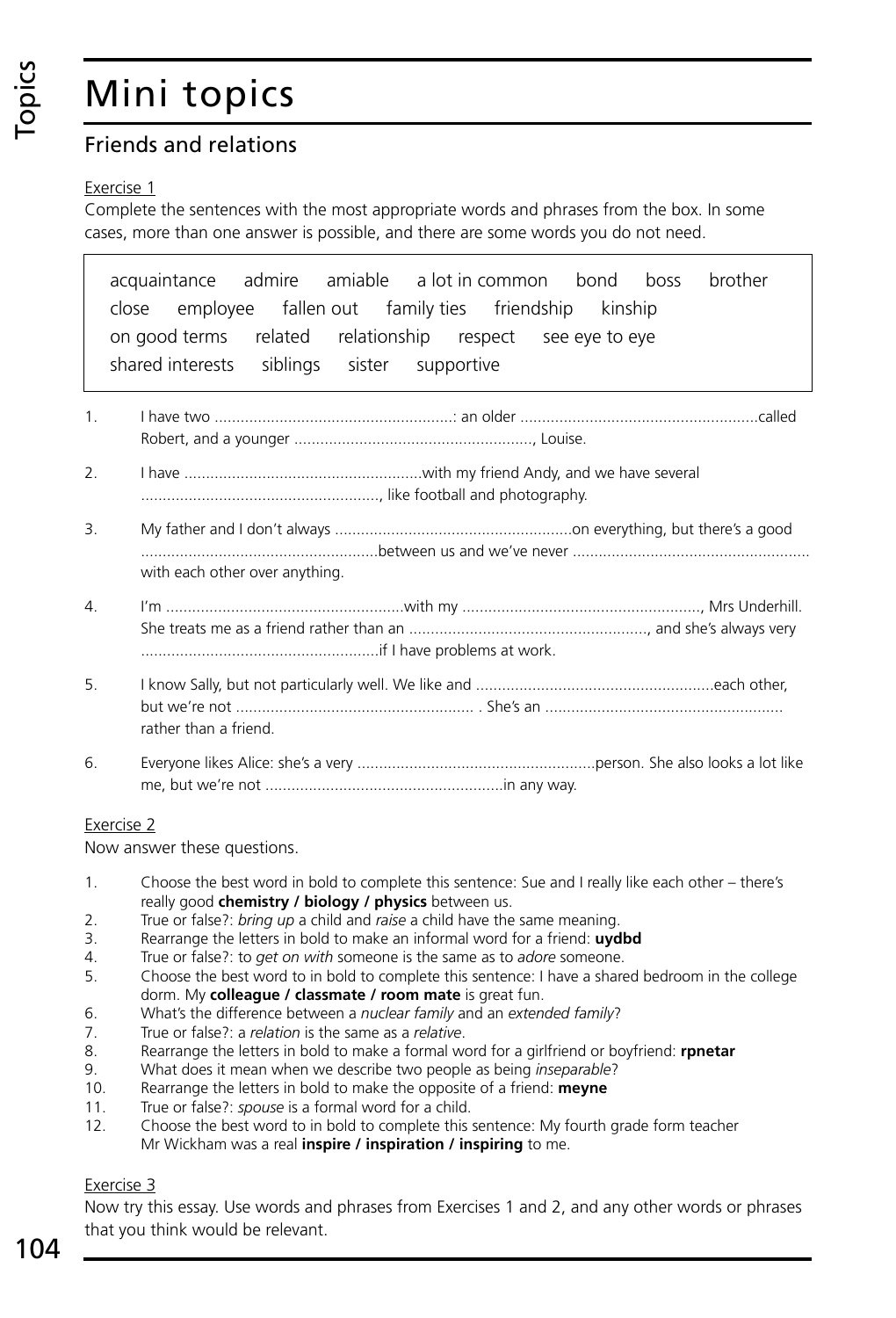# Mini topics

## Friends and relations

Exercise 1

Complete the sentences with the most appropriate words and phrases from the box. In some cases, more than one answer is possible, and there are some words you do not need.

| acquaintance admire amiable a lot in common bond boss brother close employee fallen out family ties friendship kinship on good terms related relationship respect see eye to eye shared interests siblings sister supportive |
|---|

1. I have two ......................................................: an older ......................................................called Robert, and a younger ......................................................, Louise.
2. I have ......................................................with my friend Andy, and we have several ......................................................, like football and photography.
3. My father and I don't always ......................................................on everything, but there's a good ......................................................between us and we've never ...................................................... with each other over anything.
4. I'm ......................................................with my ......................................................, Mrs Underhill. She treats me as a friend rather than an ......................................................, and she's always very ......................................................if I have problems at work.
5. I know Sally, but not particularly well. We like and ......................................................each other, but we're not ...................................................... . She's an ...................................................... rather than a friend.
6. Everyone likes Alice: she's a very ......................................................person. She also looks a lot like me, but we're not ......................................................in any way.

Exercise 2

Now answer these questions.

1. Choose the best word in bold to complete this sentence: Sue and I really like each other – there's really good **chemistry / biology / physics** between us.
2. True or false?: *bring up* a child and *raise* a child have the same meaning.
3. Rearrange the letters in bold to make an informal word for a friend: **uydbd**
4. True or false?: to *get on with* someone is the same as to *adore* someone.
5. Choose the best word to in bold to complete this sentence: I have a shared bedroom in the college dorm. My **colleague / classmate / room mate** is great fun.
6. What's the difference between a *nuclear family* and an *extended family*?
7. True or false?: a *relation* is the same as a *relative*.
8. Rearrange the letters in bold to make a formal word for a girlfriend or boyfriend: **rpnetar**
9. What does it mean when we describe two people as being *inseparable*?
10. Rearrange the letters in bold to make the opposite of a friend: **meyne**
11. True or false?: *spouse* is a formal word for a child.
12. Choose the best word to in bold to complete this sentence: My fourth grade form teacher Mr Wickham was a real **inspire / inspiration / inspiring** to me.

Exercise 3

Now try this essay. Use words and phrases from Exercises 1 and 2, and any other words or phrases that you think would be relevant.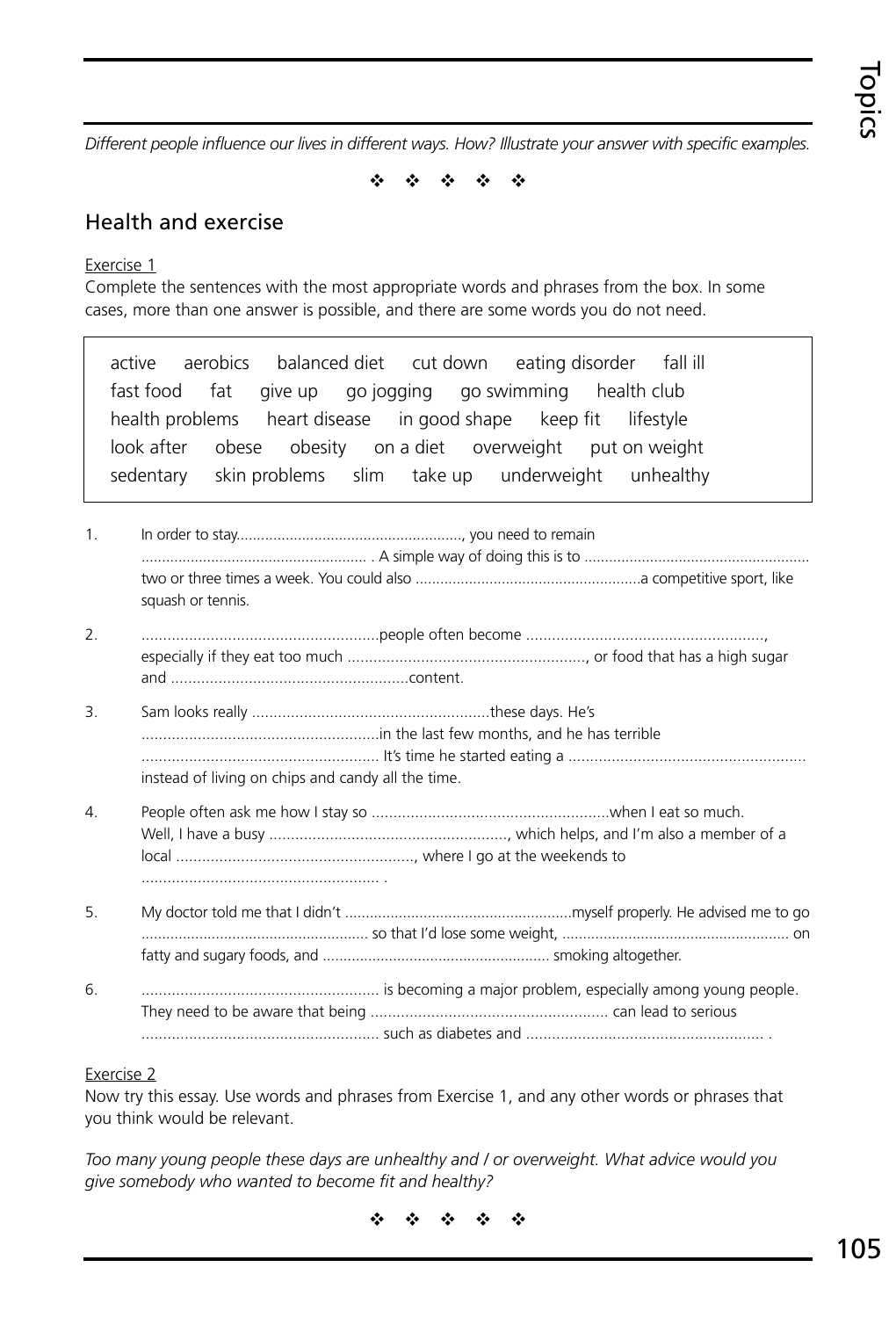*Different people influence our lives in different ways. How? Illustrate your answer with specific examples.*

❖ ❖ ❖ ❖ ❖

## Health and exercise

Exercise 1

Complete the sentences with the most appropriate words and phrases from the box. In some cases, more than one answer is possible, and there are some words you do not need.

| | | | | | |
|---|---|---|---|---|---|
| active | aerobics | balanced diet | cut down | eating disorder | fall ill |
| fast food | fat | give up | go jogging | go swimming | health club |
| health problems | heart disease | in good shape | keep fit | lifestyle | |
| look after | obese | obesity | on a diet | overweight | put on weight |
| sedentary | skin problems | slim | take up | underweight | unhealthy |

1. In order to stay......................................................., you need to remain ....................................................... . A simple way of doing this is to ....................................................... two or three times a week. You could also .......................................................a competitive sport, like squash or tennis.
2. .......................................................people often become ......................................................., especially if they eat too much ......................................................., or food that has a high sugar and .......................................................content.
3. Sam looks really .......................................................these days. He's .......................................................in the last few months, and he has terrible ....................................................... It's time he started eating a ....................................................... instead of living on chips and candy all the time.
4. People often ask me how I stay so .......................................................when I eat so much. Well, I have a busy ......................................................., which helps, and I'm also a member of a local ......................................................., where I go at the weekends to ....................................................... .
5. My doctor told me that I didn't .......................................................myself properly. He advised me to go ....................................................... so that I'd lose some weight, ....................................................... on fatty and sugary foods, and ....................................................... smoking altogether.
6. ....................................................... is becoming a major problem, especially among young people. They need to be aware that being ....................................................... can lead to serious ....................................................... such as diabetes and ....................................................... .

Exercise 2

Now try this essay. Use words and phrases from Exercise 1, and any other words or phrases that you think would be relevant.

*Too many young people these days are unhealthy and / or overweight. What advice would you give somebody who wanted to become fit and healthy?*

❖ ❖ ❖ ❖ ❖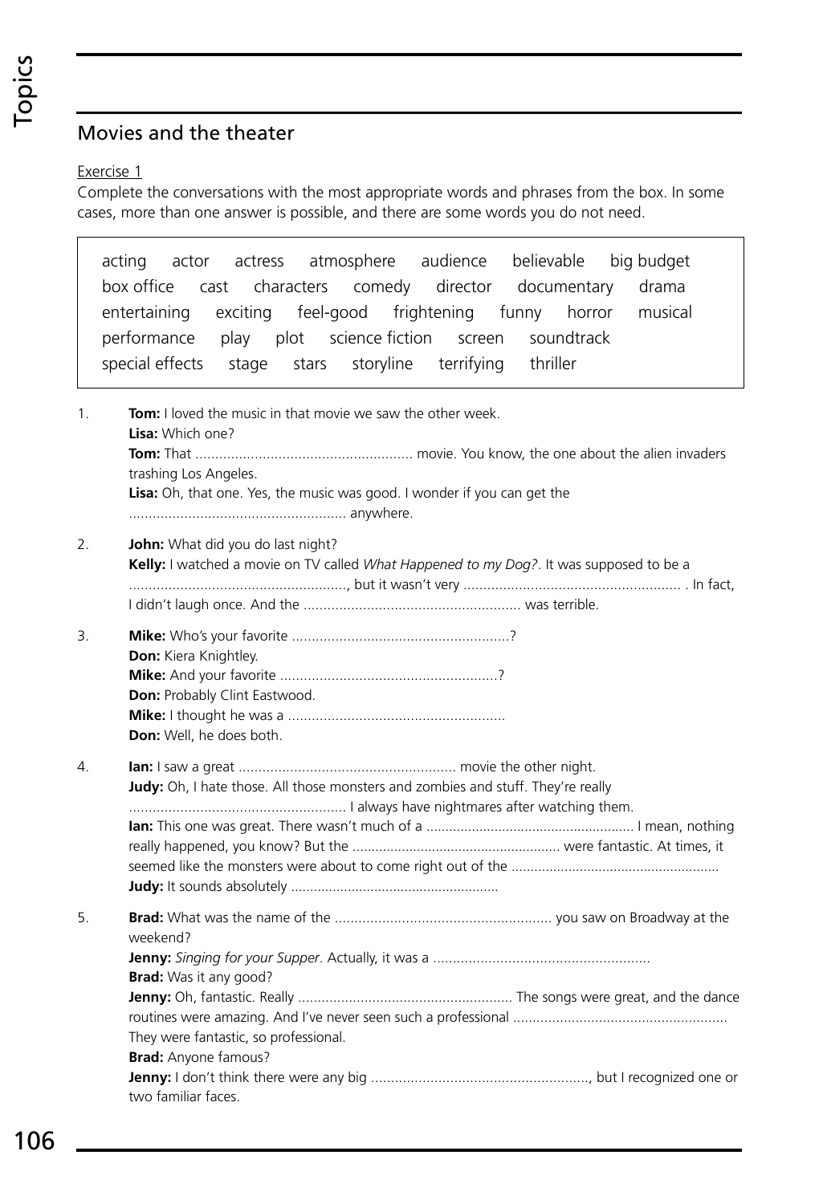## Movies and the theater

Exercise 1

Complete the conversations with the most appropriate words and phrases from the box. In some cases, more than one answer is possible, and there are some words you do not need.

| |
|---|
| acting actor actress atmosphere audience believable big budget box office cast characters comedy director documentary drama entertaining exciting feel-good frightening funny horror musical performance play plot science fiction screen soundtrack special effects stage stars storyline terrifying thriller |

1. **Tom:** I loved the music in that movie we saw the other week.
   **Lisa:** Which one?
   **Tom:** That ....................................................... movie. You know, the one about the alien invaders trashing Los Angeles.
   **Lisa:** Oh, that one. Yes, the music was good. I wonder if you can get the ....................................................... anywhere.

2. **John:** What did you do last night?
   **Kelly:** I watched a movie on TV called *What Happened to my Dog?*. It was supposed to be a ......................................................., but it wasn't very ....................................................... . In fact, I didn't laugh once. And the ....................................................... was terrible.

3. **Mike:** Who's your favorite .......................................................?
   **Don:** Kiera Knightley.
   **Mike:** And your favorite .......................................................?
   **Don:** Probably Clint Eastwood.
   **Mike:** I thought he was a .......................................................
   **Don:** Well, he does both.

4. **Ian:** I saw a great ....................................................... movie the other night.
   **Judy:** Oh, I hate those. All those monsters and zombies and stuff. They're really ....................................................... I always have nightmares after watching them.
   **Ian:** This one was great. There wasn't much of a ....................................................... I mean, nothing really happened, you know? But the ....................................................... were fantastic. At times, it seemed like the monsters were about to come right out of the .......................................................
   **Judy:** It sounds absolutely .......................................................

5. **Brad:** What was the name of the ....................................................... you saw on Broadway at the weekend?
   **Jenny:** *Singing for your Supper*. Actually, it was a .......................................................
   **Brad:** Was it any good?
   **Jenny:** Oh, fantastic. Really ....................................................... The songs were great, and the dance routines were amazing. And I've never seen such a professional ....................................................... They were fantastic, so professional.
   **Brad:** Anyone famous?
   **Jenny:** I don't think there were any big ......................................................., but I recognized one or two familiar faces.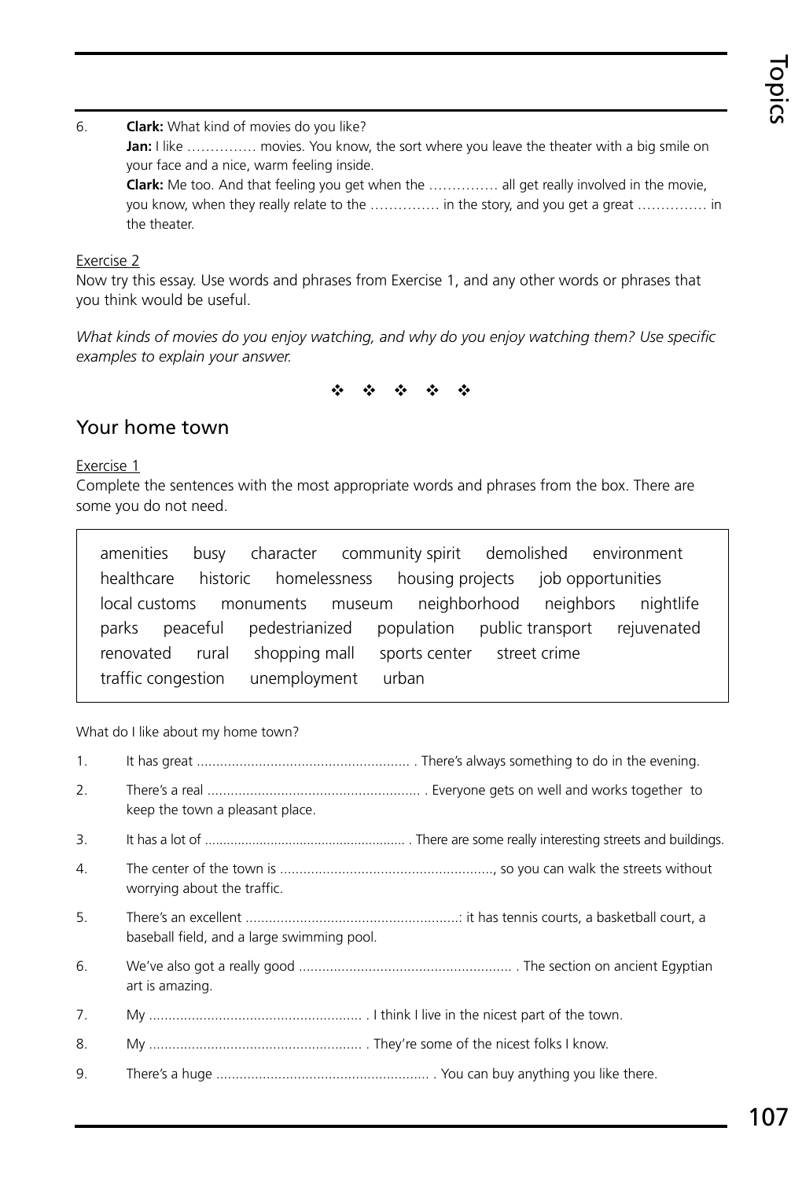6. **Clark:** What kind of movies do you like?
   **Jan:** I like …………… movies. You know, the sort where you leave the theater with a big smile on your face and a nice, warm feeling inside.
   **Clark:** Me too. And that feeling you get when the …………… all get really involved in the movie, you know, when they really relate to the …………… in the story, and you get a great …………… in the theater.

Exercise 2

Now try this essay. Use words and phrases from Exercise 1, and any other words or phrases that you think would be useful.

*What kinds of movies do you enjoy watching, and why do you enjoy watching them? Use specific examples to explain your answer.*

❖ ❖ ❖ ❖ ❖

## Your home town

Exercise 1

Complete the sentences with the most appropriate words and phrases from the box. There are some you do not need.

> amenities busy character community spirit demolished environment healthcare historic homelessness housing projects job opportunities local customs monuments museum neighborhood neighbors nightlife parks peaceful pedestrianized population public transport rejuvenated renovated rural shopping mall sports center street crime traffic congestion unemployment urban

What do I like about my home town?

1. It has great ....................................................... . There's always something to do in the evening.
2. There's a real ....................................................... . Everyone gets on well and works together to keep the town a pleasant place.
3. It has a lot of ....................................................... . There are some really interesting streets and buildings.
4. The center of the town is ......................................................., so you can walk the streets without worrying about the traffic.
5. There's an excellent .......................................................: it has tennis courts, a basketball court, a baseball field, and a large swimming pool.
6. We've also got a really good ....................................................... . The section on ancient Egyptian art is amazing.
7. My ....................................................... . I think I live in the nicest part of the town.
8. My ....................................................... . They're some of the nicest folks I know.
9. There's a huge ....................................................... . You can buy anything you like there.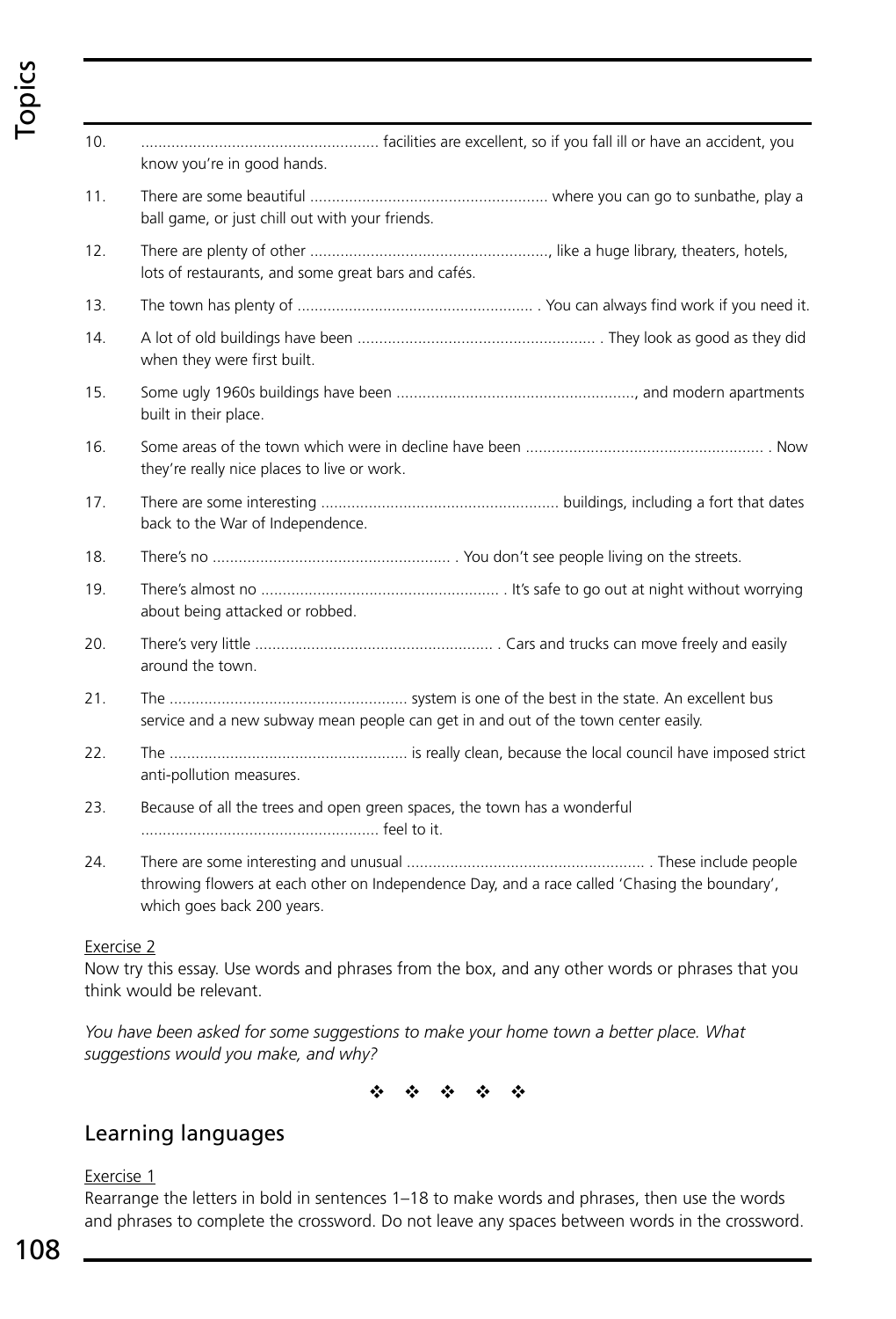10. ....................................................... facilities are excellent, so if you fall ill or have an accident, you know you're in good hands.

11. There are some beautiful ....................................................... where you can go to sunbathe, play a ball game, or just chill out with your friends.

12. There are plenty of other ......................................................., like a huge library, theaters, hotels, lots of restaurants, and some great bars and cafés.

13. The town has plenty of ....................................................... . You can always find work if you need it.

14. A lot of old buildings have been ....................................................... . They look as good as they did when they were first built.

15. Some ugly 1960s buildings have been ......................................................., and modern apartments built in their place.

16. Some areas of the town which were in decline have been ....................................................... . Now they're really nice places to live or work.

17. There are some interesting ....................................................... buildings, including a fort that dates back to the War of Independence.

18. There's no ....................................................... . You don't see people living on the streets.

19. There's almost no ....................................................... . It's safe to go out at night without worrying about being attacked or robbed.

20. There's very little ....................................................... . Cars and trucks can move freely and easily around the town.

21. The ....................................................... system is one of the best in the state. An excellent bus service and a new subway mean people can get in and out of the town center easily.

22. The ....................................................... is really clean, because the local council have imposed strict anti-pollution measures.

23. Because of all the trees and open green spaces, the town has a wonderful ....................................................... feel to it.

24. There are some interesting and unusual ....................................................... . These include people throwing flowers at each other on Independence Day, and a race called 'Chasing the boundary', which goes back 200 years.

Exercise 2

Now try this essay. Use words and phrases from the box, and any other words or phrases that you think would be relevant.

*You have been asked for some suggestions to make your home town a better place. What suggestions would you make, and why?*

❖ ❖ ❖ ❖ ❖

## Learning languages

Exercise 1

Rearrange the letters in bold in sentences 1–18 to make words and phrases, then use the words and phrases to complete the crossword. Do not leave any spaces between words in the crossword.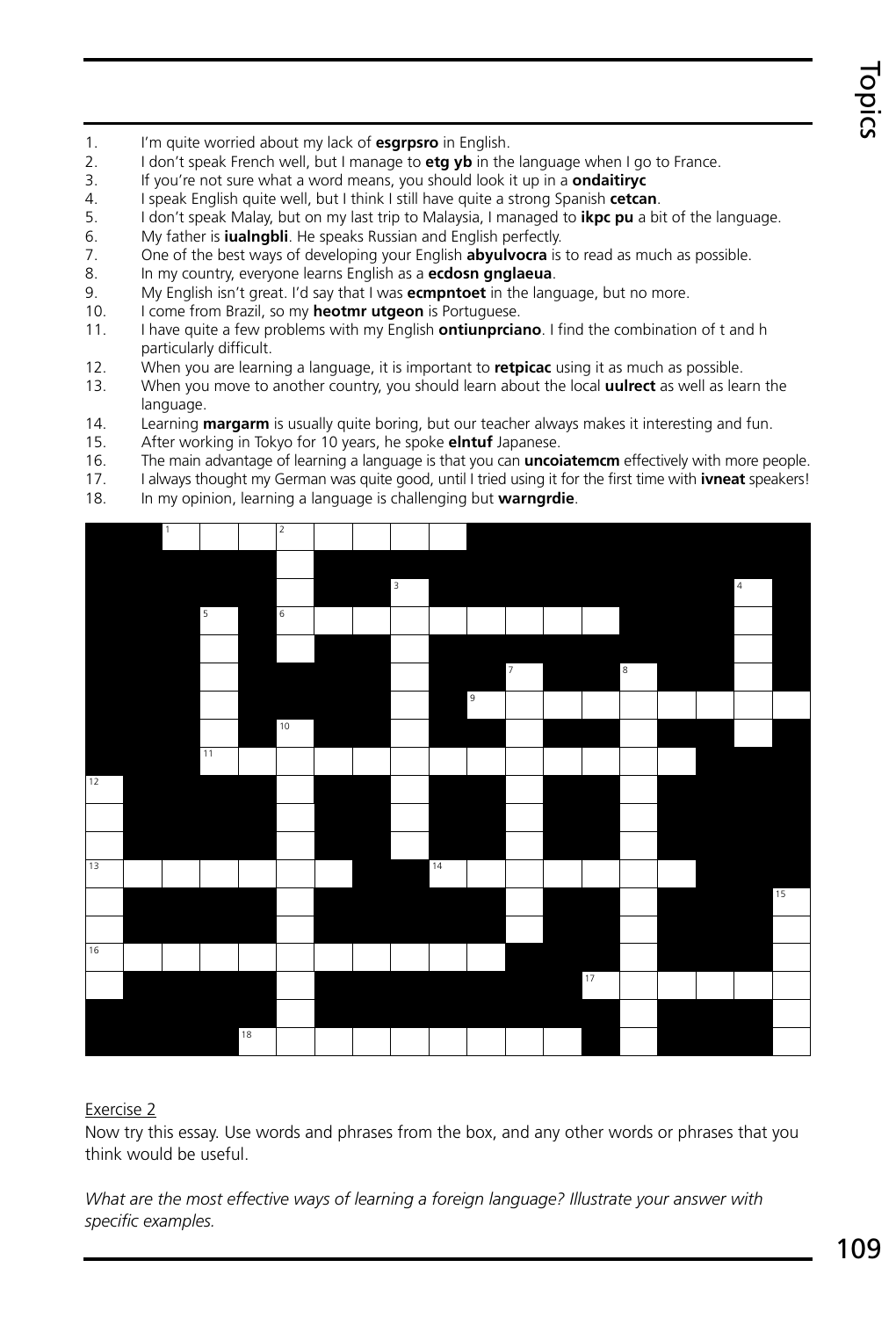1. I'm quite worried about my lack of **esgrpsro** in English.
2. I don't speak French well, but I manage to **etg yb** in the language when I go to France.
3. If you're not sure what a word means, you should look it up in a **ondaitiryc**
4. I speak English quite well, but I think I still have quite a strong Spanish **cetcan**.
5. I don't speak Malay, but on my last trip to Malaysia, I managed to **ikpc pu** a bit of the language.
6. My father is **iualngbli**. He speaks Russian and English perfectly.
7. One of the best ways of developing your English **abyulvocra** is to read as much as possible.
8. In my country, everyone learns English as a **ecdosn gnglaeua**.
9. My English isn't great. I'd say that I was **ecmpntoet** in the language, but no more.
10. I come from Brazil, so my **heotmr utgeon** is Portuguese.
11. I have quite a few problems with my English **ontiunprciano**. I find the combination of t and h particularly difficult.
12. When you are learning a language, it is important to **retpicac** using it as much as possible.
13. When you move to another country, you should learn about the local **uulrect** as well as learn the language.
14. Learning **margarm** is usually quite boring, but our teacher always makes it interesting and fun.
15. After working in Tokyo for 10 years, he spoke **elntuf** Japanese.
16. The main advantage of learning a language is that you can **uncoiatemcm** effectively with more people.
17. I always thought my German was quite good, until I tried using it for the first time with **ivneat** speakers!
18. In my opinion, learning a language is challenging but **warngrdie**.

Exercise 2

Now try this essay. Use words and phrases from the box, and any other words or phrases that you think would be useful.

*What are the most effective ways of learning a foreign language? Illustrate your answer with specific examples.*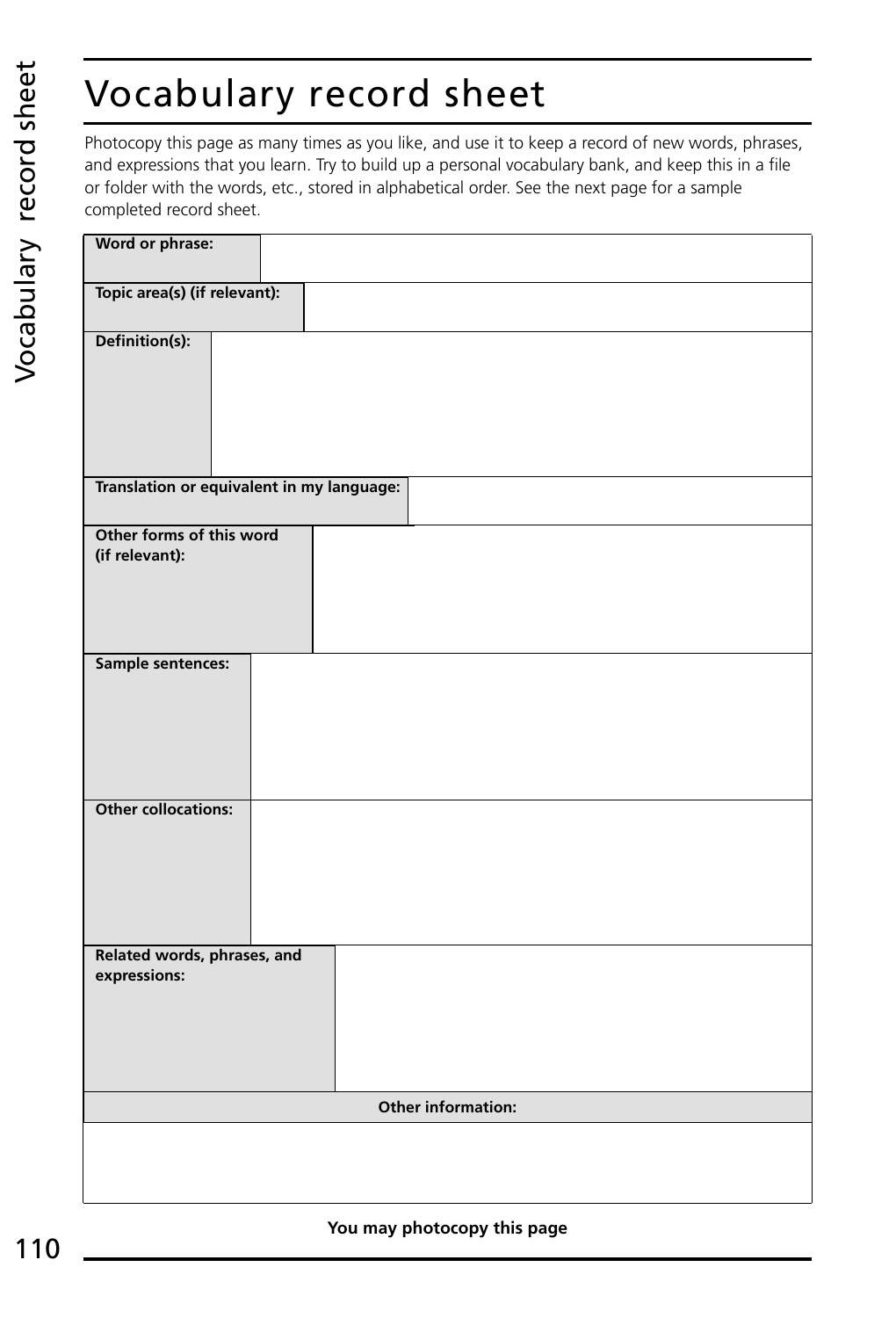# Vocabulary record sheet

Photocopy this page as many times as you like, and use it to keep a record of new words, phrases, and expressions that you learn. Try to build up a personal vocabulary bank, and keep this in a file or folder with the words, etc., stored in alphabetical order. See the next page for a sample completed record sheet.

| | |
|---|---|
| **Word or phrase:** | |
| **Topic area(s) (if relevant):** | |
| **Definition(s):** | |
| **Translation or equivalent in my language:** | |
| **Other forms of this word (if relevant):** | |
| **Sample sentences:** | |
| **Other collocations:** | |
| **Related words, phrases, and expressions:** | |

| **Other information:** |
|---|
| |

**You may photocopy this page**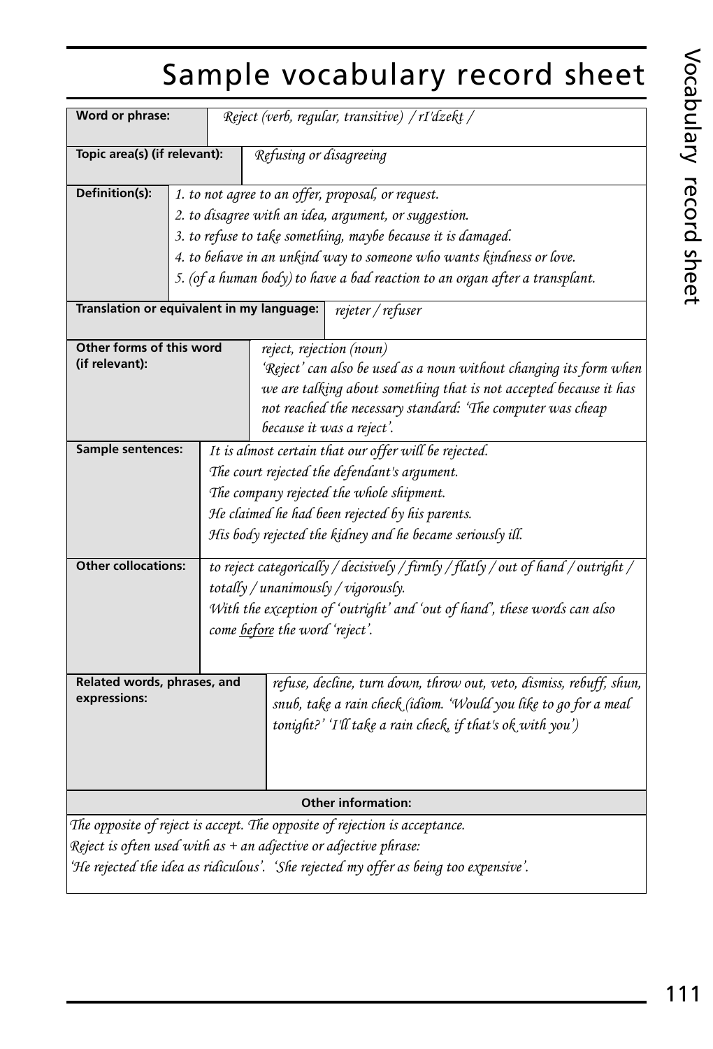# Sample vocabulary record sheet

| Field | Content |
| --- | --- |
| **Word or phrase:** | *Reject (verb, regular, transitive) / rI'dʒekt /* |
| **Topic area(s) (if relevant):** | *Refusing or disagreeing* |
| **Definition(s):** | *1. to not agree to an offer, proposal, or request.*<br>*2. to disagree with an idea, argument, or suggestion.*<br>*3. to refuse to take something, maybe because it is damaged.*<br>*4. to behave in an unkind way to someone who wants kindness or love.*<br>*5. (of a human body) to have a bad reaction to an organ after a transplant.* |
| **Translation or equivalent in my language:** | *rejeter / refuser* |
| **Other forms of this word (if relevant):** | *reject, rejection (noun)*<br>*'Reject' can also be used as a noun without changing its form when we are talking about something that is not accepted because it has not reached the necessary standard: 'The computer was cheap because it was a reject'.* |
| **Sample sentences:** | *It is almost certain that our offer will be rejected.*<br>*The court rejected the defendant's argument.*<br>*The company rejected the whole shipment.*<br>*He claimed he had been rejected by his parents.*<br>*His body rejected the kidney and he became seriously ill.* |
| **Other collocations:** | *to reject categorically / decisively / firmly / flatly / out of hand / outright / totally / unanimously / vigorously.*<br>*With the exception of 'outright' and 'out of hand', these words can also come <u>before</u> the word 'reject'.* |
| **Related words, phrases, and expressions:** | *refuse, decline, turn down, throw out, veto, dismiss, rebuff, shun, snub, take a rain check (idiom. 'Would you like to go for a meal tonight?' 'I'll take a rain check, if that's ok with you')* |

**Other information:**

*The opposite of reject is accept. The opposite of rejection is acceptance.*
*Reject is often used with as + an adjective or adjective phrase:*
*'He rejected the idea as ridiculous'. 'She rejected my offer as being too expensive'.*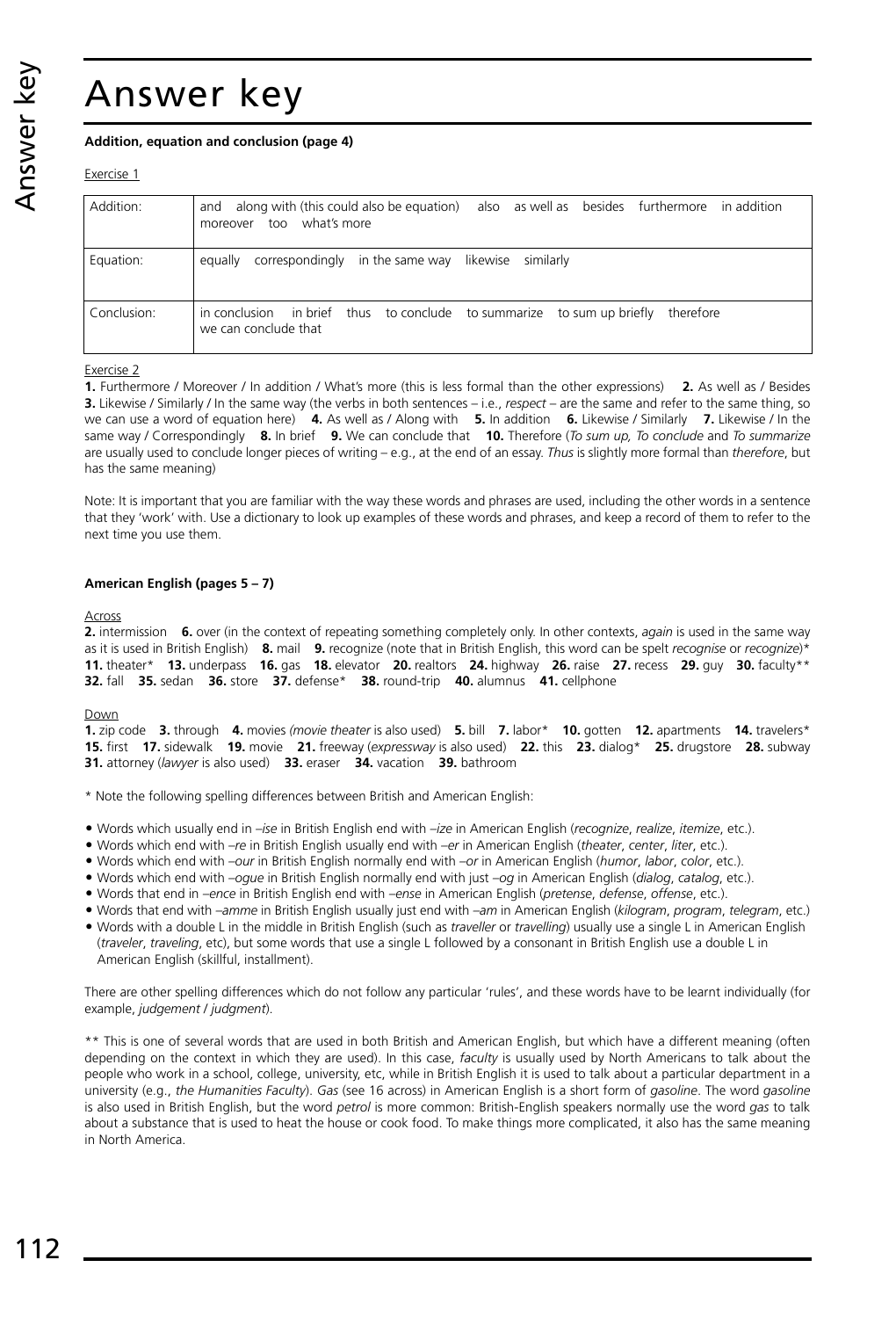# Answer key

**Addition, equation and conclusion (page 4)**

Exercise 1

| | |
|---|---|
| Addition: | and along with (this could also be equation) also as well as besides furthermore in addition moreover too what's more |
| Equation: | equally correspondingly in the same way likewise similarly |
| Conclusion: | in conclusion in brief thus to conclude to summarize to sum up briefly therefore we can conclude that |

Exercise 2

**1.** Furthermore / Moreover / In addition / What's more (this is less formal than the other expressions) **2.** As well as / Besides **3.** Likewise / Similarly / In the same way (the verbs in both sentences – i.e., *respect* – are the same and refer to the same thing, so we can use a word of equation here) **4.** As well as / Along with **5.** In addition **6.** Likewise / Similarly **7.** Likewise / In the same way / Correspondingly **8.** In brief **9.** We can conclude that **10.** Therefore (*To sum up, To conclude* and *To summarize* are usually used to conclude longer pieces of writing – e.g., at the end of an essay. *Thus* is slightly more formal than *therefore*, but has the same meaning)

Note: It is important that you are familiar with the way these words and phrases are used, including the other words in a sentence that they 'work' with. Use a dictionary to look up examples of these words and phrases, and keep a record of them to refer to the next time you use them.

**American English (pages 5 – 7)**

Across

**2.** intermission **6.** over (in the context of repeating something completely only. In other contexts, *again* is used in the same way as it is used in British English) **8.** mail **9.** recognize (note that in British English, this word can be spelt *recognise* or *recognize*)* **11.** theater* **13.** underpass **16.** gas **18.** elevator **20.** realtors **24.** highway **26.** raise **27.** recess **29.** guy **30.** faculty** **32.** fall **35.** sedan **36.** store **37.** defense* **38.** round-trip **40.** alumnus **41.** cellphone

Down

**1.** zip code **3.** through **4.** movies *(movie theater* is also used) **5.** bill **7.** labor* **10.** gotten **12.** apartments **14.** travelers* **15.** first **17.** sidewalk **19.** movie **21.** freeway (*expressway* is also used) **22.** this **23.** dialog* **25.** drugstore **28.** subway **31.** attorney (*lawyer* is also used) **33.** eraser **34.** vacation **39.** bathroom

\* Note the following spelling differences between British and American English:

- Words which usually end in *–ise* in British English end with *–ize* in American English (*recognize*, *realize*, *itemize*, etc.).
- Words which end with *–re* in British English usually end with *–er* in American English (*theater*, *center*, *liter*, etc.).
- Words which end with *–our* in British English normally end with *–or* in American English (*humor*, *labor*, *color*, etc.).
- Words which end with *–ogue* in British English normally end with just *–og* in American English (*dialog*, *catalog*, etc.).
- Words that end in *–ence* in British English end with *–ense* in American English (*pretense*, *defense*, *offense*, etc.).
- Words that end with *–amme* in British English usually just end with *–am* in American English (*kilogram*, *program*, *telegram*, etc.)
- Words with a double L in the middle in British English (such as *traveller* or *travelling*) usually use a single L in American English (*traveler*, *traveling*, etc), but some words that use a single L followed by a consonant in British English use a double L in American English (skillful, installment).

There are other spelling differences which do not follow any particular 'rules', and these words have to be learnt individually (for example, *judgement* / *judgment*).

\*\* This is one of several words that are used in both British and American English, but which have a different meaning (often depending on the context in which they are used). In this case, *faculty* is usually used by North Americans to talk about the people who work in a school, college, university, etc, while in British English it is used to talk about a particular department in a university (e.g., *the Humanities Faculty*). *Gas* (see 16 across) in American English is a short form of *gasoline*. The word *gasoline* is also used in British English, but the word *petrol* is more common: British-English speakers normally use the word *gas* to talk about a substance that is used to heat the house or cook food. To make things more complicated, it also has the same meaning in North America.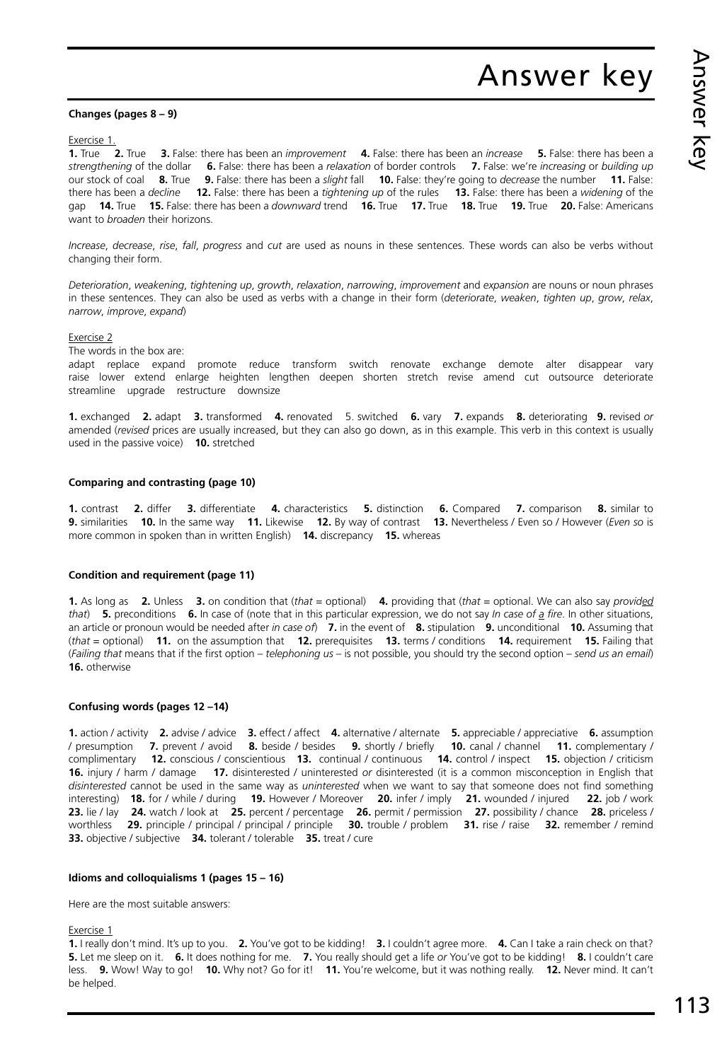# Answer key

**Changes (pages 8 – 9)**

Exercise 1.

**1.** True **2.** True **3.** False: there has been an *improvement* **4.** False: there has been an *increase* **5.** False: there has been a *strengthening* of the dollar **6.** False: there has been a *relaxation* of border controls **7.** False: we're *increasing* or *building up* our stock of coal **8.** True **9.** False: there has been a *slight* fall **10.** False: they're going to *decrease* the number **11.** False: there has been a *decline* **12.** False: there has been a *tightening up* of the rules **13.** False: there has been a *widening* of the gap **14.** True **15.** False: there has been a *downward* trend **16.** True **17.** True **18.** True **19.** True **20.** False: Americans want to *broaden* their horizons.

*Increase*, *decrease*, *rise*, *fall*, *progress* and *cut* are used as nouns in these sentences. These words can also be verbs without changing their form.

*Deterioration*, *weakening*, *tightening up*, *growth*, *relaxation*, *narrowing*, *improvement* and *expansion* are nouns or noun phrases in these sentences. They can also be used as verbs with a change in their form (*deteriorate*, *weaken*, *tighten up*, *grow*, *relax*, *narrow*, *improve*, *expand*)

Exercise 2

The words in the box are:

adapt replace expand promote reduce transform switch renovate exchange demote alter disappear vary raise lower extend enlarge heighten lengthen deepen shorten stretch revise amend cut outsource deteriorate streamline upgrade restructure downsize

**1.** exchanged **2.** adapt **3.** transformed **4.** renovated 5. switched **6.** vary **7.** expands **8.** deteriorating **9.** revised *or* amended (*revised* prices are usually increased, but they can also go down, as in this example. This verb in this context is usually used in the passive voice) **10.** stretched

**Comparing and contrasting (page 10)**

**1.** contrast **2.** differ **3.** differentiate **4.** characteristics **5.** distinction **6.** Compared **7.** comparison **8.** similar to **9.** similarities **10.** In the same way **11.** Likewise **12.** By way of contrast **13.** Nevertheless / Even so / However (*Even so* is more common in spoken than in written English) **14.** discrepancy **15.** whereas

**Condition and requirement (page 11)**

**1.** As long as **2.** Unless **3.** on condition that (*that* = optional) **4.** providing that (*that* = optional. We can also say *provided that*) **5.** preconditions **6.** In case of (note that in this particular expression, we do not say *In case of a fire*. In other situations, an article or pronoun would be needed after *in case of*) **7.** in the event of **8.** stipulation **9.** unconditional **10.** Assuming that (*that* = optional) **11.** on the assumption that **12.** prerequisites **13.** terms / conditions **14.** requirement **15.** Failing that (*Failing that* means that if the first option – *telephoning us* – is not possible, you should try the second option – *send us an email*) **16.** otherwise

**Confusing words (pages 12 –14)**

**1.** action / activity **2.** advise / advice **3.** effect / affect **4.** alternative / alternate **5.** appreciable / appreciative **6.** assumption / presumption **7.** prevent / avoid **8.** beside / besides **9.** shortly / briefly **10.** canal / channel **11.** complementary / complimentary **12.** conscious / conscientious **13.** continual / continuous **14.** control / inspect **15.** objection / criticism **16.** injury / harm / damage **17.** disinterested / uninterested *or* disinterested (it is a common misconception in English that *disinterested* cannot be used in the same way as *uninterested* when we want to say that someone does not find something interesting) **18.** for / while / during **19.** However / Moreover **20.** infer / imply **21.** wounded / injured **22.** job / work **23.** lie / lay **24.** watch / look at **25.** percent / percentage **26.** permit / permission **27.** possibility / chance **28.** priceless / worthless **29.** principle / principal / principal / principle **30.** trouble / problem **31.** rise / raise **32.** remember / remind **33.** objective / subjective **34.** tolerant / tolerable **35.** treat / cure

**Idioms and colloquialisms 1 (pages 15 – 16)**

Here are the most suitable answers:

Exercise 1

**1.** I really don't mind. It's up to you. **2.** You've got to be kidding! **3.** I couldn't agree more. **4.** Can I take a rain check on that? **5.** Let me sleep on it. **6.** It does nothing for me. **7.** You really should get a life *or* You've got to be kidding! **8.** I couldn't care less. **9.** Wow! Way to go! **10.** Why not? Go for it! **11.** You're welcome, but it was nothing really. **12.** Never mind. It can't be helped.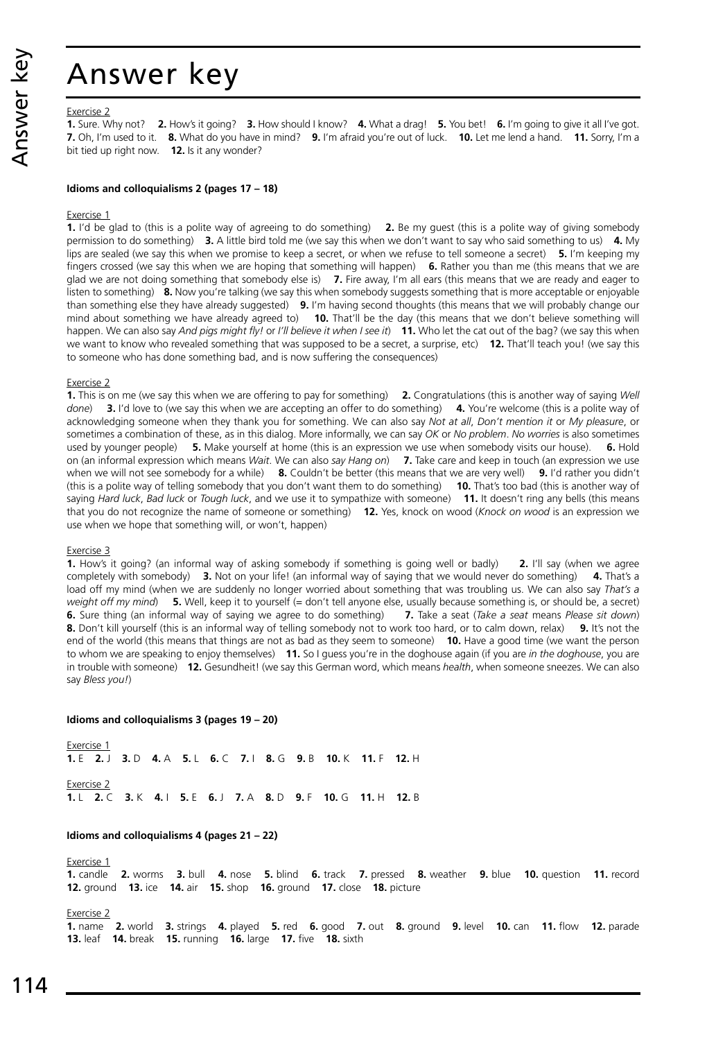# Answer key

Exercise 2

**1.** Sure. Why not? **2.** How's it going? **3.** How should I know? **4.** What a drag! **5.** You bet! **6.** I'm going to give it all I've got. **7.** Oh, I'm used to it. **8.** What do you have in mind? **9.** I'm afraid you're out of luck. **10.** Let me lend a hand. **11.** Sorry, I'm a bit tied up right now. **12.** Is it any wonder?

**Idioms and colloquialisms 2 (pages 17 – 18)**

Exercise 1

**1.** I'd be glad to (this is a polite way of agreeing to do something) **2.** Be my guest (this is a polite way of giving somebody permission to do something) **3.** A little bird told me (we say this when we don't want to say who said something to us) **4.** My lips are sealed (we say this when we promise to keep a secret, or when we refuse to tell someone a secret) **5.** I'm keeping my fingers crossed (we say this when we are hoping that something will happen) **6.** Rather you than me (this means that we are glad we are not doing something that somebody else is) **7.** Fire away, I'm all ears (this means that we are ready and eager to listen to something) **8.** Now you're talking (we say this when somebody suggests something that is more acceptable or enjoyable than something else they have already suggested) **9.** I'm having second thoughts (this means that we will probably change our mind about something we have already agreed to) **10.** That'll be the day (this means that we don't believe something will happen. We can also say *And pigs might fly!* or *I'll believe it when I see it*) **11.** Who let the cat out of the bag? (we say this when we want to know who revealed something that was supposed to be a secret, a surprise, etc) **12.** That'll teach you! (we say this to someone who has done something bad, and is now suffering the consequences)

Exercise 2

**1.** This is on me (we say this when we are offering to pay for something) **2.** Congratulations (this is another way of saying *Well done*) **3.** I'd love to (we say this when we are accepting an offer to do something) **4.** You're welcome (this is a polite way of acknowledging someone when they thank you for something. We can also say *Not at all*, *Don't mention it* or *My pleasure*, or sometimes a combination of these, as in this dialog. More informally, we can say *OK* or *No problem*. *No worries* is also sometimes used by younger people) **5.** Make yourself at home (this is an expression we use when somebody visits our house). **6.** Hold on (an informal expression which means *Wait*. We can also *say Hang on*) **7.** Take care and keep in touch (an expression we use when we will not see somebody for a while) **8.** Couldn't be better (this means that we are very well) **9.** I'd rather you didn't (this is a polite way of telling somebody that you don't want them to do something) **10.** That's too bad (this is another way of saying *Hard luck*, *Bad luck* or *Tough luck*, and we use it to sympathize with someone) **11.** It doesn't ring any bells (this means that you do not recognize the name of someone or something) **12.** Yes, knock on wood (*Knock on wood* is an expression we use when we hope that something will, or won't, happen)

Exercise 3

**1.** How's it going? (an informal way of asking somebody if something is going well or badly) **2.** I'll say (when we agree completely with somebody) **3.** Not on your life! (an informal way of saying that we would never do something) **4.** That's a load off my mind (when we are suddenly no longer worried about something that was troubling us. We can also say *That's a weight off my mind*) **5.** Well, keep it to yourself (= don't tell anyone else, usually because something is, or should be, a secret) **6.** Sure thing (an informal way of saying we agree to do something) **7.** Take a seat (*Take a seat* means *Please sit down*) **8.** Don't kill yourself (this is an informal way of telling somebody not to work too hard, or to calm down, relax) **9.** It's not the end of the world (this means that things are not as bad as they seem to someone) **10.** Have a good time (we want the person to whom we are speaking to enjoy themselves) **11.** So I guess you're in the doghouse again (if you are *in the doghouse*, you are in trouble with someone) **12.** Gesundheit! (we say this German word, which means *health*, when someone sneezes. We can also say *Bless you!*)

**Idioms and colloquialisms 3 (pages 19 – 20)**

Exercise 1

**1.** E **2.** J **3.** D **4.** A **5.** L **6.** C **7.** I **8.** G **9.** B **10.** K **11.** F **12.** H

Exercise 2

**1.** L **2.** C **3.** K **4.** I **5.** E **6.** J **7.** A **8.** D **9.** F **10.** G **11.** H **12.** B

**Idioms and colloquialisms 4 (pages 21 – 22)**

Exercise 1

**1.** candle **2.** worms **3.** bull **4.** nose **5.** blind **6.** track **7.** pressed **8.** weather **9.** blue **10.** question **11.** record **12.** ground **13.** ice **14.** air **15.** shop **16.** ground **17.** close **18.** picture

Exercise 2

**1.** name **2.** world **3.** strings **4.** played **5.** red **6.** good **7.** out **8.** ground **9.** level **10.** can **11.** flow **12.** parade **13.** leaf **14.** break **15.** running **16.** large **17.** five **18.** sixth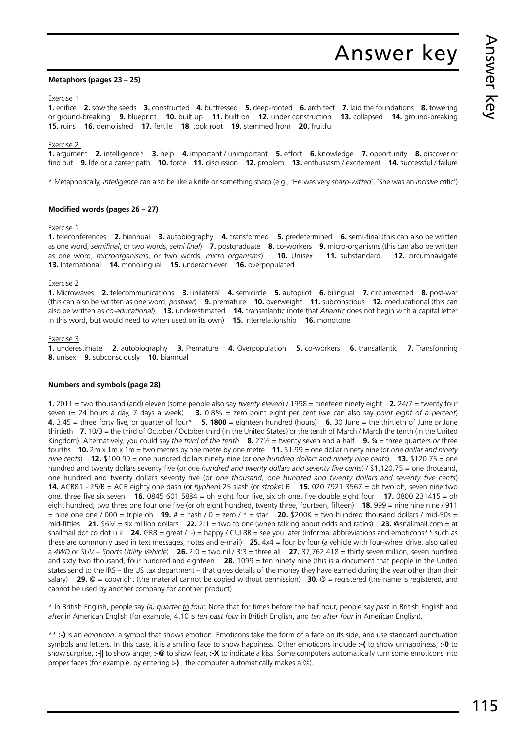# Answer key

**Metaphors (pages 23 – 25)**

Exercise 1

**1.** edifice **2.** sow the seeds **3.** constructed **4.** buttressed **5.** deep-rooted **6.** architect **7.** laid the foundations **8.** towering or ground-breaking **9.** blueprint **10.** built up **11.** built on **12.** under construction **13.** collapsed **14.** ground-breaking **15.** ruins **16.** demolished **17.** fertile **18.** took root **19.** stemmed from **20.** fruitful

Exercise 2

**1.** argument **2.** intelligence* **3.** help **4.** important / unimportant **5.** effort **6.** knowledge **7.** opportunity **8.** discover or find out **9.** life or a career path **10.** force **11.** discussion **12.** problem **13.** enthusiasm / excitement **14.** successful / failure

* Metaphorically, *intelligence* can also be like a knife or something sharp (e.g., 'He was very *sharp-witted*', 'She was an *incisive* critic')

**Modified words (pages 26 – 27)**

Exercise 1

**1.** teleconferences **2.** biannual **3.** autobiography **4.** transformed **5.** predetermined **6.** semi-final (this can also be written as one word, *semifinal*, or two words, *semi final*) **7.** postgraduate **8.** co-workers **9.** micro-organisms (this can also be written as one word, *microorganisms*, or two words, *micro organisms*) **10.** Unisex **11.** substandard **12.** circumnavigate **13.** International **14.** monolingual **15.** underachiever **16.** overpopulated

Exercise 2

**1.** Microwaves **2.** telecommunications **3.** unilateral **4.** semicircle **5.** autopilot **6.** bilingual **7.** circumvented **8.** post-war (this can also be written as one word, *postwar*) **9.** premature **10.** overweight **11.** subconscious **12.** coeducational (this can also be written as *co-educational*) **13.** underestimated **14.** transatlantic (note that *Atlantic* does not begin with a capital letter in this word, but would need to when used on its own) **15.** interrelationship **16.** monotone

Exercise 3

**1.** underestimate **2.** autobiography **3.** Premature **4.** Overpopulation **5.** co-workers **6.** transatlantic **7.** Transforming **8.** unisex **9.** subconsciously **10.** biannual

**Numbers and symbols (page 28)**

**1.** 2011 = two thousand (and) eleven (some people also say *twenty eleven*) / 1998 = nineteen ninety eight **2.** 24/7 = twenty four seven (= 24 hours a day, 7 days a week) **3.** 0.8% = zero point eight per cent (we can also say *point eight of a percent*) **4.** 3.45 = three forty five, or quarter of four* **5. 1800** = eighteen hundred (hours) **6.** 30 June = the thirtieth of June *or* June thirtieth **7.** 10/3 = the third of October / October third (in the United States) or the tenth of March / March the tenth (in the United Kingdom). Alternatively, you could say *the third of the tenth* **8.** 27½ = twenty seven and a half **9.** ¾ = three quarters *or* three fourths **10.** 2m x 1m x 1m = two metres by one metre by one metre **11.** $1.99 = one dollar ninety nine (or *one dollar and ninety nine cents*) **12.** $100.99 = one hundred dollars ninety nine (or *one hundred dollars and ninety nine cents*) **13.** $120.75 = one hundred and twenty dollars seventy five (or *one hundred and twenty dollars and seventy five cents*) / $1,120.75 = one thousand, one hundred and twenty dollars seventy five (or *one thousand, one hundred and twenty dollars and seventy five cents*) **14.** ACB81 - 25/B = ACB eighty one dash (or *hyphen*) 25 slash (or *stroke*) B **15.** 020 7921 3567 = oh two oh, seven nine two one, three five six seven **16.** 0845 601 5884 = oh eight four five, six oh one, five double eight four **17.** 0800 231415 = oh eight hundred, two three one four one five (or oh eight hundred, twenty three, fourteen, fifteen) **18.** 999 = nine nine nine / 911 = nine one one / 000 = triple oh **19.** # = hash / 0 = zero / * = star **20.** $200K = two hundred thousand dollars / mid-50s = mid-fifties **21.** $6M = six million dollars **22.** 2:1 = two to one (when talking about odds and ratios) **23.** @snailmail.com = at snailmail dot co dot u k **24.** GR8 = great / :-) = happy / CUL8R = see you later (informal abbreviations and emoticons** such as these are commonly used in text messages, notes and e-mail) **25.** 4x4 = four by four (a vehicle with four-wheel drive, also called a *4WD* or *SUV – Sports Utility Vehicle*) **26.** 2:0 = two nil / 3:3 = three all **27.** 37,762,418 = thirty seven million, seven hundred and sixty two thousand, four hundred and eighteen **28.** 1099 = ten ninety nine (this is a document that people in the United states send to the IRS – the US tax department – that gives details of the money they have earned during the year other than their salary) **29.** © = copyright (the material cannot be copied without permission) **30.** ® = registered (the name is registered, and cannot be used by another company for another product)

* In British English, people say *(a) quarter to four*. Note that for times before the half hour, people say *past* in British English and *after* in American English (for example, 4.10 is *ten past four* in British English, and *ten after four* in American English).

** **:-)** is an *emoticon*, a symbol that shows emotion. Emoticons take the form of a face on its side, and use standard punctuation symbols and letters. In this case, it is a smiling face to show happiness. Other emoticons include **:-(** to show unhappiness, **:-0** to show surprise, **:-||** to show anger, **:-@** to show fear, **:-X** to indicate a kiss. Some computers automatically turn some emoticons into proper faces (for example, by entering **:-)** , the computer automatically makes a ☺).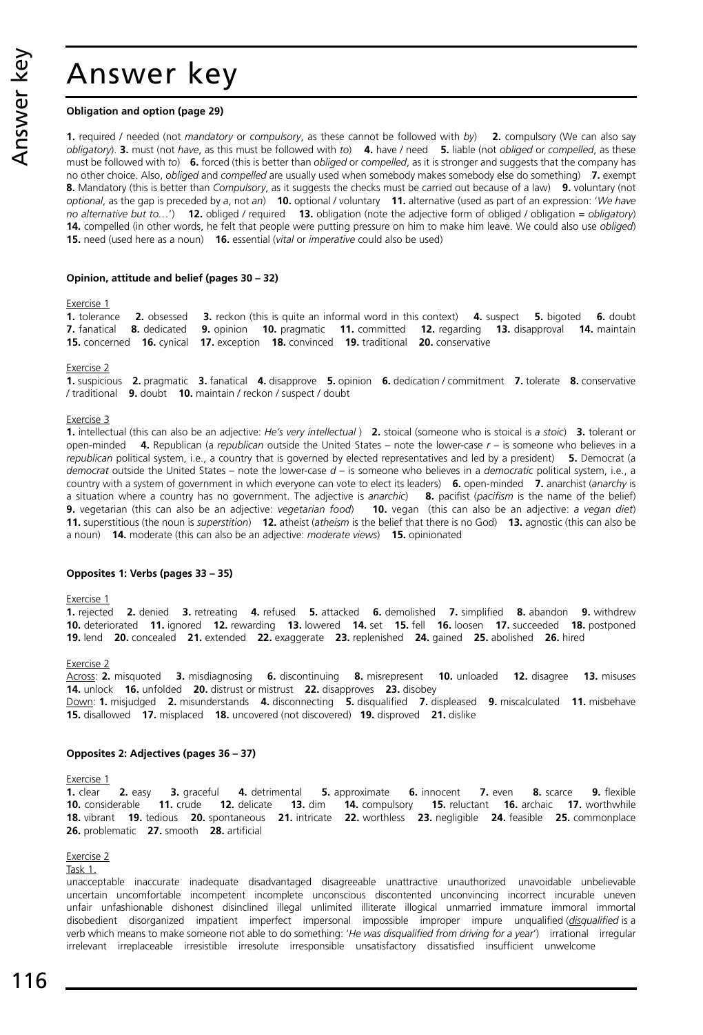# Answer key

**Obligation and option (page 29)**

**1.** required / needed (not *mandatory* or *compulsory*, as these cannot be followed with *by*) **2.** compulsory (We can also say *obligatory*). **3.** must (not *have*, as this must be followed with *to*) **4.** have / need **5.** liable (not *obliged* or *compelled*, as these must be followed with *to*) **6.** forced (this is better than *obliged* or *compelled*, as it is stronger and suggests that the company has no other choice. Also, *obliged* and *compelled* are usually used when somebody makes somebody else do something) **7.** exempt **8.** Mandatory (this is better than *Compulsory*, as it suggests the checks must be carried out because of a law) **9.** voluntary (not *optional*, as the gap is preceded by *a*, not *an*) **10.** optional / voluntary **11.** alternative (used as part of an expression: '*We have no alternative but to…*') **12.** obliged / required **13.** obligation (note the adjective form of obliged / obligation = *obligatory*) **14.** compelled (in other words, he felt that people were putting pressure on him to make him leave. We could also use *obliged*) **15.** need (used here as a noun) **16.** essential (*vital* or *imperative* could also be used)

**Opinion, attitude and belief (pages 30 – 32)**

Exercise 1
**1.** tolerance **2.** obsessed **3.** reckon (this is quite an informal word in this context) **4.** suspect **5.** bigoted **6.** doubt **7.** fanatical **8.** dedicated **9.** opinion **10.** pragmatic **11.** committed **12.** regarding **13.** disapproval **14.** maintain **15.** concerned **16.** cynical **17.** exception **18.** convinced **19.** traditional **20.** conservative

Exercise 2
**1.** suspicious **2.** pragmatic **3.** fanatical **4.** disapprove **5.** opinion **6.** dedication / commitment **7.** tolerate **8.** conservative / traditional **9.** doubt **10.** maintain / reckon / suspect / doubt

Exercise 3
**1.** intellectual (this can also be an adjective: *He's very intellectual* ) **2.** stoical (someone who is stoical is *a stoic*) **3.** tolerant or open-minded **4.** Republican (a *republican* outside the United States – note the lower-case *r* – is someone who believes in a *republican* political system, i.e., a country that is governed by elected representatives and led by a president) **5.** Democrat (a *democrat* outside the United States – note the lower-case *d* – is someone who believes in a *democratic* political system, i.e., a country with a system of government in which everyone can vote to elect its leaders) **6.** open-minded **7.** anarchist (*anarchy* is a situation where a country has no government. The adjective is *anarchic*) **8.** pacifist (*pacifism* is the name of the belief) **9.** vegetarian (this can also be an adjective: *vegetarian food*) **10.** vegan (this can also be an adjective: *a vegan diet*) **11.** superstitious (the noun is *superstition*) **12.** atheist (*atheism* is the belief that there is no God) **13.** agnostic (this can also be a noun) **14.** moderate (this can also be an adjective: *moderate views*) **15.** opinionated

**Opposites 1: Verbs (pages 33 – 35)**

Exercise 1
**1.** rejected **2.** denied **3.** retreating **4.** refused **5.** attacked **6.** demolished **7.** simplified **8.** abandon **9.** withdrew **10.** deteriorated **11.** ignored **12.** rewarding **13.** lowered **14.** set **15.** fell **16.** loosen **17.** succeeded **18.** postponed **19.** lend **20.** concealed **21.** extended **22.** exaggerate **23.** replenished **24.** gained **25.** abolished **26.** hired

Exercise 2
Across: **2.** misquoted **3.** misdiagnosing **6.** discontinuing **8.** misrepresent **10.** unloaded **12.** disagree **13.** misuses **14.** unlock **16.** unfolded **20.** distrust or mistrust **22.** disapproves **23.** disobey
Down: **1.** misjudged **2.** misunderstands **4.** disconnecting **5.** disqualified **7.** displeased **9.** miscalculated **11.** misbehave **15.** disallowed **17.** misplaced **18.** uncovered (not discovered) **19.** disproved **21.** dislike

**Opposites 2: Adjectives (pages 36 – 37)**

Exercise 1
**1.** clear **2.** easy **3.** graceful **4.** detrimental **5.** approximate **6.** innocent **7.** even **8.** scarce **9.** flexible **10.** considerable **11.** crude **12.** delicate **13.** dim **14.** compulsory **15.** reluctant **16.** archaic **17.** worthwhile **18.** vibrant **19.** tedious **20.** spontaneous **21.** intricate **22.** worthless **23.** negligible **24.** feasible **25.** commonplace **26.** problematic **27.** smooth **28.** artificial

Exercise 2
Task 1.
unacceptable inaccurate inadequate disadvantaged disagreeable unattractive unauthorized unavoidable unbelievable uncertain uncomfortable incompetent incomplete unconscious discontented unconvincing incorrect incurable uneven unfair unfashionable dishonest disinclined illegal unlimited illiterate illogical unmarried immature immoral immortal disobedient disorganized impatient imperfect impersonal impossible improper impure unqualified (*disqualified* is a verb which means to make someone not able to do something: '*He was disqualified from driving for a year*') irrational irregular irrelevant irreplaceable irresistible irresolute irresponsible unsatisfactory dissatisfied insufficient unwelcome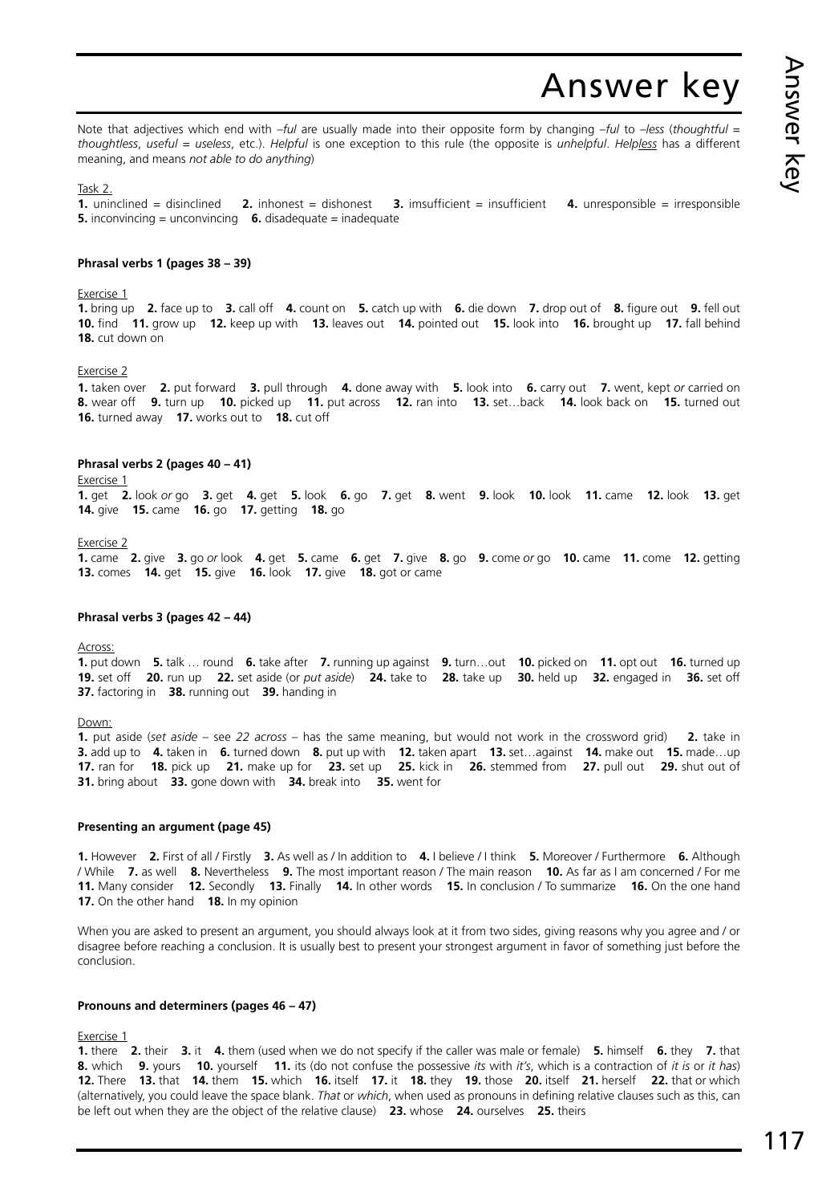# Answer key

Note that adjectives which end with *–ful* are usually made into their opposite form by changing *–ful* to *–less* (*thoughtful* = *thoughtless*, *useful* = *useless*, etc.). *Helpful* is one exception to this rule (the opposite is *unhelpful*. *Help<u>less</u>* has a different meaning, and means *not able to do anything*)

Task 2.

**1.** uninclined = disinclined **2.** inhonest = dishonest **3.** imsufficient = insufficient **4.** unresponsible = irresponsible **5.** inconvincing = unconvincing **6.** disadequate = inadequate

**Phrasal verbs 1 (pages 38 – 39)**

Exercise 1

**1.** bring up **2.** face up to **3.** call off **4.** count on **5.** catch up with **6.** die down **7.** drop out of **8.** figure out **9.** fell out **10.** find **11.** grow up **12.** keep up with **13.** leaves out **14.** pointed out **15.** look into **16.** brought up **17.** fall behind **18.** cut down on

Exercise 2

**1.** taken over **2.** put forward **3.** pull through **4.** done away with **5.** look into **6.** carry out **7.** went, kept *or* carried on **8.** wear off **9.** turn up **10.** picked up **11.** put across **12.** ran into **13.** set…back **14.** look back on **15.** turned out **16.** turned away **17.** works out to **18.** cut off

**Phrasal verbs 2 (pages 40 – 41)**

Exercise 1

**1.** get **2.** look *or* go **3.** get **4.** get **5.** look **6.** go **7.** get **8.** went **9.** look **10.** look **11.** came **12.** look **13.** get **14.** give **15.** came **16.** go **17.** getting **18.** go

Exercise 2

**1.** came **2.** give **3.** go *or* look **4.** get **5.** came **6.** get **7.** give **8.** go **9.** come *or* go **10.** came **11.** come **12.** getting **13.** comes **14.** get **15.** give **16.** look **17.** give **18.** got or came

**Phrasal verbs 3 (pages 42 – 44)**

Across:

**1.** put down **5.** talk … round **6.** take after **7.** running up against **9.** turn…out **10.** picked on **11.** opt out **16.** turned up **19.** set off **20.** run up **22.** set aside (or *put aside*) **24.** take to **28.** take up **30.** held up **32.** engaged in **36.** set off **37.** factoring in **38.** running out **39.** handing in

Down:

**1.** put aside (*set aside* – see *22 across* – has the same meaning, but would not work in the crossword grid) **2.** take in **3.** add up to **4.** taken in **6.** turned down **8.** put up with **12.** taken apart **13.** set…against **14.** make out **15.** made…up **17.** ran for **18.** pick up **21.** make up for **23.** set up **25.** kick in **26.** stemmed from **27.** pull out **29.** shut out of **31.** bring about **33.** gone down with **34.** break into **35.** went for

**Presenting an argument (page 45)**

**1.** However **2.** First of all / Firstly **3.** As well as / In addition to **4.** I believe / I think **5.** Moreover / Furthermore **6.** Although / While **7.** as well **8.** Nevertheless **9.** The most important reason / The main reason **10.** As far as I am concerned / For me **11.** Many consider **12.** Secondly **13.** Finally **14.** In other words **15.** In conclusion / To summarize **16.** On the one hand **17.** On the other hand **18.** In my opinion

When you are asked to present an argument, you should always look at it from two sides, giving reasons why you agree and / or disagree before reaching a conclusion. It is usually best to present your strongest argument in favor of something just before the conclusion.

**Pronouns and determiners (pages 46 – 47)**

Exercise 1

**1.** there **2.** their **3.** it **4.** them (used when we do not specify if the caller was male or female) **5.** himself **6.** they **7.** that **8.** which **9.** yours **10.** yourself **11.** its (do not confuse the possessive *its* with *it's*, which is a contraction of *it is* or *it has*) **12.** There **13.** that **14.** them **15.** which **16.** itself **17.** it **18.** they **19.** those **20.** itself **21.** herself **22.** that or which (alternatively, you could leave the space blank. *That* or *which*, when used as pronouns in defining relative clauses such as this, can be left out when they are the object of the relative clause) **23.** whose **24.** ourselves **25.** theirs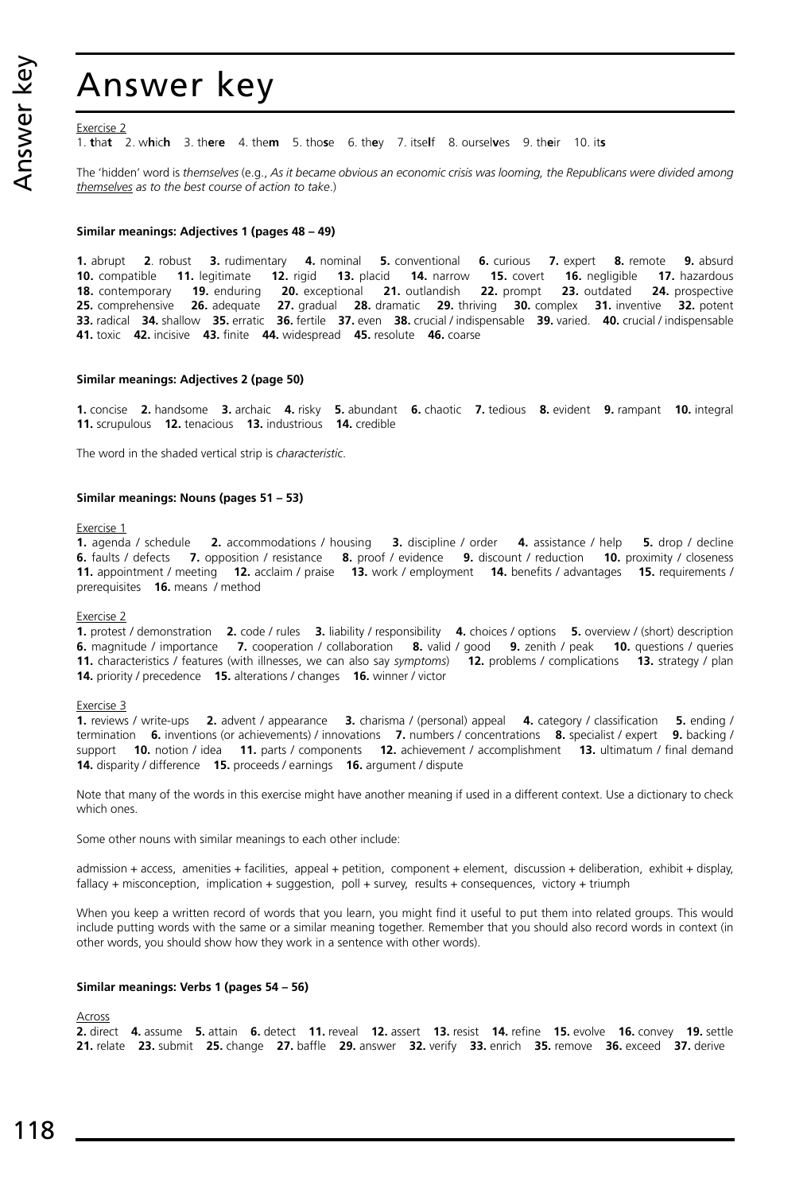# Answer key

Exercise 2

1. **t**ha**t** 2. w**h**ic**h** 3. th**e**r**e** 4. the**m** 5. tho**s**e 6. th**e**y 7. itse**l**f 8. oursel**v**es 9. th**e**ir 10. it**s**

The 'hidden' word is *themselves* (e.g., *As it became obvious an economic crisis was looming, the Republicans were divided among themselves as to the best course of action to take*.)

#### Similar meanings: Adjectives 1 (pages 48 – 49)

**1.** abrupt **2**. robust **3.** rudimentary **4.** nominal **5.** conventional **6.** curious **7.** expert **8.** remote **9.** absurd **10.** compatible **11.** legitimate **12.** rigid **13.** placid **14.** narrow **15.** covert **16.** negligible **17.** hazardous **18.** contemporary **19.** enduring **20.** exceptional **21.** outlandish **22.** prompt **23.** outdated **24.** prospective **25.** comprehensive **26.** adequate **27.** gradual **28.** dramatic **29.** thriving **30.** complex **31.** inventive **32.** potent **33.** radical **34.** shallow **35.** erratic **36.** fertile **37.** even **38.** crucial / indispensable **39.** varied. **40.** crucial / indispensable **41.** toxic **42.** incisive **43.** finite **44.** widespread **45.** resolute **46.** coarse

#### Similar meanings: Adjectives 2 (page 50)

**1.** concise **2.** handsome **3.** archaic **4.** risky **5.** abundant **6.** chaotic **7.** tedious **8.** evident **9.** rampant **10.** integral **11.** scrupulous **12.** tenacious **13.** industrious **14.** credible

The word in the shaded vertical strip is *characteristic*.

#### Similar meanings: Nouns (pages 51 – 53)

Exercise 1

**1.** agenda / schedule **2.** accommodations / housing **3.** discipline / order **4.** assistance / help **5.** drop / decline **6.** faults / defects **7.** opposition / resistance **8.** proof / evidence **9.** discount / reduction **10.** proximity / closeness **11.** appointment / meeting **12.** acclaim / praise **13.** work / employment **14.** benefits / advantages **15.** requirements / prerequisites **16.** means / method

Exercise 2

**1.** protest / demonstration **2.** code / rules **3.** liability / responsibility **4.** choices / options **5.** overview / (short) description **6.** magnitude / importance **7.** cooperation / collaboration **8.** valid / good **9.** zenith / peak **10.** questions / queries **11.** characteristics / features (with illnesses, we can also say *symptoms*) **12.** problems / complications **13.** strategy / plan **14.** priority / precedence **15.** alterations / changes **16.** winner / victor

Exercise 3

**1.** reviews / write-ups **2.** advent / appearance **3.** charisma / (personal) appeal **4.** category / classification **5.** ending / termination **6.** inventions (or achievements) / innovations **7.** numbers / concentrations **8.** specialist / expert **9.** backing / support **10.** notion / idea **11.** parts / components **12.** achievement / accomplishment **13.** ultimatum / final demand **14.** disparity / difference **15.** proceeds / earnings **16.** argument / dispute

Note that many of the words in this exercise might have another meaning if used in a different context. Use a dictionary to check which ones.

Some other nouns with similar meanings to each other include:

admission + access, amenities + facilities, appeal + petition, component + element, discussion + deliberation, exhibit + display, fallacy + misconception, implication + suggestion, poll + survey, results + consequences, victory + triumph

When you keep a written record of words that you learn, you might find it useful to put them into related groups. This would include putting words with the same or a similar meaning together. Remember that you should also record words in context (in other words, you should show how they work in a sentence with other words).

#### Similar meanings: Verbs 1 (pages 54 – 56)

Across

**2.** direct **4.** assume **5.** attain **6.** detect **11.** reveal **12.** assert **13.** resist **14.** refine **15.** evolve **16.** convey **19.** settle **21.** relate **23.** submit **25.** change **27.** baffle **29.** answer **32.** verify **33.** enrich **35.** remove **36.** exceed **37.** derive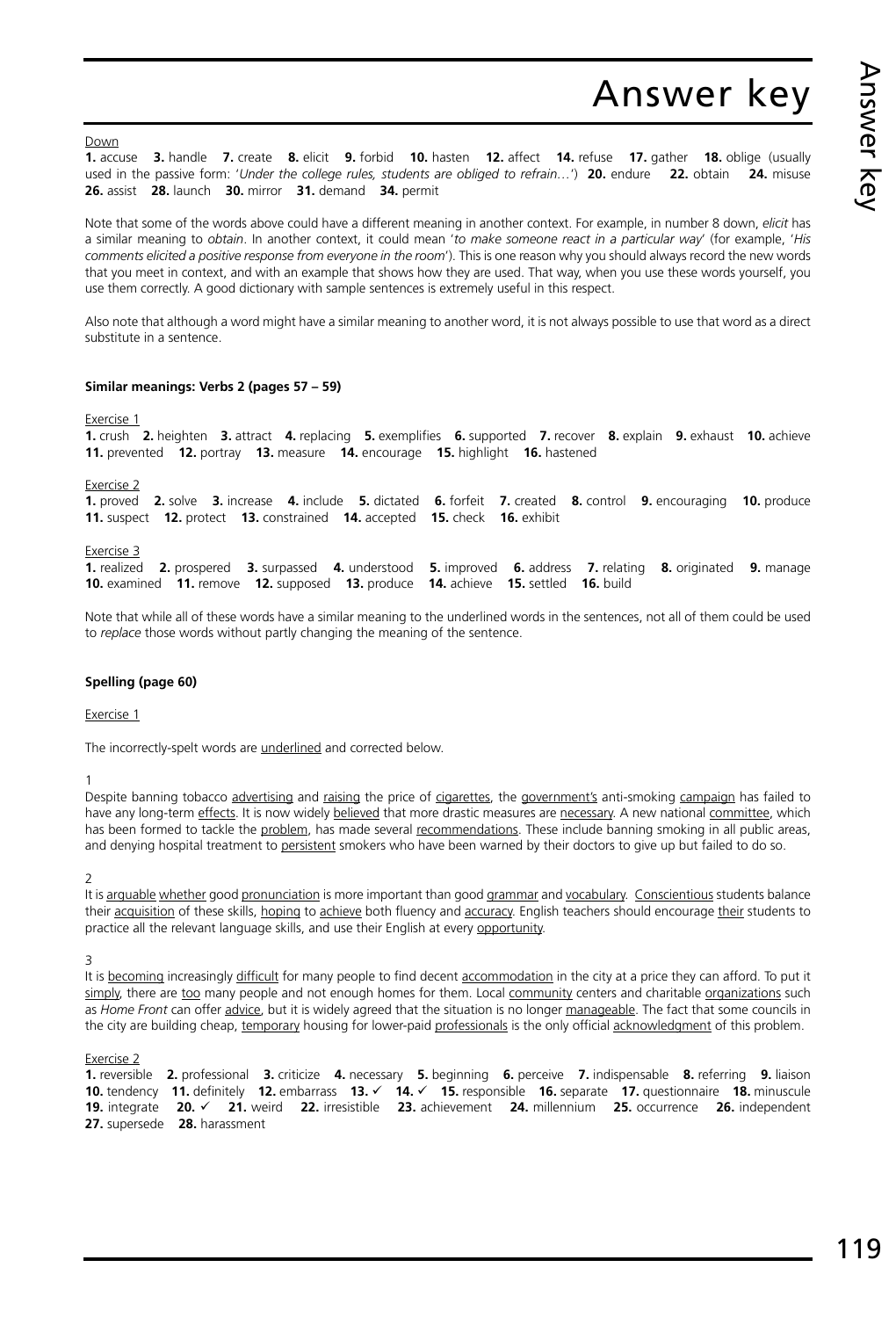# Answer key

Down

**1.** accuse **3.** handle **7.** create **8.** elicit **9.** forbid **10.** hasten **12.** affect **14.** refuse **17.** gather **18.** oblige (usually used in the passive form: '*Under the college rules, students are obliged to refrain…*') **20.** endure **22.** obtain **24.** misuse **26.** assist **28.** launch **30.** mirror **31.** demand **34.** permit

Note that some of the words above could have a different meaning in another context. For example, in number 8 down, *elicit* has a similar meaning to *obtain*. In another context, it could mean '*to make someone react in a particular way*' (for example, '*His comments elicited a positive response from everyone in the room*'). This is one reason why you should always record the new words that you meet in context, and with an example that shows how they are used. That way, when you use these words yourself, you use them correctly. A good dictionary with sample sentences is extremely useful in this respect.

Also note that although a word might have a similar meaning to another word, it is not always possible to use that word as a direct substitute in a sentence.

**Similar meanings: Verbs 2 (pages 57 – 59)**

Exercise 1

**1.** crush **2.** heighten **3.** attract **4.** replacing **5.** exemplifies **6.** supported **7.** recover **8.** explain **9.** exhaust **10.** achieve **11.** prevented **12.** portray **13.** measure **14.** encourage **15.** highlight **16.** hastened

Exercise 2

**1.** proved **2.** solve **3.** increase **4.** include **5.** dictated **6.** forfeit **7.** created **8.** control **9.** encouraging **10.** produce **11.** suspect **12.** protect **13.** constrained **14.** accepted **15.** check **16.** exhibit

Exercise 3

**1.** realized **2.** prospered **3.** surpassed **4.** understood **5.** improved **6.** address **7.** relating **8.** originated **9.** manage **10.** examined **11.** remove **12.** supposed **13.** produce **14.** achieve **15.** settled **16.** build

Note that while all of these words have a similar meaning to the underlined words in the sentences, not all of them could be used to *replace* those words without partly changing the meaning of the sentence.

**Spelling (page 60)**

Exercise 1

The incorrectly-spelt words are <u>underlined</u> and corrected below.

1

Despite banning tobacco <u>advertising</u> and <u>raising</u> the price of <u>cigarettes</u>, the <u>government's</u> anti-smoking <u>campaign</u> has failed to have any long-term <u>effects</u>. It is now widely <u>believed</u> that more drastic measures are <u>necessary</u>. A new national <u>committee</u>, which has been formed to tackle the <u>problem</u>, has made several <u>recommendations</u>. These include banning smoking in all public areas, and denying hospital treatment to <u>persistent</u> smokers who have been warned by their doctors to give up but failed to do so.

2

It is <u>arguable</u> <u>whether</u> good <u>pronunciation</u> is more important than good <u>grammar</u> and <u>vocabulary</u>. <u>Conscientious</u> students balance their <u>acquisition</u> of these skills, <u>hoping</u> to <u>achieve</u> both fluency and <u>accuracy</u>. English teachers should encourage <u>their</u> students to practice all the relevant language skills, and use their English at every <u>opportunity</u>.

3

It is <u>becoming</u> increasingly <u>difficult</u> for many people to find decent <u>accommodation</u> in the city at a price they can afford. To put it <u>simply</u>, there are <u>too</u> many people and not enough homes for them. Local <u>community</u> centers and charitable <u>organizations</u> such as *Home Front* can offer <u>advice</u>, but it is widely agreed that the situation is no longer <u>manageable</u>. The fact that some councils in the city are building cheap, <u>temporary</u> housing for lower-paid <u>professionals</u> is the only official <u>acknowledgment</u> of this problem.

Exercise 2

**1.** reversible **2.** professional **3.** criticize **4.** necessary **5.** beginning **6.** perceive **7.** indispensable **8.** referring **9.** liaison **10.** tendency **11.** definitely **12.** embarrass **13.** ✓ **14.** ✓ **15.** responsible **16.** separate **17.** questionnaire **18.** minuscule **19.** integrate **20.** ✓ **21.** weird **22.** irresistible **23.** achievement **24.** millennium **25.** occurrence **26.** independent **27.** supersede **28.** harassment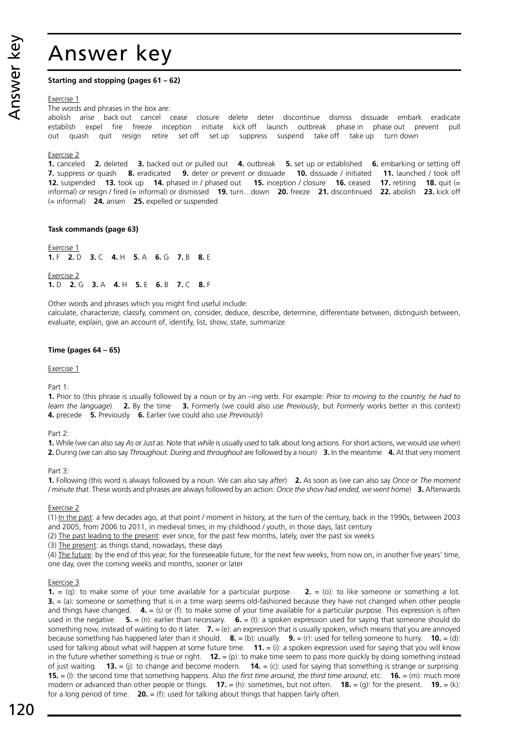# Answer key

**Starting and stopping (pages 61 – 62)**

Exercise 1

The words and phrases in the box are:

abolish arise back out cancel cease closure delete deter discontinue dismiss dissuade embark eradicate establish expel fire freeze inception initiate kick off launch outbreak phase in phase out prevent pull out quash quit resign retire set off set up suppress suspend take off take up turn down

Exercise 2

**1.** canceled **2.** deleted **3.** backed out *or* pulled out **4.** outbreak **5.** set up *or* established **6.** embarking *or* setting off **7.** suppress *or* quash **8.** eradicated **9.** deter *or* prevent *or* dissuade **10.** dissuade / initiated **11.** launched / took off **12.** suspended **13.** took up **14.** phased in / phased out **15.** inception / closure **16.** ceased **17.** retiring **18.** quit (= informal) *or* resign / fired (= informal) or dismissed **19.** turn…down **20.** freeze **21.** discontinued **22.** abolish **23.** kick off (= informal) **24.** arisen **25.** expelled *or* suspended

**Task commands (page 63)**

Exercise 1

**1.** F **2.** D **3.** C **4.** H **5.** A **6.** G **7.** B **8.** E

Exercise 2

**1.** D **2.** G **3.** A **4.** H **5.** E **6.** B **7.** C **8.** F

Other words and phrases which you might find useful include:

calculate, characterize, classify, comment on, consider, deduce, describe, determine, differentiate between, distinguish between, evaluate, explain, give an account of, identify, list, show, state, summarize

**Time (pages 64 – 65)**

Exercise 1

Part 1:

**1.** Prior to (this phrase is usually followed by a noun or by an –ing verb. For example: *Prior to moving to the country, he had to learn the language*) **2.** By the time **3.** Formerly (we could also use *Previously*, but *Formerly* works better in this context) **4.** precede **5.** Previously **6.** Earlier (we could also use *Previously*)

Part 2:

**1.** While (we can also say *As* or *Just as*. Note that *while* is usually used to talk about long actions. For short actions, we would use *when*) **2.** During (we can also say *Throughout*. *During* and *throughout* are followed by a noun) **3.** In the meantime **4.** At that very moment

Part 3:

**1.** Following (this word is always followed by a noun. We can also say *after*) **2.** As soon as (we can also say *Once* or *The moment / minute that*. These words and phrases are always followed by an action: *Once the show had ended, we went home*) **3.** Afterwards

Exercise 2

(1) In the past: a few decades ago, at that point / moment in history, at the turn of the century, back in the 1990s, between 2003 and 2005, from 2006 to 2011, in medieval times, in my childhood / youth, in those days, last century

(2) The past leading to the present: ever since, for the past few months, lately, over the past six weeks

(3) The present: as things stand, nowadays, these days

(4) The future: by the end of this year, for the foreseeable future, for the next few weeks, from now on, in another five years' time, one day, over the coming weeks and months, sooner or later

Exercise 3

**1.** = (q): to make some of your time available for a particular purpose. **2.** = (o): to like someone or something a lot. **3.** = (a): someone or something that is in a time warp seems old-fashioned because they have not changed when other people and things have changed. **4.** = (s) or (f): to make some of your time available for a particular purpose. This expression is often used in the negative. **5.** = (n): earlier than necessary. **6.** = (t): a spoken expression used for saying that someone should do something now, instead of waiting to do it later. **7.** = (e): an expression that is usually spoken, which means that you are annoyed because something has happened later than it should. **8.** = (b): usually. **9.** = (r): used for telling someone to hurry. **10.** = (d): used for talking about what will happen at some future time. **11.** = (i): a spoken expression used for saying that you will know in the future whether something is true or right. **12.** = (p): to make time seem to pass more quickly by doing something instead of just waiting. **13.** = (j): to change and become modern. **14.** = (c): used for saying that something is strange or surprising. **15.** = (l): the second time that something happens. Also *the first time around*, *the third time around*, etc. **16.** = (m): much more modern or advanced than other people or things. **17.** = (h): sometimes, but not often. **18.** = (g): for the present. **19.** = (k): for a long period of time. **20.** = (f): used for talking about things that happen fairly often.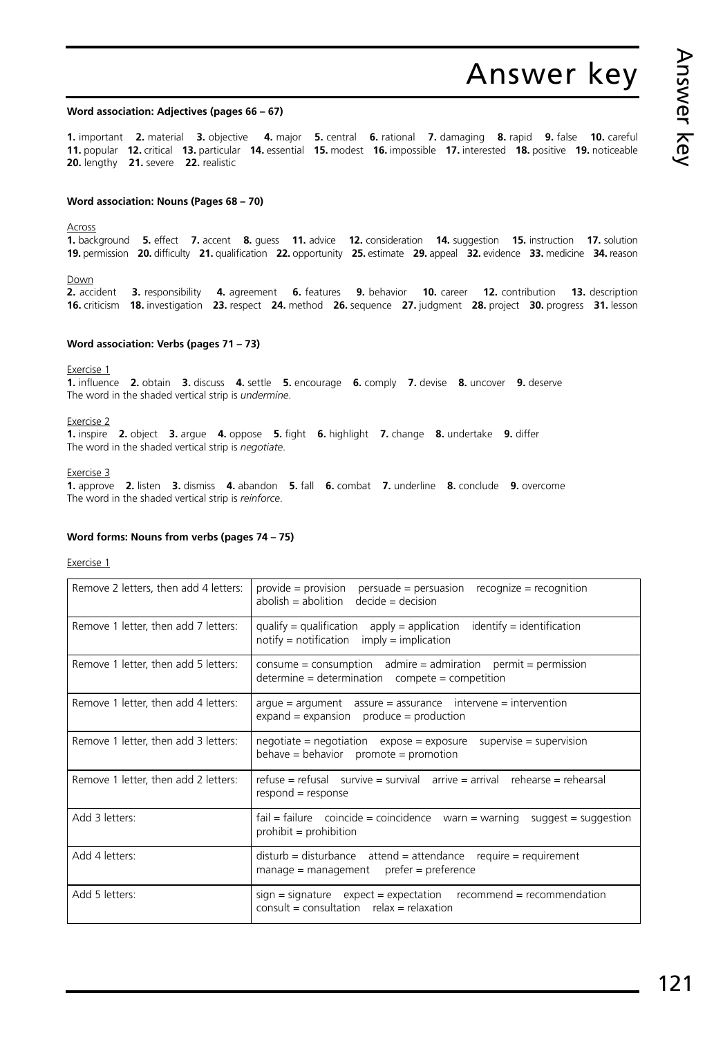# Answer key

**Word association: Adjectives (pages 66 – 67)**

**1.** important **2.** material **3.** objective **4.** major **5.** central **6.** rational **7.** damaging **8.** rapid **9.** false **10.** careful **11.** popular **12.** critical **13.** particular **14.** essential **15.** modest **16.** impossible **17.** interested **18.** positive **19.** noticeable **20.** lengthy **21.** severe **22.** realistic

**Word association: Nouns (Pages 68 – 70)**

Across

**1.** background **5.** effect **7.** accent **8.** guess **11.** advice **12.** consideration **14.** suggestion **15.** instruction **17.** solution **19.** permission **20.** difficulty **21.** qualification **22.** opportunity **25.** estimate **29.** appeal **32.** evidence **33.** medicine **34.** reason

Down

**2.** accident **3.** responsibility **4.** agreement **6.** features **9.** behavior **10.** career **12.** contribution **13.** description **16.** criticism **18.** investigation **23.** respect **24.** method **26.** sequence **27.** judgment **28.** project **30.** progress **31.** lesson

**Word association: Verbs (pages 71 – 73)**

Exercise 1

**1.** influence **2.** obtain **3.** discuss **4.** settle **5.** encourage **6.** comply **7.** devise **8.** uncover **9.** deserve
The word in the shaded vertical strip is *undermine*.

Exercise 2

**1.** inspire **2.** object **3.** argue **4.** oppose **5.** fight **6.** highlight **7.** change **8.** undertake **9.** differ
The word in the shaded vertical strip is *negotiate*.

Exercise 3

**1.** approve **2.** listen **3.** dismiss **4.** abandon **5.** fall **6.** combat **7.** underline **8.** conclude **9.** overcome
The word in the shaded vertical strip is *reinforce*.

**Word forms: Nouns from verbs (pages 74 – 75)**

Exercise 1

| | |
|---|---|
| Remove 2 letters, then add 4 letters: | provide = provision persuade = persuasion recognize = recognition abolish = abolition decide = decision |
| Remove 1 letter, then add 7 letters: | qualify = qualification apply = application identify = identification notify = notification imply = implication |
| Remove 1 letter, then add 5 letters: | consume = consumption admire = admiration permit = permission determine = determination compete = competition |
| Remove 1 letter, then add 4 letters: | argue = argument assure = assurance intervene = intervention expand = expansion produce = production |
| Remove 1 letter, then add 3 letters: | negotiate = negotiation expose = exposure supervise = supervision behave = behavior promote = promotion |
| Remove 1 letter, then add 2 letters: | refuse = refusal survive = survival arrive = arrival rehearse = rehearsal respond = response |
| Add 3 letters: | fail = failure coincide = coincidence warn = warning suggest = suggestion prohibit = prohibition |
| Add 4 letters: | disturb = disturbance attend = attendance require = requirement manage = management prefer = preference |
| Add 5 letters: | sign = signature expect = expectation recommend = recommendation consult = consultation relax = relaxation |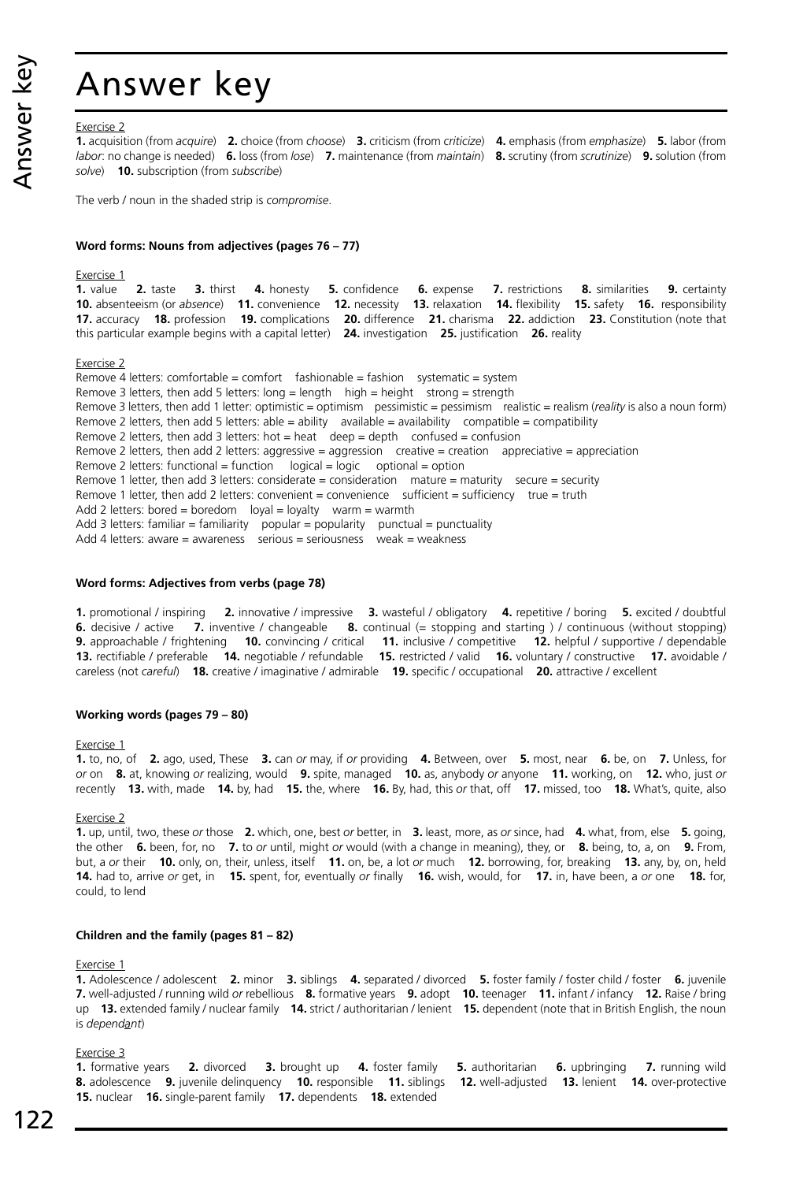# Answer key

Exercise 2

**1.** acquisition (from *acquire*) **2.** choice (from *choose*) **3.** criticism (from *criticize*) **4.** emphasis (from *emphasize*) **5.** labor (from *labor*: no change is needed) **6.** loss (from *lose*) **7.** maintenance (from *maintain*) **8.** scrutiny (from *scrutinize*) **9.** solution (from *solve*) **10.** subscription (from *subscribe*)

The verb / noun in the shaded strip is *compromise*.

### Word forms: Nouns from adjectives (pages 76 – 77)

Exercise 1

**1.** value **2.** taste **3.** thirst **4.** honesty **5.** confidence **6.** expense **7.** restrictions **8.** similarities **9.** certainty **10.** absenteeism (or *absence*) **11.** convenience **12.** necessity **13.** relaxation **14.** flexibility **15.** safety **16.** responsibility **17.** accuracy **18.** profession **19.** complications **20.** difference **21.** charisma **22.** addiction **23.** Constitution (note that this particular example begins with a capital letter) **24.** investigation **25.** justification **26.** reality

Exercise 2

Remove 4 letters: comfortable = comfort fashionable = fashion systematic = system
Remove 3 letters, then add 5 letters: long = length high = height strong = strength
Remove 3 letters, then add 1 letter: optimistic = optimism pessimistic = pessimism realistic = realism (*reality* is also a noun form)
Remove 2 letters, then add 5 letters: able = ability available = availability compatible = compatibility
Remove 2 letters, then add 3 letters: hot = heat deep = depth confused = confusion
Remove 2 letters, then add 2 letters: aggressive = aggression creative = creation appreciative = appreciation
Remove 2 letters: functional = function logical = logic optional = option
Remove 1 letter, then add 3 letters: considerate = consideration mature = maturity secure = security
Remove 1 letter, then add 2 letters: convenient = convenience sufficient = sufficiency true = truth
Add 2 letters: bored = boredom loyal = loyalty warm = warmth
Add 3 letters: familiar = familiarity popular = popularity punctual = punctuality
Add 4 letters: aware = awareness serious = seriousness weak = weakness

### Word forms: Adjectives from verbs (page 78)

**1.** promotional / inspiring **2.** innovative / impressive **3.** wasteful / obligatory **4.** repetitive / boring **5.** excited / doubtful **6.** decisive / active **7.** inventive / changeable **8.** continual (= stopping and starting ) / continuous (without stopping) **9.** approachable / frightening **10.** convincing / critical **11.** inclusive / competitive **12.** helpful / supportive / dependable **13.** rectifiable / preferable **14.** negotiable / refundable **15.** restricted / valid **16.** voluntary / constructive **17.** avoidable / careless (not *careful*) **18.** creative / imaginative / admirable **19.** specific / occupational **20.** attractive / excellent

### Working words (pages 79 – 80)

Exercise 1

**1.** to, no, of **2.** ago, used, These **3.** can *or* may, if *or* providing **4.** Between, over **5.** most, near **6.** be, on **7.** Unless, for *or* on **8.** at, knowing *or* realizing, would **9.** spite, managed **10.** as, anybody *or* anyone **11.** working, on **12.** who, just *or* recently **13.** with, made **14.** by, had **15.** the, where **16.** By, had, this *or* that, off **17.** missed, too **18.** What's, quite, also

Exercise 2

**1.** up, until, two, these *or* those **2.** which, one, best *or* better, in **3.** least, more, as *or* since, had **4.** what, from, else **5.** going, the other **6.** been, for, no **7.** to *or* until, might *or* would (with a change in meaning), they, or **8.** being, to, a, on **9.** From, but, a *or* their **10.** only, on, their, unless, itself **11.** on, be, a lot *or* much **12.** borrowing, for, breaking **13.** any, by, on, held **14.** had to, arrive *or* get, in **15.** spent, for, eventually *or* finally **16.** wish, would, for **17.** in, have been, a *or* one **18.** for, could, to lend

### Children and the family (pages 81 – 82)

Exercise 1

**1.** Adolescence / adolescent **2.** minor **3.** siblings **4.** separated / divorced **5.** foster family / foster child / foster **6.** juvenile **7.** well-adjusted / running wild *or* rebellious **8.** formative years **9.** adopt **10.** teenager **11.** infant / infancy **12.** Raise / bring up **13.** extended family / nuclear family **14.** strict / authoritarian / lenient **15.** dependent (note that in British English, the noun is *dependant*)

Exercise 3

**1.** formative years **2.** divorced **3.** brought up **4.** foster family **5.** authoritarian **6.** upbringing **7.** running wild **8.** adolescence **9.** juvenile delinquency **10.** responsible **11.** siblings **12.** well-adjusted **13.** lenient **14.** over-protective **15.** nuclear **16.** single-parent family **17.** dependents **18.** extended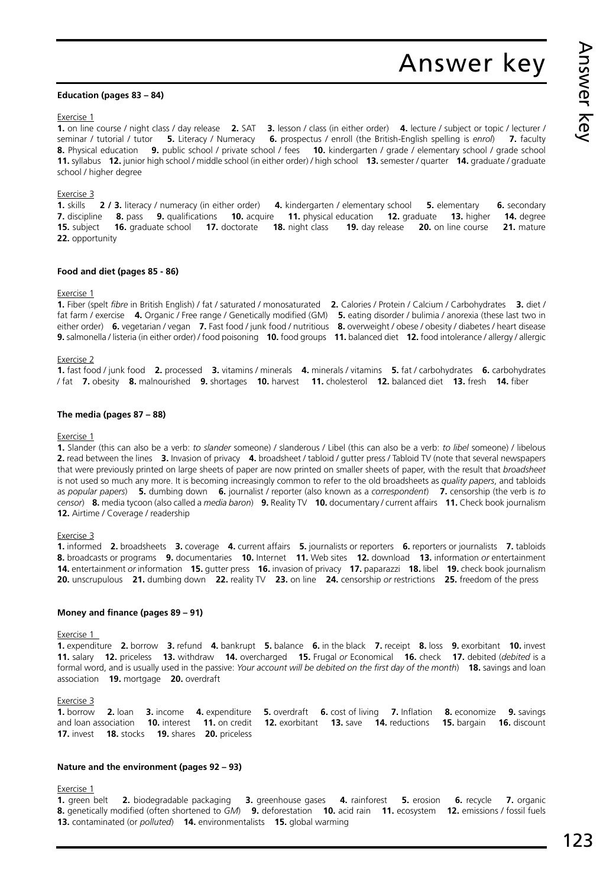# Answer key

**Education (pages 83 – 84)**

Exercise 1

**1.** on line course / night class / day release **2.** SAT **3.** lesson / class (in either order) **4.** lecture / subject or topic / lecturer / seminar / tutorial / tutor **5.** Literacy / Numeracy **6.** prospectus / enroll (the British-English spelling is *enrol*) **7.** faculty **8.** Physical education **9.** public school / private school / fees **10.** kindergarten / grade / elementary school / grade school **11.** syllabus **12.** junior high school / middle school (in either order) / high school **13.** semester / quarter **14.** graduate / graduate school / higher degree

Exercise 3

**1.** skills **2 / 3.** literacy / numeracy (in either order) **4.** kindergarten / elementary school **5.** elementary **6.** secondary **7.** discipline **8.** pass **9.** qualifications **10.** acquire **11.** physical education **12.** graduate **13.** higher **14.** degree **15.** subject **16.** graduate school **17.** doctorate **18.** night class **19.** day release **20.** on line course **21.** mature **22.** opportunity

**Food and diet (pages 85 - 86)**

Exercise 1

**1.** Fiber (spelt *fibre* in British English) / fat / saturated / monosaturated **2.** Calories / Protein / Calcium / Carbohydrates **3.** diet / fat farm / exercise **4.** Organic / Free range / Genetically modified (GM) **5.** eating disorder / bulimia / anorexia (these last two in either order) **6.** vegetarian / vegan **7.** Fast food / junk food / nutritious **8.** overweight / obese / obesity / diabetes / heart disease **9.** salmonella / listeria (in either order) / food poisoning **10.** food groups **11.** balanced diet **12.** food intolerance / allergy / allergic

Exercise 2

**1.** fast food / junk food **2.** processed **3.** vitamins / minerals **4.** minerals / vitamins **5.** fat / carbohydrates **6.** carbohydrates / fat **7.** obesity **8.** malnourished **9.** shortages **10.** harvest **11.** cholesterol **12.** balanced diet **13.** fresh **14.** fiber

**The media (pages 87 – 88)**

Exercise 1

**1.** Slander (this can also be a verb: *to slander* someone) / slanderous / Libel (this can also be a verb: *to libel* someone) / libelous **2.** read between the lines **3.** Invasion of privacy **4.** broadsheet / tabloid / gutter press / Tabloid TV (note that several newspapers that were previously printed on large sheets of paper are now printed on smaller sheets of paper, with the result that *broadsheet* is not used so much any more. It is becoming increasingly common to refer to the old broadsheets as *quality papers*, and tabloids as *popular papers*) **5.** dumbing down **6.** journalist / reporter (also known as a *correspondent*) **7.** censorship (the verb is *to censor*) **8.** media tycoon (also called a *media baron*) **9.** Reality TV **10.** documentary / current affairs **11.** Check book journalism **12.** Airtime / Coverage / readership

Exercise 3

**1.** informed **2.** broadsheets **3.** coverage **4.** current affairs **5.** journalists or reporters **6.** reporters or journalists **7.** tabloids **8.** broadcasts or programs **9.** documentaries **10.** Internet **11.** Web sites **12.** download **13.** information *or* entertainment **14.** entertainment *or* information **15.** gutter press **16.** invasion of privacy **17.** paparazzi **18.** libel **19.** check book journalism **20.** unscrupulous **21.** dumbing down **22.** reality TV **23.** on line **24.** censorship *or* restrictions **25.** freedom of the press

**Money and finance (pages 89 – 91)**

Exercise 1

**1.** expenditure **2.** borrow **3.** refund **4.** bankrupt **5.** balance **6.** in the black **7.** receipt **8.** loss **9.** exorbitant **10.** invest **11.** salary **12.** priceless **13.** withdraw **14.** overcharged **15.** Frugal *or* Economical **16.** check **17.** debited (*debited* is a formal word, and is usually used in the passive: *Your account will be debited on the first day of the month*) **18.** savings and loan association **19.** mortgage **20.** overdraft

Exercise 3

**1.** borrow **2.** loan **3.** income **4.** expenditure **5.** overdraft **6.** cost of living **7.** Inflation **8.** economize **9.** savings and loan association **10.** interest **11.** on credit **12.** exorbitant **13.** save **14.** reductions **15.** bargain **16.** discount **17.** invest **18.** stocks **19.** shares **20.** priceless

**Nature and the environment (pages 92 – 93)**

Exercise 1

**1.** green belt **2.** biodegradable packaging **3.** greenhouse gases **4.** rainforest **5.** erosion **6.** recycle **7.** organic **8.** genetically modified (often shortened to *GM*) **9.** deforestation **10.** acid rain **11.** ecosystem **12.** emissions / fossil fuels **13.** contaminated (or *polluted*) **14.** environmentalists **15.** global warming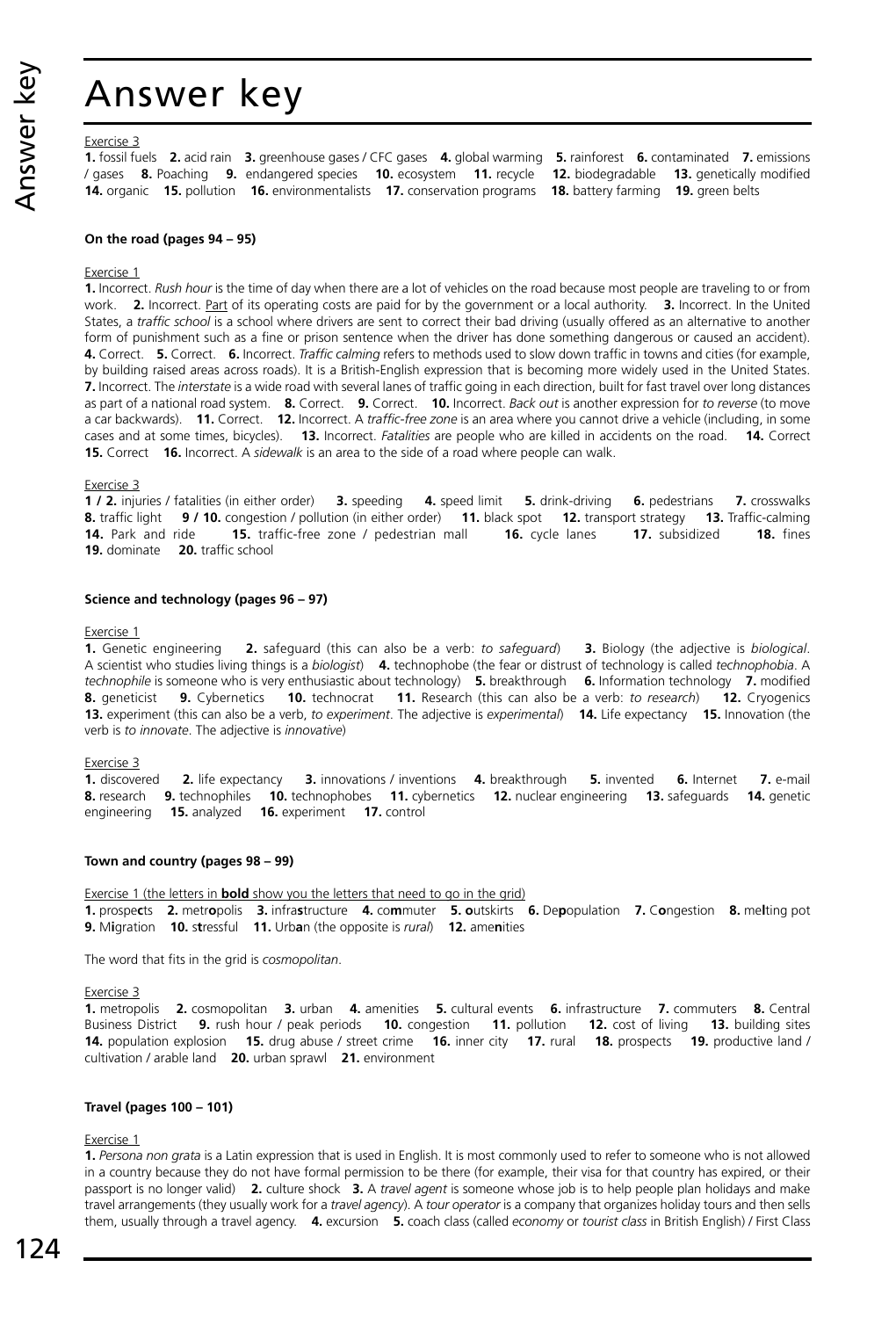# Answer key

Exercise 3

**1.** fossil fuels **2.** acid rain **3.** greenhouse gases / CFC gases **4.** global warming **5.** rainforest **6.** contaminated **7.** emissions / gases **8.** Poaching **9.** endangered species **10.** ecosystem **11.** recycle **12.** biodegradable **13.** genetically modified **14.** organic **15.** pollution **16.** environmentalists **17.** conservation programs **18.** battery farming **19.** green belts

### On the road (pages 94 – 95)

Exercise 1

**1.** Incorrect. *Rush hour* is the time of day when there are a lot of vehicles on the road because most people are traveling to or from work. **2.** Incorrect. Part of its operating costs are paid for by the government or a local authority. **3.** Incorrect. In the United States, a *traffic school* is a school where drivers are sent to correct their bad driving (usually offered as an alternative to another form of punishment such as a fine or prison sentence when the driver has done something dangerous or caused an accident). **4.** Correct. **5.** Correct. **6.** Incorrect. *Traffic calming* refers to methods used to slow down traffic in towns and cities (for example, by building raised areas across roads). It is a British-English expression that is becoming more widely used in the United States. **7.** Incorrect. The *interstate* is a wide road with several lanes of traffic going in each direction, built for fast travel over long distances as part of a national road system. **8.** Correct. **9.** Correct. **10.** Incorrect. *Back out* is another expression for *to reverse* (to move a car backwards). **11.** Correct. **12.** Incorrect. A *traffic-free zone* is an area where you cannot drive a vehicle (including, in some cases and at some times, bicycles). **13.** Incorrect. *Fatalities* are people who are killed in accidents on the road. **14.** Correct **15.** Correct **16.** Incorrect. A *sidewalk* is an area to the side of a road where people can walk.

Exercise 3

**1 / 2.** injuries / fatalities (in either order) **3.** speeding **4.** speed limit **5.** drink-driving **6.** pedestrians **7.** crosswalks **8.** traffic light **9 / 10.** congestion / pollution (in either order) **11.** black spot **12.** transport strategy **13.** Traffic-calming **14.** Park and ride **15.** traffic-free zone / pedestrian mall **16.** cycle lanes **17.** subsidized **18.** fines **19.** dominate **20.** traffic school

### Science and technology (pages 96 – 97)

Exercise 1

**1.** Genetic engineering **2.** safeguard (this can also be a verb: *to safeguard*) **3.** Biology (the adjective is *biological*. A scientist who studies living things is a *biologist*) **4.** technophobe (the fear or distrust of technology is called *technophobia*. A *technophile* is someone who is very enthusiastic about technology) **5.** breakthrough **6.** Information technology **7.** modified **8.** geneticist **9.** Cybernetics **10.** technocrat **11.** Research (this can also be a verb: *to research*) **12.** Cryogenics **13.** experiment (this can also be a verb, *to experiment*. The adjective is *experimental*) **14.** Life expectancy **15.** Innovation (the verb is *to innovate*. The adjective is *innovative*)

Exercise 3

**1.** discovered **2.** life expectancy **3.** innovations / inventions **4.** breakthrough **5.** invented **6.** Internet **7.** e-mail **8.** research **9.** technophiles **10.** technophobes **11.** cybernetics **12.** nuclear engineering **13.** safeguards **14.** genetic engineering **15.** analyzed **16.** experiment **17.** control

### Town and country (pages 98 – 99)

Exercise 1 (the letters in **bold** show you the letters that need to go in the grid)

**1.** prospe**c**ts **2.** metr**o**polis **3.** infra**s**tructure **4.** co**m**muter **5. o**utskirts **6.** De**p**opulation **7.** C**o**ngestion **8.** me**l**ting pot **9.** M**i**gration **10.** s**t**ressful **11.** Urb**a**n (the opposite is *rural*) **12.** ame**n**ities

The word that fits in the grid is *cosmopolitan*.

Exercise 3

**1.** metropolis **2.** cosmopolitan **3.** urban **4.** amenities **5.** cultural events **6.** infrastructure **7.** commuters **8.** Central Business District **9.** rush hour / peak periods **10.** congestion **11.** pollution **12.** cost of living **13.** building sites **14.** population explosion **15.** drug abuse / street crime **16.** inner city **17.** rural **18.** prospects **19.** productive land / cultivation / arable land **20.** urban sprawl **21.** environment

### Travel (pages 100 – 101)

Exercise 1

**1.** *Persona non grata* is a Latin expression that is used in English. It is most commonly used to refer to someone who is not allowed in a country because they do not have formal permission to be there (for example, their visa for that country has expired, or their passport is no longer valid) **2.** culture shock **3.** A *travel agent* is someone whose job is to help people plan holidays and make travel arrangements (they usually work for a *travel agency*). A *tour operator* is a company that organizes holiday tours and then sells them, usually through a travel agency. **4.** excursion **5.** coach class (called *economy* or *tourist class* in British English) / First Class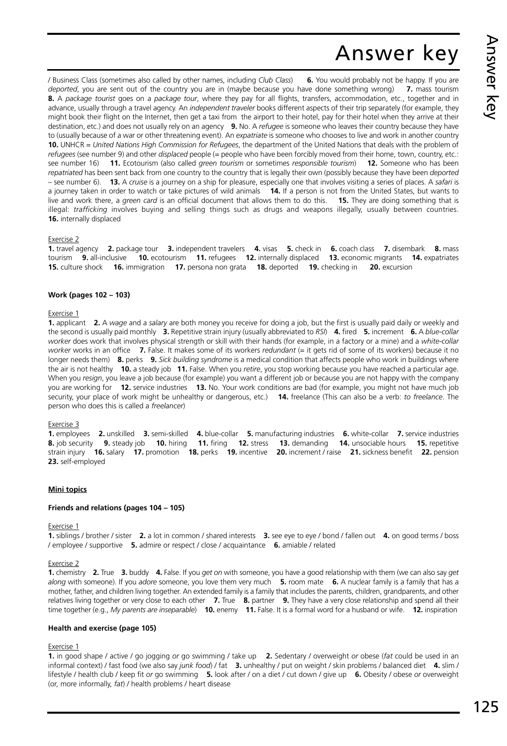# Answer key

/ Business Class (sometimes also called by other names, including *Club Class*) **6.** You would probably not be happy. If you are *deported*, you are sent out of the country you are in (maybe because you have done something wrong) **7.** mass tourism **8.** A *package tourist* goes on a *package tour*, where they pay for all flights, transfers, accommodation, etc., together and in advance, usually through a travel agency. An *independent traveler* books different aspects of their trip separately (for example, they might book their flight on the Internet, then get a taxi from the airport to their hotel, pay for their hotel when they arrive at their destination, etc.) and does not usually rely on an agency **9.** No. A *refugee* is someone who leaves their country because they have to (usually because of a war or other threatening event). An *expatriate* is someone who chooses to live and work in another country **10.** UNHCR = *United Nations High Commission for Refugees*, the department of the United Nations that deals with the problem of *refugees* (see number 9) and other *displaced* people (= people who have been forcibly moved from their home, town, country, etc.: see number 16) **11.** Ecotourism (also called *green tourism* or sometimes *responsible tourism*) **12.** Someone who has been *repatriated* has been sent back from one country to the country that is legally their own (possibly because they have been *deported* – see number 6). **13.** A *cruise* is a journey on a ship for pleasure, especially one that involves visiting a series of places. A *safari* is a journey taken in order to watch or take pictures of wild animals **14.** If a person is not from the United States, but wants to live and work there, a *green card* is an official document that allows them to do this. **15.** They are doing something that is illegal: *trafficking* involves buying and selling things such as drugs and weapons illegally, usually between countries. **16.** internally displaced

Exercise 2

**1.** travel agency **2.** package tour **3.** independent travelers **4.** visas **5.** check in **6.** coach class **7.** disembark **8.** mass tourism **9.** all-inclusive **10.** ecotourism **11.** refugees **12.** internally displaced **13.** economic migrants **14.** expatriates **15.** culture shock **16.** immigration **17.** persona non grata **18.** deported **19.** checking in **20.** excursion

**Work (pages 102 – 103)**

Exercise 1

**1.** applicant **2.** A *wage* and a *salary* are both money you receive for doing a job, but the first is usually paid daily or weekly and the second is usually paid monthly **3.** Repetitive strain injury (usually abbreviated to *RSI*) **4.** fired **5.** increment **6.** A *blue-collar worker* does work that involves physical strength or skill with their hands (for example, in a factory or a mine) and a *white-collar worker* works in an office **7.** False. It makes some of its workers *redundant* (= it gets rid of some of its workers) because it no longer needs them) **8.** perks **9.** *Sick building syndrome* is a medical condition that affects people who work in buildings where the air is not healthy **10.** a steady job **11.** False. When you *retire*, you stop working because you have reached a particular age. When you *resign*, you leave a job because (for example) you want a different job or because you are not happy with the company you are working for **12.** service industries **13.** No. Your work conditions are bad (for example, you might not have much job security, your place of work might be unhealthy or dangerous, etc.) **14.** freelance (This can also be a verb: *to freelance*. The person who does this is called a *freelancer*)

Exercise 3

**1.** employees **2.** unskilled **3.** semi-skilled **4.** blue-collar **5.** manufacturing industries **6.** white-collar **7.** service industries **8.** job security **9.** steady job **10.** hiring **11.** firing **12.** stress **13.** demanding **14.** unsociable hours **15.** repetitive strain injury **16.** salary **17.** promotion **18.** perks **19.** incentive **20.** increment / raise **21.** sickness benefit **22.** pension **23.** self-employed

**Mini topics**

**Friends and relations (pages 104 – 105)**

Exercise 1

**1.** siblings / brother / sister **2.** a lot in common / shared interests **3.** see eye to eye / bond / fallen out **4.** on good terms / boss / employee / supportive **5.** admire or respect / close / acquaintance **6.** amiable / related

Exercise 2

**1.** chemistry **2.** True **3.** buddy **4.** False. If you *get on* with someone, you have a good relationship with them (we can also say *get along* with someone). If you *adore* someone, you love them very much **5.** room mate **6.** A nuclear family is a family that has a mother, father, and children living together. An extended family is a family that includes the parents, children, grandparents, and other relatives living together or very close to each other **7.** True **8.** partner **9.** They have a very close relationship and spend all their time together (e.g., *My parents are inseparable*) **10.** enemy **11.** False. It is a formal word for a husband or wife. **12.** inspiration

**Health and exercise (page 105)**

Exercise 1

**1.** in good shape / active / go jogging *or* go swimming / take up **2.** Sedentary / overweight *or* obese (*fat* could be used in an informal context) / fast food (we also say *junk food*) / fat **3.** unhealthy / put on weight / skin problems / balanced diet **4.** slim / lifestyle / health club / keep fit *or* go swimming **5.** look after / on a diet / cut down / give up **6.** Obesity / obese *or* overweight (or, more informally, *fat*) / health problems / heart disease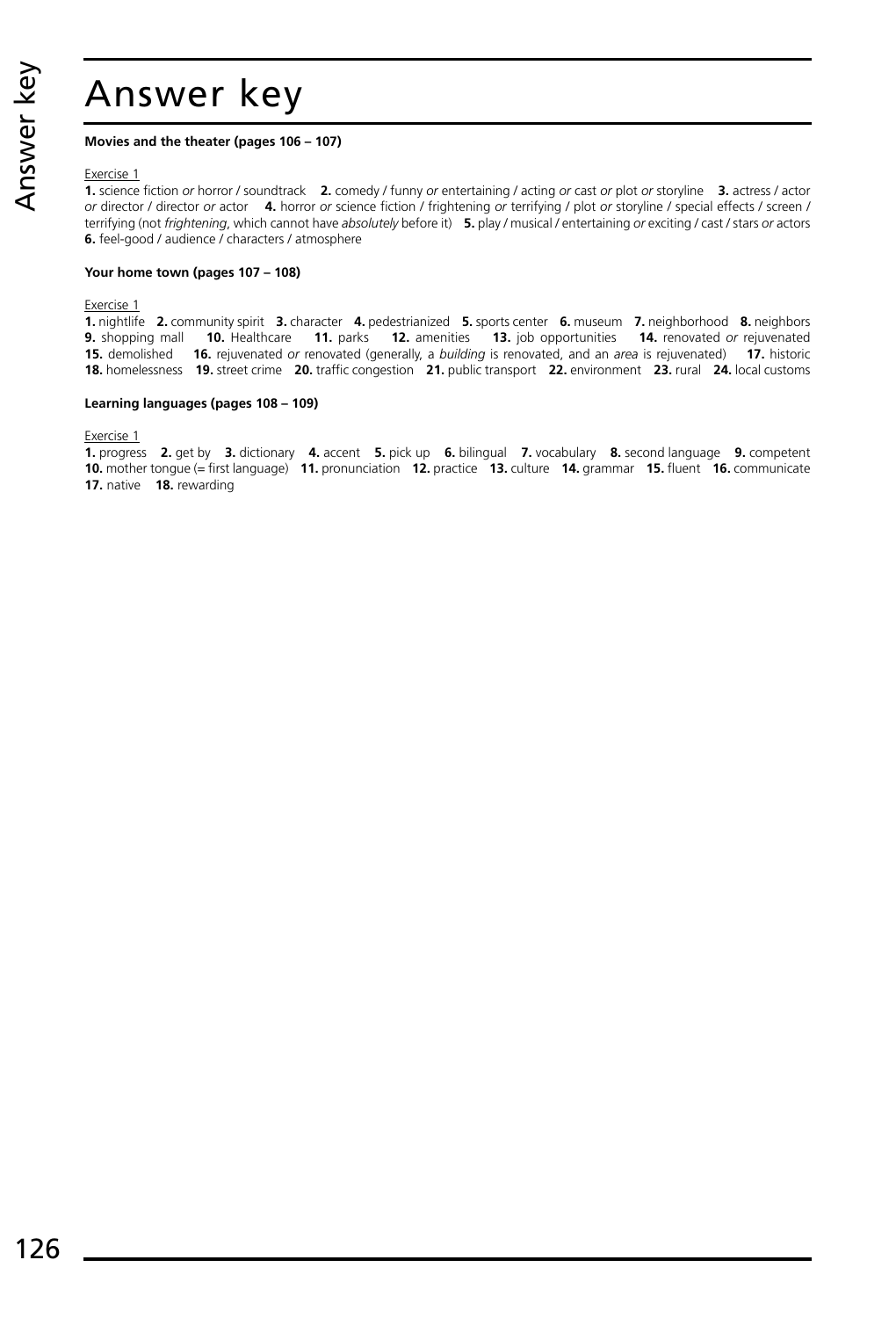# Answer key

**Movies and the theater (pages 106 – 107)**

Exercise 1

**1.** science fiction *or* horror / soundtrack **2.** comedy / funny *or* entertaining / acting *or* cast *or* plot *or* storyline **3.** actress / actor *or* director / director *or* actor **4.** horror *or* science fiction / frightening *or* terrifying / plot *or* storyline / special effects / screen / terrifying (not *frightening*, which cannot have *absolutely* before it) **5.** play / musical / entertaining *or* exciting / cast / stars *or* actors **6.** feel-good / audience / characters / atmosphere

**Your home town (pages 107 – 108)**

Exercise 1

**1.** nightlife **2.** community spirit **3.** character **4.** pedestrianized **5.** sports center **6.** museum **7.** neighborhood **8.** neighbors **9.** shopping mall **10.** Healthcare **11.** parks **12.** amenities **13.** job opportunities **14.** renovated *or* rejuvenated **15.** demolished **16.** rejuvenated *or* renovated (generally, a *building* is renovated, and an *area* is rejuvenated) **17.** historic **18.** homelessness **19.** street crime **20.** traffic congestion **21.** public transport **22.** environment **23.** rural **24.** local customs

**Learning languages (pages 108 – 109)**

Exercise 1

**1.** progress **2.** get by **3.** dictionary **4.** accent **5.** pick up **6.** bilingual **7.** vocabulary **8.** second language **9.** competent **10.** mother tongue (= first language) **11.** pronunciation **12.** practice **13.** culture **14.** grammar **15.** fluent **16.** communicate **17.** native **18.** rewarding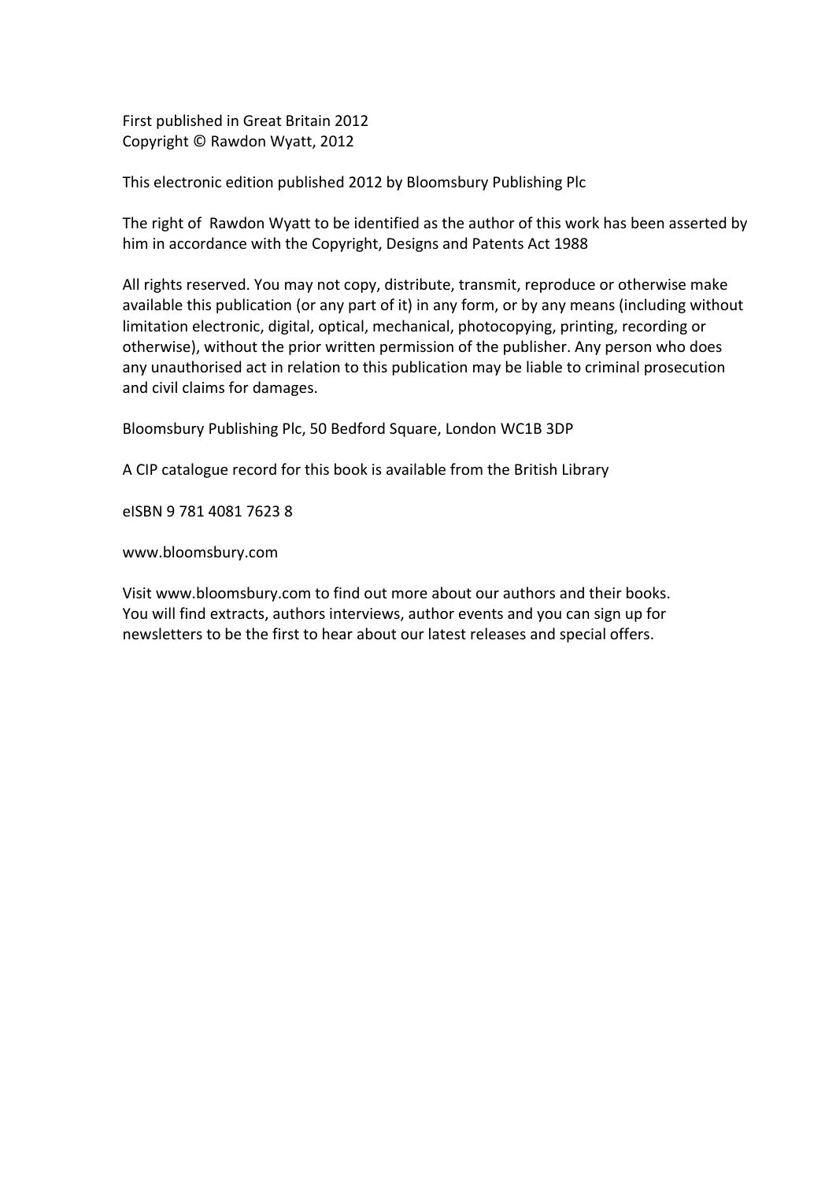First published in Great Britain 2012
Copyright © Rawdon Wyatt, 2012

This electronic edition published 2012 by Bloomsbury Publishing Plc

The right of Rawdon Wyatt to be identified as the author of this work has been asserted by him in accordance with the Copyright, Designs and Patents Act 1988

All rights reserved. You may not copy, distribute, transmit, reproduce or otherwise make available this publication (or any part of it) in any form, or by any means (including without limitation electronic, digital, optical, mechanical, photocopying, printing, recording or otherwise), without the prior written permission of the publisher. Any person who does any unauthorised act in relation to this publication may be liable to criminal prosecution and civil claims for damages.

Bloomsbury Publishing Plc, 50 Bedford Square, London WC1B 3DP

A CIP catalogue record for this book is available from the British Library

eISBN 9 781 4081 7623 8

www.bloomsbury.com

Visit www.bloomsbury.com to find out more about our authors and their books.
You will find extracts, authors interviews, author events and you can sign up for newsletters to be the first to hear about our latest releases and special offers.